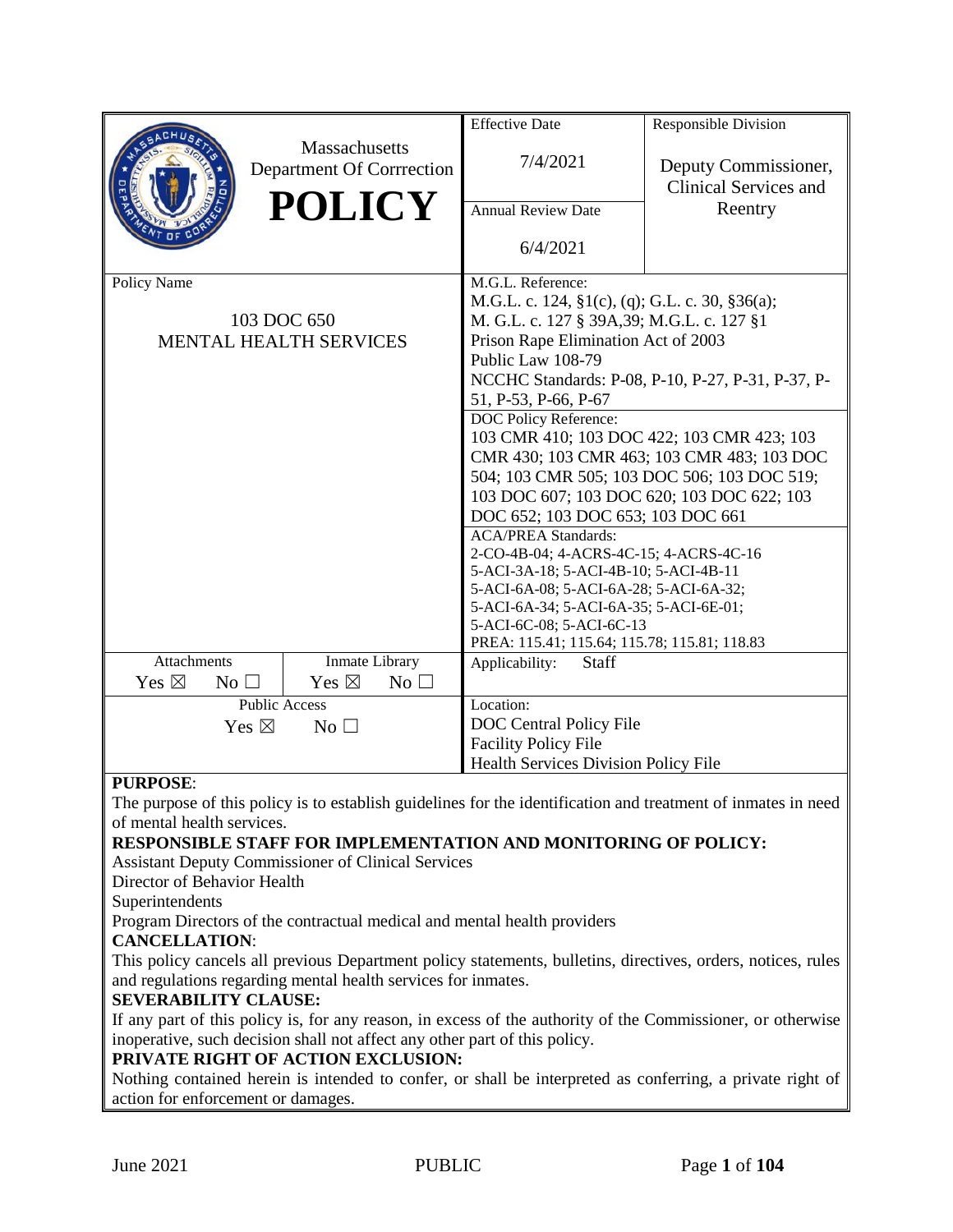| Massachusetts Department Of Corrrection **POLICY** | Effective Date 7/4/2021 | Responsible Division Deputy Commissioner, Clinical Services and Reentry |
|---|---|---|
| | Annual Review Date 6/4/2021 | |
| Policy Name 103 DOC 650 MENTAL HEALTH SERVICES | M.G.L. Reference: M.G.L. c. 124, §1(c), (q); G.L. c. 30, §36(a); M. G.L. c. 127 § 39A,39; M.G.L. c. 127 §1 Prison Rape Elimination Act of 2003 Public Law 108-79 NCCHC Standards: P-08, P-10, P-27, P-31, P-37, P-51, P-53, P-66, P-67 | |
| | DOC Policy Reference: 103 CMR 410; 103 DOC 422; 103 CMR 423; 103 CMR 430; 103 CMR 463; 103 CMR 483; 103 DOC 504; 103 CMR 505; 103 DOC 506; 103 DOC 519; 103 DOC 607; 103 DOC 620; 103 DOC 622; 103 DOC 652; 103 DOC 653; 103 DOC 661 | |
| | ACA/PREA Standards: 2-CO-4B-04; 4-ACRS-4C-15; 4-ACRS-4C-16 5-ACI-3A-18; 5-ACI-4B-10; 5-ACI-4B-11 5-ACI-6A-08; 5-ACI-6A-28; 5-ACI-6A-32; 5-ACI-6A-34; 5-ACI-6A-35; 5-ACI-6E-01; 5-ACI-6C-08; 5-ACI-6C-13 PREA: 115.41; 115.64; 115.78; 115.81; 118.83 | |
| Attachments: Yes ☒ No ☐ — Inmate Library: Yes ☒ No ☐ | Applicability: Staff | |
| Public Access: Yes ☒ No ☐ | Location: DOC Central Policy File; Facility Policy File; Health Services Division Policy File | |

**PURPOSE**:

The purpose of this policy is to establish guidelines for the identification and treatment of inmates in need of mental health services.

**RESPONSIBLE STAFF FOR IMPLEMENTATION AND MONITORING OF POLICY:**

Assistant Deputy Commissioner of Clinical Services
Director of Behavior Health
Superintendents
Program Directors of the contractual medical and mental health providers

**CANCELLATION**:

This policy cancels all previous Department policy statements, bulletins, directives, orders, notices, rules and regulations regarding mental health services for inmates.

**SEVERABILITY CLAUSE:**

If any part of this policy is, for any reason, in excess of the authority of the Commissioner, or otherwise inoperative, such decision shall not affect any other part of this policy.

**PRIVATE RIGHT OF ACTION EXCLUSION:**

Nothing contained herein is intended to confer, or shall be interpreted as conferring, a private right of action for enforcement or damages.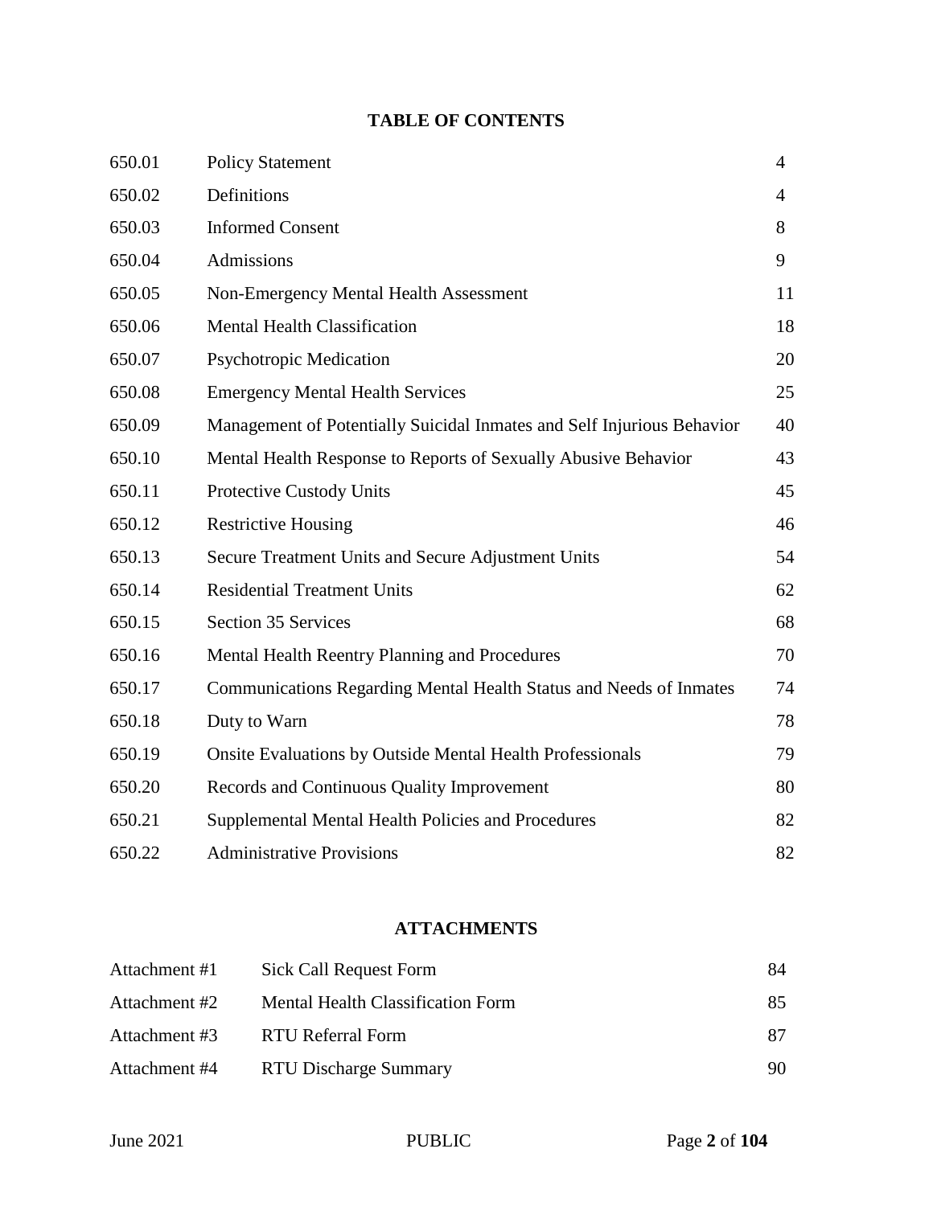## TABLE OF CONTENTS

| | | |
|---|---|---|
| 650.01 | Policy Statement | 4 |
| 650.02 | Definitions | 4 |
| 650.03 | Informed Consent | 8 |
| 650.04 | Admissions | 9 |
| 650.05 | Non-Emergency Mental Health Assessment | 11 |
| 650.06 | Mental Health Classification | 18 |
| 650.07 | Psychotropic Medication | 20 |
| 650.08 | Emergency Mental Health Services | 25 |
| 650.09 | Management of Potentially Suicidal Inmates and Self Injurious Behavior | 40 |
| 650.10 | Mental Health Response to Reports of Sexually Abusive Behavior | 43 |
| 650.11 | Protective Custody Units | 45 |
| 650.12 | Restrictive Housing | 46 |
| 650.13 | Secure Treatment Units and Secure Adjustment Units | 54 |
| 650.14 | Residential Treatment Units | 62 |
| 650.15 | Section 35 Services | 68 |
| 650.16 | Mental Health Reentry Planning and Procedures | 70 |
| 650.17 | Communications Regarding Mental Health Status and Needs of Inmates | 74 |
| 650.18 | Duty to Warn | 78 |
| 650.19 | Onsite Evaluations by Outside Mental Health Professionals | 79 |
| 650.20 | Records and Continuous Quality Improvement | 80 |
| 650.21 | Supplemental Mental Health Policies and Procedures | 82 |
| 650.22 | Administrative Provisions | 82 |

## ATTACHMENTS

| | | |
|---|---|---|
| Attachment #1 | Sick Call Request Form | 84 |
| Attachment #2 | Mental Health Classification Form | 85 |
| Attachment #3 | RTU Referral Form | 87 |
| Attachment #4 | RTU Discharge Summary | 90 |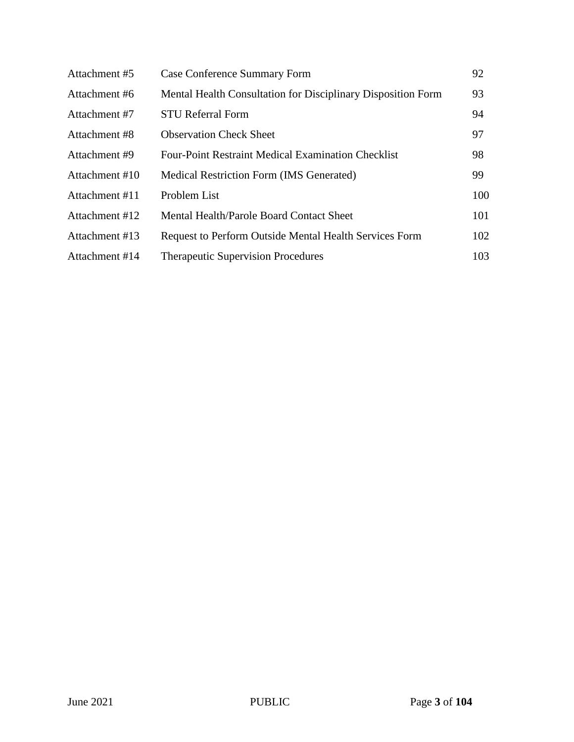| | | |
|---|---|---|
| Attachment #5 | Case Conference Summary Form | 92 |
| Attachment #6 | Mental Health Consultation for Disciplinary Disposition Form | 93 |
| Attachment #7 | STU Referral Form | 94 |
| Attachment #8 | Observation Check Sheet | 97 |
| Attachment #9 | Four-Point Restraint Medical Examination Checklist | 98 |
| Attachment #10 | Medical Restriction Form (IMS Generated) | 99 |
| Attachment #11 | Problem List | 100 |
| Attachment #12 | Mental Health/Parole Board Contact Sheet | 101 |
| Attachment #13 | Request to Perform Outside Mental Health Services Form | 102 |
| Attachment #14 | Therapeutic Supervision Procedures | 103 |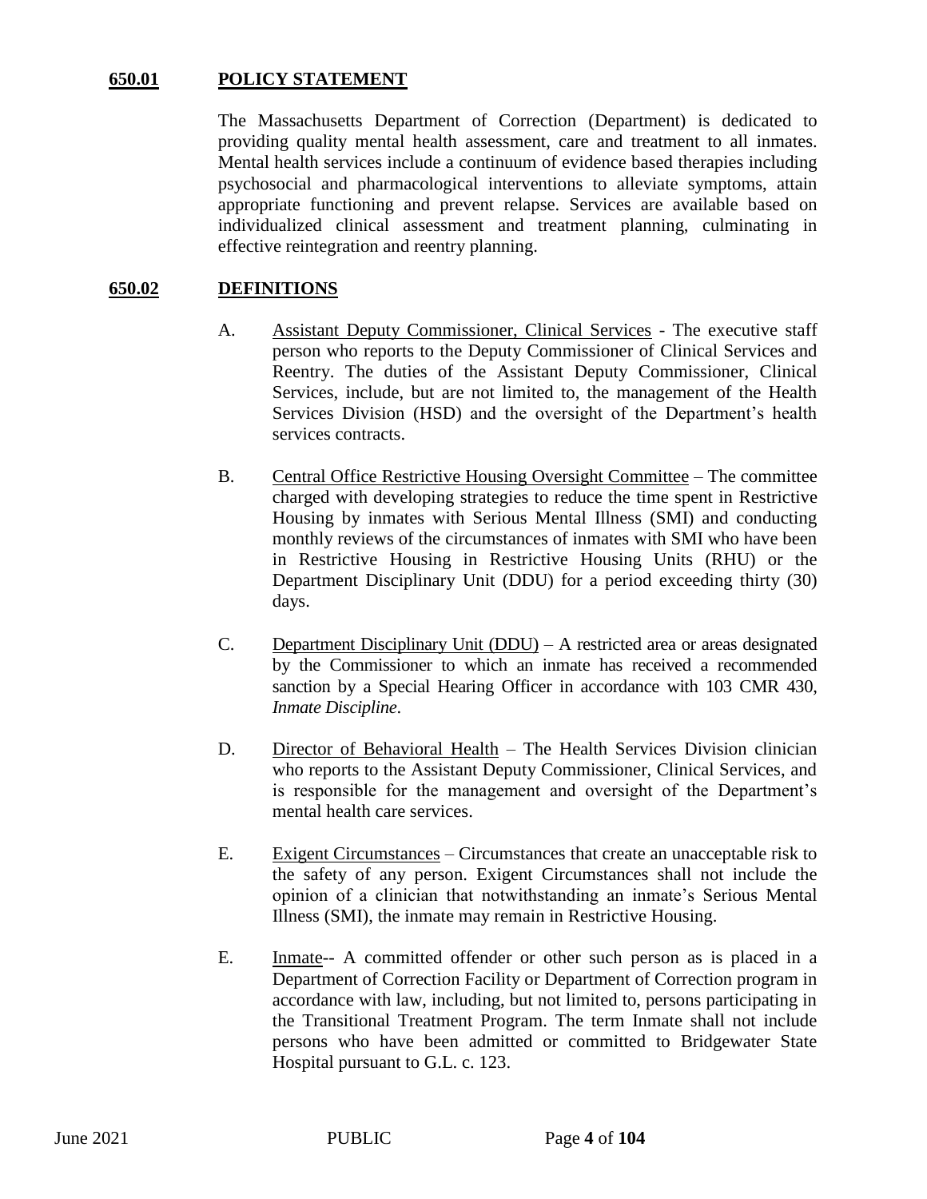## 650.01 POLICY STATEMENT

The Massachusetts Department of Correction (Department) is dedicated to providing quality mental health assessment, care and treatment to all inmates. Mental health services include a continuum of evidence based therapies including psychosocial and pharmacological interventions to alleviate symptoms, attain appropriate functioning and prevent relapse. Services are available based on individualized clinical assessment and treatment planning, culminating in effective reintegration and reentry planning.

## 650.02 DEFINITIONS

A. Assistant Deputy Commissioner, Clinical Services - The executive staff person who reports to the Deputy Commissioner of Clinical Services and Reentry. The duties of the Assistant Deputy Commissioner, Clinical Services, include, but are not limited to, the management of the Health Services Division (HSD) and the oversight of the Department's health services contracts.

B. Central Office Restrictive Housing Oversight Committee – The committee charged with developing strategies to reduce the time spent in Restrictive Housing by inmates with Serious Mental Illness (SMI) and conducting monthly reviews of the circumstances of inmates with SMI who have been in Restrictive Housing in Restrictive Housing Units (RHU) or the Department Disciplinary Unit (DDU) for a period exceeding thirty (30) days.

C. Department Disciplinary Unit (DDU) – A restricted area or areas designated by the Commissioner to which an inmate has received a recommended sanction by a Special Hearing Officer in accordance with 103 CMR 430, *Inmate Discipline*.

D. Director of Behavioral Health – The Health Services Division clinician who reports to the Assistant Deputy Commissioner, Clinical Services, and is responsible for the management and oversight of the Department's mental health care services.

E. Exigent Circumstances – Circumstances that create an unacceptable risk to the safety of any person. Exigent Circumstances shall not include the opinion of a clinician that notwithstanding an inmate's Serious Mental Illness (SMI), the inmate may remain in Restrictive Housing.

E. Inmate-- A committed offender or other such person as is placed in a Department of Correction Facility or Department of Correction program in accordance with law, including, but not limited to, persons participating in the Transitional Treatment Program. The term Inmate shall not include persons who have been admitted or committed to Bridgewater State Hospital pursuant to G.L. c. 123.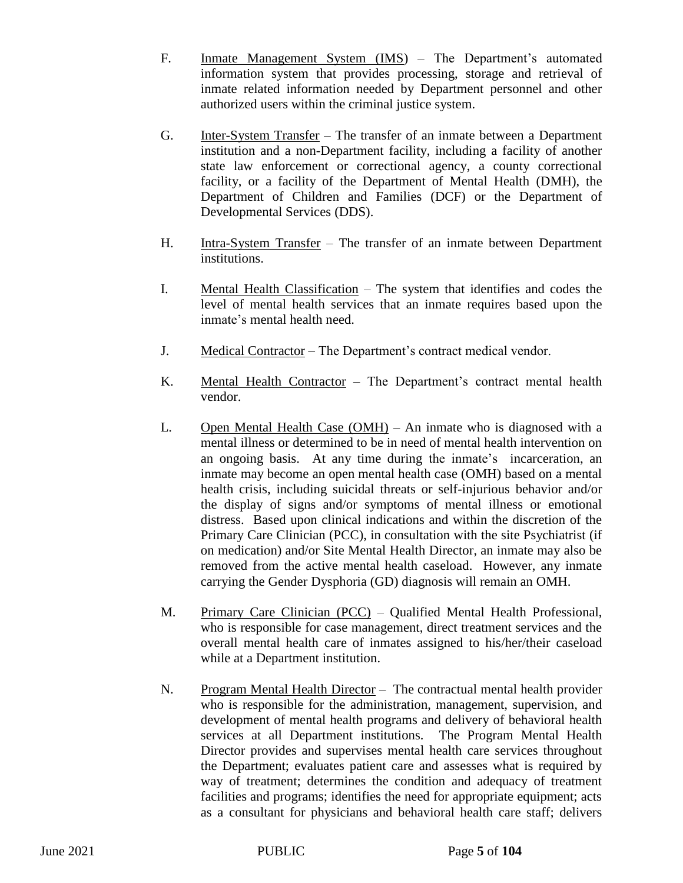F. Inmate Management System (IMS) – The Department's automated information system that provides processing, storage and retrieval of inmate related information needed by Department personnel and other authorized users within the criminal justice system.

G. Inter-System Transfer – The transfer of an inmate between a Department institution and a non-Department facility, including a facility of another state law enforcement or correctional agency, a county correctional facility, or a facility of the Department of Mental Health (DMH), the Department of Children and Families (DCF) or the Department of Developmental Services (DDS).

H. Intra-System Transfer – The transfer of an inmate between Department institutions.

I. Mental Health Classification – The system that identifies and codes the level of mental health services that an inmate requires based upon the inmate's mental health need.

J. Medical Contractor – The Department's contract medical vendor.

K. Mental Health Contractor – The Department's contract mental health vendor.

L. Open Mental Health Case (OMH) – An inmate who is diagnosed with a mental illness or determined to be in need of mental health intervention on an ongoing basis. At any time during the inmate's incarceration, an inmate may become an open mental health case (OMH) based on a mental health crisis, including suicidal threats or self-injurious behavior and/or the display of signs and/or symptoms of mental illness or emotional distress. Based upon clinical indications and within the discretion of the Primary Care Clinician (PCC), in consultation with the site Psychiatrist (if on medication) and/or Site Mental Health Director, an inmate may also be removed from the active mental health caseload. However, any inmate carrying the Gender Dysphoria (GD) diagnosis will remain an OMH.

M. Primary Care Clinician (PCC) – Qualified Mental Health Professional, who is responsible for case management, direct treatment services and the overall mental health care of inmates assigned to his/her/their caseload while at a Department institution.

N. Program Mental Health Director – The contractual mental health provider who is responsible for the administration, management, supervision, and development of mental health programs and delivery of behavioral health services at all Department institutions. The Program Mental Health Director provides and supervises mental health care services throughout the Department; evaluates patient care and assesses what is required by way of treatment; determines the condition and adequacy of treatment facilities and programs; identifies the need for appropriate equipment; acts as a consultant for physicians and behavioral health care staff; delivers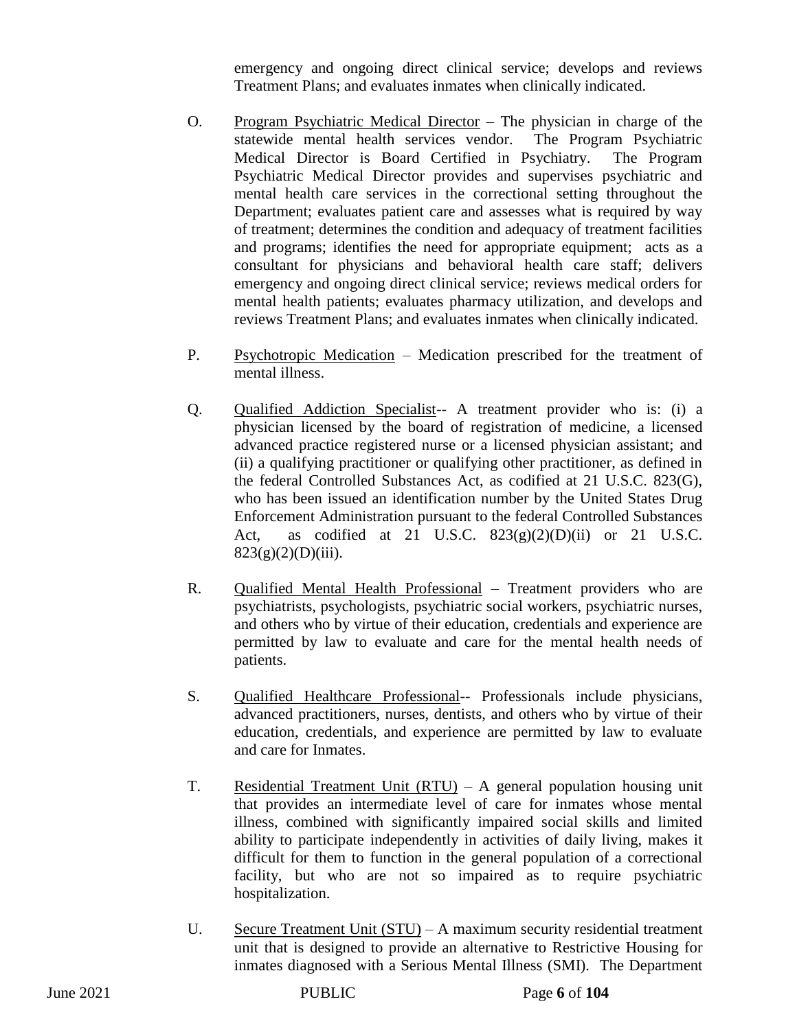emergency and ongoing direct clinical service; develops and reviews Treatment Plans; and evaluates inmates when clinically indicated.

O. Program Psychiatric Medical Director – The physician in charge of the statewide mental health services vendor. The Program Psychiatric Medical Director is Board Certified in Psychiatry. The Program Psychiatric Medical Director provides and supervises psychiatric and mental health care services in the correctional setting throughout the Department; evaluates patient care and assesses what is required by way of treatment; determines the condition and adequacy of treatment facilities and programs; identifies the need for appropriate equipment; acts as a consultant for physicians and behavioral health care staff; delivers emergency and ongoing direct clinical service; reviews medical orders for mental health patients; evaluates pharmacy utilization, and develops and reviews Treatment Plans; and evaluates inmates when clinically indicated.

P. Psychotropic Medication – Medication prescribed for the treatment of mental illness.

Q. Qualified Addiction Specialist-- A treatment provider who is: (i) a physician licensed by the board of registration of medicine, a licensed advanced practice registered nurse or a licensed physician assistant; and (ii) a qualifying practitioner or qualifying other practitioner, as defined in the federal Controlled Substances Act, as codified at 21 U.S.C. 823(G), who has been issued an identification number by the United States Drug Enforcement Administration pursuant to the federal Controlled Substances Act, as codified at 21 U.S.C. 823(g)(2)(D)(ii) or 21 U.S.C. 823(g)(2)(D)(iii).

R. Qualified Mental Health Professional – Treatment providers who are psychiatrists, psychologists, psychiatric social workers, psychiatric nurses, and others who by virtue of their education, credentials and experience are permitted by law to evaluate and care for the mental health needs of patients.

S. Qualified Healthcare Professional-- Professionals include physicians, advanced practitioners, nurses, dentists, and others who by virtue of their education, credentials, and experience are permitted by law to evaluate and care for Inmates.

T. Residential Treatment Unit (RTU) – A general population housing unit that provides an intermediate level of care for inmates whose mental illness, combined with significantly impaired social skills and limited ability to participate independently in activities of daily living, makes it difficult for them to function in the general population of a correctional facility, but who are not so impaired as to require psychiatric hospitalization.

U. Secure Treatment Unit (STU) – A maximum security residential treatment unit that is designed to provide an alternative to Restrictive Housing for inmates diagnosed with a Serious Mental Illness (SMI). The Department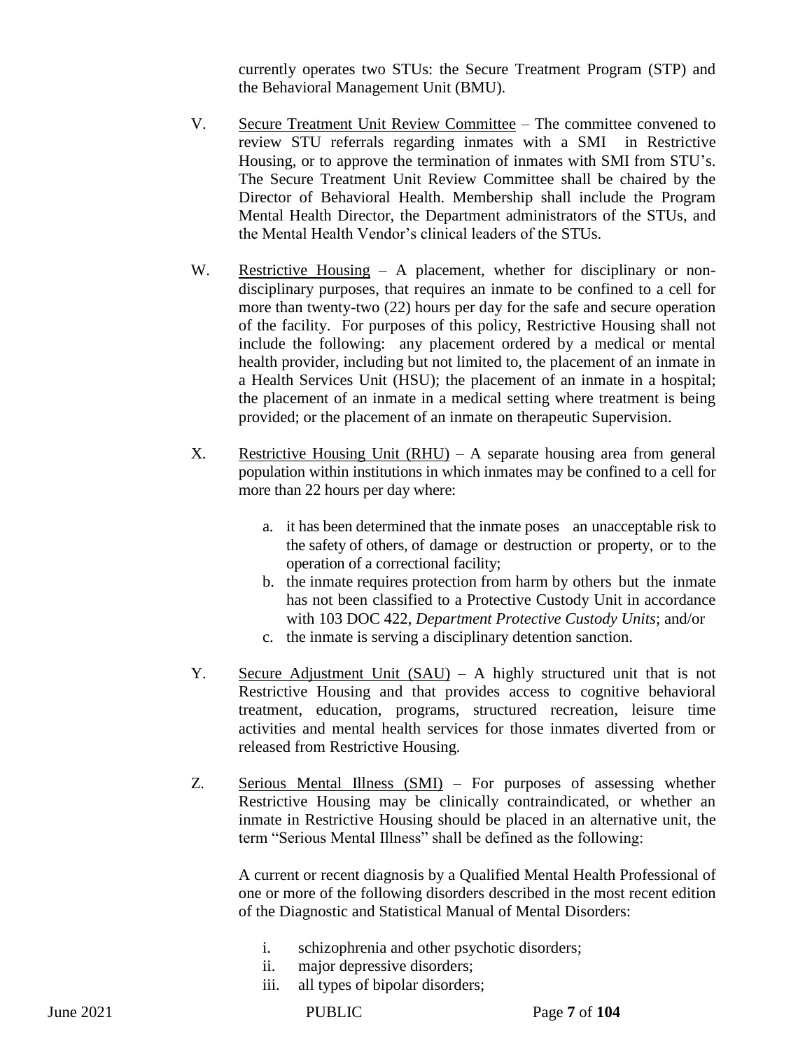currently operates two STUs: the Secure Treatment Program (STP) and the Behavioral Management Unit (BMU).

V. Secure Treatment Unit Review Committee – The committee convened to review STU referrals regarding inmates with a SMI in Restrictive Housing, or to approve the termination of inmates with SMI from STU's. The Secure Treatment Unit Review Committee shall be chaired by the Director of Behavioral Health. Membership shall include the Program Mental Health Director, the Department administrators of the STUs, and the Mental Health Vendor's clinical leaders of the STUs.

W. Restrictive Housing – A placement, whether for disciplinary or non-disciplinary purposes, that requires an inmate to be confined to a cell for more than twenty-two (22) hours per day for the safe and secure operation of the facility. For purposes of this policy, Restrictive Housing shall not include the following: any placement ordered by a medical or mental health provider, including but not limited to, the placement of an inmate in a Health Services Unit (HSU); the placement of an inmate in a hospital; the placement of an inmate in a medical setting where treatment is being provided; or the placement of an inmate on therapeutic Supervision.

X. Restrictive Housing Unit (RHU) – A separate housing area from general population within institutions in which inmates may be confined to a cell for more than 22 hours per day where:

a. it has been determined that the inmate poses an unacceptable risk to the safety of others, of damage or destruction or property, or to the operation of a correctional facility;
b. the inmate requires protection from harm by others but the inmate has not been classified to a Protective Custody Unit in accordance with 103 DOC 422, *Department Protective Custody Units*; and/or
c. the inmate is serving a disciplinary detention sanction.

Y. Secure Adjustment Unit (SAU) – A highly structured unit that is not Restrictive Housing and that provides access to cognitive behavioral treatment, education, programs, structured recreation, leisure time activities and mental health services for those inmates diverted from or released from Restrictive Housing.

Z. Serious Mental Illness (SMI) – For purposes of assessing whether Restrictive Housing may be clinically contraindicated, or whether an inmate in Restrictive Housing should be placed in an alternative unit, the term "Serious Mental Illness" shall be defined as the following:

A current or recent diagnosis by a Qualified Mental Health Professional of one or more of the following disorders described in the most recent edition of the Diagnostic and Statistical Manual of Mental Disorders:

i. schizophrenia and other psychotic disorders;
ii. major depressive disorders;
iii. all types of bipolar disorders;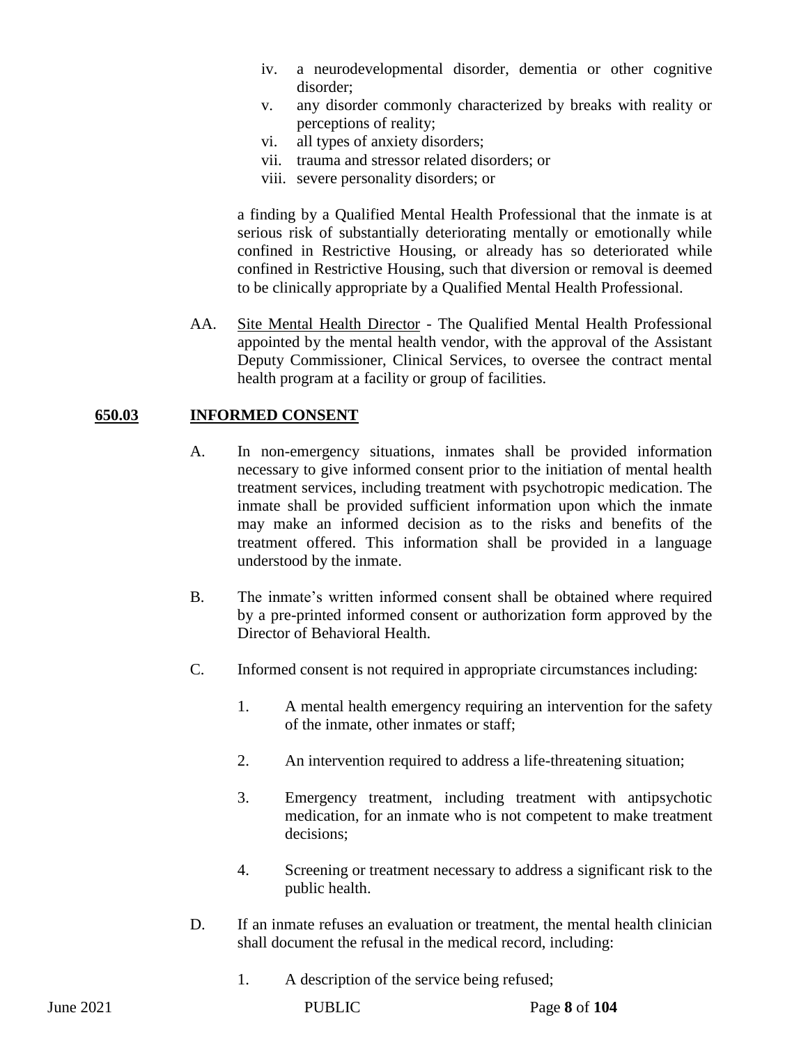iv. a neurodevelopmental disorder, dementia or other cognitive disorder;
v. any disorder commonly characterized by breaks with reality or perceptions of reality;
vi. all types of anxiety disorders;
vii. trauma and stressor related disorders; or
viii. severe personality disorders; or

a finding by a Qualified Mental Health Professional that the inmate is at serious risk of substantially deteriorating mentally or emotionally while confined in Restrictive Housing, or already has so deteriorated while confined in Restrictive Housing, such that diversion or removal is deemed to be clinically appropriate by a Qualified Mental Health Professional.

AA. Site Mental Health Director - The Qualified Mental Health Professional appointed by the mental health vendor, with the approval of the Assistant Deputy Commissioner, Clinical Services, to oversee the contract mental health program at a facility or group of facilities.

## 650.03 INFORMED CONSENT

A. In non-emergency situations, inmates shall be provided information necessary to give informed consent prior to the initiation of mental health treatment services, including treatment with psychotropic medication. The inmate shall be provided sufficient information upon which the inmate may make an informed decision as to the risks and benefits of the treatment offered. This information shall be provided in a language understood by the inmate.

B. The inmate's written informed consent shall be obtained where required by a pre-printed informed consent or authorization form approved by the Director of Behavioral Health.

C. Informed consent is not required in appropriate circumstances including:

1. A mental health emergency requiring an intervention for the safety of the inmate, other inmates or staff;

2. An intervention required to address a life-threatening situation;

3. Emergency treatment, including treatment with antipsychotic medication, for an inmate who is not competent to make treatment decisions;

4. Screening or treatment necessary to address a significant risk to the public health.

D. If an inmate refuses an evaluation or treatment, the mental health clinician shall document the refusal in the medical record, including:

1. A description of the service being refused;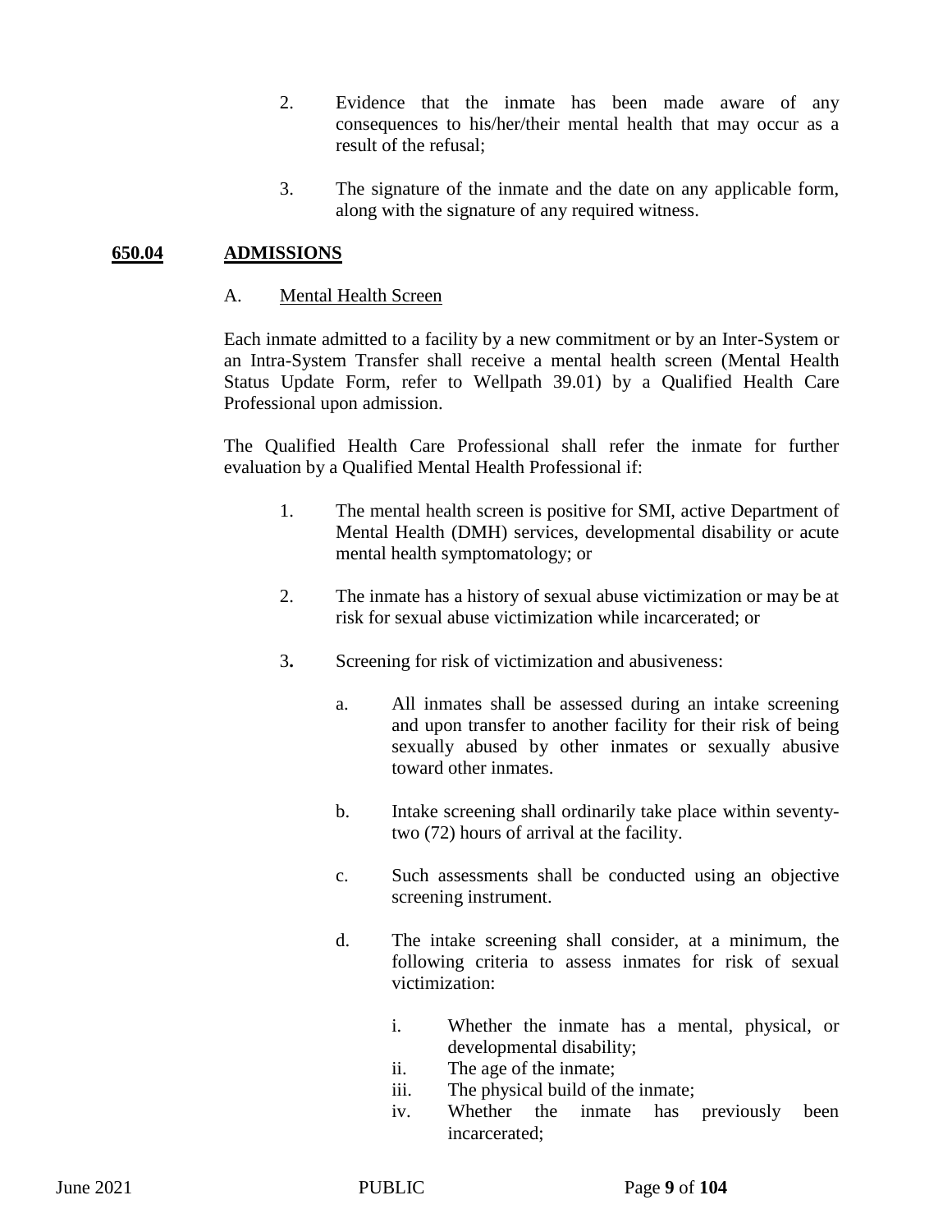2. Evidence that the inmate has been made aware of any consequences to his/her/their mental health that may occur as a result of the refusal;

3. The signature of the inmate and the date on any applicable form, along with the signature of any required witness.

## 650.04 ADMISSIONS

### A. Mental Health Screen

Each inmate admitted to a facility by a new commitment or by an Inter-System or an Intra-System Transfer shall receive a mental health screen (Mental Health Status Update Form, refer to Wellpath 39.01) by a Qualified Health Care Professional upon admission.

The Qualified Health Care Professional shall refer the inmate for further evaluation by a Qualified Mental Health Professional if:

1. The mental health screen is positive for SMI, active Department of Mental Health (DMH) services, developmental disability or acute mental health symptomatology; or

2. The inmate has a history of sexual abuse victimization or may be at risk for sexual abuse victimization while incarcerated; or

3. Screening for risk of victimization and abusiveness:

   a. All inmates shall be assessed during an intake screening and upon transfer to another facility for their risk of being sexually abused by other inmates or sexually abusive toward other inmates.

   b. Intake screening shall ordinarily take place within seventy-two (72) hours of arrival at the facility.

   c. Such assessments shall be conducted using an objective screening instrument.

   d. The intake screening shall consider, at a minimum, the following criteria to assess inmates for risk of sexual victimization:

      i. Whether the inmate has a mental, physical, or developmental disability;
      ii. The age of the inmate;
      iii. The physical build of the inmate;
      iv. Whether the inmate has previously been incarcerated;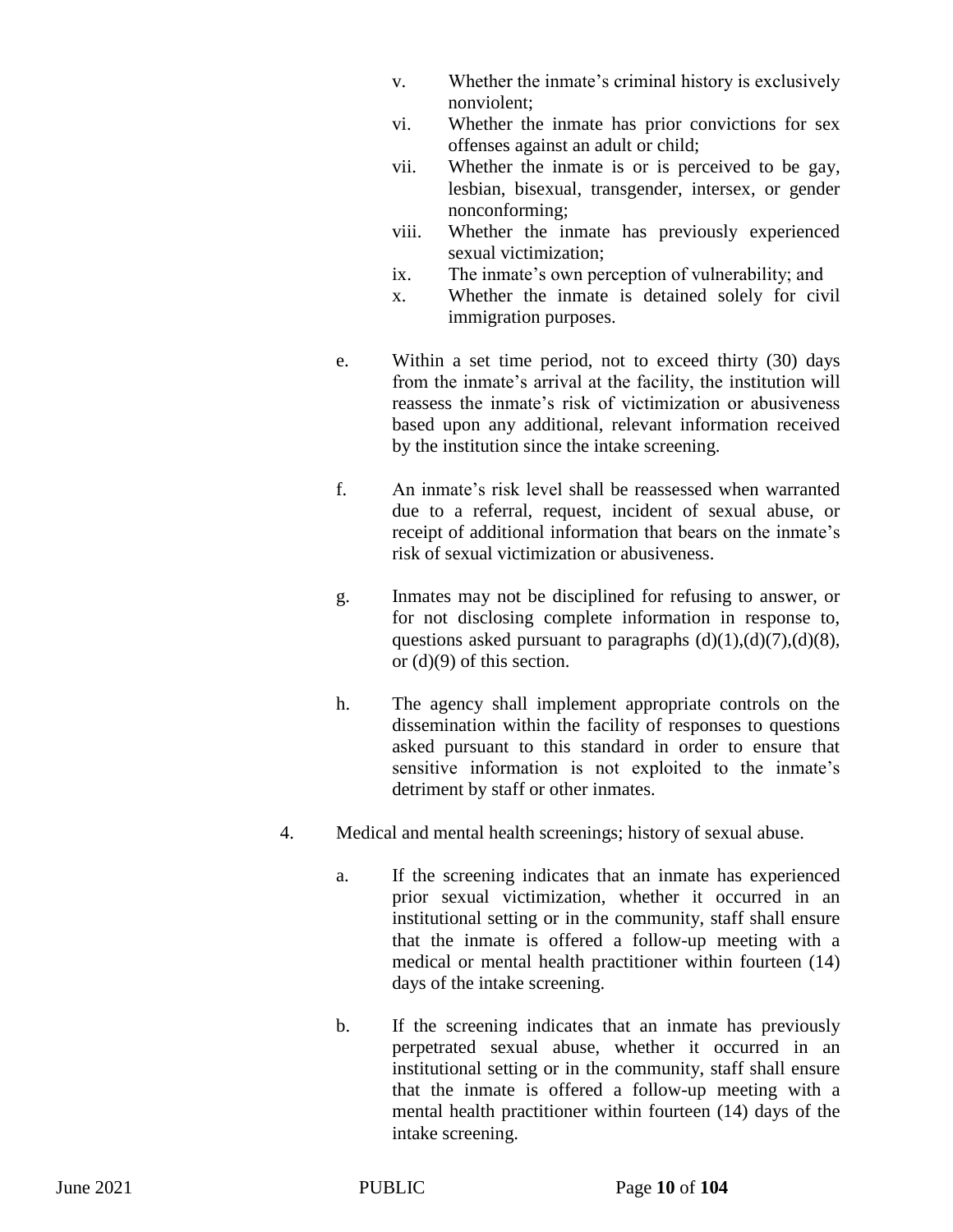v. Whether the inmate's criminal history is exclusively nonviolent;
   vi. Whether the inmate has prior convictions for sex offenses against an adult or child;
   vii. Whether the inmate is or is perceived to be gay, lesbian, bisexual, transgender, intersex, or gender nonconforming;
   viii. Whether the inmate has previously experienced sexual victimization;
   ix. The inmate's own perception of vulnerability; and
   x. Whether the inmate is detained solely for civil immigration purposes.

e. Within a set time period, not to exceed thirty (30) days from the inmate's arrival at the facility, the institution will reassess the inmate's risk of victimization or abusiveness based upon any additional, relevant information received by the institution since the intake screening.

f. An inmate's risk level shall be reassessed when warranted due to a referral, request, incident of sexual abuse, or receipt of additional information that bears on the inmate's risk of sexual victimization or abusiveness.

g. Inmates may not be disciplined for refusing to answer, or for not disclosing complete information in response to, questions asked pursuant to paragraphs (d)(1),(d)(7),(d)(8), or (d)(9) of this section.

h. The agency shall implement appropriate controls on the dissemination within the facility of responses to questions asked pursuant to this standard in order to ensure that sensitive information is not exploited to the inmate's detriment by staff or other inmates.

4. Medical and mental health screenings; history of sexual abuse.

   a. If the screening indicates that an inmate has experienced prior sexual victimization, whether it occurred in an institutional setting or in the community, staff shall ensure that the inmate is offered a follow-up meeting with a medical or mental health practitioner within fourteen (14) days of the intake screening.

   b. If the screening indicates that an inmate has previously perpetrated sexual abuse, whether it occurred in an institutional setting or in the community, staff shall ensure that the inmate is offered a follow-up meeting with a mental health practitioner within fourteen (14) days of the intake screening.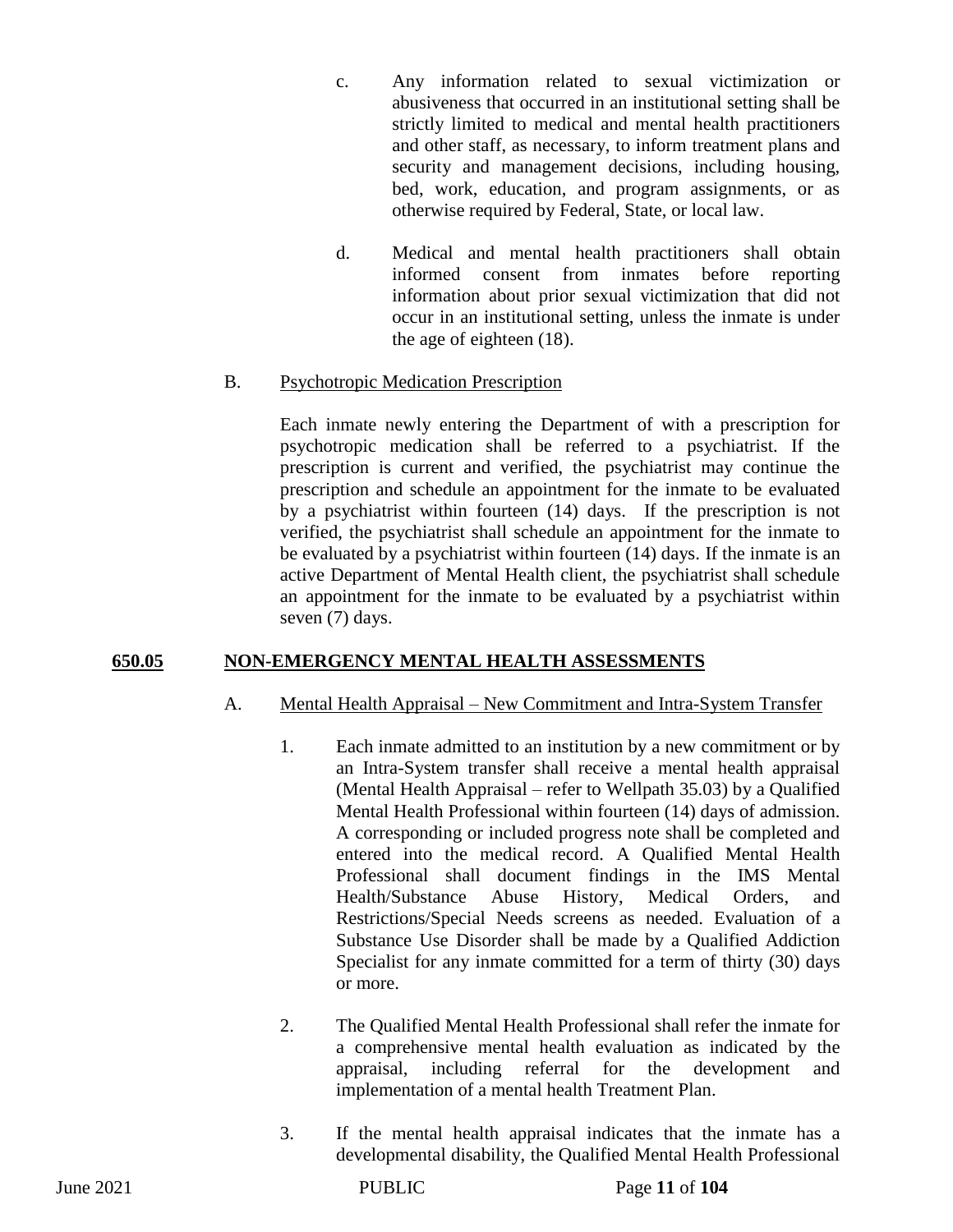c. Any information related to sexual victimization or abusiveness that occurred in an institutional setting shall be strictly limited to medical and mental health practitioners and other staff, as necessary, to inform treatment plans and security and management decisions, including housing, bed, work, education, and program assignments, or as otherwise required by Federal, State, or local law.

d. Medical and mental health practitioners shall obtain informed consent from inmates before reporting information about prior sexual victimization that did not occur in an institutional setting, unless the inmate is under the age of eighteen (18).

B. Psychotropic Medication Prescription

Each inmate newly entering the Department of with a prescription for psychotropic medication shall be referred to a psychiatrist. If the prescription is current and verified, the psychiatrist may continue the prescription and schedule an appointment for the inmate to be evaluated by a psychiatrist within fourteen (14) days. If the prescription is not verified, the psychiatrist shall schedule an appointment for the inmate to be evaluated by a psychiatrist within fourteen (14) days. If the inmate is an active Department of Mental Health client, the psychiatrist shall schedule an appointment for the inmate to be evaluated by a psychiatrist within seven (7) days.

## 650.05 NON-EMERGENCY MENTAL HEALTH ASSESSMENTS

A. Mental Health Appraisal – New Commitment and Intra-System Transfer

1. Each inmate admitted to an institution by a new commitment or by an Intra-System transfer shall receive a mental health appraisal (Mental Health Appraisal – refer to Wellpath 35.03) by a Qualified Mental Health Professional within fourteen (14) days of admission. A corresponding or included progress note shall be completed and entered into the medical record. A Qualified Mental Health Professional shall document findings in the IMS Mental Health/Substance Abuse History, Medical Orders, and Restrictions/Special Needs screens as needed. Evaluation of a Substance Use Disorder shall be made by a Qualified Addiction Specialist for any inmate committed for a term of thirty (30) days or more.

2. The Qualified Mental Health Professional shall refer the inmate for a comprehensive mental health evaluation as indicated by the appraisal, including referral for the development and implementation of a mental health Treatment Plan.

3. If the mental health appraisal indicates that the inmate has a developmental disability, the Qualified Mental Health Professional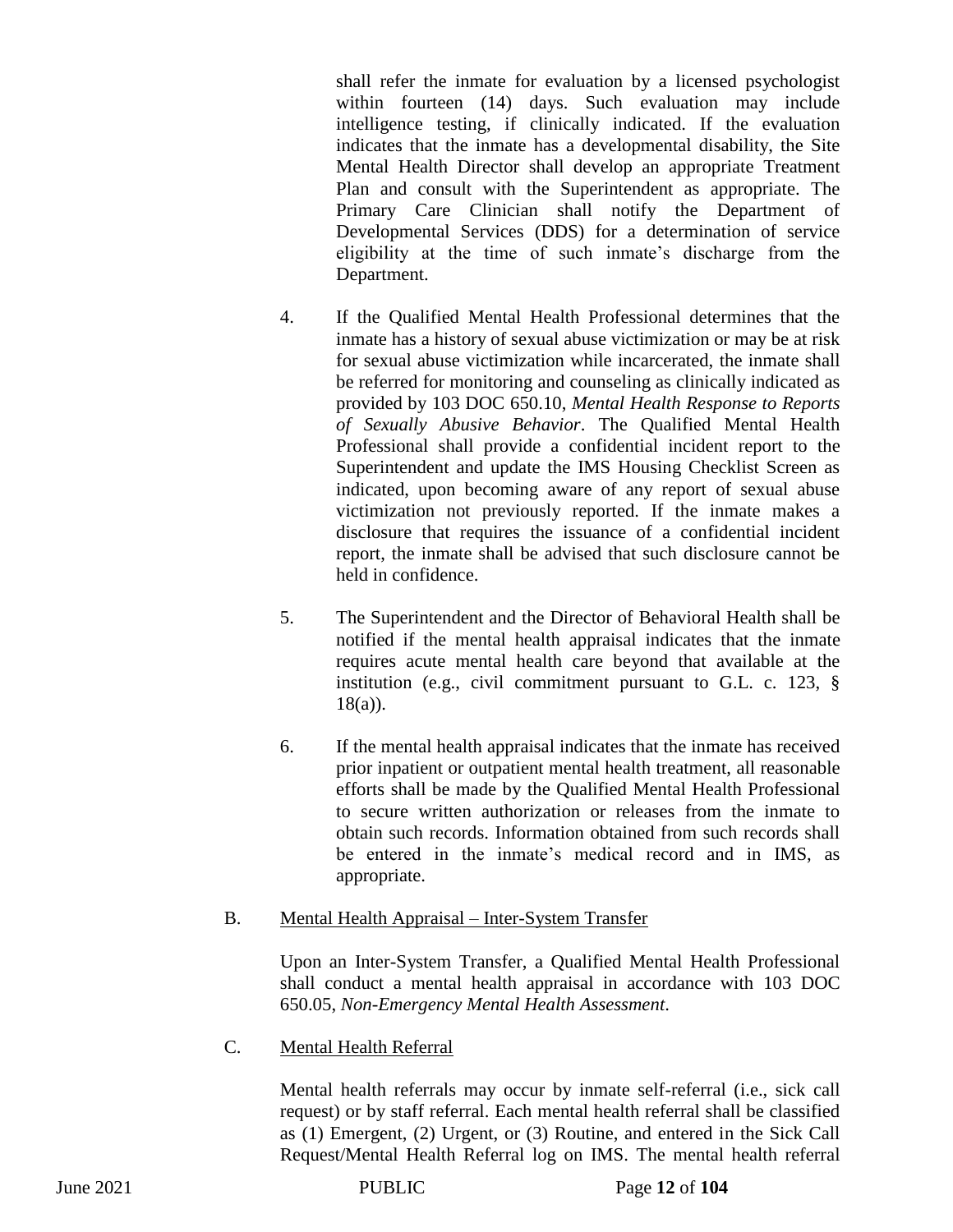shall refer the inmate for evaluation by a licensed psychologist within fourteen (14) days. Such evaluation may include intelligence testing, if clinically indicated. If the evaluation indicates that the inmate has a developmental disability, the Site Mental Health Director shall develop an appropriate Treatment Plan and consult with the Superintendent as appropriate. The Primary Care Clinician shall notify the Department of Developmental Services (DDS) for a determination of service eligibility at the time of such inmate's discharge from the Department.

4. If the Qualified Mental Health Professional determines that the inmate has a history of sexual abuse victimization or may be at risk for sexual abuse victimization while incarcerated, the inmate shall be referred for monitoring and counseling as clinically indicated as provided by 103 DOC 650.10, *Mental Health Response to Reports of Sexually Abusive Behavior*. The Qualified Mental Health Professional shall provide a confidential incident report to the Superintendent and update the IMS Housing Checklist Screen as indicated, upon becoming aware of any report of sexual abuse victimization not previously reported. If the inmate makes a disclosure that requires the issuance of a confidential incident report, the inmate shall be advised that such disclosure cannot be held in confidence.

5. The Superintendent and the Director of Behavioral Health shall be notified if the mental health appraisal indicates that the inmate requires acute mental health care beyond that available at the institution (e.g., civil commitment pursuant to G.L. c. 123, § 18(a)).

6. If the mental health appraisal indicates that the inmate has received prior inpatient or outpatient mental health treatment, all reasonable efforts shall be made by the Qualified Mental Health Professional to secure written authorization or releases from the inmate to obtain such records. Information obtained from such records shall be entered in the inmate's medical record and in IMS, as appropriate.

B. Mental Health Appraisal – Inter-System Transfer

Upon an Inter-System Transfer, a Qualified Mental Health Professional shall conduct a mental health appraisal in accordance with 103 DOC 650.05, *Non-Emergency Mental Health Assessment*.

C. Mental Health Referral

Mental health referrals may occur by inmate self-referral (i.e., sick call request) or by staff referral. Each mental health referral shall be classified as (1) Emergent, (2) Urgent, or (3) Routine, and entered in the Sick Call Request/Mental Health Referral log on IMS. The mental health referral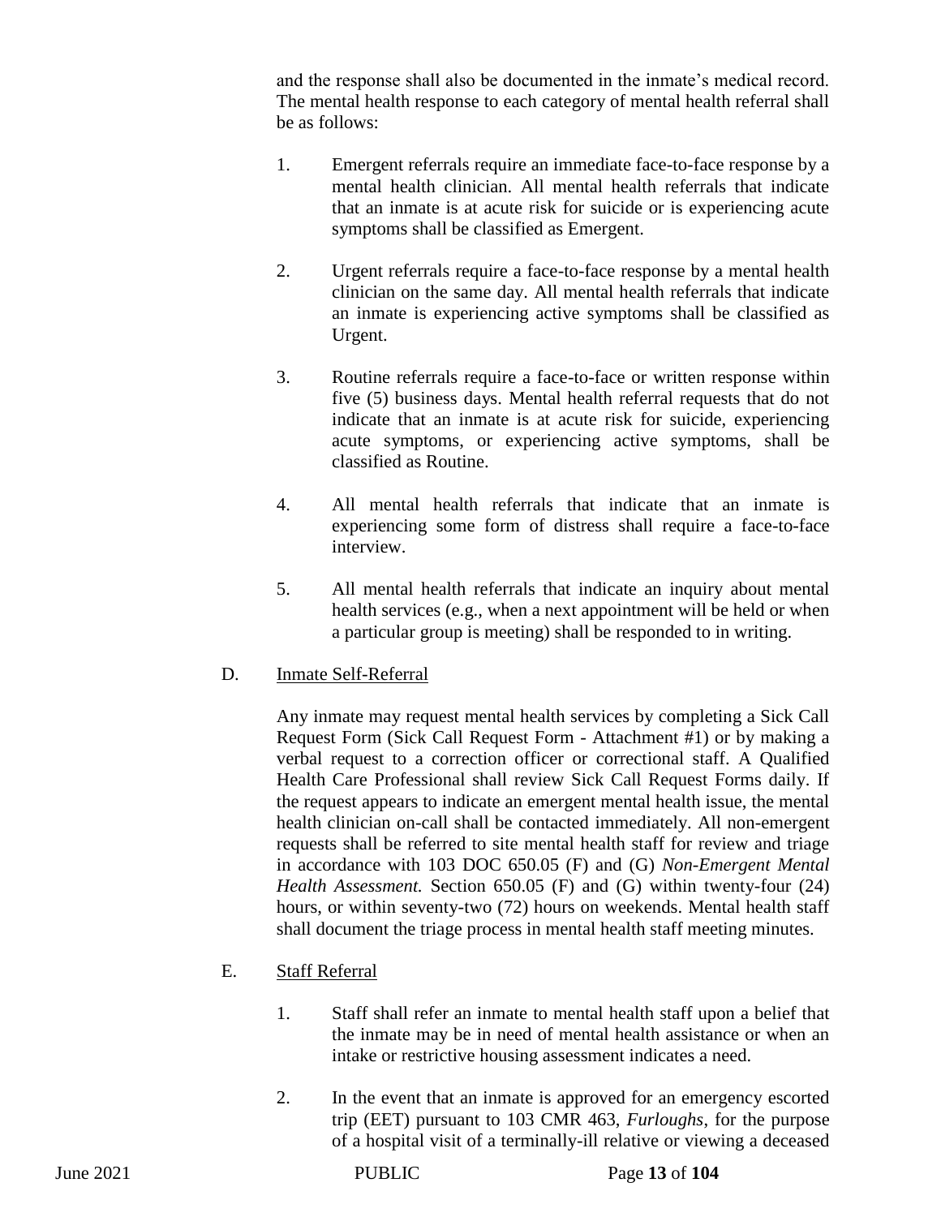and the response shall also be documented in the inmate's medical record. The mental health response to each category of mental health referral shall be as follows:

1. Emergent referrals require an immediate face-to-face response by a mental health clinician. All mental health referrals that indicate that an inmate is at acute risk for suicide or is experiencing acute symptoms shall be classified as Emergent.

2. Urgent referrals require a face-to-face response by a mental health clinician on the same day. All mental health referrals that indicate an inmate is experiencing active symptoms shall be classified as Urgent.

3. Routine referrals require a face-to-face or written response within five (5) business days. Mental health referral requests that do not indicate that an inmate is at acute risk for suicide, experiencing acute symptoms, or experiencing active symptoms, shall be classified as Routine.

4. All mental health referrals that indicate that an inmate is experiencing some form of distress shall require a face-to-face interview.

5. All mental health referrals that indicate an inquiry about mental health services (e.g., when a next appointment will be held or when a particular group is meeting) shall be responded to in writing.

D. Inmate Self-Referral

Any inmate may request mental health services by completing a Sick Call Request Form (Sick Call Request Form - Attachment #1) or by making a verbal request to a correction officer or correctional staff. A Qualified Health Care Professional shall review Sick Call Request Forms daily. If the request appears to indicate an emergent mental health issue, the mental health clinician on-call shall be contacted immediately. All non-emergent requests shall be referred to site mental health staff for review and triage in accordance with 103 DOC 650.05 (F) and (G) *Non-Emergent Mental Health Assessment.* Section 650.05 (F) and (G) within twenty-four (24) hours, or within seventy-two (72) hours on weekends. Mental health staff shall document the triage process in mental health staff meeting minutes.

E. Staff Referral

1. Staff shall refer an inmate to mental health staff upon a belief that the inmate may be in need of mental health assistance or when an intake or restrictive housing assessment indicates a need.

2. In the event that an inmate is approved for an emergency escorted trip (EET) pursuant to 103 CMR 463, *Furloughs*, for the purpose of a hospital visit of a terminally-ill relative or viewing a deceased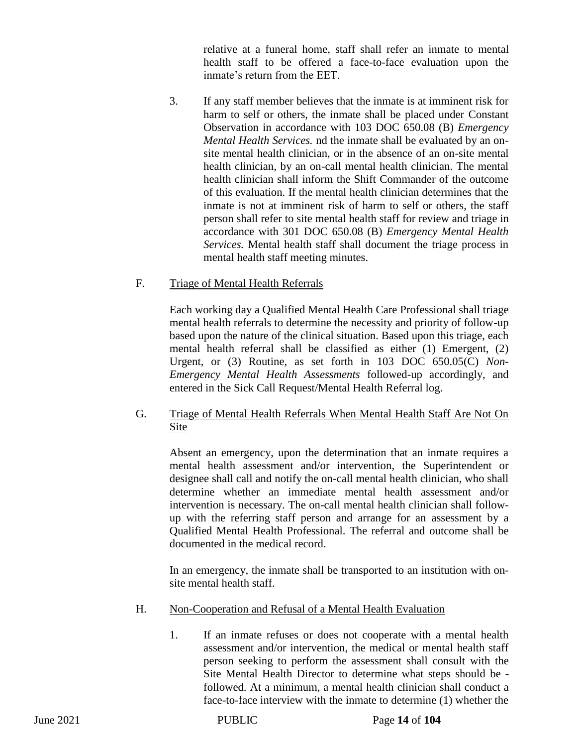relative at a funeral home, staff shall refer an inmate to mental health staff to be offered a face-to-face evaluation upon the inmate's return from the EET.

3. If any staff member believes that the inmate is at imminent risk for harm to self or others, the inmate shall be placed under Constant Observation in accordance with 103 DOC 650.08 (B) *Emergency Mental Health Services.* nd the inmate shall be evaluated by an on-site mental health clinician, or in the absence of an on-site mental health clinician, by an on-call mental health clinician. The mental health clinician shall inform the Shift Commander of the outcome of this evaluation. If the mental health clinician determines that the inmate is not at imminent risk of harm to self or others, the staff person shall refer to site mental health staff for review and triage in accordance with 301 DOC 650.08 (B) *Emergency Mental Health Services.* Mental health staff shall document the triage process in mental health staff meeting minutes.

F. Triage of Mental Health Referrals

Each working day a Qualified Mental Health Care Professional shall triage mental health referrals to determine the necessity and priority of follow-up based upon the nature of the clinical situation. Based upon this triage, each mental health referral shall be classified as either (1) Emergent, (2) Urgent, or (3) Routine, as set forth in 103 DOC 650.05(C) *Non-Emergency Mental Health Assessments* followed-up accordingly, and entered in the Sick Call Request/Mental Health Referral log.

G. Triage of Mental Health Referrals When Mental Health Staff Are Not On Site

Absent an emergency, upon the determination that an inmate requires a mental health assessment and/or intervention, the Superintendent or designee shall call and notify the on-call mental health clinician, who shall determine whether an immediate mental health assessment and/or intervention is necessary. The on-call mental health clinician shall follow-up with the referring staff person and arrange for an assessment by a Qualified Mental Health Professional. The referral and outcome shall be documented in the medical record.

In an emergency, the inmate shall be transported to an institution with on-site mental health staff.

H. Non-Cooperation and Refusal of a Mental Health Evaluation

1. If an inmate refuses or does not cooperate with a mental health assessment and/or intervention, the medical or mental health staff person seeking to perform the assessment shall consult with the Site Mental Health Director to determine what steps should be - followed. At a minimum, a mental health clinician shall conduct a face-to-face interview with the inmate to determine (1) whether the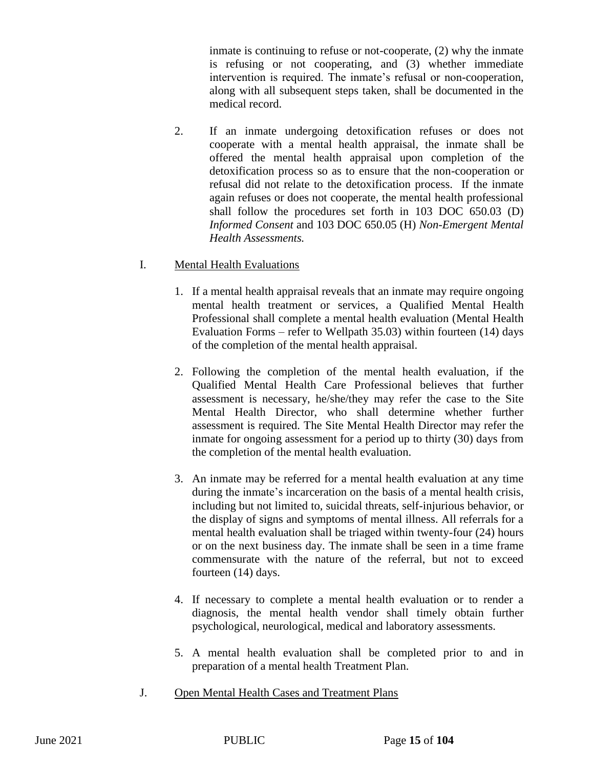inmate is continuing to refuse or not-cooperate, (2) why the inmate is refusing or not cooperating, and (3) whether immediate intervention is required. The inmate's refusal or non-cooperation, along with all subsequent steps taken, shall be documented in the medical record.

2. If an inmate undergoing detoxification refuses or does not cooperate with a mental health appraisal, the inmate shall be offered the mental health appraisal upon completion of the detoxification process so as to ensure that the non-cooperation or refusal did not relate to the detoxification process. If the inmate again refuses or does not cooperate, the mental health professional shall follow the procedures set forth in 103 DOC 650.03 (D) *Informed Consent* and 103 DOC 650.05 (H) *Non-Emergent Mental Health Assessments.*

I. <u>Mental Health Evaluations</u>

1. If a mental health appraisal reveals that an inmate may require ongoing mental health treatment or services, a Qualified Mental Health Professional shall complete a mental health evaluation (Mental Health Evaluation Forms – refer to Wellpath 35.03) within fourteen (14) days of the completion of the mental health appraisal.

2. Following the completion of the mental health evaluation, if the Qualified Mental Health Care Professional believes that further assessment is necessary, he/she/they may refer the case to the Site Mental Health Director, who shall determine whether further assessment is required. The Site Mental Health Director may refer the inmate for ongoing assessment for a period up to thirty (30) days from the completion of the mental health evaluation.

3. An inmate may be referred for a mental health evaluation at any time during the inmate's incarceration on the basis of a mental health crisis, including but not limited to, suicidal threats, self-injurious behavior, or the display of signs and symptoms of mental illness. All referrals for a mental health evaluation shall be triaged within twenty-four (24) hours or on the next business day. The inmate shall be seen in a time frame commensurate with the nature of the referral, but not to exceed fourteen (14) days.

4. If necessary to complete a mental health evaluation or to render a diagnosis, the mental health vendor shall timely obtain further psychological, neurological, medical and laboratory assessments.

5. A mental health evaluation shall be completed prior to and in preparation of a mental health Treatment Plan.

J. <u>Open Mental Health Cases and Treatment Plans</u>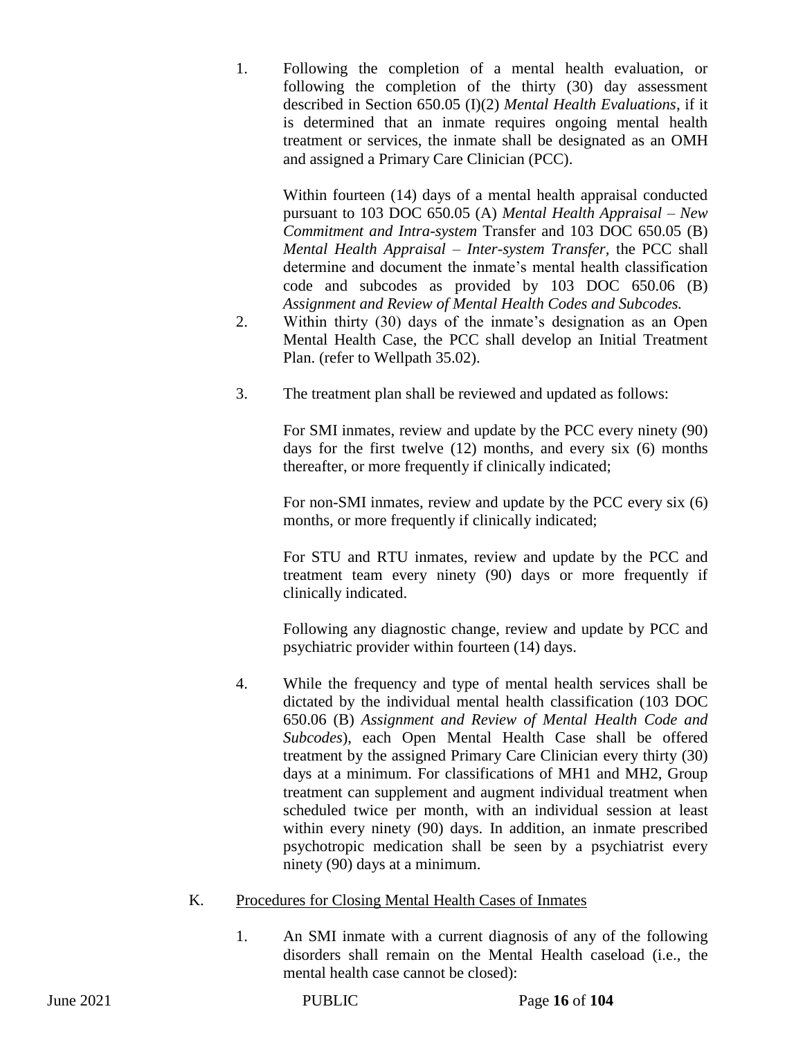1. Following the completion of a mental health evaluation, or following the completion of the thirty (30) day assessment described in Section 650.05 (I)(2) *Mental Health Evaluations*, if it is determined that an inmate requires ongoing mental health treatment or services, the inmate shall be designated as an OMH and assigned a Primary Care Clinician (PCC).

   Within fourteen (14) days of a mental health appraisal conducted pursuant to 103 DOC 650.05 (A) *Mental Health Appraisal – New Commitment and Intra-system* Transfer and 103 DOC 650.05 (B) *Mental Health Appraisal – Inter-system Transfer*, the PCC shall determine and document the inmate's mental health classification code and subcodes as provided by 103 DOC 650.06 (B) *Assignment and Review of Mental Health Codes and Subcodes.*

2. Within thirty (30) days of the inmate's designation as an Open Mental Health Case, the PCC shall develop an Initial Treatment Plan. (refer to Wellpath 35.02).

3. The treatment plan shall be reviewed and updated as follows:

   For SMI inmates, review and update by the PCC every ninety (90) days for the first twelve (12) months, and every six (6) months thereafter, or more frequently if clinically indicated;

   For non-SMI inmates, review and update by the PCC every six (6) months, or more frequently if clinically indicated;

   For STU and RTU inmates, review and update by the PCC and treatment team every ninety (90) days or more frequently if clinically indicated.

   Following any diagnostic change, review and update by PCC and psychiatric provider within fourteen (14) days.

4. While the frequency and type of mental health services shall be dictated by the individual mental health classification (103 DOC 650.06 (B) *Assignment and Review of Mental Health Code and Subcodes*), each Open Mental Health Case shall be offered treatment by the assigned Primary Care Clinician every thirty (30) days at a minimum. For classifications of MH1 and MH2, Group treatment can supplement and augment individual treatment when scheduled twice per month, with an individual session at least within every ninety (90) days. In addition, an inmate prescribed psychotropic medication shall be seen by a psychiatrist every ninety (90) days at a minimum.

K. Procedures for Closing Mental Health Cases of Inmates

1. An SMI inmate with a current diagnosis of any of the following disorders shall remain on the Mental Health caseload (i.e., the mental health case cannot be closed):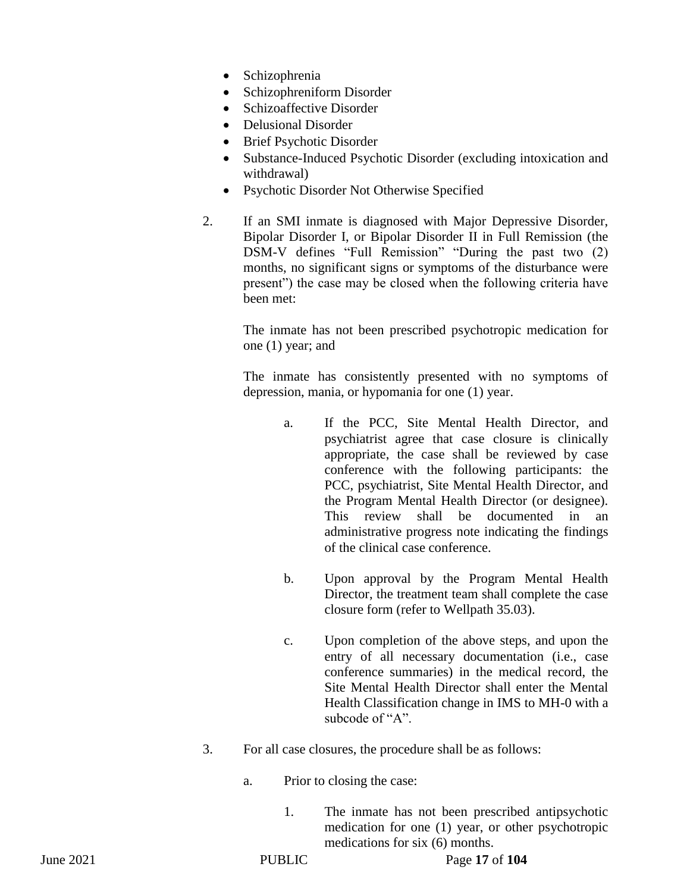- Schizophrenia
- Schizophreniform Disorder
- Schizoaffective Disorder
- Delusional Disorder
- Brief Psychotic Disorder
- Substance-Induced Psychotic Disorder (excluding intoxication and withdrawal)
- Psychotic Disorder Not Otherwise Specified

2. If an SMI inmate is diagnosed with Major Depressive Disorder, Bipolar Disorder I, or Bipolar Disorder II in Full Remission (the DSM-V defines "Full Remission" "During the past two (2) months, no significant signs or symptoms of the disturbance were present") the case may be closed when the following criteria have been met:

   The inmate has not been prescribed psychotropic medication for one (1) year; and

   The inmate has consistently presented with no symptoms of depression, mania, or hypomania for one (1) year.

   a. If the PCC, Site Mental Health Director, and psychiatrist agree that case closure is clinically appropriate, the case shall be reviewed by case conference with the following participants: the PCC, psychiatrist, Site Mental Health Director, and the Program Mental Health Director (or designee). This review shall be documented in an administrative progress note indicating the findings of the clinical case conference.

   b. Upon approval by the Program Mental Health Director, the treatment team shall complete the case closure form (refer to Wellpath 35.03).

   c. Upon completion of the above steps, and upon the entry of all necessary documentation (i.e., case conference summaries) in the medical record, the Site Mental Health Director shall enter the Mental Health Classification change in IMS to MH-0 with a subcode of "A".

3. For all case closures, the procedure shall be as follows:

   a. Prior to closing the case:

      1. The inmate has not been prescribed antipsychotic medication for one (1) year, or other psychotropic medications for six (6) months.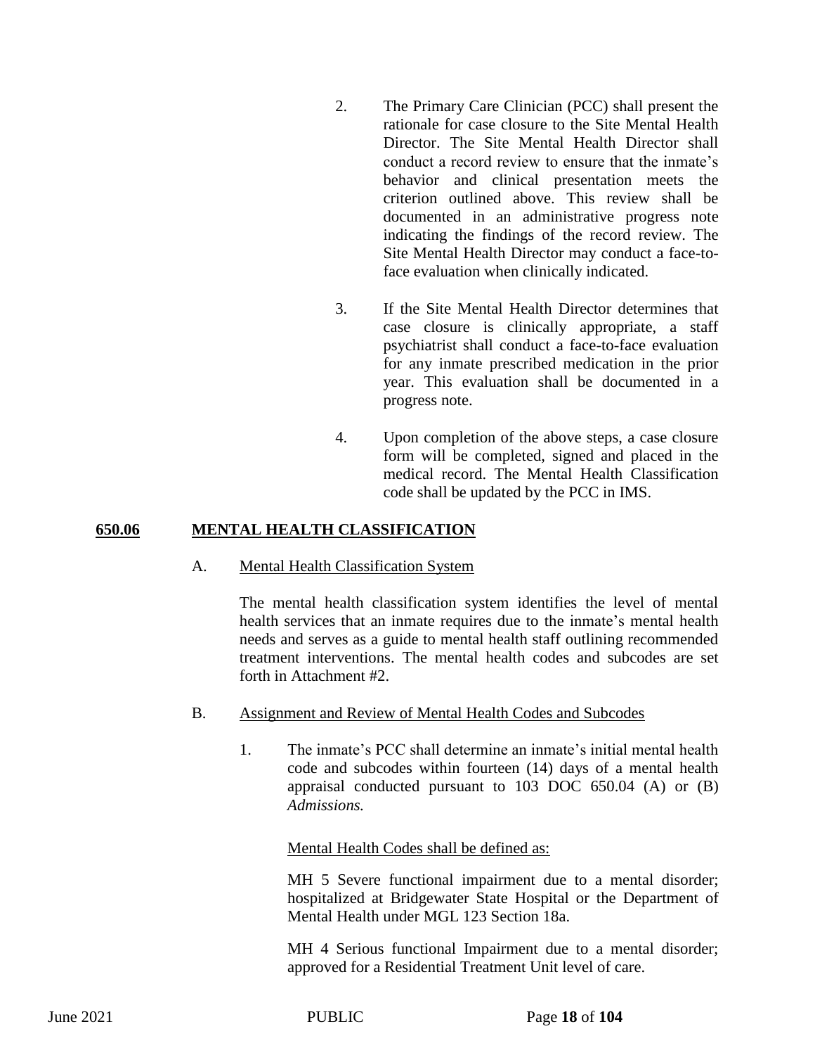2. The Primary Care Clinician (PCC) shall present the rationale for case closure to the Site Mental Health Director. The Site Mental Health Director shall conduct a record review to ensure that the inmate's behavior and clinical presentation meets the criterion outlined above. This review shall be documented in an administrative progress note indicating the findings of the record review. The Site Mental Health Director may conduct a face-to-face evaluation when clinically indicated.

3. If the Site Mental Health Director determines that case closure is clinically appropriate, a staff psychiatrist shall conduct a face-to-face evaluation for any inmate prescribed medication in the prior year. This evaluation shall be documented in a progress note.

4. Upon completion of the above steps, a case closure form will be completed, signed and placed in the medical record. The Mental Health Classification code shall be updated by the PCC in IMS.

## 650.06 MENTAL HEALTH CLASSIFICATION

A. Mental Health Classification System

The mental health classification system identifies the level of mental health services that an inmate requires due to the inmate's mental health needs and serves as a guide to mental health staff outlining recommended treatment interventions. The mental health codes and subcodes are set forth in Attachment #2.

B. Assignment and Review of Mental Health Codes and Subcodes

1. The inmate's PCC shall determine an inmate's initial mental health code and subcodes within fourteen (14) days of a mental health appraisal conducted pursuant to 103 DOC 650.04 (A) or (B) *Admissions.*

Mental Health Codes shall be defined as:

MH 5 Severe functional impairment due to a mental disorder; hospitalized at Bridgewater State Hospital or the Department of Mental Health under MGL 123 Section 18a.

MH 4 Serious functional Impairment due to a mental disorder; approved for a Residential Treatment Unit level of care.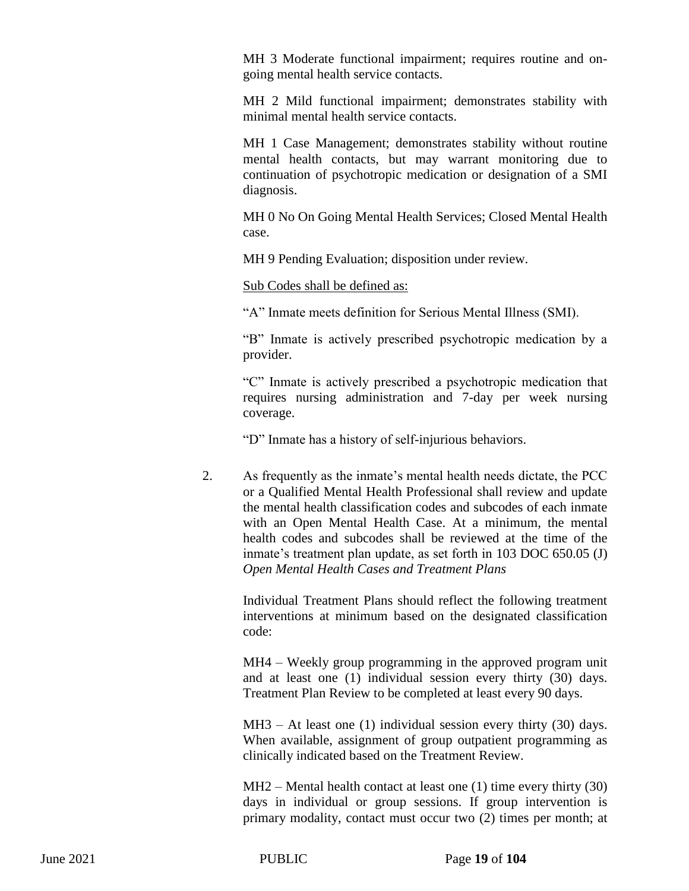MH 3 Moderate functional impairment; requires routine and on-going mental health service contacts.

MH 2 Mild functional impairment; demonstrates stability with minimal mental health service contacts.

MH 1 Case Management; demonstrates stability without routine mental health contacts, but may warrant monitoring due to continuation of psychotropic medication or designation of a SMI diagnosis.

MH 0 No On Going Mental Health Services; Closed Mental Health case.

MH 9 Pending Evaluation; disposition under review.

<u>Sub Codes shall be defined as:</u>

"A" Inmate meets definition for Serious Mental Illness (SMI).

"B" Inmate is actively prescribed psychotropic medication by a provider.

"C" Inmate is actively prescribed a psychotropic medication that requires nursing administration and 7-day per week nursing coverage.

"D" Inmate has a history of self-injurious behaviors.

2. As frequently as the inmate's mental health needs dictate, the PCC or a Qualified Mental Health Professional shall review and update the mental health classification codes and subcodes of each inmate with an Open Mental Health Case. At a minimum, the mental health codes and subcodes shall be reviewed at the time of the inmate's treatment plan update, as set forth in 103 DOC 650.05 (J) *Open Mental Health Cases and Treatment Plans*

   Individual Treatment Plans should reflect the following treatment interventions at minimum based on the designated classification code:

   MH4 – Weekly group programming in the approved program unit and at least one (1) individual session every thirty (30) days. Treatment Plan Review to be completed at least every 90 days.

   MH3 – At least one (1) individual session every thirty (30) days. When available, assignment of group outpatient programming as clinically indicated based on the Treatment Review.

   MH2 – Mental health contact at least one (1) time every thirty (30) days in individual or group sessions. If group intervention is primary modality, contact must occur two (2) times per month; at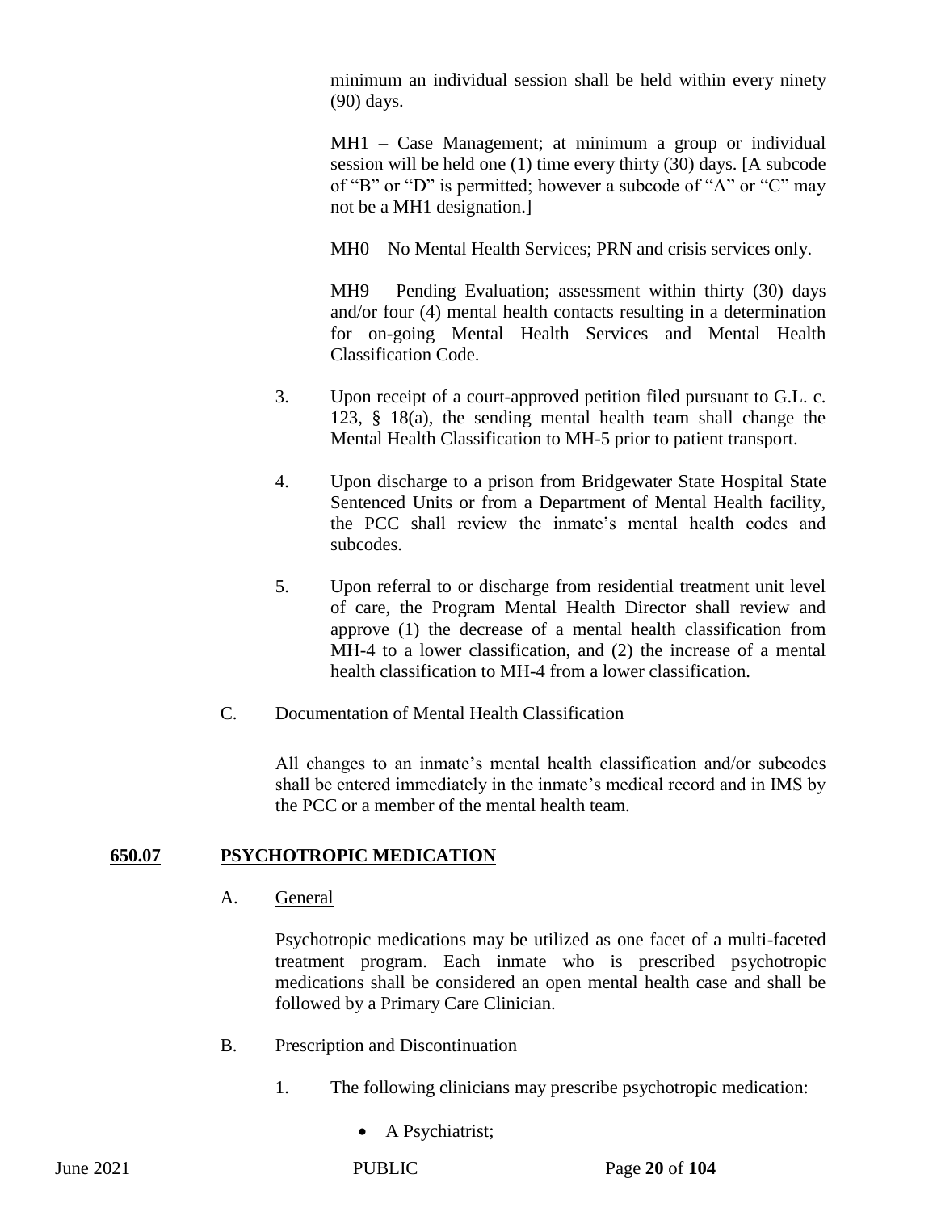minimum an individual session shall be held within every ninety (90) days.

MH1 – Case Management; at minimum a group or individual session will be held one (1) time every thirty (30) days. [A subcode of "B" or "D" is permitted; however a subcode of "A" or "C" may not be a MH1 designation.]

MH0 – No Mental Health Services; PRN and crisis services only.

MH9 – Pending Evaluation; assessment within thirty (30) days and/or four (4) mental health contacts resulting in a determination for on-going Mental Health Services and Mental Health Classification Code.

3. Upon receipt of a court-approved petition filed pursuant to G.L. c. 123, § 18(a), the sending mental health team shall change the Mental Health Classification to MH-5 prior to patient transport.

4. Upon discharge to a prison from Bridgewater State Hospital State Sentenced Units or from a Department of Mental Health facility, the PCC shall review the inmate's mental health codes and subcodes.

5. Upon referral to or discharge from residential treatment unit level of care, the Program Mental Health Director shall review and approve (1) the decrease of a mental health classification from MH-4 to a lower classification, and (2) the increase of a mental health classification to MH-4 from a lower classification.

C. Documentation of Mental Health Classification

All changes to an inmate's mental health classification and/or subcodes shall be entered immediately in the inmate's medical record and in IMS by the PCC or a member of the mental health team.

## 650.07 PSYCHOTROPIC MEDICATION

A. General

Psychotropic medications may be utilized as one facet of a multi-faceted treatment program. Each inmate who is prescribed psychotropic medications shall be considered an open mental health case and shall be followed by a Primary Care Clinician.

B. Prescription and Discontinuation

1. The following clinicians may prescribe psychotropic medication:

- A Psychiatrist;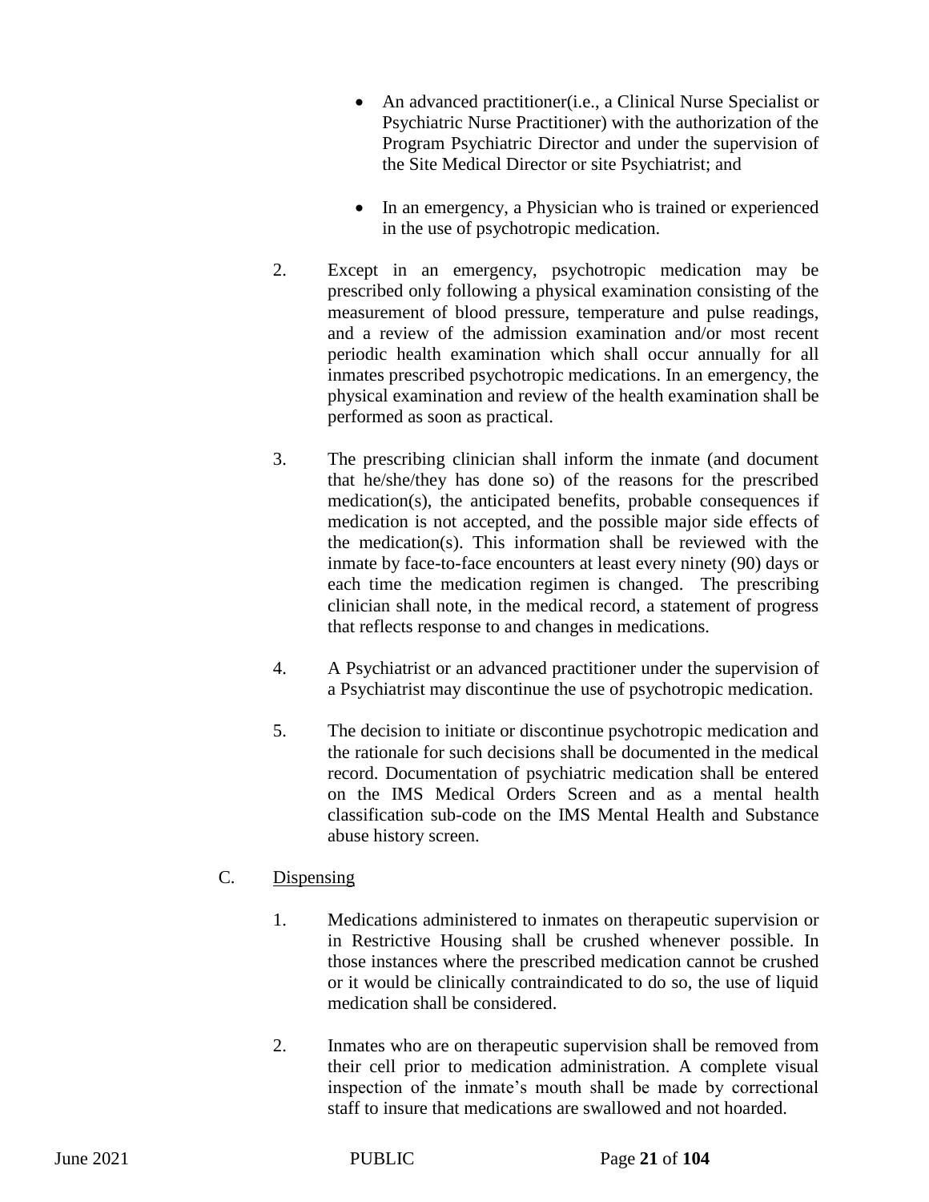- An advanced practitioner(i.e., a Clinical Nurse Specialist or Psychiatric Nurse Practitioner) with the authorization of the Program Psychiatric Director and under the supervision of the Site Medical Director or site Psychiatrist; and

- In an emergency, a Physician who is trained or experienced in the use of psychotropic medication.

2. Except in an emergency, psychotropic medication may be prescribed only following a physical examination consisting of the measurement of blood pressure, temperature and pulse readings, and a review of the admission examination and/or most recent periodic health examination which shall occur annually for all inmates prescribed psychotropic medications. In an emergency, the physical examination and review of the health examination shall be performed as soon as practical.

3. The prescribing clinician shall inform the inmate (and document that he/she/they has done so) of the reasons for the prescribed medication(s), the anticipated benefits, probable consequences if medication is not accepted, and the possible major side effects of the medication(s). This information shall be reviewed with the inmate by face-to-face encounters at least every ninety (90) days or each time the medication regimen is changed. The prescribing clinician shall note, in the medical record, a statement of progress that reflects response to and changes in medications.

4. A Psychiatrist or an advanced practitioner under the supervision of a Psychiatrist may discontinue the use of psychotropic medication.

5. The decision to initiate or discontinue psychotropic medication and the rationale for such decisions shall be documented in the medical record. Documentation of psychiatric medication shall be entered on the IMS Medical Orders Screen and as a mental health classification sub-code on the IMS Mental Health and Substance abuse history screen.

C. <u>Dispensing</u>

1. Medications administered to inmates on therapeutic supervision or in Restrictive Housing shall be crushed whenever possible. In those instances where the prescribed medication cannot be crushed or it would be clinically contraindicated to do so, the use of liquid medication shall be considered.

2. Inmates who are on therapeutic supervision shall be removed from their cell prior to medication administration. A complete visual inspection of the inmate's mouth shall be made by correctional staff to insure that medications are swallowed and not hoarded.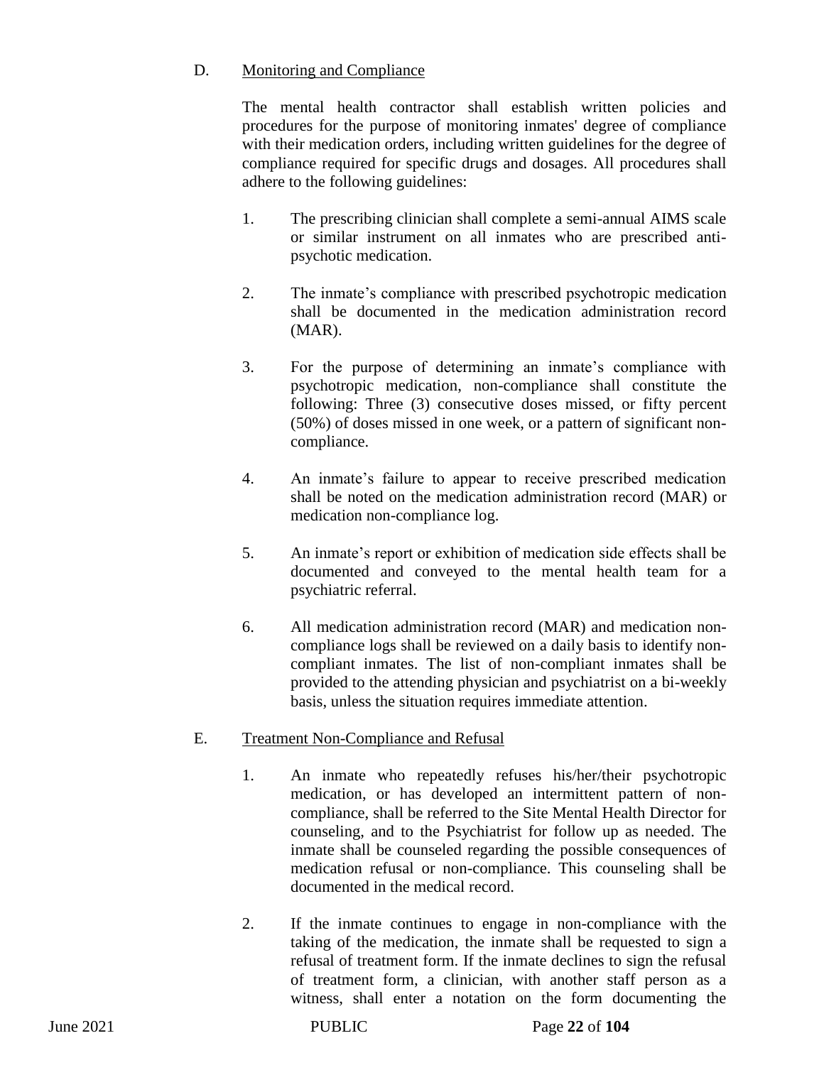D. <u>Monitoring and Compliance</u>

The mental health contractor shall establish written policies and procedures for the purpose of monitoring inmates' degree of compliance with their medication orders, including written guidelines for the degree of compliance required for specific drugs and dosages. All procedures shall adhere to the following guidelines:

1. The prescribing clinician shall complete a semi-annual AIMS scale or similar instrument on all inmates who are prescribed anti-psychotic medication.

2. The inmate's compliance with prescribed psychotropic medication shall be documented in the medication administration record (MAR).

3. For the purpose of determining an inmate's compliance with psychotropic medication, non-compliance shall constitute the following: Three (3) consecutive doses missed, or fifty percent (50%) of doses missed in one week, or a pattern of significant non-compliance.

4. An inmate's failure to appear to receive prescribed medication shall be noted on the medication administration record (MAR) or medication non-compliance log.

5. An inmate's report or exhibition of medication side effects shall be documented and conveyed to the mental health team for a psychiatric referral.

6. All medication administration record (MAR) and medication non-compliance logs shall be reviewed on a daily basis to identify non-compliant inmates. The list of non-compliant inmates shall be provided to the attending physician and psychiatrist on a bi-weekly basis, unless the situation requires immediate attention.

E. <u>Treatment Non-Compliance and Refusal</u>

1. An inmate who repeatedly refuses his/her/their psychotropic medication, or has developed an intermittent pattern of non-compliance, shall be referred to the Site Mental Health Director for counseling, and to the Psychiatrist for follow up as needed. The inmate shall be counseled regarding the possible consequences of medication refusal or non-compliance. This counseling shall be documented in the medical record.

2. If the inmate continues to engage in non-compliance with the taking of the medication, the inmate shall be requested to sign a refusal of treatment form. If the inmate declines to sign the refusal of treatment form, a clinician, with another staff person as a witness, shall enter a notation on the form documenting the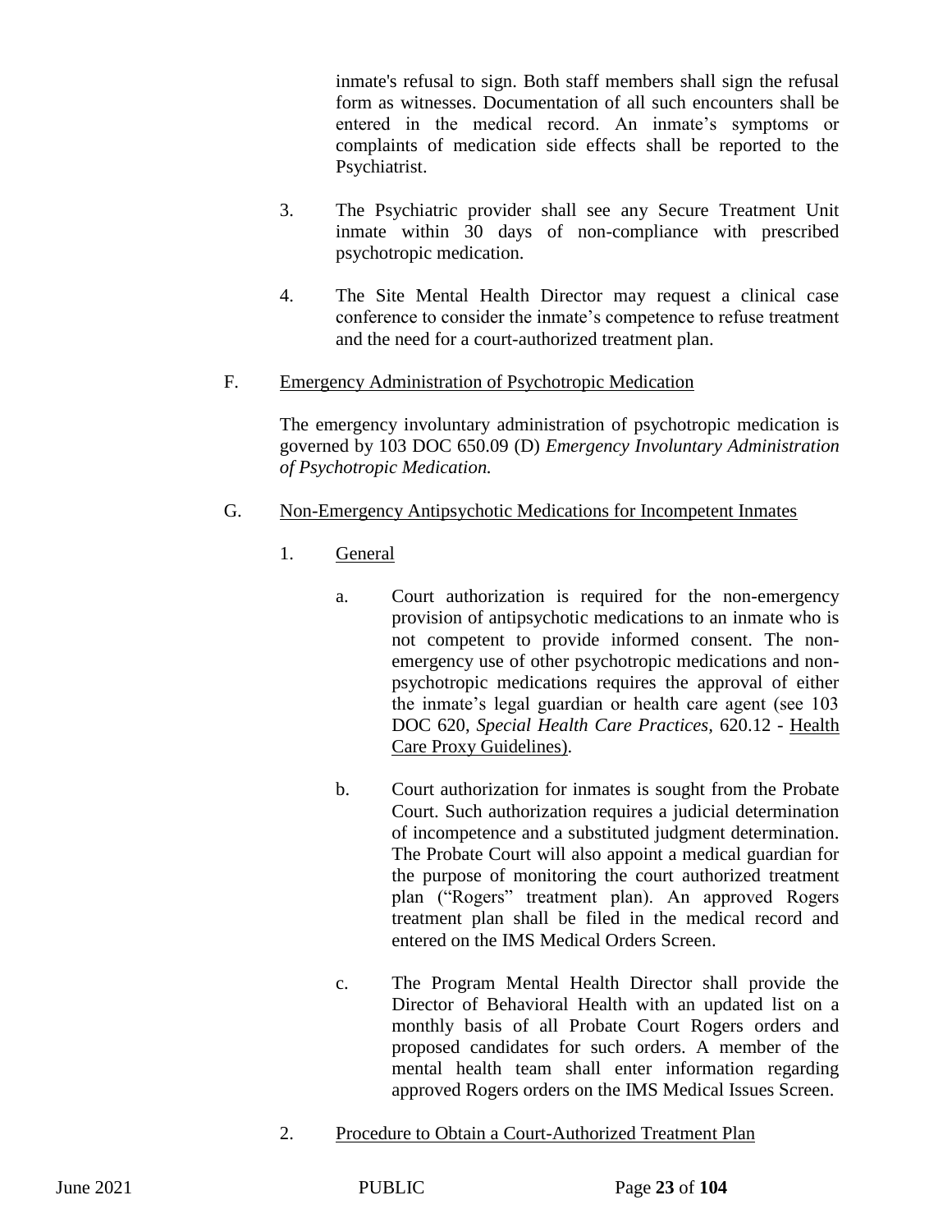inmate's refusal to sign. Both staff members shall sign the refusal form as witnesses. Documentation of all such encounters shall be entered in the medical record. An inmate's symptoms or complaints of medication side effects shall be reported to the Psychiatrist.

3. The Psychiatric provider shall see any Secure Treatment Unit inmate within 30 days of non-compliance with prescribed psychotropic medication.

4. The Site Mental Health Director may request a clinical case conference to consider the inmate's competence to refuse treatment and the need for a court-authorized treatment plan.

F. <u>Emergency Administration of Psychotropic Medication</u>

The emergency involuntary administration of psychotropic medication is governed by 103 DOC 650.09 (D) *Emergency Involuntary Administration of Psychotropic Medication.*

G. <u>Non-Emergency Antipsychotic Medications for Incompetent Inmates</u>

1. <u>General</u>

a. Court authorization is required for the non-emergency provision of antipsychotic medications to an inmate who is not competent to provide informed consent. The non-emergency use of other psychotropic medications and non-psychotropic medications requires the approval of either the inmate's legal guardian or health care agent (see 103 DOC 620, *Special Health Care Practices*, 620.12 - <u>Health Care Proxy Guidelines)</u>.

b. Court authorization for inmates is sought from the Probate Court. Such authorization requires a judicial determination of incompetence and a substituted judgment determination. The Probate Court will also appoint a medical guardian for the purpose of monitoring the court authorized treatment plan ("Rogers" treatment plan). An approved Rogers treatment plan shall be filed in the medical record and entered on the IMS Medical Orders Screen.

c. The Program Mental Health Director shall provide the Director of Behavioral Health with an updated list on a monthly basis of all Probate Court Rogers orders and proposed candidates for such orders. A member of the mental health team shall enter information regarding approved Rogers orders on the IMS Medical Issues Screen.

2. <u>Procedure to Obtain a Court-Authorized Treatment Plan</u>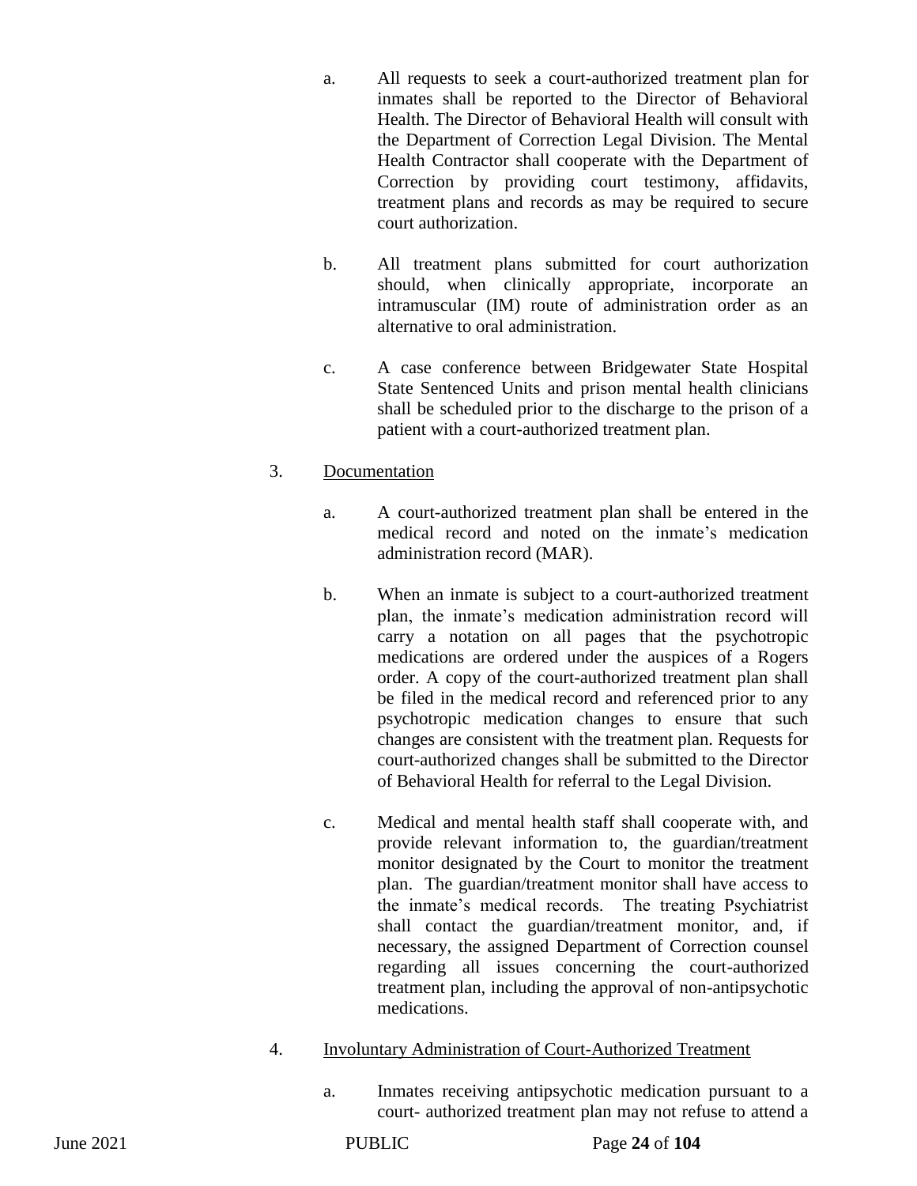a. All requests to seek a court-authorized treatment plan for inmates shall be reported to the Director of Behavioral Health. The Director of Behavioral Health will consult with the Department of Correction Legal Division. The Mental Health Contractor shall cooperate with the Department of Correction by providing court testimony, affidavits, treatment plans and records as may be required to secure court authorization.

b. All treatment plans submitted for court authorization should, when clinically appropriate, incorporate an intramuscular (IM) route of administration order as an alternative to oral administration.

c. A case conference between Bridgewater State Hospital State Sentenced Units and prison mental health clinicians shall be scheduled prior to the discharge to the prison of a patient with a court-authorized treatment plan.

3. Documentation

a. A court-authorized treatment plan shall be entered in the medical record and noted on the inmate's medication administration record (MAR).

b. When an inmate is subject to a court-authorized treatment plan, the inmate's medication administration record will carry a notation on all pages that the psychotropic medications are ordered under the auspices of a Rogers order. A copy of the court-authorized treatment plan shall be filed in the medical record and referenced prior to any psychotropic medication changes to ensure that such changes are consistent with the treatment plan. Requests for court-authorized changes shall be submitted to the Director of Behavioral Health for referral to the Legal Division.

c. Medical and mental health staff shall cooperate with, and provide relevant information to, the guardian/treatment monitor designated by the Court to monitor the treatment plan. The guardian/treatment monitor shall have access to the inmate's medical records. The treating Psychiatrist shall contact the guardian/treatment monitor, and, if necessary, the assigned Department of Correction counsel regarding all issues concerning the court-authorized treatment plan, including the approval of non-antipsychotic medications.

4. Involuntary Administration of Court-Authorized Treatment

a. Inmates receiving antipsychotic medication pursuant to a court- authorized treatment plan may not refuse to attend a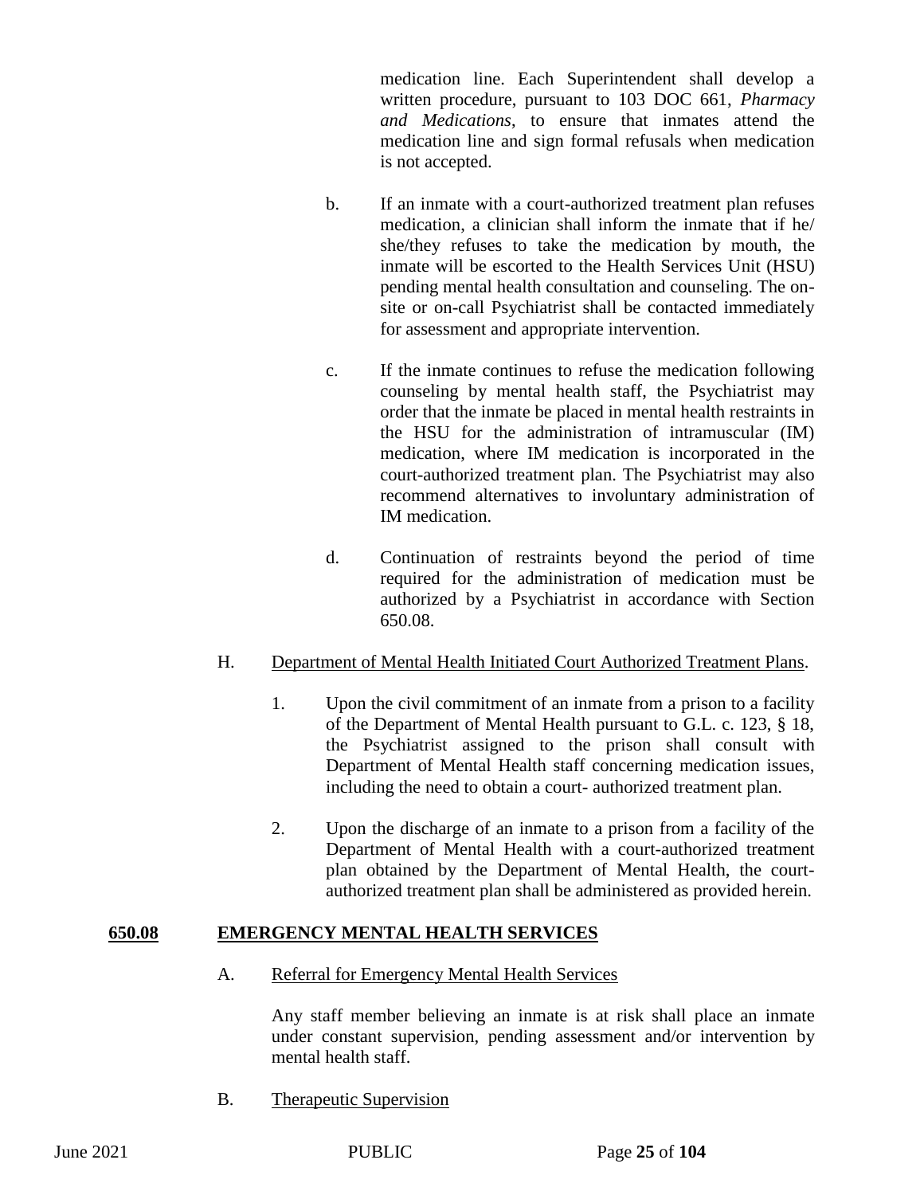medication line. Each Superintendent shall develop a written procedure, pursuant to 103 DOC 661, *Pharmacy and Medications*, to ensure that inmates attend the medication line and sign formal refusals when medication is not accepted.

b. If an inmate with a court-authorized treatment plan refuses medication, a clinician shall inform the inmate that if he/ she/they refuses to take the medication by mouth, the inmate will be escorted to the Health Services Unit (HSU) pending mental health consultation and counseling. The on-site or on-call Psychiatrist shall be contacted immediately for assessment and appropriate intervention.

c. If the inmate continues to refuse the medication following counseling by mental health staff, the Psychiatrist may order that the inmate be placed in mental health restraints in the HSU for the administration of intramuscular (IM) medication, where IM medication is incorporated in the court-authorized treatment plan. The Psychiatrist may also recommend alternatives to involuntary administration of IM medication.

d. Continuation of restraints beyond the period of time required for the administration of medication must be authorized by a Psychiatrist in accordance with Section 650.08.

H. Department of Mental Health Initiated Court Authorized Treatment Plans.

1. Upon the civil commitment of an inmate from a prison to a facility of the Department of Mental Health pursuant to G.L. c. 123, § 18, the Psychiatrist assigned to the prison shall consult with Department of Mental Health staff concerning medication issues, including the need to obtain a court- authorized treatment plan.

2. Upon the discharge of an inmate to a prison from a facility of the Department of Mental Health with a court-authorized treatment plan obtained by the Department of Mental Health, the court-authorized treatment plan shall be administered as provided herein.

## 650.08 EMERGENCY MENTAL HEALTH SERVICES

A. Referral for Emergency Mental Health Services

Any staff member believing an inmate is at risk shall place an inmate under constant supervision, pending assessment and/or intervention by mental health staff.

B. Therapeutic Supervision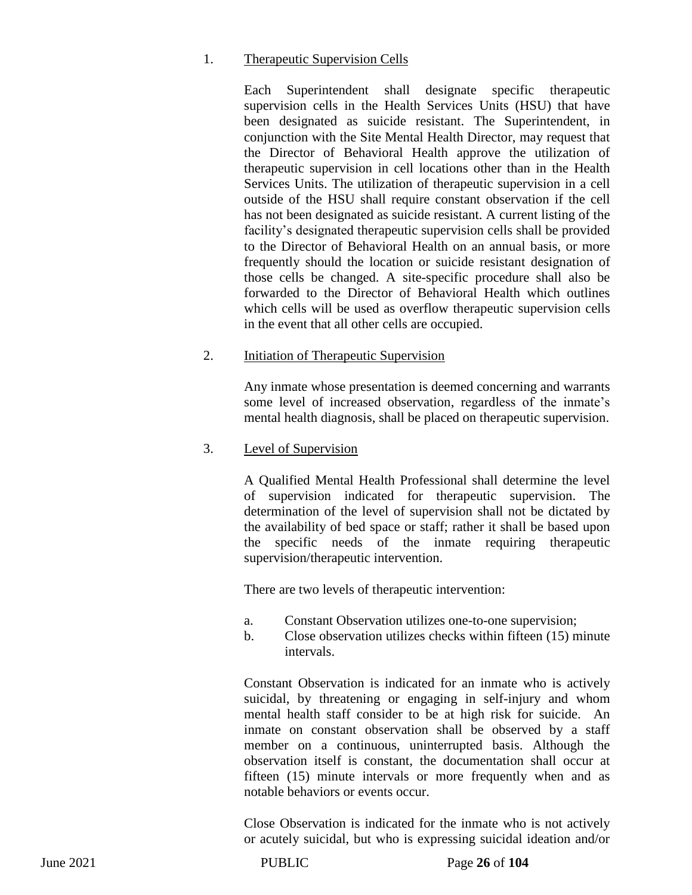1. <u>Therapeutic Supervision Cells</u>

   Each Superintendent shall designate specific therapeutic supervision cells in the Health Services Units (HSU) that have been designated as suicide resistant. The Superintendent, in conjunction with the Site Mental Health Director, may request that the Director of Behavioral Health approve the utilization of therapeutic supervision in cell locations other than in the Health Services Units. The utilization of therapeutic supervision in a cell outside of the HSU shall require constant observation if the cell has not been designated as suicide resistant. A current listing of the facility's designated therapeutic supervision cells shall be provided to the Director of Behavioral Health on an annual basis, or more frequently should the location or suicide resistant designation of those cells be changed. A site-specific procedure shall also be forwarded to the Director of Behavioral Health which outlines which cells will be used as overflow therapeutic supervision cells in the event that all other cells are occupied.

2. <u>Initiation of Therapeutic Supervision</u>

   Any inmate whose presentation is deemed concerning and warrants some level of increased observation, regardless of the inmate's mental health diagnosis, shall be placed on therapeutic supervision.

3. <u>Level of Supervision</u>

   A Qualified Mental Health Professional shall determine the level of supervision indicated for therapeutic supervision. The determination of the level of supervision shall not be dictated by the availability of bed space or staff; rather it shall be based upon the specific needs of the inmate requiring therapeutic supervision/therapeutic intervention.

   There are two levels of therapeutic intervention:

   a. Constant Observation utilizes one-to-one supervision;
   b. Close observation utilizes checks within fifteen (15) minute intervals.

   Constant Observation is indicated for an inmate who is actively suicidal, by threatening or engaging in self-injury and whom mental health staff consider to be at high risk for suicide. An inmate on constant observation shall be observed by a staff member on a continuous, uninterrupted basis. Although the observation itself is constant, the documentation shall occur at fifteen (15) minute intervals or more frequently when and as notable behaviors or events occur.

   Close Observation is indicated for the inmate who is not actively or acutely suicidal, but who is expressing suicidal ideation and/or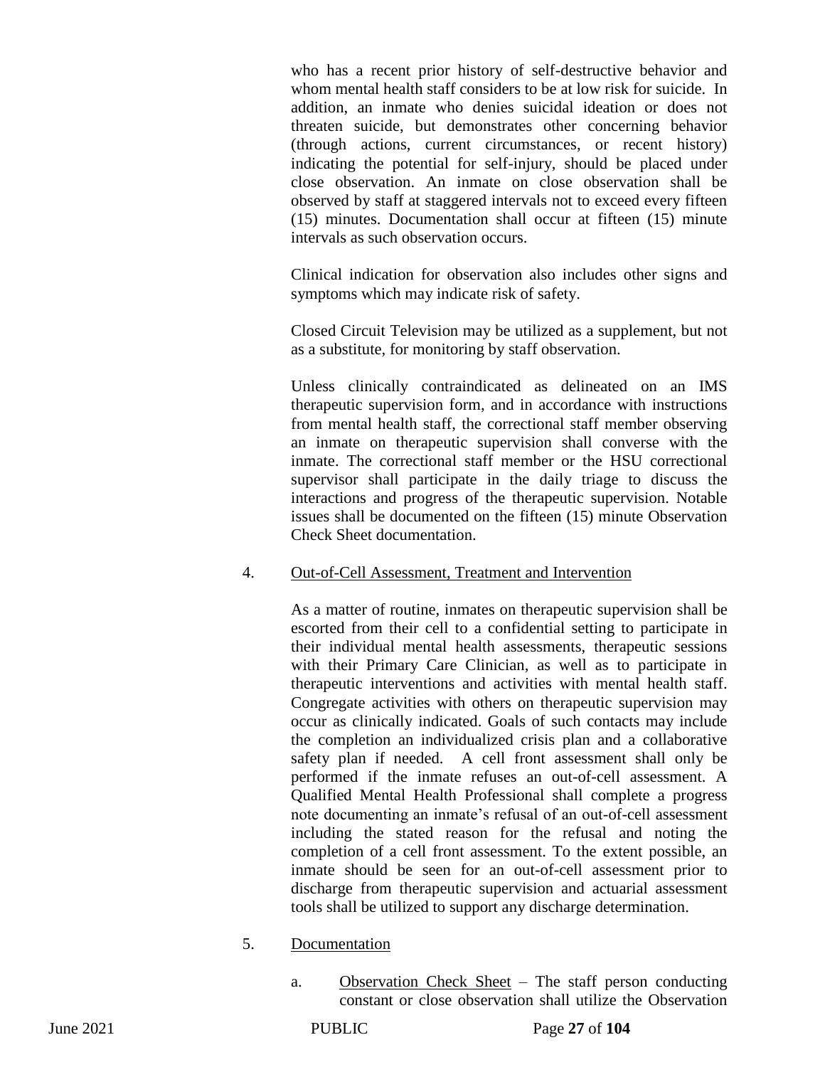who has a recent prior history of self-destructive behavior and whom mental health staff considers to be at low risk for suicide. In addition, an inmate who denies suicidal ideation or does not threaten suicide, but demonstrates other concerning behavior (through actions, current circumstances, or recent history) indicating the potential for self-injury, should be placed under close observation. An inmate on close observation shall be observed by staff at staggered intervals not to exceed every fifteen (15) minutes. Documentation shall occur at fifteen (15) minute intervals as such observation occurs.

Clinical indication for observation also includes other signs and symptoms which may indicate risk of safety.

Closed Circuit Television may be utilized as a supplement, but not as a substitute, for monitoring by staff observation.

Unless clinically contraindicated as delineated on an IMS therapeutic supervision form, and in accordance with instructions from mental health staff, the correctional staff member observing an inmate on therapeutic supervision shall converse with the inmate. The correctional staff member or the HSU correctional supervisor shall participate in the daily triage to discuss the interactions and progress of the therapeutic supervision. Notable issues shall be documented on the fifteen (15) minute Observation Check Sheet documentation.

4. Out-of-Cell Assessment, Treatment and Intervention

As a matter of routine, inmates on therapeutic supervision shall be escorted from their cell to a confidential setting to participate in their individual mental health assessments, therapeutic sessions with their Primary Care Clinician, as well as to participate in therapeutic interventions and activities with mental health staff. Congregate activities with others on therapeutic supervision may occur as clinically indicated. Goals of such contacts may include the completion an individualized crisis plan and a collaborative safety plan if needed. A cell front assessment shall only be performed if the inmate refuses an out-of-cell assessment. A Qualified Mental Health Professional shall complete a progress note documenting an inmate's refusal of an out-of-cell assessment including the stated reason for the refusal and noting the completion of a cell front assessment. To the extent possible, an inmate should be seen for an out-of-cell assessment prior to discharge from therapeutic supervision and actuarial assessment tools shall be utilized to support any discharge determination.

5. Documentation

a. Observation Check Sheet – The staff person conducting constant or close observation shall utilize the Observation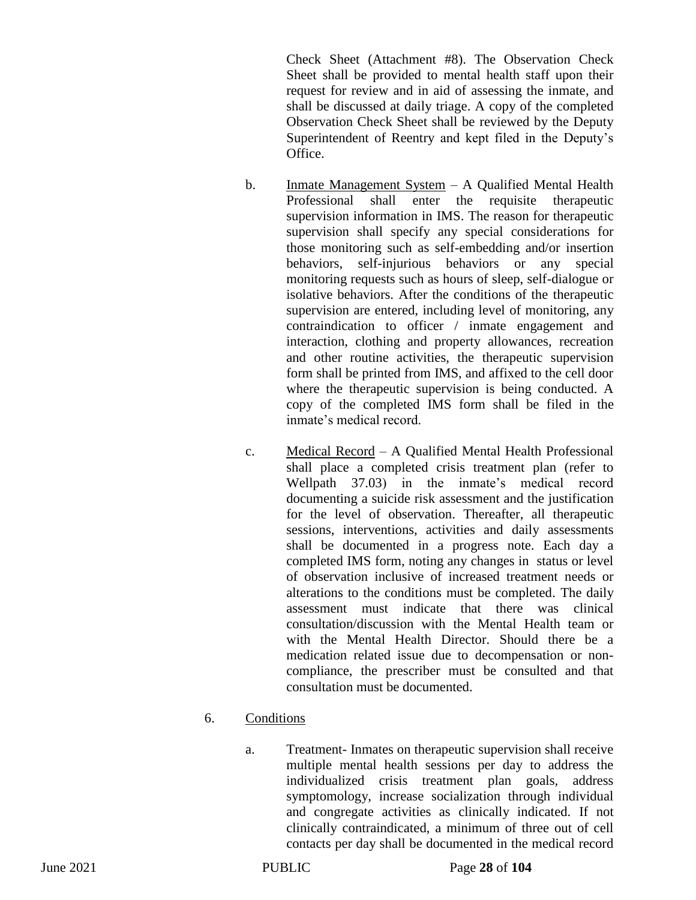Check Sheet (Attachment #8). The Observation Check Sheet shall be provided to mental health staff upon their request for review and in aid of assessing the inmate, and shall be discussed at daily triage. A copy of the completed Observation Check Sheet shall be reviewed by the Deputy Superintendent of Reentry and kept filed in the Deputy's Office.

b. Inmate Management System – A Qualified Mental Health Professional shall enter the requisite therapeutic supervision information in IMS. The reason for therapeutic supervision shall specify any special considerations for those monitoring such as self-embedding and/or insertion behaviors, self-injurious behaviors or any special monitoring requests such as hours of sleep, self-dialogue or isolative behaviors. After the conditions of the therapeutic supervision are entered, including level of monitoring, any contraindication to officer / inmate engagement and interaction, clothing and property allowances, recreation and other routine activities, the therapeutic supervision form shall be printed from IMS, and affixed to the cell door where the therapeutic supervision is being conducted. A copy of the completed IMS form shall be filed in the inmate's medical record.

c. Medical Record – A Qualified Mental Health Professional shall place a completed crisis treatment plan (refer to Wellpath 37.03) in the inmate's medical record documenting a suicide risk assessment and the justification for the level of observation. Thereafter, all therapeutic sessions, interventions, activities and daily assessments shall be documented in a progress note. Each day a completed IMS form, noting any changes in status or level of observation inclusive of increased treatment needs or alterations to the conditions must be completed. The daily assessment must indicate that there was clinical consultation/discussion with the Mental Health team or with the Mental Health Director. Should there be a medication related issue due to decompensation or non-compliance, the prescriber must be consulted and that consultation must be documented.

6. Conditions

a. Treatment- Inmates on therapeutic supervision shall receive multiple mental health sessions per day to address the individualized crisis treatment plan goals, address symptomology, increase socialization through individual and congregate activities as clinically indicated. If not clinically contraindicated, a minimum of three out of cell contacts per day shall be documented in the medical record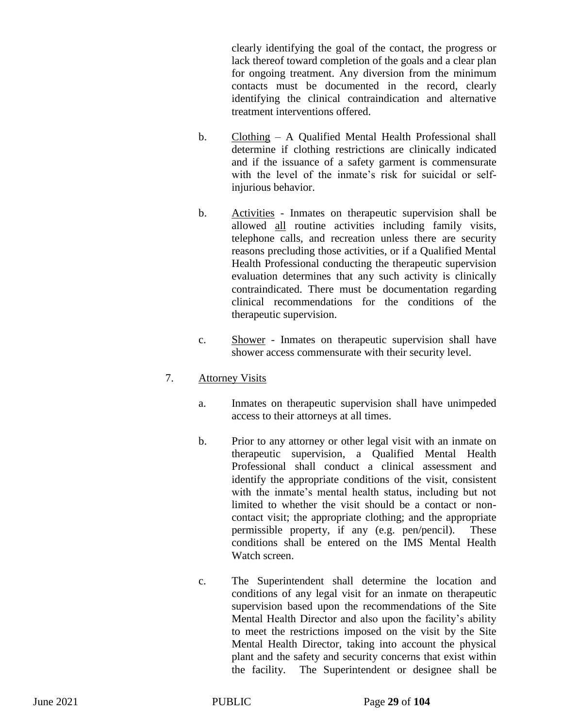clearly identifying the goal of the contact, the progress or lack thereof toward completion of the goals and a clear plan for ongoing treatment. Any diversion from the minimum contacts must be documented in the record, clearly identifying the clinical contraindication and alternative treatment interventions offered.

b. <u>Clothing</u> – A Qualified Mental Health Professional shall determine if clothing restrictions are clinically indicated and if the issuance of a safety garment is commensurate with the level of the inmate's risk for suicidal or self-injurious behavior.

b. <u>Activities</u> - Inmates on therapeutic supervision shall be allowed <u>all</u> routine activities including family visits, telephone calls, and recreation unless there are security reasons precluding those activities, or if a Qualified Mental Health Professional conducting the therapeutic supervision evaluation determines that any such activity is clinically contraindicated. There must be documentation regarding clinical recommendations for the conditions of the therapeutic supervision.

c. <u>Shower</u> - Inmates on therapeutic supervision shall have shower access commensurate with their security level.

7. <u>Attorney Visits</u>

   a. Inmates on therapeutic supervision shall have unimpeded access to their attorneys at all times.

   b. Prior to any attorney or other legal visit with an inmate on therapeutic supervision, a Qualified Mental Health Professional shall conduct a clinical assessment and identify the appropriate conditions of the visit, consistent with the inmate's mental health status, including but not limited to whether the visit should be a contact or non-contact visit; the appropriate clothing; and the appropriate permissible property, if any (e.g. pen/pencil). These conditions shall be entered on the IMS Mental Health Watch screen.

   c. The Superintendent shall determine the location and conditions of any legal visit for an inmate on therapeutic supervision based upon the recommendations of the Site Mental Health Director and also upon the facility's ability to meet the restrictions imposed on the visit by the Site Mental Health Director, taking into account the physical plant and the safety and security concerns that exist within the facility. The Superintendent or designee shall be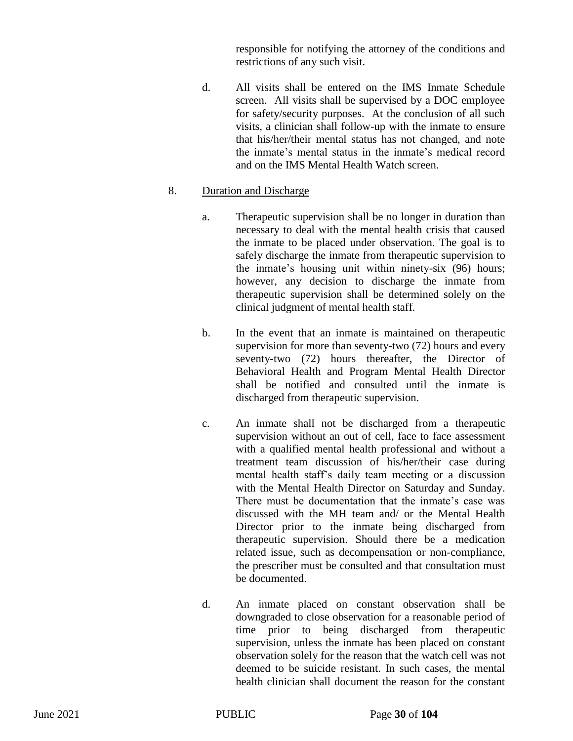responsible for notifying the attorney of the conditions and restrictions of any such visit.

d. All visits shall be entered on the IMS Inmate Schedule screen. All visits shall be supervised by a DOC employee for safety/security purposes. At the conclusion of all such visits, a clinician shall follow-up with the inmate to ensure that his/her/their mental status has not changed, and note the inmate's mental status in the inmate's medical record and on the IMS Mental Health Watch screen.

8. Duration and Discharge

a. Therapeutic supervision shall be no longer in duration than necessary to deal with the mental health crisis that caused the inmate to be placed under observation. The goal is to safely discharge the inmate from therapeutic supervision to the inmate's housing unit within ninety-six (96) hours; however, any decision to discharge the inmate from therapeutic supervision shall be determined solely on the clinical judgment of mental health staff.

b. In the event that an inmate is maintained on therapeutic supervision for more than seventy-two (72) hours and every seventy-two (72) hours thereafter, the Director of Behavioral Health and Program Mental Health Director shall be notified and consulted until the inmate is discharged from therapeutic supervision.

c. An inmate shall not be discharged from a therapeutic supervision without an out of cell, face to face assessment with a qualified mental health professional and without a treatment team discussion of his/her/their case during mental health staff's daily team meeting or a discussion with the Mental Health Director on Saturday and Sunday. There must be documentation that the inmate's case was discussed with the MH team and/ or the Mental Health Director prior to the inmate being discharged from therapeutic supervision. Should there be a medication related issue, such as decompensation or non-compliance, the prescriber must be consulted and that consultation must be documented.

d. An inmate placed on constant observation shall be downgraded to close observation for a reasonable period of time prior to being discharged from therapeutic supervision, unless the inmate has been placed on constant observation solely for the reason that the watch cell was not deemed to be suicide resistant. In such cases, the mental health clinician shall document the reason for the constant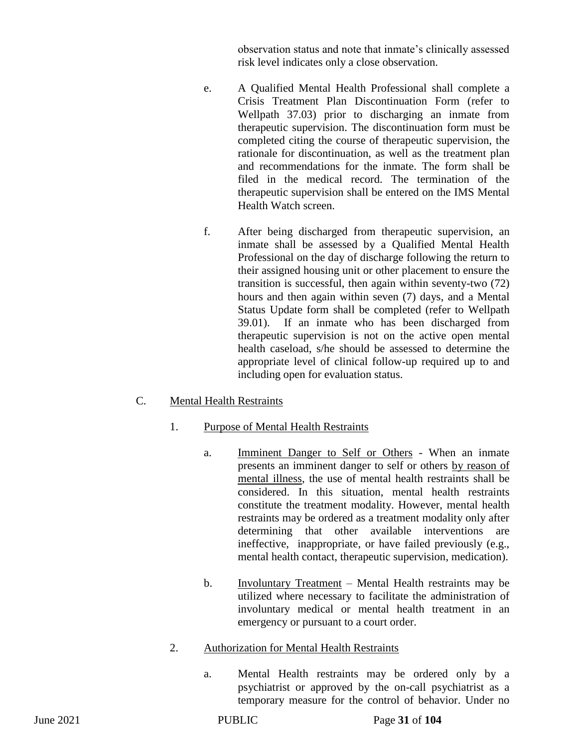observation status and note that inmate's clinically assessed risk level indicates only a close observation.

e. A Qualified Mental Health Professional shall complete a Crisis Treatment Plan Discontinuation Form (refer to Wellpath 37.03) prior to discharging an inmate from therapeutic supervision. The discontinuation form must be completed citing the course of therapeutic supervision, the rationale for discontinuation, as well as the treatment plan and recommendations for the inmate. The form shall be filed in the medical record. The termination of the therapeutic supervision shall be entered on the IMS Mental Health Watch screen.

f. After being discharged from therapeutic supervision, an inmate shall be assessed by a Qualified Mental Health Professional on the day of discharge following the return to their assigned housing unit or other placement to ensure the transition is successful, then again within seventy-two (72) hours and then again within seven (7) days, and a Mental Status Update form shall be completed (refer to Wellpath 39.01). If an inmate who has been discharged from therapeutic supervision is not on the active open mental health caseload, s/he should be assessed to determine the appropriate level of clinical follow-up required up to and including open for evaluation status.

C. Mental Health Restraints

1. Purpose of Mental Health Restraints

a. Imminent Danger to Self or Others - When an inmate presents an imminent danger to self or others by reason of mental illness, the use of mental health restraints shall be considered. In this situation, mental health restraints constitute the treatment modality. However, mental health restraints may be ordered as a treatment modality only after determining that other available interventions are ineffective, inappropriate, or have failed previously (e.g., mental health contact, therapeutic supervision, medication).

b. Involuntary Treatment – Mental Health restraints may be utilized where necessary to facilitate the administration of involuntary medical or mental health treatment in an emergency or pursuant to a court order.

2. Authorization for Mental Health Restraints

a. Mental Health restraints may be ordered only by a psychiatrist or approved by the on-call psychiatrist as a temporary measure for the control of behavior. Under no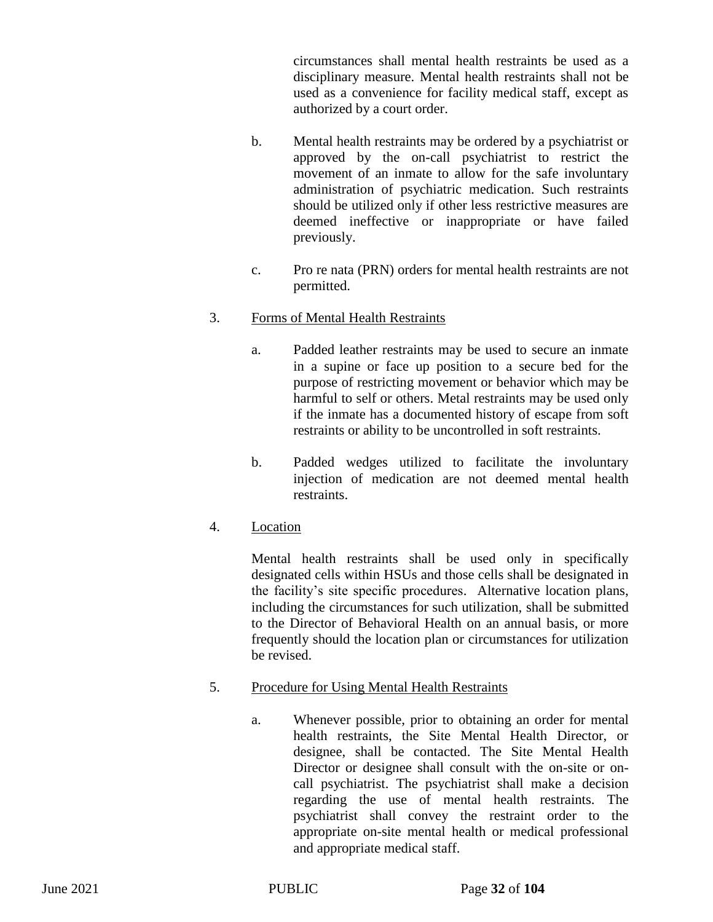circumstances shall mental health restraints be used as a disciplinary measure. Mental health restraints shall not be used as a convenience for facility medical staff, except as authorized by a court order.

b. Mental health restraints may be ordered by a psychiatrist or approved by the on-call psychiatrist to restrict the movement of an inmate to allow for the safe involuntary administration of psychiatric medication. Such restraints should be utilized only if other less restrictive measures are deemed ineffective or inappropriate or have failed previously.

c. Pro re nata (PRN) orders for mental health restraints are not permitted.

3. <u>Forms of Mental Health Restraints</u>

a. Padded leather restraints may be used to secure an inmate in a supine or face up position to a secure bed for the purpose of restricting movement or behavior which may be harmful to self or others. Metal restraints may be used only if the inmate has a documented history of escape from soft restraints or ability to be uncontrolled in soft restraints.

b. Padded wedges utilized to facilitate the involuntary injection of medication are not deemed mental health restraints.

4. <u>Location</u>

Mental health restraints shall be used only in specifically designated cells within HSUs and those cells shall be designated in the facility's site specific procedures. Alternative location plans, including the circumstances for such utilization, shall be submitted to the Director of Behavioral Health on an annual basis, or more frequently should the location plan or circumstances for utilization be revised.

5. <u>Procedure for Using Mental Health Restraints</u>

a. Whenever possible, prior to obtaining an order for mental health restraints, the Site Mental Health Director, or designee, shall be contacted. The Site Mental Health Director or designee shall consult with the on-site or on-call psychiatrist. The psychiatrist shall make a decision regarding the use of mental health restraints. The psychiatrist shall convey the restraint order to the appropriate on-site mental health or medical professional and appropriate medical staff.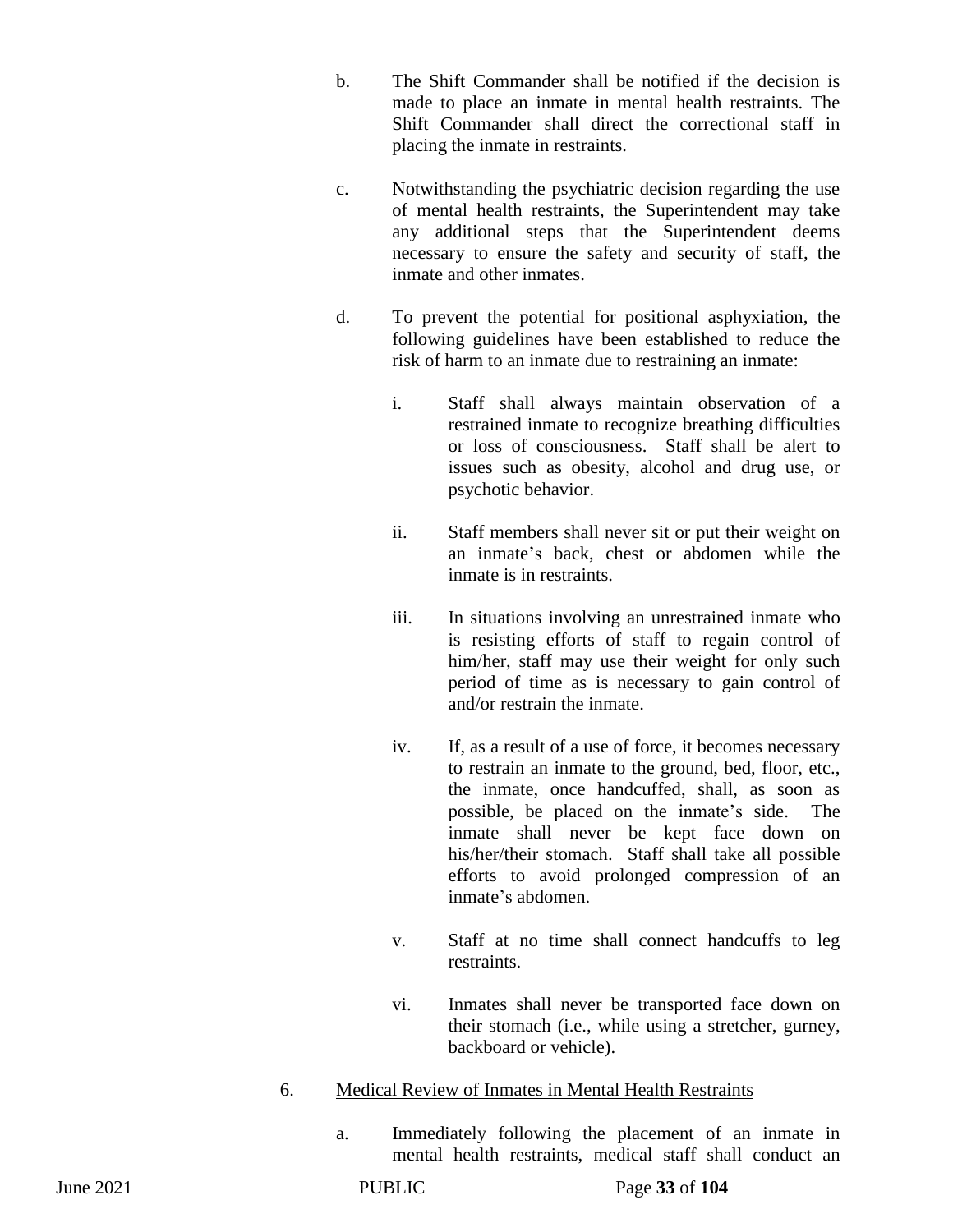b. The Shift Commander shall be notified if the decision is made to place an inmate in mental health restraints. The Shift Commander shall direct the correctional staff in placing the inmate in restraints.

c. Notwithstanding the psychiatric decision regarding the use of mental health restraints, the Superintendent may take any additional steps that the Superintendent deems necessary to ensure the safety and security of staff, the inmate and other inmates.

d. To prevent the potential for positional asphyxiation, the following guidelines have been established to reduce the risk of harm to an inmate due to restraining an inmate:

   i. Staff shall always maintain observation of a restrained inmate to recognize breathing difficulties or loss of consciousness. Staff shall be alert to issues such as obesity, alcohol and drug use, or psychotic behavior.

   ii. Staff members shall never sit or put their weight on an inmate's back, chest or abdomen while the inmate is in restraints.

   iii. In situations involving an unrestrained inmate who is resisting efforts of staff to regain control of him/her, staff may use their weight for only such period of time as is necessary to gain control of and/or restrain the inmate.

   iv. If, as a result of a use of force, it becomes necessary to restrain an inmate to the ground, bed, floor, etc., the inmate, once handcuffed, shall, as soon as possible, be placed on the inmate's side. The inmate shall never be kept face down on his/her/their stomach. Staff shall take all possible efforts to avoid prolonged compression of an inmate's abdomen.

   v. Staff at no time shall connect handcuffs to leg restraints.

   vi. Inmates shall never be transported face down on their stomach (i.e., while using a stretcher, gurney, backboard or vehicle).

6. <u>Medical Review of Inmates in Mental Health Restraints</u>

   a. Immediately following the placement of an inmate in mental health restraints, medical staff shall conduct an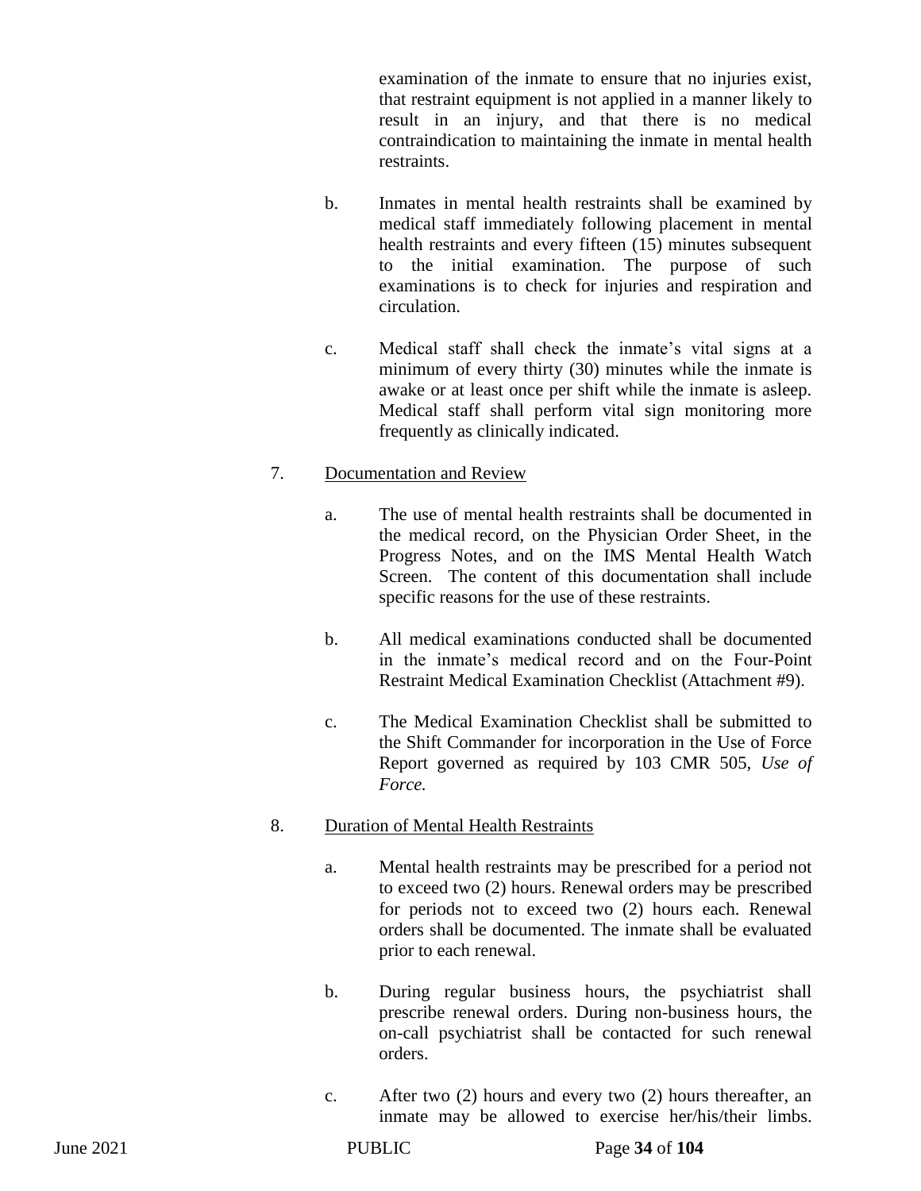examination of the inmate to ensure that no injuries exist, that restraint equipment is not applied in a manner likely to result in an injury, and that there is no medical contraindication to maintaining the inmate in mental health restraints.

b. Inmates in mental health restraints shall be examined by medical staff immediately following placement in mental health restraints and every fifteen (15) minutes subsequent to the initial examination. The purpose of such examinations is to check for injuries and respiration and circulation.

c. Medical staff shall check the inmate's vital signs at a minimum of every thirty (30) minutes while the inmate is awake or at least once per shift while the inmate is asleep. Medical staff shall perform vital sign monitoring more frequently as clinically indicated.

7. Documentation and Review

a. The use of mental health restraints shall be documented in the medical record, on the Physician Order Sheet, in the Progress Notes, and on the IMS Mental Health Watch Screen. The content of this documentation shall include specific reasons for the use of these restraints.

b. All medical examinations conducted shall be documented in the inmate's medical record and on the Four-Point Restraint Medical Examination Checklist (Attachment #9).

c. The Medical Examination Checklist shall be submitted to the Shift Commander for incorporation in the Use of Force Report governed as required by 103 CMR 505, *Use of Force.*

8. Duration of Mental Health Restraints

a. Mental health restraints may be prescribed for a period not to exceed two (2) hours. Renewal orders may be prescribed for periods not to exceed two (2) hours each. Renewal orders shall be documented. The inmate shall be evaluated prior to each renewal.

b. During regular business hours, the psychiatrist shall prescribe renewal orders. During non-business hours, the on-call psychiatrist shall be contacted for such renewal orders.

c. After two (2) hours and every two (2) hours thereafter, an inmate may be allowed to exercise her/his/their limbs.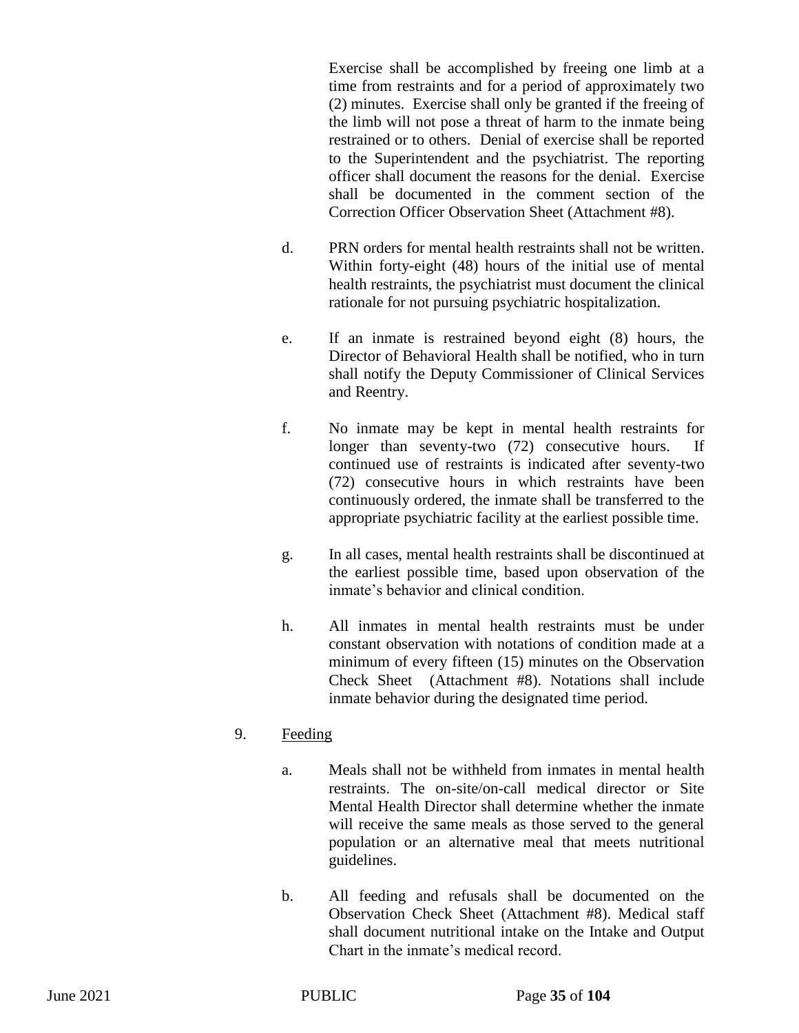Exercise shall be accomplished by freeing one limb at a time from restraints and for a period of approximately two (2) minutes. Exercise shall only be granted if the freeing of the limb will not pose a threat of harm to the inmate being restrained or to others. Denial of exercise shall be reported to the Superintendent and the psychiatrist. The reporting officer shall document the reasons for the denial. Exercise shall be documented in the comment section of the Correction Officer Observation Sheet (Attachment #8).

d. PRN orders for mental health restraints shall not be written. Within forty-eight (48) hours of the initial use of mental health restraints, the psychiatrist must document the clinical rationale for not pursuing psychiatric hospitalization.

e. If an inmate is restrained beyond eight (8) hours, the Director of Behavioral Health shall be notified, who in turn shall notify the Deputy Commissioner of Clinical Services and Reentry.

f. No inmate may be kept in mental health restraints for longer than seventy-two (72) consecutive hours. If continued use of restraints is indicated after seventy-two (72) consecutive hours in which restraints have been continuously ordered, the inmate shall be transferred to the appropriate psychiatric facility at the earliest possible time.

g. In all cases, mental health restraints shall be discontinued at the earliest possible time, based upon observation of the inmate's behavior and clinical condition.

h. All inmates in mental health restraints must be under constant observation with notations of condition made at a minimum of every fifteen (15) minutes on the Observation Check Sheet (Attachment #8). Notations shall include inmate behavior during the designated time period.

9. Feeding

a. Meals shall not be withheld from inmates in mental health restraints. The on-site/on-call medical director or Site Mental Health Director shall determine whether the inmate will receive the same meals as those served to the general population or an alternative meal that meets nutritional guidelines.

b. All feeding and refusals shall be documented on the Observation Check Sheet (Attachment #8). Medical staff shall document nutritional intake on the Intake and Output Chart in the inmate's medical record.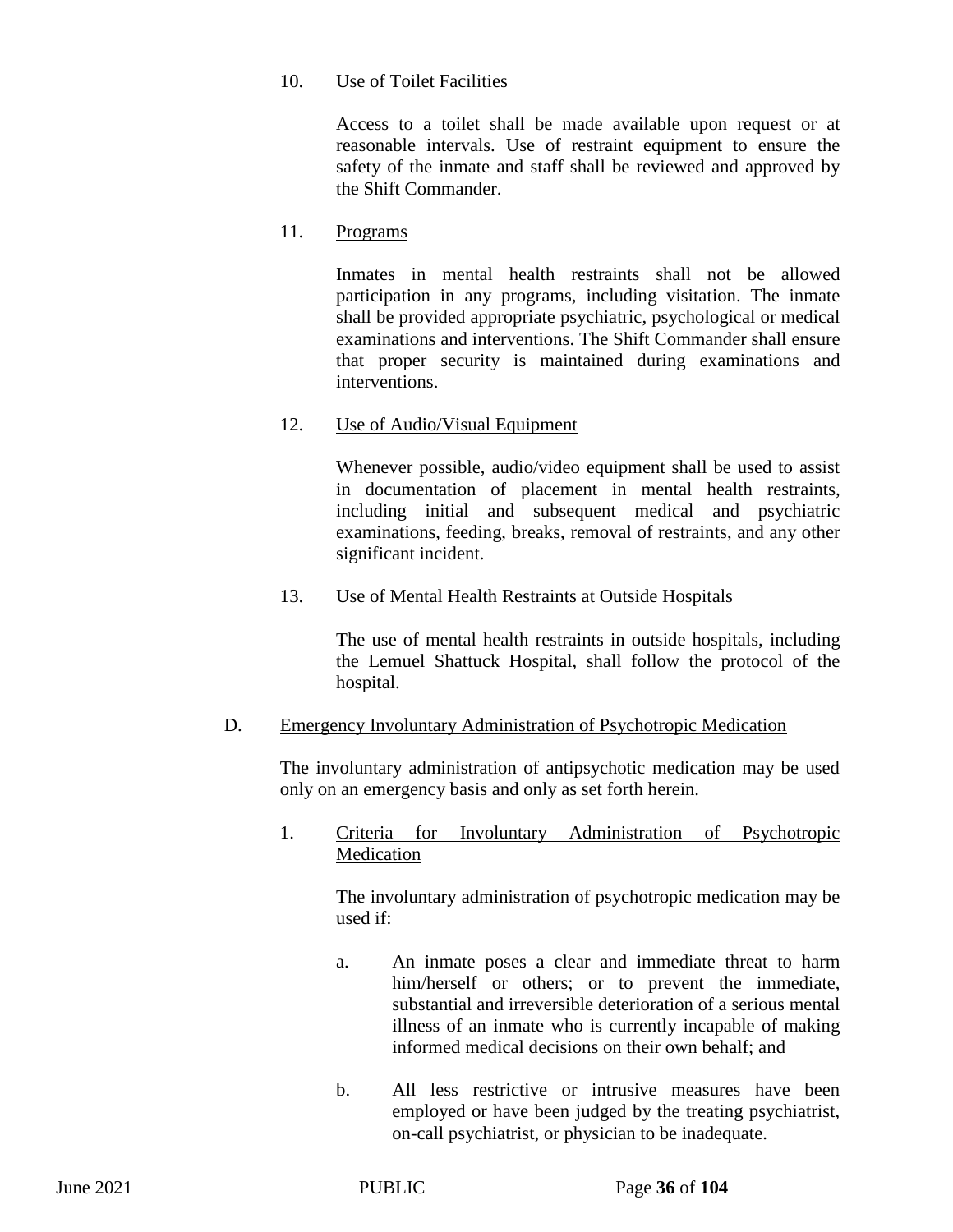10. Use of Toilet Facilities

    Access to a toilet shall be made available upon request or at reasonable intervals. Use of restraint equipment to ensure the safety of the inmate and staff shall be reviewed and approved by the Shift Commander.

11. Programs

    Inmates in mental health restraints shall not be allowed participation in any programs, including visitation. The inmate shall be provided appropriate psychiatric, psychological or medical examinations and interventions. The Shift Commander shall ensure that proper security is maintained during examinations and interventions.

12. Use of Audio/Visual Equipment

    Whenever possible, audio/video equipment shall be used to assist in documentation of placement in mental health restraints, including initial and subsequent medical and psychiatric examinations, feeding, breaks, removal of restraints, and any other significant incident.

13. Use of Mental Health Restraints at Outside Hospitals

    The use of mental health restraints in outside hospitals, including the Lemuel Shattuck Hospital, shall follow the protocol of the hospital.

D. Emergency Involuntary Administration of Psychotropic Medication

   The involuntary administration of antipsychotic medication may be used only on an emergency basis and only as set forth herein.

   1. Criteria for Involuntary Administration of Psychotropic Medication

      The involuntary administration of psychotropic medication may be used if:

      a. An inmate poses a clear and immediate threat to harm him/herself or others; or to prevent the immediate, substantial and irreversible deterioration of a serious mental illness of an inmate who is currently incapable of making informed medical decisions on their own behalf; and

      b. All less restrictive or intrusive measures have been employed or have been judged by the treating psychiatrist, on-call psychiatrist, or physician to be inadequate.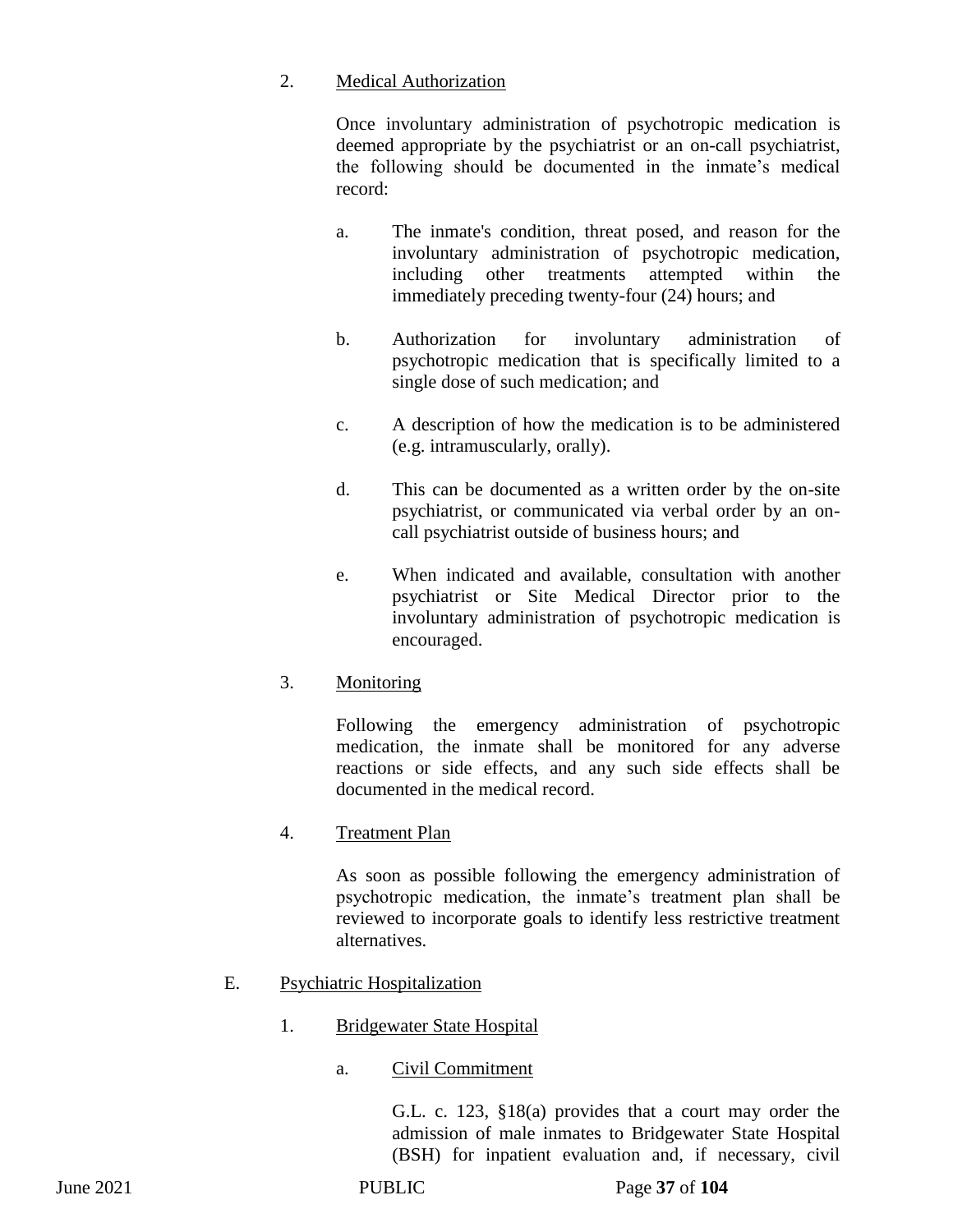2. <u>Medical Authorization</u>

Once involuntary administration of psychotropic medication is deemed appropriate by the psychiatrist or an on-call psychiatrist, the following should be documented in the inmate's medical record:

a. The inmate's condition, threat posed, and reason for the involuntary administration of psychotropic medication, including other treatments attempted within the immediately preceding twenty-four (24) hours; and

b. Authorization for involuntary administration of psychotropic medication that is specifically limited to a single dose of such medication; and

c. A description of how the medication is to be administered (e.g. intramuscularly, orally).

d. This can be documented as a written order by the on-site psychiatrist, or communicated via verbal order by an on-call psychiatrist outside of business hours; and

e. When indicated and available, consultation with another psychiatrist or Site Medical Director prior to the involuntary administration of psychotropic medication is encouraged.

3. <u>Monitoring</u>

Following the emergency administration of psychotropic medication, the inmate shall be monitored for any adverse reactions or side effects, and any such side effects shall be documented in the medical record.

4. <u>Treatment Plan</u>

As soon as possible following the emergency administration of psychotropic medication, the inmate's treatment plan shall be reviewed to incorporate goals to identify less restrictive treatment alternatives.

E. <u>Psychiatric Hospitalization</u>

1. <u>Bridgewater State Hospital</u>

a. <u>Civil Commitment</u>

G.L. c. 123, §18(a) provides that a court may order the admission of male inmates to Bridgewater State Hospital (BSH) for inpatient evaluation and, if necessary, civil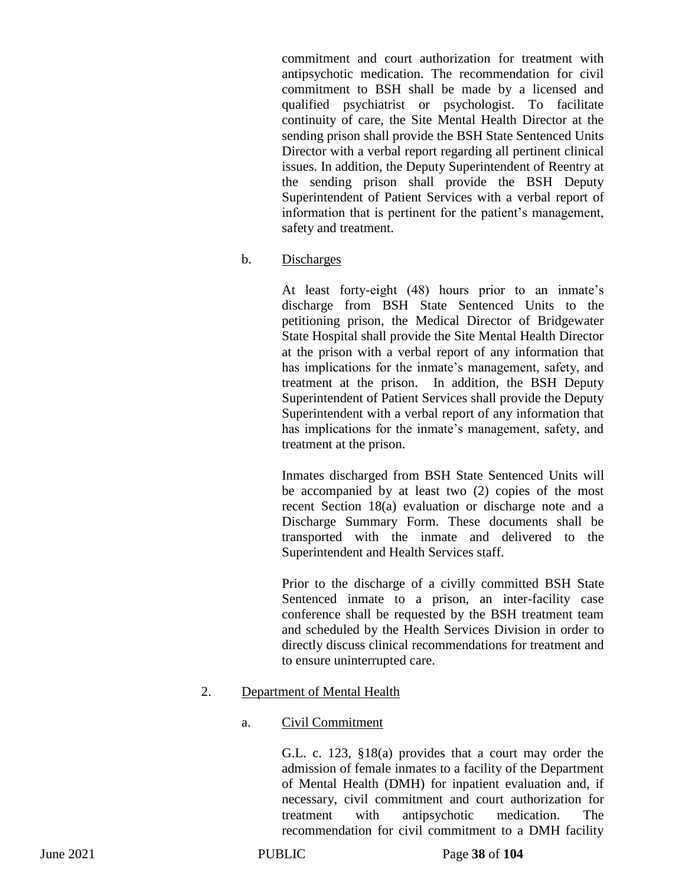commitment and court authorization for treatment with antipsychotic medication. The recommendation for civil commitment to BSH shall be made by a licensed and qualified psychiatrist or psychologist. To facilitate continuity of care, the Site Mental Health Director at the sending prison shall provide the BSH State Sentenced Units Director with a verbal report regarding all pertinent clinical issues. In addition, the Deputy Superintendent of Reentry at the sending prison shall provide the BSH Deputy Superintendent of Patient Services with a verbal report of information that is pertinent for the patient's management, safety and treatment.

b. Discharges

At least forty-eight (48) hours prior to an inmate's discharge from BSH State Sentenced Units to the petitioning prison, the Medical Director of Bridgewater State Hospital shall provide the Site Mental Health Director at the prison with a verbal report of any information that has implications for the inmate's management, safety, and treatment at the prison. In addition, the BSH Deputy Superintendent of Patient Services shall provide the Deputy Superintendent with a verbal report of any information that has implications for the inmate's management, safety, and treatment at the prison.

Inmates discharged from BSH State Sentenced Units will be accompanied by at least two (2) copies of the most recent Section 18(a) evaluation or discharge note and a Discharge Summary Form. These documents shall be transported with the inmate and delivered to the Superintendent and Health Services staff.

Prior to the discharge of a civilly committed BSH State Sentenced inmate to a prison, an inter-facility case conference shall be requested by the BSH treatment team and scheduled by the Health Services Division in order to directly discuss clinical recommendations for treatment and to ensure uninterrupted care.

2. Department of Mental Health

a. Civil Commitment

G.L. c. 123, §18(a) provides that a court may order the admission of female inmates to a facility of the Department of Mental Health (DMH) for inpatient evaluation and, if necessary, civil commitment and court authorization for treatment with antipsychotic medication. The recommendation for civil commitment to a DMH facility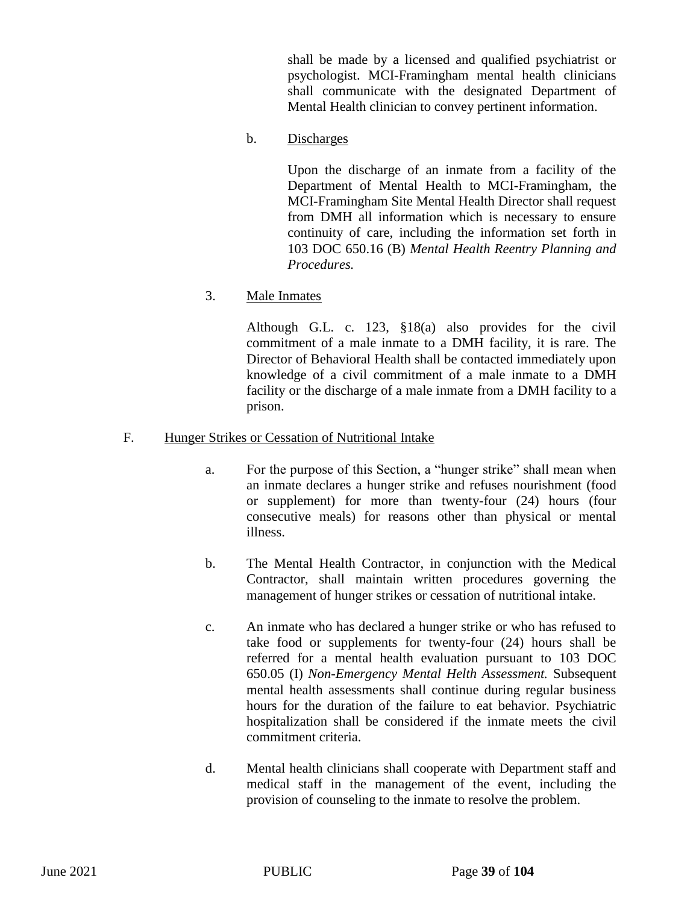shall be made by a licensed and qualified psychiatrist or psychologist. MCI-Framingham mental health clinicians shall communicate with the designated Department of Mental Health clinician to convey pertinent information.

b. Discharges

Upon the discharge of an inmate from a facility of the Department of Mental Health to MCI-Framingham, the MCI-Framingham Site Mental Health Director shall request from DMH all information which is necessary to ensure continuity of care, including the information set forth in 103 DOC 650.16 (B) *Mental Health Reentry Planning and Procedures.*

3. Male Inmates

Although G.L. c. 123, §18(a) also provides for the civil commitment of a male inmate to a DMH facility, it is rare. The Director of Behavioral Health shall be contacted immediately upon knowledge of a civil commitment of a male inmate to a DMH facility or the discharge of a male inmate from a DMH facility to a prison.

F. Hunger Strikes or Cessation of Nutritional Intake

a. For the purpose of this Section, a "hunger strike" shall mean when an inmate declares a hunger strike and refuses nourishment (food or supplement) for more than twenty-four (24) hours (four consecutive meals) for reasons other than physical or mental illness.

b. The Mental Health Contractor, in conjunction with the Medical Contractor, shall maintain written procedures governing the management of hunger strikes or cessation of nutritional intake.

c. An inmate who has declared a hunger strike or who has refused to take food or supplements for twenty-four (24) hours shall be referred for a mental health evaluation pursuant to 103 DOC 650.05 (I) *Non-Emergency Mental Helth Assessment.* Subsequent mental health assessments shall continue during regular business hours for the duration of the failure to eat behavior. Psychiatric hospitalization shall be considered if the inmate meets the civil commitment criteria.

d. Mental health clinicians shall cooperate with Department staff and medical staff in the management of the event, including the provision of counseling to the inmate to resolve the problem.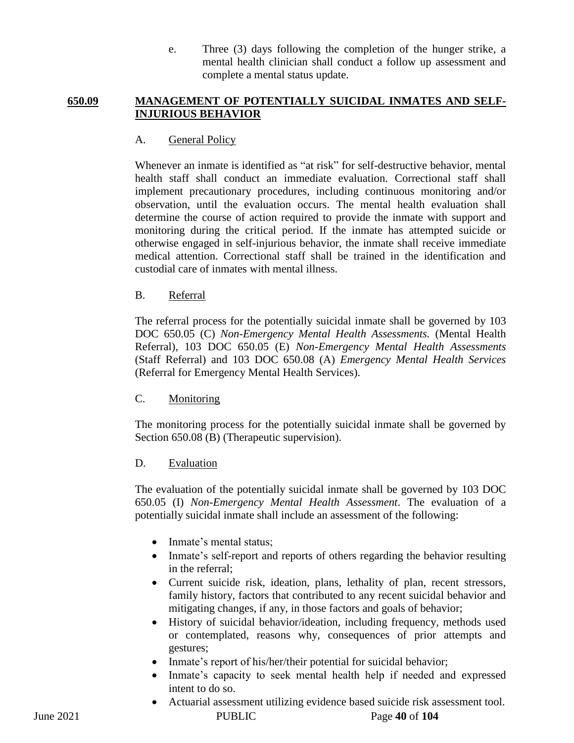e. Three (3) days following the completion of the hunger strike, a mental health clinician shall conduct a follow up assessment and complete a mental status update.

## 650.09 MANAGEMENT OF POTENTIALLY SUICIDAL INMATES AND SELF-INJURIOUS BEHAVIOR

### A. General Policy

Whenever an inmate is identified as "at risk" for self-destructive behavior, mental health staff shall conduct an immediate evaluation. Correctional staff shall implement precautionary procedures, including continuous monitoring and/or observation, until the evaluation occurs. The mental health evaluation shall determine the course of action required to provide the inmate with support and monitoring during the critical period. If the inmate has attempted suicide or otherwise engaged in self-injurious behavior, the inmate shall receive immediate medical attention. Correctional staff shall be trained in the identification and custodial care of inmates with mental illness.

### B. Referral

The referral process for the potentially suicidal inmate shall be governed by 103 DOC 650.05 (C) *Non-Emergency Mental Health Assessments.* (Mental Health Referral), 103 DOC 650.05 (E) *Non-Emergency Mental Health Assessments* (Staff Referral) and 103 DOC 650.08 (A) *Emergency Mental Health Services* (Referral for Emergency Mental Health Services).

### C. Monitoring

The monitoring process for the potentially suicidal inmate shall be governed by Section 650.08 (B) (Therapeutic supervision).

### D. Evaluation

The evaluation of the potentially suicidal inmate shall be governed by 103 DOC 650.05 (I) *Non-Emergency Mental Health Assessment*. The evaluation of a potentially suicidal inmate shall include an assessment of the following:

- Inmate's mental status;
- Inmate's self-report and reports of others regarding the behavior resulting in the referral;
- Current suicide risk, ideation, plans, lethality of plan, recent stressors, family history, factors that contributed to any recent suicidal behavior and mitigating changes, if any, in those factors and goals of behavior;
- History of suicidal behavior/ideation, including frequency, methods used or contemplated, reasons why, consequences of prior attempts and gestures;
- Inmate's report of his/her/their potential for suicidal behavior;
- Inmate's capacity to seek mental health help if needed and expressed intent to do so.
- Actuarial assessment utilizing evidence based suicide risk assessment tool.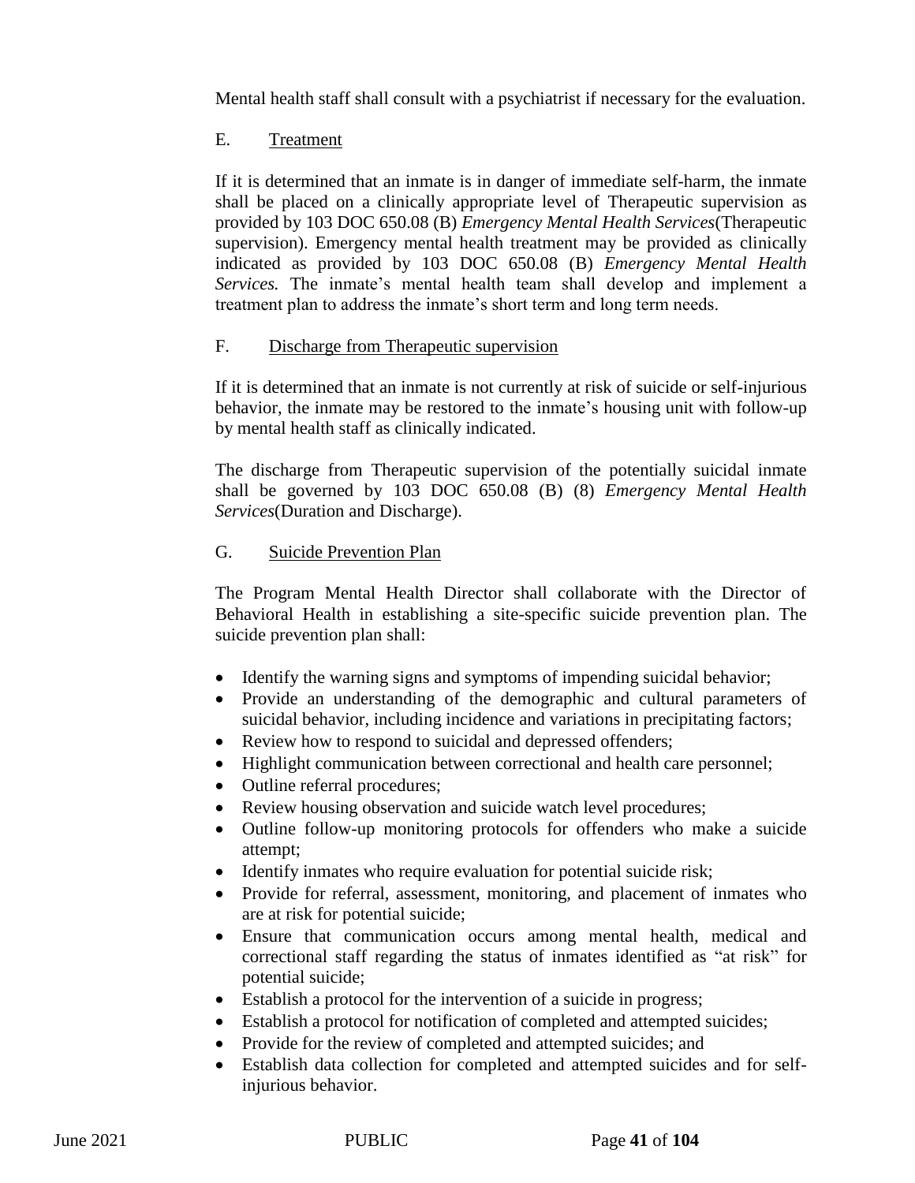Mental health staff shall consult with a psychiatrist if necessary for the evaluation.

### E. Treatment

If it is determined that an inmate is in danger of immediate self-harm, the inmate shall be placed on a clinically appropriate level of Therapeutic supervision as provided by 103 DOC 650.08 (B) *Emergency Mental Health Services*(Therapeutic supervision). Emergency mental health treatment may be provided as clinically indicated as provided by 103 DOC 650.08 (B) *Emergency Mental Health Services.* The inmate's mental health team shall develop and implement a treatment plan to address the inmate's short term and long term needs.

### F. Discharge from Therapeutic supervision

If it is determined that an inmate is not currently at risk of suicide or self-injurious behavior, the inmate may be restored to the inmate's housing unit with follow-up by mental health staff as clinically indicated.

The discharge from Therapeutic supervision of the potentially suicidal inmate shall be governed by 103 DOC 650.08 (B) (8) *Emergency Mental Health Services*(Duration and Discharge).

### G. Suicide Prevention Plan

The Program Mental Health Director shall collaborate with the Director of Behavioral Health in establishing a site-specific suicide prevention plan. The suicide prevention plan shall:

- Identify the warning signs and symptoms of impending suicidal behavior;
- Provide an understanding of the demographic and cultural parameters of suicidal behavior, including incidence and variations in precipitating factors;
- Review how to respond to suicidal and depressed offenders;
- Highlight communication between correctional and health care personnel;
- Outline referral procedures;
- Review housing observation and suicide watch level procedures;
- Outline follow-up monitoring protocols for offenders who make a suicide attempt;
- Identify inmates who require evaluation for potential suicide risk;
- Provide for referral, assessment, monitoring, and placement of inmates who are at risk for potential suicide;
- Ensure that communication occurs among mental health, medical and correctional staff regarding the status of inmates identified as "at risk" for potential suicide;
- Establish a protocol for the intervention of a suicide in progress;
- Establish a protocol for notification of completed and attempted suicides;
- Provide for the review of completed and attempted suicides; and
- Establish data collection for completed and attempted suicides and for self-injurious behavior.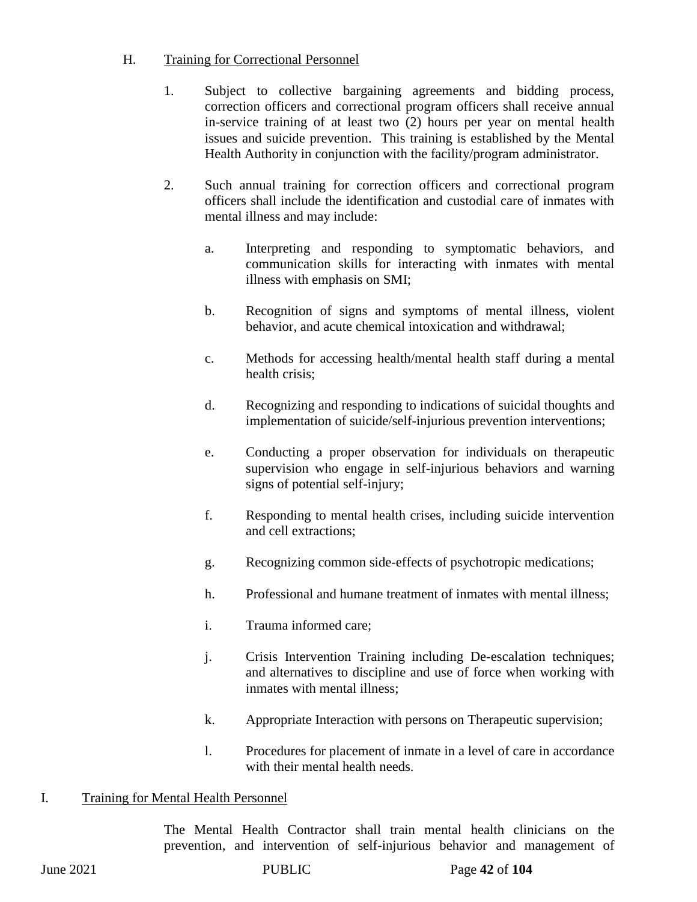H. Training for Correctional Personnel

1. Subject to collective bargaining agreements and bidding process, correction officers and correctional program officers shall receive annual in-service training of at least two (2) hours per year on mental health issues and suicide prevention. This training is established by the Mental Health Authority in conjunction with the facility/program administrator.

2. Such annual training for correction officers and correctional program officers shall include the identification and custodial care of inmates with mental illness and may include:

   a. Interpreting and responding to symptomatic behaviors, and communication skills for interacting with inmates with mental illness with emphasis on SMI;

   b. Recognition of signs and symptoms of mental illness, violent behavior, and acute chemical intoxication and withdrawal;

   c. Methods for accessing health/mental health staff during a mental health crisis;

   d. Recognizing and responding to indications of suicidal thoughts and implementation of suicide/self-injurious prevention interventions;

   e. Conducting a proper observation for individuals on therapeutic supervision who engage in self-injurious behaviors and warning signs of potential self-injury;

   f. Responding to mental health crises, including suicide intervention and cell extractions;

   g. Recognizing common side-effects of psychotropic medications;

   h. Professional and humane treatment of inmates with mental illness;

   i. Trauma informed care;

   j. Crisis Intervention Training including De-escalation techniques; and alternatives to discipline and use of force when working with inmates with mental illness;

   k. Appropriate Interaction with persons on Therapeutic supervision;

   l. Procedures for placement of inmate in a level of care in accordance with their mental health needs.

I. Training for Mental Health Personnel

The Mental Health Contractor shall train mental health clinicians on the prevention, and intervention of self-injurious behavior and management of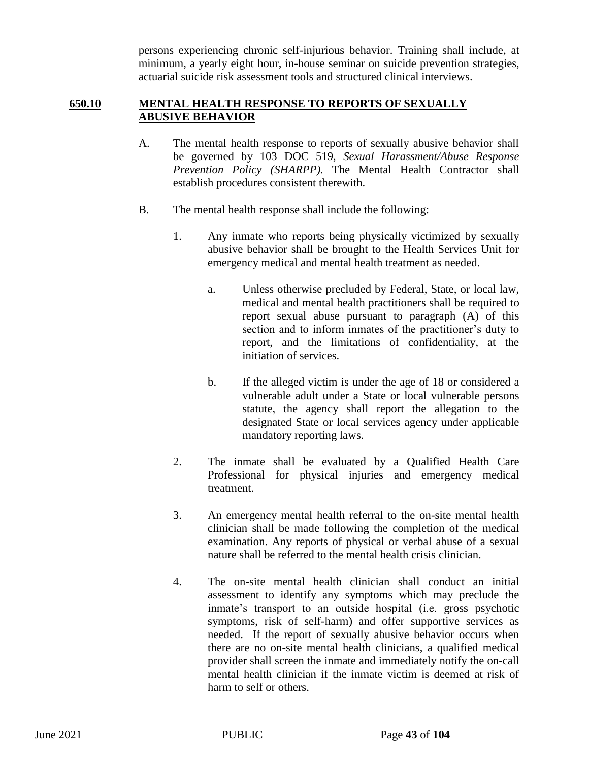persons experiencing chronic self-injurious behavior. Training shall include, at minimum, a yearly eight hour, in-house seminar on suicide prevention strategies, actuarial suicide risk assessment tools and structured clinical interviews.

## 650.10 MENTAL HEALTH RESPONSE TO REPORTS OF SEXUALLY ABUSIVE BEHAVIOR

A. The mental health response to reports of sexually abusive behavior shall be governed by 103 DOC 519, *Sexual Harassment/Abuse Response Prevention Policy (SHARPP).* The Mental Health Contractor shall establish procedures consistent therewith.

B. The mental health response shall include the following:

1. Any inmate who reports being physically victimized by sexually abusive behavior shall be brought to the Health Services Unit for emergency medical and mental health treatment as needed.

   a. Unless otherwise precluded by Federal, State, or local law, medical and mental health practitioners shall be required to report sexual abuse pursuant to paragraph (A) of this section and to inform inmates of the practitioner's duty to report, and the limitations of confidentiality, at the initiation of services.

   b. If the alleged victim is under the age of 18 or considered a vulnerable adult under a State or local vulnerable persons statute, the agency shall report the allegation to the designated State or local services agency under applicable mandatory reporting laws.

2. The inmate shall be evaluated by a Qualified Health Care Professional for physical injuries and emergency medical treatment.

3. An emergency mental health referral to the on-site mental health clinician shall be made following the completion of the medical examination. Any reports of physical or verbal abuse of a sexual nature shall be referred to the mental health crisis clinician.

4. The on-site mental health clinician shall conduct an initial assessment to identify any symptoms which may preclude the inmate's transport to an outside hospital (i.e. gross psychotic symptoms, risk of self-harm) and offer supportive services as needed. If the report of sexually abusive behavior occurs when there are no on-site mental health clinicians, a qualified medical provider shall screen the inmate and immediately notify the on-call mental health clinician if the inmate victim is deemed at risk of harm to self or others.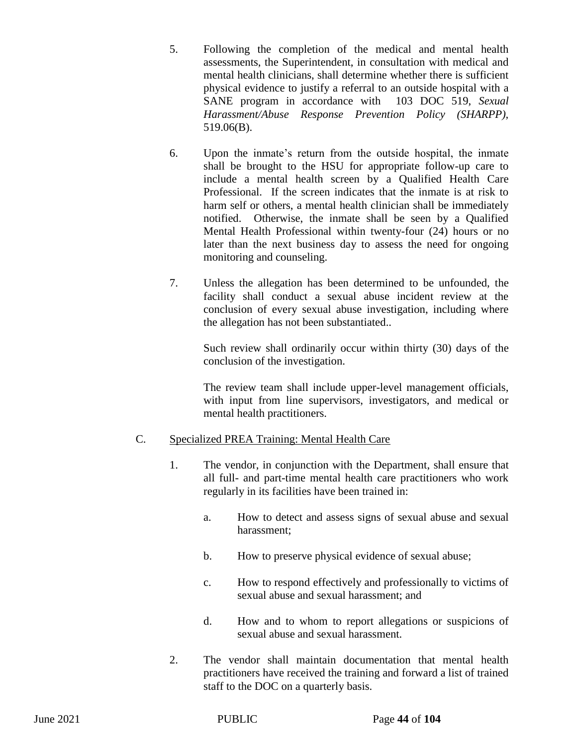5. Following the completion of the medical and mental health assessments, the Superintendent, in consultation with medical and mental health clinicians, shall determine whether there is sufficient physical evidence to justify a referral to an outside hospital with a SANE program in accordance with 103 DOC 519, *Sexual Harassment/Abuse Response Prevention Policy (SHARPP),* 519.06(B).

6. Upon the inmate's return from the outside hospital, the inmate shall be brought to the HSU for appropriate follow-up care to include a mental health screen by a Qualified Health Care Professional. If the screen indicates that the inmate is at risk to harm self or others, a mental health clinician shall be immediately notified. Otherwise, the inmate shall be seen by a Qualified Mental Health Professional within twenty-four (24) hours or no later than the next business day to assess the need for ongoing monitoring and counseling.

7. Unless the allegation has been determined to be unfounded, the facility shall conduct a sexual abuse incident review at the conclusion of every sexual abuse investigation, including where the allegation has not been substantiated..

   Such review shall ordinarily occur within thirty (30) days of the conclusion of the investigation.

   The review team shall include upper-level management officials, with input from line supervisors, investigators, and medical or mental health practitioners.

C. Specialized PREA Training: Mental Health Care

1. The vendor, in conjunction with the Department, shall ensure that all full- and part-time mental health care practitioners who work regularly in its facilities have been trained in:

   a. How to detect and assess signs of sexual abuse and sexual harassment;

   b. How to preserve physical evidence of sexual abuse;

   c. How to respond effectively and professionally to victims of sexual abuse and sexual harassment; and

   d. How and to whom to report allegations or suspicions of sexual abuse and sexual harassment.

2. The vendor shall maintain documentation that mental health practitioners have received the training and forward a list of trained staff to the DOC on a quarterly basis.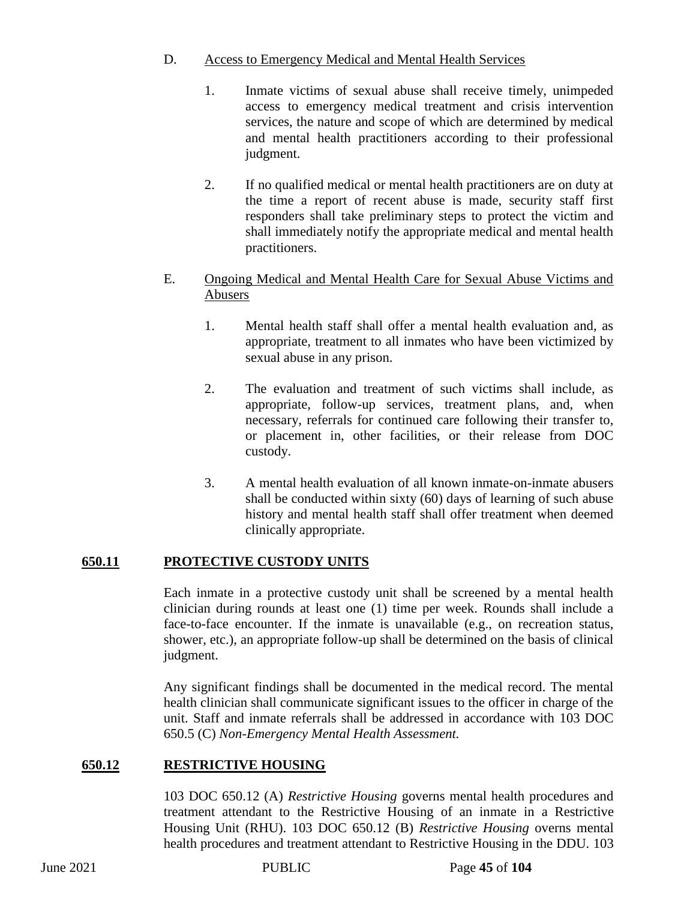D. <u>Access to Emergency Medical and Mental Health Services</u>

1. Inmate victims of sexual abuse shall receive timely, unimpeded access to emergency medical treatment and crisis intervention services, the nature and scope of which are determined by medical and mental health practitioners according to their professional judgment.

2. If no qualified medical or mental health practitioners are on duty at the time a report of recent abuse is made, security staff first responders shall take preliminary steps to protect the victim and shall immediately notify the appropriate medical and mental health practitioners.

E. <u>Ongoing Medical and Mental Health Care for Sexual Abuse Victims and Abusers</u>

1. Mental health staff shall offer a mental health evaluation and, as appropriate, treatment to all inmates who have been victimized by sexual abuse in any prison.

2. The evaluation and treatment of such victims shall include, as appropriate, follow-up services, treatment plans, and, when necessary, referrals for continued care following their transfer to, or placement in, other facilities, or their release from DOC custody.

3. A mental health evaluation of all known inmate-on-inmate abusers shall be conducted within sixty (60) days of learning of such abuse history and mental health staff shall offer treatment when deemed clinically appropriate.

## 650.11 PROTECTIVE CUSTODY UNITS

Each inmate in a protective custody unit shall be screened by a mental health clinician during rounds at least one (1) time per week. Rounds shall include a face-to-face encounter. If the inmate is unavailable (e.g., on recreation status, shower, etc.), an appropriate follow-up shall be determined on the basis of clinical judgment.

Any significant findings shall be documented in the medical record. The mental health clinician shall communicate significant issues to the officer in charge of the unit. Staff and inmate referrals shall be addressed in accordance with 103 DOC 650.5 (C) *Non-Emergency Mental Health Assessment.*

## 650.12 RESTRICTIVE HOUSING

103 DOC 650.12 (A) *Restrictive Housing* governs mental health procedures and treatment attendant to the Restrictive Housing of an inmate in a Restrictive Housing Unit (RHU). 103 DOC 650.12 (B) *Restrictive Housing* overns mental health procedures and treatment attendant to Restrictive Housing in the DDU. 103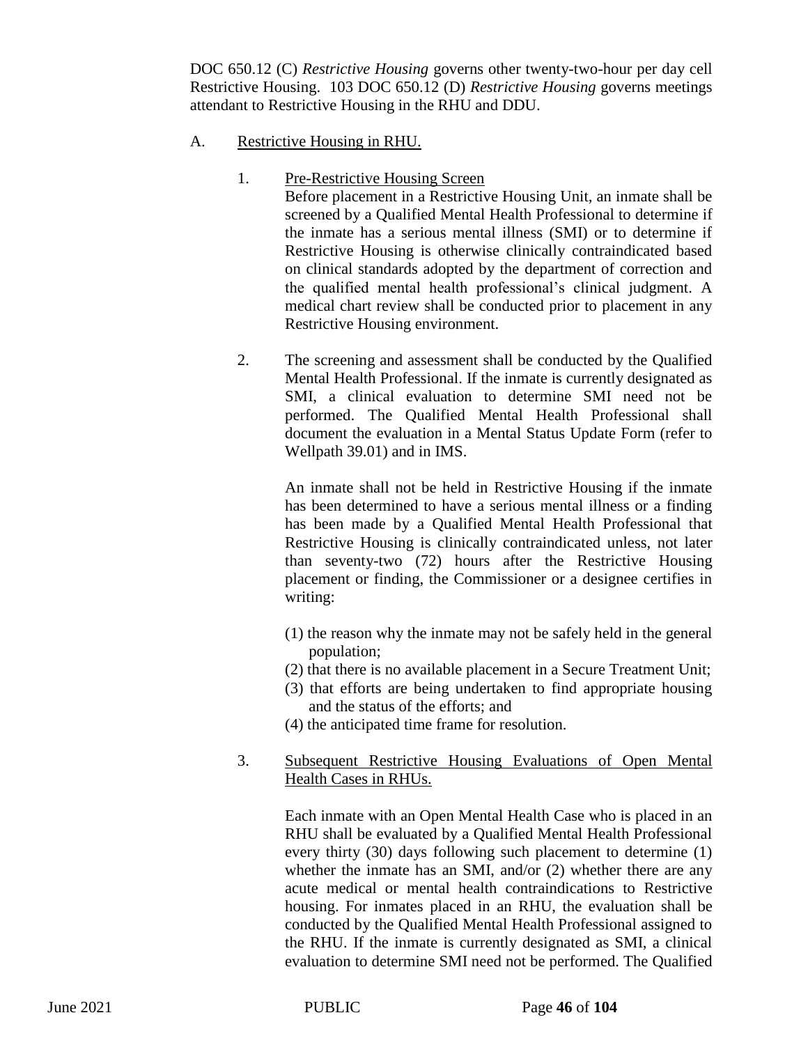DOC 650.12 (C) *Restrictive Housing* governs other twenty-two-hour per day cell Restrictive Housing. 103 DOC 650.12 (D) *Restrictive Housing* governs meetings attendant to Restrictive Housing in the RHU and DDU.

A. Restrictive Housing in RHU.

1. Pre-Restrictive Housing Screen

   Before placement in a Restrictive Housing Unit, an inmate shall be screened by a Qualified Mental Health Professional to determine if the inmate has a serious mental illness (SMI) or to determine if Restrictive Housing is otherwise clinically contraindicated based on clinical standards adopted by the department of correction and the qualified mental health professional's clinical judgment. A medical chart review shall be conducted prior to placement in any Restrictive Housing environment.

2. The screening and assessment shall be conducted by the Qualified Mental Health Professional. If the inmate is currently designated as SMI, a clinical evaluation to determine SMI need not be performed. The Qualified Mental Health Professional shall document the evaluation in a Mental Status Update Form (refer to Wellpath 39.01) and in IMS.

   An inmate shall not be held in Restrictive Housing if the inmate has been determined to have a serious mental illness or a finding has been made by a Qualified Mental Health Professional that Restrictive Housing is clinically contraindicated unless, not later than seventy-two (72) hours after the Restrictive Housing placement or finding, the Commissioner or a designee certifies in writing:

   (1) the reason why the inmate may not be safely held in the general population;
   (2) that there is no available placement in a Secure Treatment Unit;
   (3) that efforts are being undertaken to find appropriate housing and the status of the efforts; and
   (4) the anticipated time frame for resolution.

3. Subsequent Restrictive Housing Evaluations of Open Mental Health Cases in RHUs.

   Each inmate with an Open Mental Health Case who is placed in an RHU shall be evaluated by a Qualified Mental Health Professional every thirty (30) days following such placement to determine (1) whether the inmate has an SMI, and/or (2) whether there are any acute medical or mental health contraindications to Restrictive housing. For inmates placed in an RHU, the evaluation shall be conducted by the Qualified Mental Health Professional assigned to the RHU. If the inmate is currently designated as SMI, a clinical evaluation to determine SMI need not be performed. The Qualified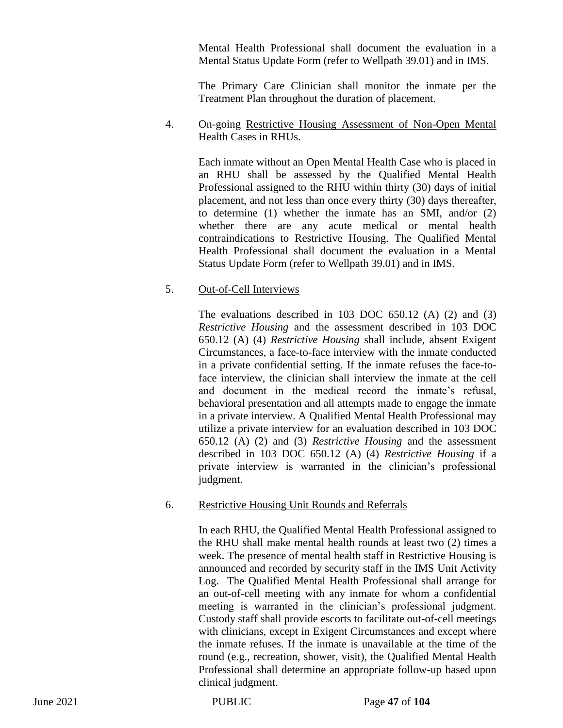Mental Health Professional shall document the evaluation in a Mental Status Update Form (refer to Wellpath 39.01) and in IMS.

The Primary Care Clinician shall monitor the inmate per the Treatment Plan throughout the duration of placement.

4. On-going Restrictive Housing Assessment of Non-Open Mental Health Cases in RHUs.

   Each inmate without an Open Mental Health Case who is placed in an RHU shall be assessed by the Qualified Mental Health Professional assigned to the RHU within thirty (30) days of initial placement, and not less than once every thirty (30) days thereafter, to determine (1) whether the inmate has an SMI, and/or (2) whether there are any acute medical or mental health contraindications to Restrictive Housing. The Qualified Mental Health Professional shall document the evaluation in a Mental Status Update Form (refer to Wellpath 39.01) and in IMS.

5. Out-of-Cell Interviews

   The evaluations described in 103 DOC 650.12 (A) (2) and (3) *Restrictive Housing* and the assessment described in 103 DOC 650.12 (A) (4) *Restrictive Housing* shall include, absent Exigent Circumstances, a face-to-face interview with the inmate conducted in a private confidential setting. If the inmate refuses the face-to-face interview, the clinician shall interview the inmate at the cell and document in the medical record the inmate's refusal, behavioral presentation and all attempts made to engage the inmate in a private interview. A Qualified Mental Health Professional may utilize a private interview for an evaluation described in 103 DOC 650.12 (A) (2) and (3) *Restrictive Housing* and the assessment described in 103 DOC 650.12 (A) (4) *Restrictive Housing* if a private interview is warranted in the clinician's professional judgment.

6. Restrictive Housing Unit Rounds and Referrals

   In each RHU, the Qualified Mental Health Professional assigned to the RHU shall make mental health rounds at least two (2) times a week. The presence of mental health staff in Restrictive Housing is announced and recorded by security staff in the IMS Unit Activity Log. The Qualified Mental Health Professional shall arrange for an out-of-cell meeting with any inmate for whom a confidential meeting is warranted in the clinician's professional judgment. Custody staff shall provide escorts to facilitate out-of-cell meetings with clinicians, except in Exigent Circumstances and except where the inmate refuses. If the inmate is unavailable at the time of the round (e.g., recreation, shower, visit), the Qualified Mental Health Professional shall determine an appropriate follow-up based upon clinical judgment.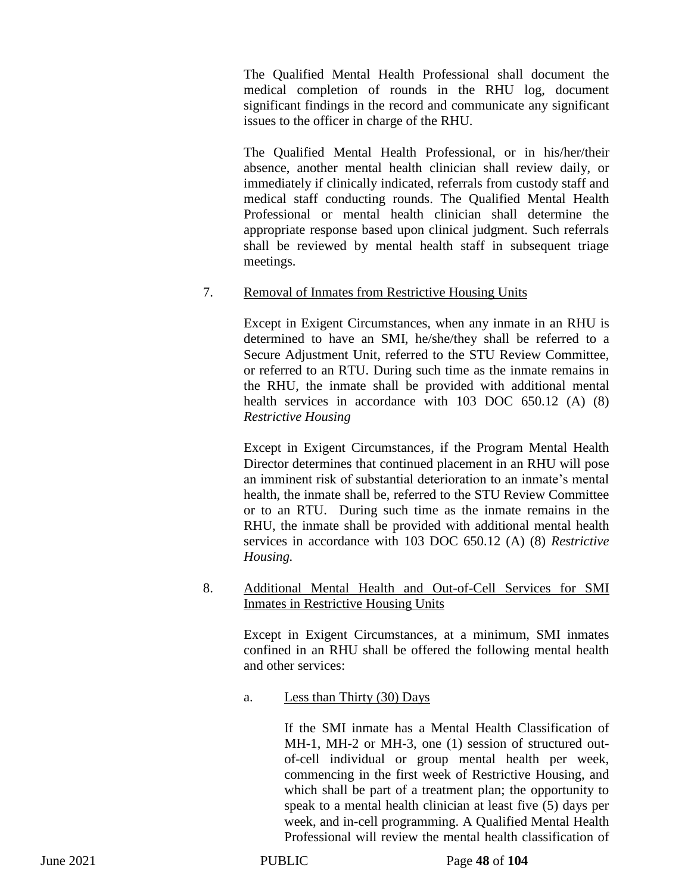The Qualified Mental Health Professional shall document the medical completion of rounds in the RHU log, document significant findings in the record and communicate any significant issues to the officer in charge of the RHU.

The Qualified Mental Health Professional, or in his/her/their absence, another mental health clinician shall review daily, or immediately if clinically indicated, referrals from custody staff and medical staff conducting rounds. The Qualified Mental Health Professional or mental health clinician shall determine the appropriate response based upon clinical judgment. Such referrals shall be reviewed by mental health staff in subsequent triage meetings.

7. Removal of Inmates from Restrictive Housing Units

Except in Exigent Circumstances, when any inmate in an RHU is determined to have an SMI, he/she/they shall be referred to a Secure Adjustment Unit, referred to the STU Review Committee, or referred to an RTU. During such time as the inmate remains in the RHU, the inmate shall be provided with additional mental health services in accordance with 103 DOC 650.12 (A) (8) *Restrictive Housing*

Except in Exigent Circumstances, if the Program Mental Health Director determines that continued placement in an RHU will pose an imminent risk of substantial deterioration to an inmate's mental health, the inmate shall be, referred to the STU Review Committee or to an RTU. During such time as the inmate remains in the RHU, the inmate shall be provided with additional mental health services in accordance with 103 DOC 650.12 (A) (8) *Restrictive Housing.*

8. Additional Mental Health and Out-of-Cell Services for SMI Inmates in Restrictive Housing Units

Except in Exigent Circumstances, at a minimum, SMI inmates confined in an RHU shall be offered the following mental health and other services:

a. Less than Thirty (30) Days

If the SMI inmate has a Mental Health Classification of MH-1, MH-2 or MH-3, one (1) session of structured out-of-cell individual or group mental health per week, commencing in the first week of Restrictive Housing, and which shall be part of a treatment plan; the opportunity to speak to a mental health clinician at least five (5) days per week, and in-cell programming. A Qualified Mental Health Professional will review the mental health classification of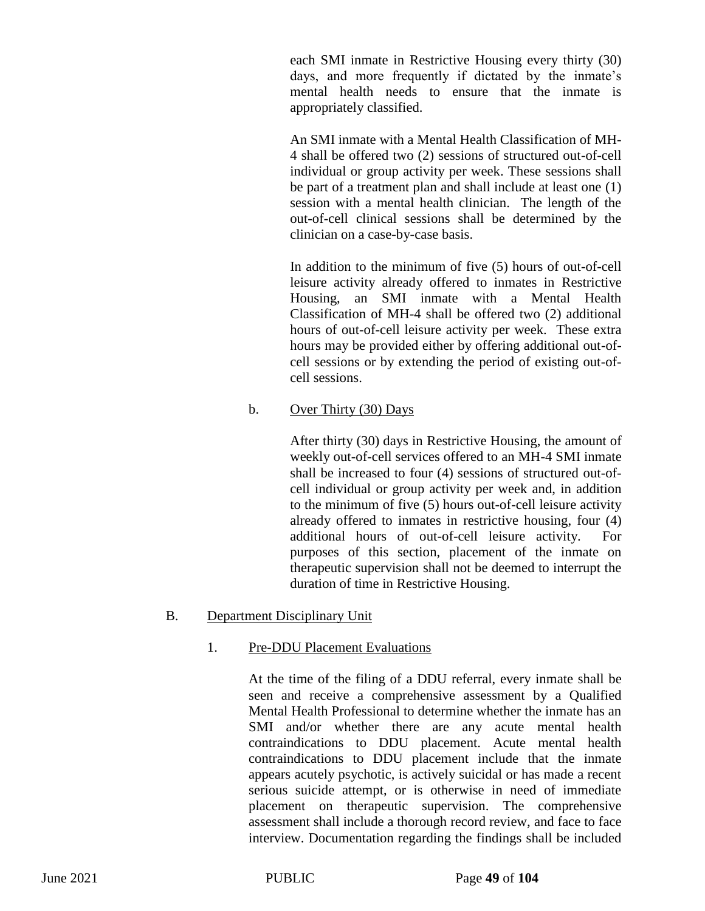each SMI inmate in Restrictive Housing every thirty (30) days, and more frequently if dictated by the inmate's mental health needs to ensure that the inmate is appropriately classified.

An SMI inmate with a Mental Health Classification of MH-4 shall be offered two (2) sessions of structured out-of-cell individual or group activity per week. These sessions shall be part of a treatment plan and shall include at least one (1) session with a mental health clinician. The length of the out-of-cell clinical sessions shall be determined by the clinician on a case-by-case basis.

In addition to the minimum of five (5) hours of out-of-cell leisure activity already offered to inmates in Restrictive Housing, an SMI inmate with a Mental Health Classification of MH-4 shall be offered two (2) additional hours of out-of-cell leisure activity per week. These extra hours may be provided either by offering additional out-of-cell sessions or by extending the period of existing out-of-cell sessions.

b. Over Thirty (30) Days

After thirty (30) days in Restrictive Housing, the amount of weekly out-of-cell services offered to an MH-4 SMI inmate shall be increased to four (4) sessions of structured out-of-cell individual or group activity per week and, in addition to the minimum of five (5) hours out-of-cell leisure activity already offered to inmates in restrictive housing, four (4) additional hours of out-of-cell leisure activity. For purposes of this section, placement of the inmate on therapeutic supervision shall not be deemed to interrupt the duration of time in Restrictive Housing.

B. Department Disciplinary Unit

1. Pre-DDU Placement Evaluations

At the time of the filing of a DDU referral, every inmate shall be seen and receive a comprehensive assessment by a Qualified Mental Health Professional to determine whether the inmate has an SMI and/or whether there are any acute mental health contraindications to DDU placement. Acute mental health contraindications to DDU placement include that the inmate appears acutely psychotic, is actively suicidal or has made a recent serious suicide attempt, or is otherwise in need of immediate placement on therapeutic supervision. The comprehensive assessment shall include a thorough record review, and face to face interview. Documentation regarding the findings shall be included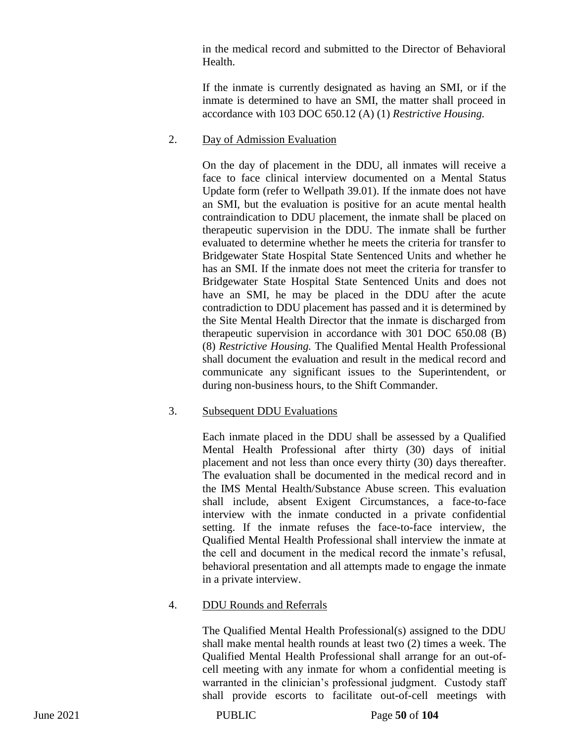in the medical record and submitted to the Director of Behavioral Health.

If the inmate is currently designated as having an SMI, or if the inmate is determined to have an SMI, the matter shall proceed in accordance with 103 DOC 650.12 (A) (1) *Restrictive Housing.*

2. <u>Day of Admission Evaluation</u>

   On the day of placement in the DDU, all inmates will receive a face to face clinical interview documented on a Mental Status Update form (refer to Wellpath 39.01). If the inmate does not have an SMI, but the evaluation is positive for an acute mental health contraindication to DDU placement, the inmate shall be placed on therapeutic supervision in the DDU. The inmate shall be further evaluated to determine whether he meets the criteria for transfer to Bridgewater State Hospital State Sentenced Units and whether he has an SMI. If the inmate does not meet the criteria for transfer to Bridgewater State Hospital State Sentenced Units and does not have an SMI, he may be placed in the DDU after the acute contradiction to DDU placement has passed and it is determined by the Site Mental Health Director that the inmate is discharged from therapeutic supervision in accordance with 301 DOC 650.08 (B) (8) *Restrictive Housing.* The Qualified Mental Health Professional shall document the evaluation and result in the medical record and communicate any significant issues to the Superintendent, or during non-business hours, to the Shift Commander.

3. <u>Subsequent DDU Evaluations</u>

   Each inmate placed in the DDU shall be assessed by a Qualified Mental Health Professional after thirty (30) days of initial placement and not less than once every thirty (30) days thereafter. The evaluation shall be documented in the medical record and in the IMS Mental Health/Substance Abuse screen. This evaluation shall include, absent Exigent Circumstances, a face-to-face interview with the inmate conducted in a private confidential setting. If the inmate refuses the face-to-face interview, the Qualified Mental Health Professional shall interview the inmate at the cell and document in the medical record the inmate's refusal, behavioral presentation and all attempts made to engage the inmate in a private interview.

4. <u>DDU Rounds and Referrals</u>

   The Qualified Mental Health Professional(s) assigned to the DDU shall make mental health rounds at least two (2) times a week. The Qualified Mental Health Professional shall arrange for an out-of-cell meeting with any inmate for whom a confidential meeting is warranted in the clinician's professional judgment. Custody staff shall provide escorts to facilitate out-of-cell meetings with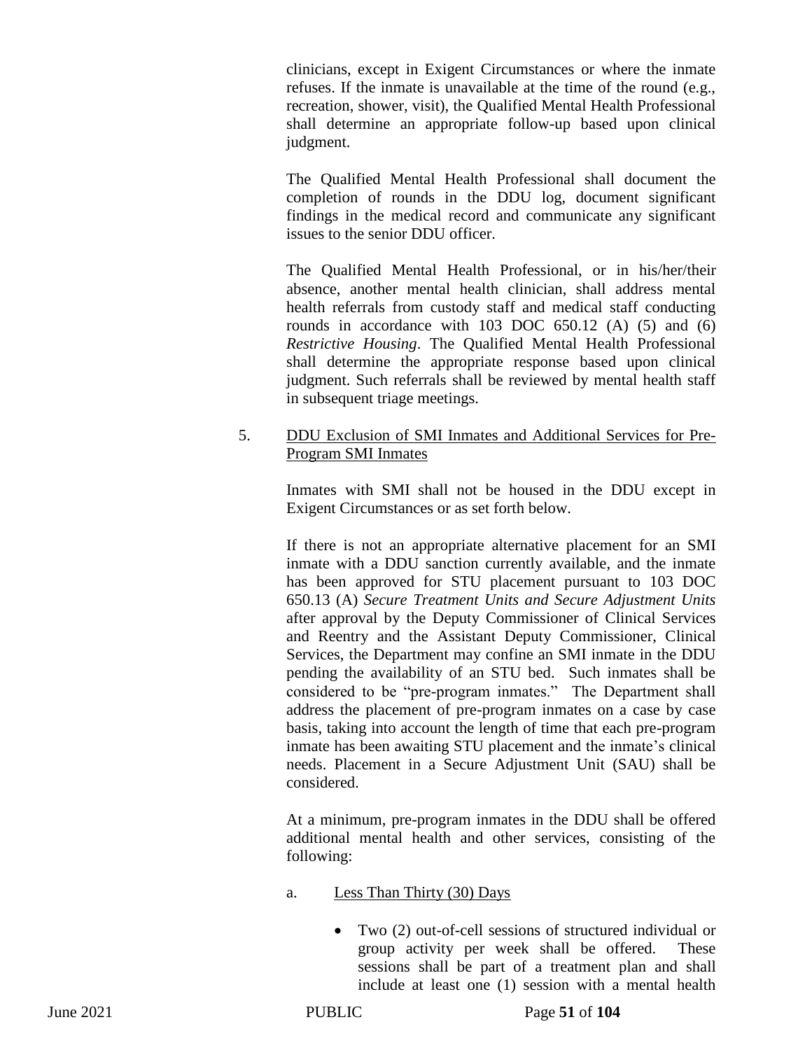clinicians, except in Exigent Circumstances or where the inmate refuses. If the inmate is unavailable at the time of the round (e.g., recreation, shower, visit), the Qualified Mental Health Professional shall determine an appropriate follow-up based upon clinical judgment.

The Qualified Mental Health Professional shall document the completion of rounds in the DDU log, document significant findings in the medical record and communicate any significant issues to the senior DDU officer.

The Qualified Mental Health Professional, or in his/her/their absence, another mental health clinician, shall address mental health referrals from custody staff and medical staff conducting rounds in accordance with 103 DOC 650.12 (A) (5) and (6) *Restrictive Housing*. The Qualified Mental Health Professional shall determine the appropriate response based upon clinical judgment. Such referrals shall be reviewed by mental health staff in subsequent triage meetings.

5. <u>DDU Exclusion of SMI Inmates and Additional Services for Pre-Program SMI Inmates</u>

Inmates with SMI shall not be housed in the DDU except in Exigent Circumstances or as set forth below.

If there is not an appropriate alternative placement for an SMI inmate with a DDU sanction currently available, and the inmate has been approved for STU placement pursuant to 103 DOC 650.13 (A) *Secure Treatment Units and Secure Adjustment Units* after approval by the Deputy Commissioner of Clinical Services and Reentry and the Assistant Deputy Commissioner, Clinical Services, the Department may confine an SMI inmate in the DDU pending the availability of an STU bed. Such inmates shall be considered to be "pre-program inmates." The Department shall address the placement of pre-program inmates on a case by case basis, taking into account the length of time that each pre-program inmate has been awaiting STU placement and the inmate's clinical needs. Placement in a Secure Adjustment Unit (SAU) shall be considered.

At a minimum, pre-program inmates in the DDU shall be offered additional mental health and other services, consisting of the following:

a. <u>Less Than Thirty (30) Days</u>

- Two (2) out-of-cell sessions of structured individual or group activity per week shall be offered. These sessions shall be part of a treatment plan and shall include at least one (1) session with a mental health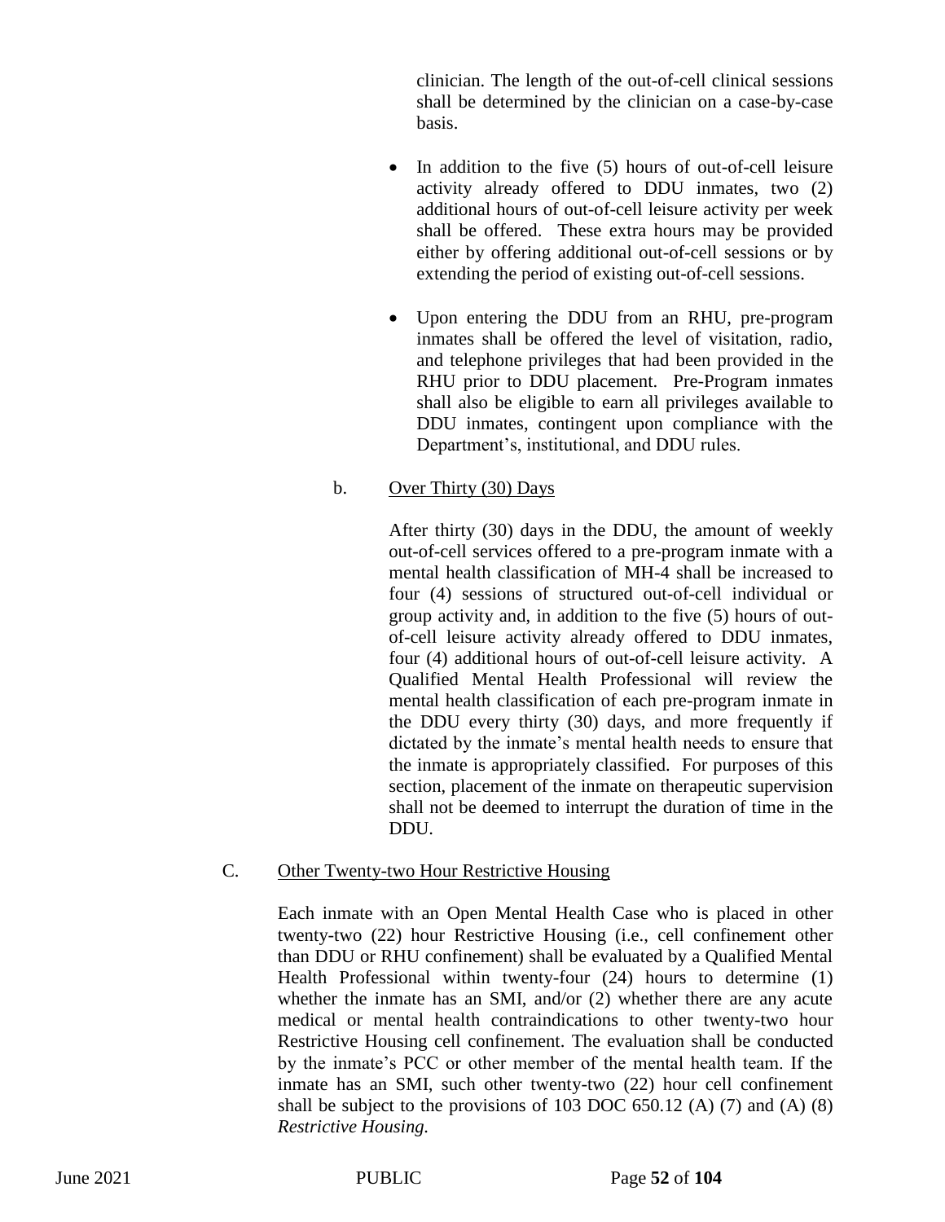clinician. The length of the out-of-cell clinical sessions shall be determined by the clinician on a case-by-case basis.

- In addition to the five (5) hours of out-of-cell leisure activity already offered to DDU inmates, two (2) additional hours of out-of-cell leisure activity per week shall be offered. These extra hours may be provided either by offering additional out-of-cell sessions or by extending the period of existing out-of-cell sessions.

- Upon entering the DDU from an RHU, pre-program inmates shall be offered the level of visitation, radio, and telephone privileges that had been provided in the RHU prior to DDU placement. Pre-Program inmates shall also be eligible to earn all privileges available to DDU inmates, contingent upon compliance with the Department's, institutional, and DDU rules.

b. Over Thirty (30) Days

After thirty (30) days in the DDU, the amount of weekly out-of-cell services offered to a pre-program inmate with a mental health classification of MH-4 shall be increased to four (4) sessions of structured out-of-cell individual or group activity and, in addition to the five (5) hours of out-of-cell leisure activity already offered to DDU inmates, four (4) additional hours of out-of-cell leisure activity. A Qualified Mental Health Professional will review the mental health classification of each pre-program inmate in the DDU every thirty (30) days, and more frequently if dictated by the inmate's mental health needs to ensure that the inmate is appropriately classified. For purposes of this section, placement of the inmate on therapeutic supervision shall not be deemed to interrupt the duration of time in the DDU.

C. Other Twenty-two Hour Restrictive Housing

Each inmate with an Open Mental Health Case who is placed in other twenty-two (22) hour Restrictive Housing (i.e., cell confinement other than DDU or RHU confinement) shall be evaluated by a Qualified Mental Health Professional within twenty-four (24) hours to determine (1) whether the inmate has an SMI, and/or (2) whether there are any acute medical or mental health contraindications to other twenty-two hour Restrictive Housing cell confinement. The evaluation shall be conducted by the inmate's PCC or other member of the mental health team. If the inmate has an SMI, such other twenty-two (22) hour cell confinement shall be subject to the provisions of 103 DOC 650.12 (A) (7) and (A) (8) *Restrictive Housing.*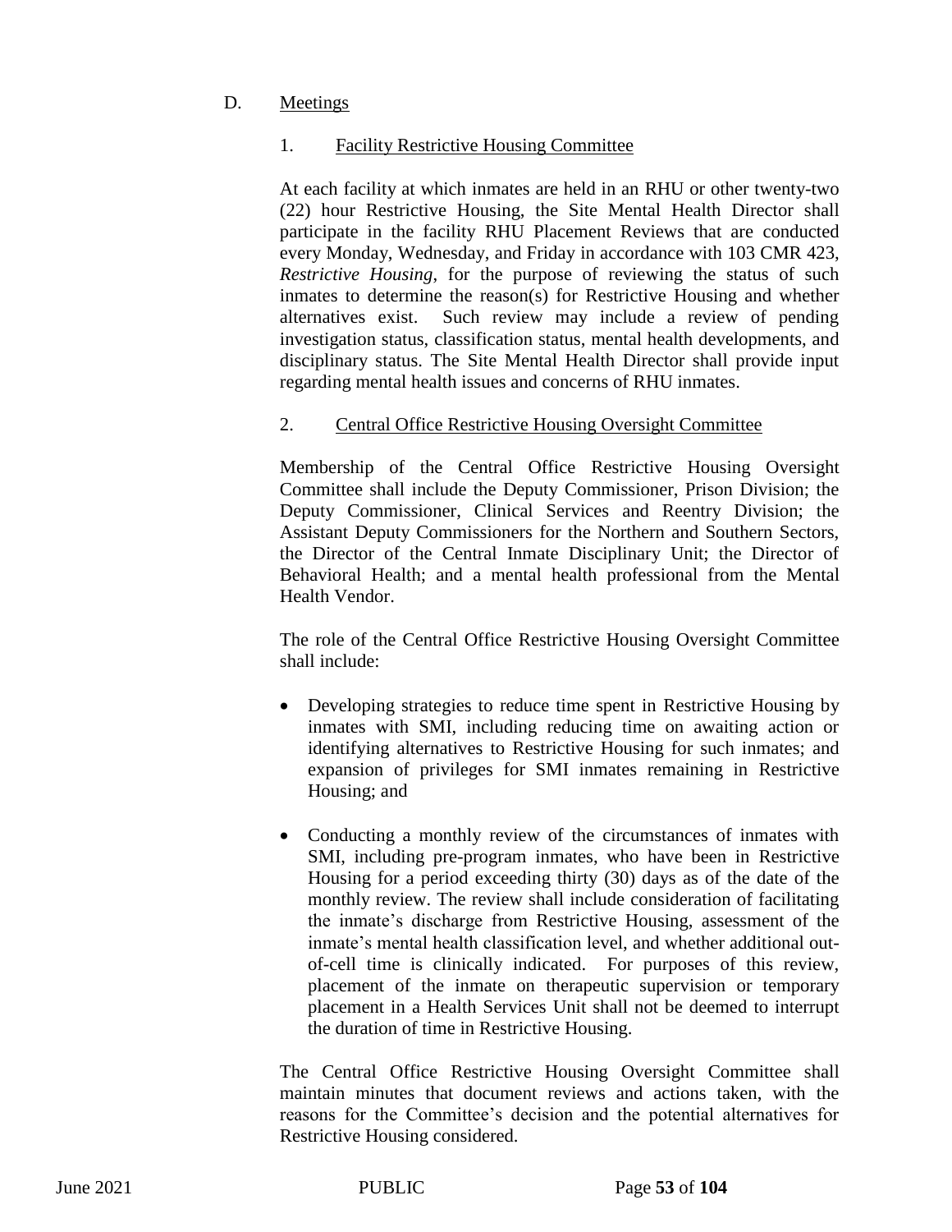D. Meetings

1. Facility Restrictive Housing Committee

At each facility at which inmates are held in an RHU or other twenty-two (22) hour Restrictive Housing, the Site Mental Health Director shall participate in the facility RHU Placement Reviews that are conducted every Monday, Wednesday, and Friday in accordance with 103 CMR 423, *Restrictive Housing*, for the purpose of reviewing the status of such inmates to determine the reason(s) for Restrictive Housing and whether alternatives exist. Such review may include a review of pending investigation status, classification status, mental health developments, and disciplinary status. The Site Mental Health Director shall provide input regarding mental health issues and concerns of RHU inmates.

2. Central Office Restrictive Housing Oversight Committee

Membership of the Central Office Restrictive Housing Oversight Committee shall include the Deputy Commissioner, Prison Division; the Deputy Commissioner, Clinical Services and Reentry Division; the Assistant Deputy Commissioners for the Northern and Southern Sectors, the Director of the Central Inmate Disciplinary Unit; the Director of Behavioral Health; and a mental health professional from the Mental Health Vendor.

The role of the Central Office Restrictive Housing Oversight Committee shall include:

- Developing strategies to reduce time spent in Restrictive Housing by inmates with SMI, including reducing time on awaiting action or identifying alternatives to Restrictive Housing for such inmates; and expansion of privileges for SMI inmates remaining in Restrictive Housing; and

- Conducting a monthly review of the circumstances of inmates with SMI, including pre-program inmates, who have been in Restrictive Housing for a period exceeding thirty (30) days as of the date of the monthly review. The review shall include consideration of facilitating the inmate's discharge from Restrictive Housing, assessment of the inmate's mental health classification level, and whether additional out-of-cell time is clinically indicated. For purposes of this review, placement of the inmate on therapeutic supervision or temporary placement in a Health Services Unit shall not be deemed to interrupt the duration of time in Restrictive Housing.

The Central Office Restrictive Housing Oversight Committee shall maintain minutes that document reviews and actions taken, with the reasons for the Committee's decision and the potential alternatives for Restrictive Housing considered.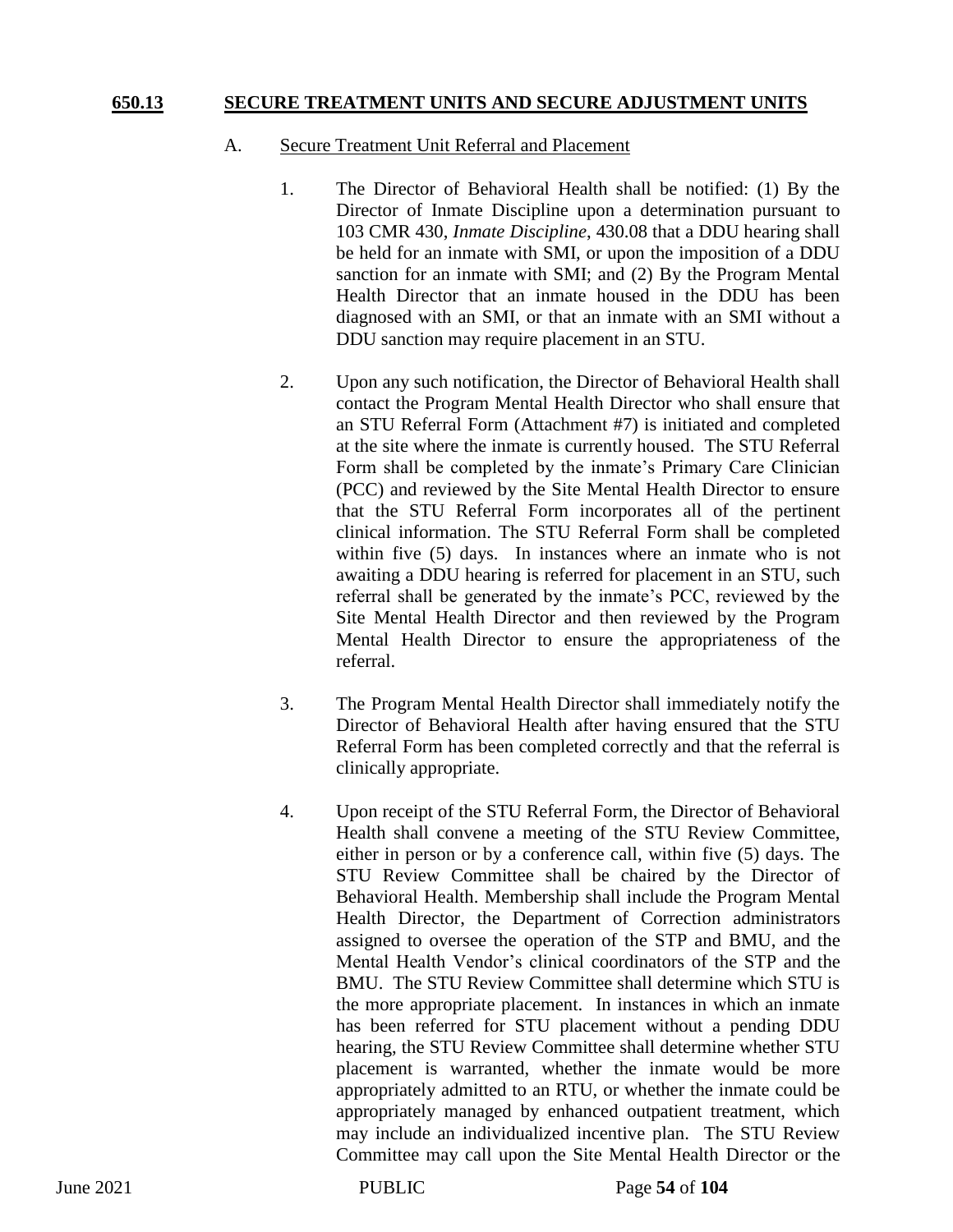## 650.13 SECURE TREATMENT UNITS AND SECURE ADJUSTMENT UNITS

A. Secure Treatment Unit Referral and Placement

1. The Director of Behavioral Health shall be notified: (1) By the Director of Inmate Discipline upon a determination pursuant to 103 CMR 430, *Inmate Discipline*, 430.08 that a DDU hearing shall be held for an inmate with SMI, or upon the imposition of a DDU sanction for an inmate with SMI; and (2) By the Program Mental Health Director that an inmate housed in the DDU has been diagnosed with an SMI, or that an inmate with an SMI without a DDU sanction may require placement in an STU.

2. Upon any such notification, the Director of Behavioral Health shall contact the Program Mental Health Director who shall ensure that an STU Referral Form (Attachment #7) is initiated and completed at the site where the inmate is currently housed. The STU Referral Form shall be completed by the inmate's Primary Care Clinician (PCC) and reviewed by the Site Mental Health Director to ensure that the STU Referral Form incorporates all of the pertinent clinical information. The STU Referral Form shall be completed within five (5) days. In instances where an inmate who is not awaiting a DDU hearing is referred for placement in an STU, such referral shall be generated by the inmate's PCC, reviewed by the Site Mental Health Director and then reviewed by the Program Mental Health Director to ensure the appropriateness of the referral.

3. The Program Mental Health Director shall immediately notify the Director of Behavioral Health after having ensured that the STU Referral Form has been completed correctly and that the referral is clinically appropriate.

4. Upon receipt of the STU Referral Form, the Director of Behavioral Health shall convene a meeting of the STU Review Committee, either in person or by a conference call, within five (5) days. The STU Review Committee shall be chaired by the Director of Behavioral Health. Membership shall include the Program Mental Health Director, the Department of Correction administrators assigned to oversee the operation of the STP and BMU, and the Mental Health Vendor's clinical coordinators of the STP and the BMU. The STU Review Committee shall determine which STU is the more appropriate placement. In instances in which an inmate has been referred for STU placement without a pending DDU hearing, the STU Review Committee shall determine whether STU placement is warranted, whether the inmate would be more appropriately admitted to an RTU, or whether the inmate could be appropriately managed by enhanced outpatient treatment, which may include an individualized incentive plan. The STU Review Committee may call upon the Site Mental Health Director or the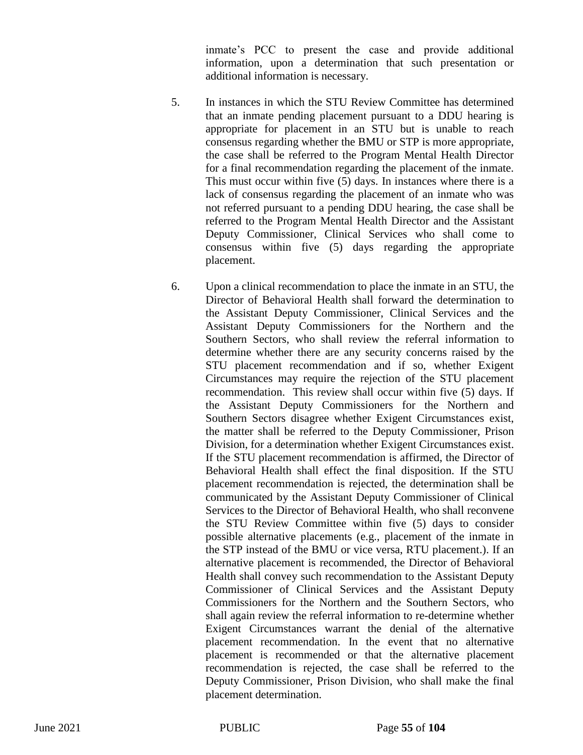inmate's PCC to present the case and provide additional information, upon a determination that such presentation or additional information is necessary.

5. In instances in which the STU Review Committee has determined that an inmate pending placement pursuant to a DDU hearing is appropriate for placement in an STU but is unable to reach consensus regarding whether the BMU or STP is more appropriate, the case shall be referred to the Program Mental Health Director for a final recommendation regarding the placement of the inmate. This must occur within five (5) days. In instances where there is a lack of consensus regarding the placement of an inmate who was not referred pursuant to a pending DDU hearing, the case shall be referred to the Program Mental Health Director and the Assistant Deputy Commissioner, Clinical Services who shall come to consensus within five (5) days regarding the appropriate placement.

6. Upon a clinical recommendation to place the inmate in an STU, the Director of Behavioral Health shall forward the determination to the Assistant Deputy Commissioner, Clinical Services and the Assistant Deputy Commissioners for the Northern and the Southern Sectors, who shall review the referral information to determine whether there are any security concerns raised by the STU placement recommendation and if so, whether Exigent Circumstances may require the rejection of the STU placement recommendation. This review shall occur within five (5) days. If the Assistant Deputy Commissioners for the Northern and Southern Sectors disagree whether Exigent Circumstances exist, the matter shall be referred to the Deputy Commissioner, Prison Division, for a determination whether Exigent Circumstances exist. If the STU placement recommendation is affirmed, the Director of Behavioral Health shall effect the final disposition. If the STU placement recommendation is rejected, the determination shall be communicated by the Assistant Deputy Commissioner of Clinical Services to the Director of Behavioral Health, who shall reconvene the STU Review Committee within five (5) days to consider possible alternative placements (e.g., placement of the inmate in the STP instead of the BMU or vice versa, RTU placement.). If an alternative placement is recommended, the Director of Behavioral Health shall convey such recommendation to the Assistant Deputy Commissioner of Clinical Services and the Assistant Deputy Commissioners for the Northern and the Southern Sectors, who shall again review the referral information to re-determine whether Exigent Circumstances warrant the denial of the alternative placement recommendation. In the event that no alternative placement is recommended or that the alternative placement recommendation is rejected, the case shall be referred to the Deputy Commissioner, Prison Division, who shall make the final placement determination.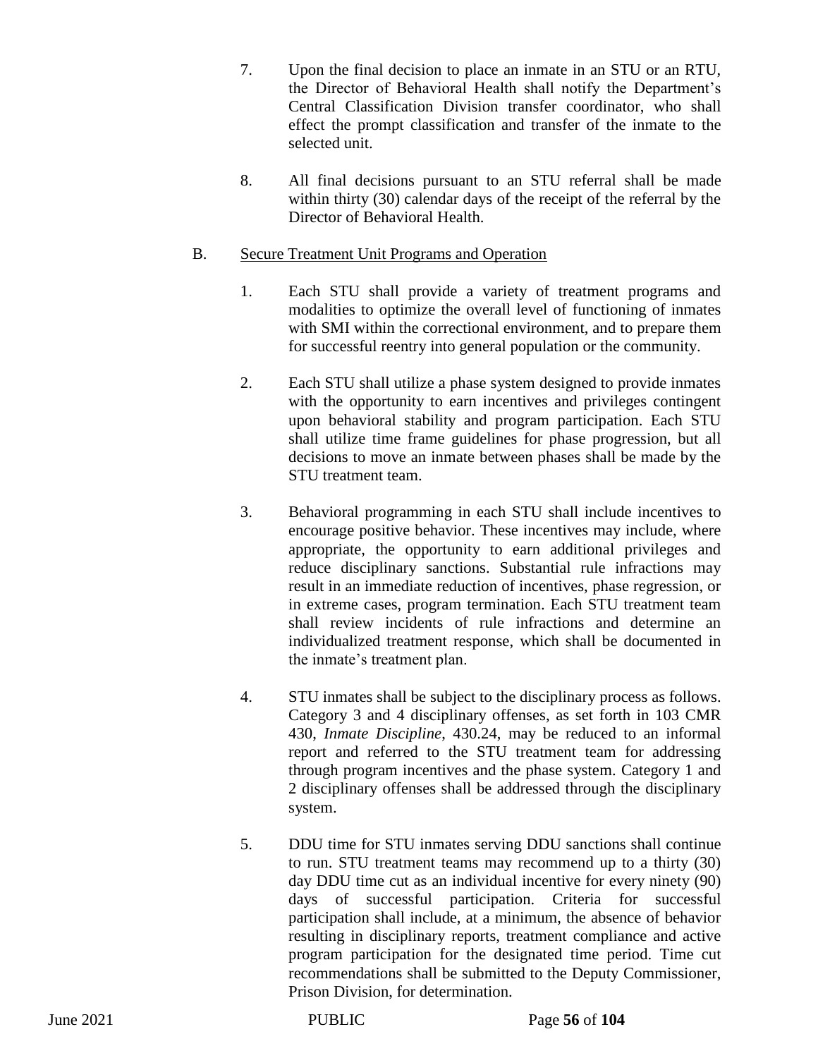7. Upon the final decision to place an inmate in an STU or an RTU, the Director of Behavioral Health shall notify the Department's Central Classification Division transfer coordinator, who shall effect the prompt classification and transfer of the inmate to the selected unit.

8. All final decisions pursuant to an STU referral shall be made within thirty (30) calendar days of the receipt of the referral by the Director of Behavioral Health.

B. <u>Secure Treatment Unit Programs and Operation</u>

1. Each STU shall provide a variety of treatment programs and modalities to optimize the overall level of functioning of inmates with SMI within the correctional environment, and to prepare them for successful reentry into general population or the community.

2. Each STU shall utilize a phase system designed to provide inmates with the opportunity to earn incentives and privileges contingent upon behavioral stability and program participation. Each STU shall utilize time frame guidelines for phase progression, but all decisions to move an inmate between phases shall be made by the STU treatment team.

3. Behavioral programming in each STU shall include incentives to encourage positive behavior. These incentives may include, where appropriate, the opportunity to earn additional privileges and reduce disciplinary sanctions. Substantial rule infractions may result in an immediate reduction of incentives, phase regression, or in extreme cases, program termination. Each STU treatment team shall review incidents of rule infractions and determine an individualized treatment response, which shall be documented in the inmate's treatment plan.

4. STU inmates shall be subject to the disciplinary process as follows. Category 3 and 4 disciplinary offenses, as set forth in 103 CMR 430, *Inmate Discipline*, 430.24, may be reduced to an informal report and referred to the STU treatment team for addressing through program incentives and the phase system. Category 1 and 2 disciplinary offenses shall be addressed through the disciplinary system.

5. DDU time for STU inmates serving DDU sanctions shall continue to run. STU treatment teams may recommend up to a thirty (30) day DDU time cut as an individual incentive for every ninety (90) days of successful participation. Criteria for successful participation shall include, at a minimum, the absence of behavior resulting in disciplinary reports, treatment compliance and active program participation for the designated time period. Time cut recommendations shall be submitted to the Deputy Commissioner, Prison Division, for determination.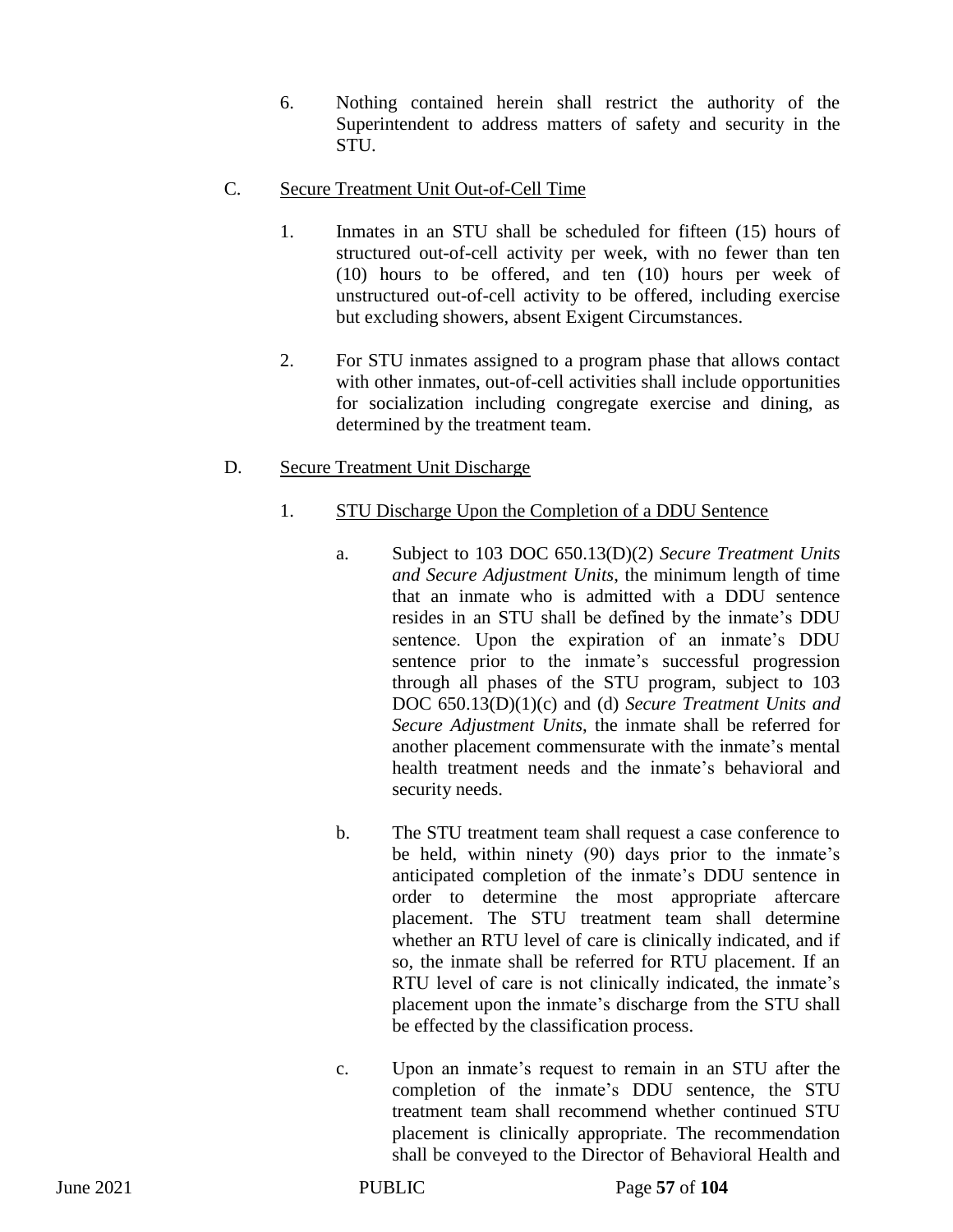6. Nothing contained herein shall restrict the authority of the Superintendent to address matters of safety and security in the STU.

C. <u>Secure Treatment Unit Out-of-Cell Time</u>

1. Inmates in an STU shall be scheduled for fifteen (15) hours of structured out-of-cell activity per week, with no fewer than ten (10) hours to be offered, and ten (10) hours per week of unstructured out-of-cell activity to be offered, including exercise but excluding showers, absent Exigent Circumstances.

2. For STU inmates assigned to a program phase that allows contact with other inmates, out-of-cell activities shall include opportunities for socialization including congregate exercise and dining, as determined by the treatment team.

D. <u>Secure Treatment Unit Discharge</u>

1. <u>STU Discharge Upon the Completion of a DDU Sentence</u>

a. Subject to 103 DOC 650.13(D)(2) *Secure Treatment Units and Secure Adjustment Units*, the minimum length of time that an inmate who is admitted with a DDU sentence resides in an STU shall be defined by the inmate's DDU sentence. Upon the expiration of an inmate's DDU sentence prior to the inmate's successful progression through all phases of the STU program, subject to 103 DOC 650.13(D)(1)(c) and (d) *Secure Treatment Units and Secure Adjustment Units*, the inmate shall be referred for another placement commensurate with the inmate's mental health treatment needs and the inmate's behavioral and security needs.

b. The STU treatment team shall request a case conference to be held, within ninety (90) days prior to the inmate's anticipated completion of the inmate's DDU sentence in order to determine the most appropriate aftercare placement. The STU treatment team shall determine whether an RTU level of care is clinically indicated, and if so, the inmate shall be referred for RTU placement. If an RTU level of care is not clinically indicated, the inmate's placement upon the inmate's discharge from the STU shall be effected by the classification process.

c. Upon an inmate's request to remain in an STU after the completion of the inmate's DDU sentence, the STU treatment team shall recommend whether continued STU placement is clinically appropriate. The recommendation shall be conveyed to the Director of Behavioral Health and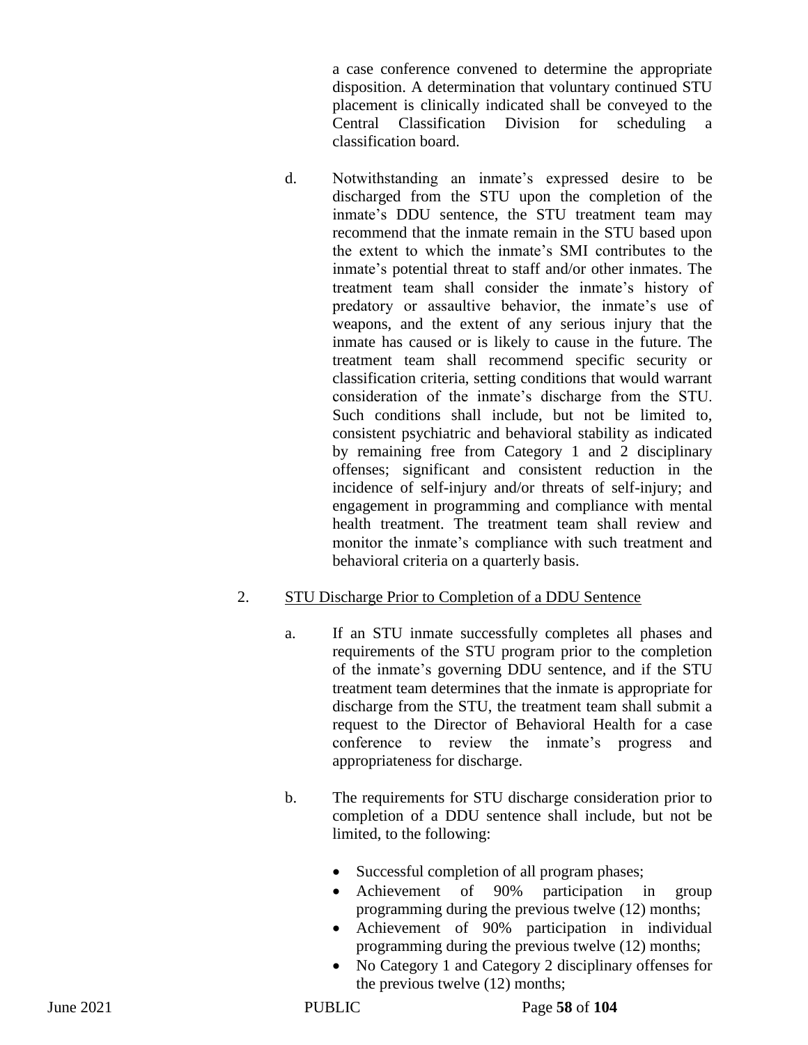a case conference convened to determine the appropriate disposition. A determination that voluntary continued STU placement is clinically indicated shall be conveyed to the Central Classification Division for scheduling a classification board.

d. Notwithstanding an inmate's expressed desire to be discharged from the STU upon the completion of the inmate's DDU sentence, the STU treatment team may recommend that the inmate remain in the STU based upon the extent to which the inmate's SMI contributes to the inmate's potential threat to staff and/or other inmates. The treatment team shall consider the inmate's history of predatory or assaultive behavior, the inmate's use of weapons, and the extent of any serious injury that the inmate has caused or is likely to cause in the future. The treatment team shall recommend specific security or classification criteria, setting conditions that would warrant consideration of the inmate's discharge from the STU. Such conditions shall include, but not be limited to, consistent psychiatric and behavioral stability as indicated by remaining free from Category 1 and 2 disciplinary offenses; significant and consistent reduction in the incidence of self-injury and/or threats of self-injury; and engagement in programming and compliance with mental health treatment. The treatment team shall review and monitor the inmate's compliance with such treatment and behavioral criteria on a quarterly basis.

2. <u>STU Discharge Prior to Completion of a DDU Sentence</u>

a. If an STU inmate successfully completes all phases and requirements of the STU program prior to the completion of the inmate's governing DDU sentence, and if the STU treatment team determines that the inmate is appropriate for discharge from the STU, the treatment team shall submit a request to the Director of Behavioral Health for a case conference to review the inmate's progress and appropriateness for discharge.

b. The requirements for STU discharge consideration prior to completion of a DDU sentence shall include, but not be limited, to the following:

- Successful completion of all program phases;
- Achievement of 90% participation in group programming during the previous twelve (12) months;
- Achievement of 90% participation in individual programming during the previous twelve (12) months;
- No Category 1 and Category 2 disciplinary offenses for the previous twelve (12) months;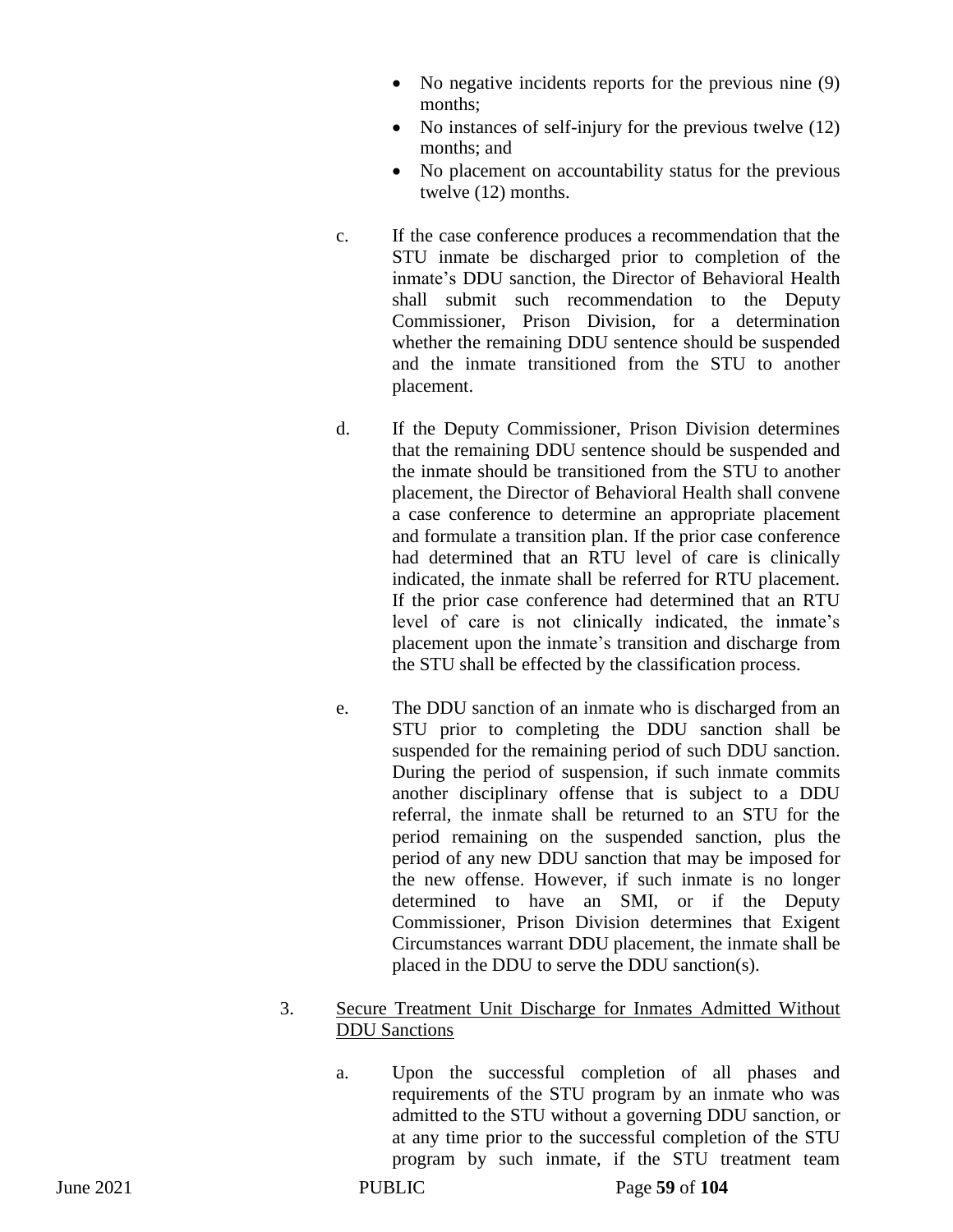- No negative incidents reports for the previous nine (9) months;
- No instances of self-injury for the previous twelve (12) months; and
- No placement on accountability status for the previous twelve (12) months.

c. If the case conference produces a recommendation that the STU inmate be discharged prior to completion of the inmate's DDU sanction, the Director of Behavioral Health shall submit such recommendation to the Deputy Commissioner, Prison Division, for a determination whether the remaining DDU sentence should be suspended and the inmate transitioned from the STU to another placement.

d. If the Deputy Commissioner, Prison Division determines that the remaining DDU sentence should be suspended and the inmate should be transitioned from the STU to another placement, the Director of Behavioral Health shall convene a case conference to determine an appropriate placement and formulate a transition plan. If the prior case conference had determined that an RTU level of care is clinically indicated, the inmate shall be referred for RTU placement. If the prior case conference had determined that an RTU level of care is not clinically indicated, the inmate's placement upon the inmate's transition and discharge from the STU shall be effected by the classification process.

e. The DDU sanction of an inmate who is discharged from an STU prior to completing the DDU sanction shall be suspended for the remaining period of such DDU sanction. During the period of suspension, if such inmate commits another disciplinary offense that is subject to a DDU referral, the inmate shall be returned to an STU for the period remaining on the suspended sanction, plus the period of any new DDU sanction that may be imposed for the new offense. However, if such inmate is no longer determined to have an SMI, or if the Deputy Commissioner, Prison Division determines that Exigent Circumstances warrant DDU placement, the inmate shall be placed in the DDU to serve the DDU sanction(s).

3. <u>Secure Treatment Unit Discharge for Inmates Admitted Without DDU Sanctions</u>

a. Upon the successful completion of all phases and requirements of the STU program by an inmate who was admitted to the STU without a governing DDU sanction, or at any time prior to the successful completion of the STU program by such inmate, if the STU treatment team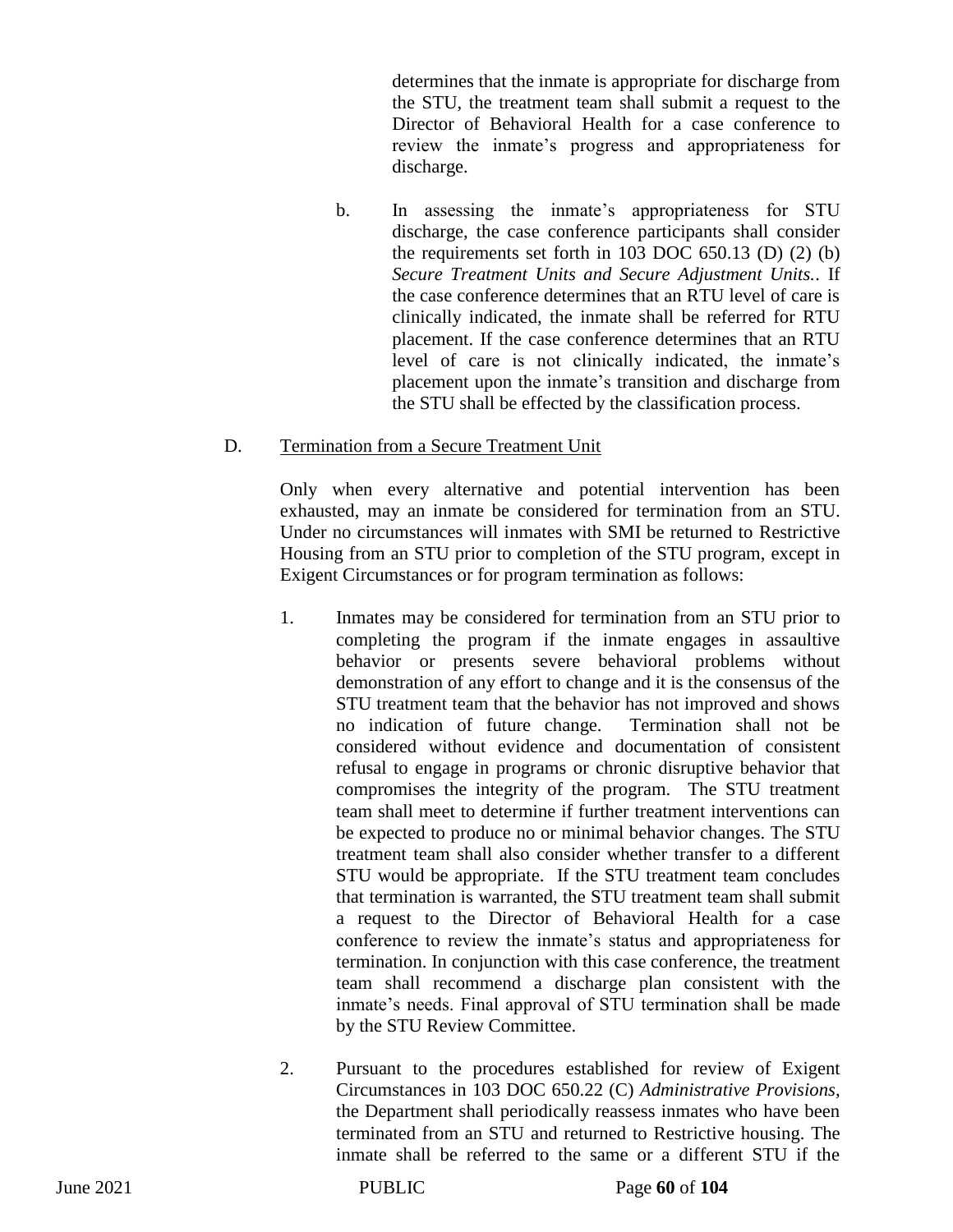determines that the inmate is appropriate for discharge from the STU, the treatment team shall submit a request to the Director of Behavioral Health for a case conference to review the inmate's progress and appropriateness for discharge.

b. In assessing the inmate's appropriateness for STU discharge, the case conference participants shall consider the requirements set forth in 103 DOC 650.13 (D) (2) (b) *Secure Treatment Units and Secure Adjustment Units.*. If the case conference determines that an RTU level of care is clinically indicated, the inmate shall be referred for RTU placement. If the case conference determines that an RTU level of care is not clinically indicated, the inmate's placement upon the inmate's transition and discharge from the STU shall be effected by the classification process.

D. Termination from a Secure Treatment Unit

Only when every alternative and potential intervention has been exhausted, may an inmate be considered for termination from an STU. Under no circumstances will inmates with SMI be returned to Restrictive Housing from an STU prior to completion of the STU program, except in Exigent Circumstances or for program termination as follows:

1. Inmates may be considered for termination from an STU prior to completing the program if the inmate engages in assaultive behavior or presents severe behavioral problems without demonstration of any effort to change and it is the consensus of the STU treatment team that the behavior has not improved and shows no indication of future change. Termination shall not be considered without evidence and documentation of consistent refusal to engage in programs or chronic disruptive behavior that compromises the integrity of the program. The STU treatment team shall meet to determine if further treatment interventions can be expected to produce no or minimal behavior changes. The STU treatment team shall also consider whether transfer to a different STU would be appropriate. If the STU treatment team concludes that termination is warranted, the STU treatment team shall submit a request to the Director of Behavioral Health for a case conference to review the inmate's status and appropriateness for termination. In conjunction with this case conference, the treatment team shall recommend a discharge plan consistent with the inmate's needs. Final approval of STU termination shall be made by the STU Review Committee.

2. Pursuant to the procedures established for review of Exigent Circumstances in 103 DOC 650.22 (C) *Administrative Provisions*, the Department shall periodically reassess inmates who have been terminated from an STU and returned to Restrictive housing. The inmate shall be referred to the same or a different STU if the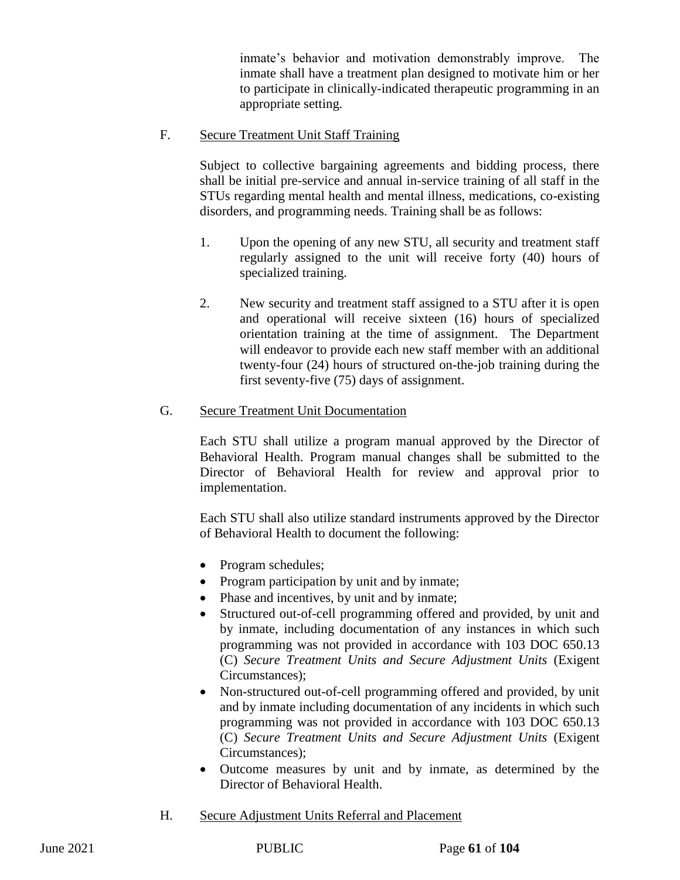inmate's behavior and motivation demonstrably improve. The inmate shall have a treatment plan designed to motivate him or her to participate in clinically-indicated therapeutic programming in an appropriate setting.

F. Secure Treatment Unit Staff Training

Subject to collective bargaining agreements and bidding process, there shall be initial pre-service and annual in-service training of all staff in the STUs regarding mental health and mental illness, medications, co-existing disorders, and programming needs. Training shall be as follows:

1. Upon the opening of any new STU, all security and treatment staff regularly assigned to the unit will receive forty (40) hours of specialized training.

2. New security and treatment staff assigned to a STU after it is open and operational will receive sixteen (16) hours of specialized orientation training at the time of assignment. The Department will endeavor to provide each new staff member with an additional twenty-four (24) hours of structured on-the-job training during the first seventy-five (75) days of assignment.

G. Secure Treatment Unit Documentation

Each STU shall utilize a program manual approved by the Director of Behavioral Health. Program manual changes shall be submitted to the Director of Behavioral Health for review and approval prior to implementation.

Each STU shall also utilize standard instruments approved by the Director of Behavioral Health to document the following:

- Program schedules;
- Program participation by unit and by inmate;
- Phase and incentives, by unit and by inmate;
- Structured out-of-cell programming offered and provided, by unit and by inmate, including documentation of any instances in which such programming was not provided in accordance with 103 DOC 650.13 (C) *Secure Treatment Units and Secure Adjustment Units* (Exigent Circumstances);
- Non-structured out-of-cell programming offered and provided, by unit and by inmate including documentation of any incidents in which such programming was not provided in accordance with 103 DOC 650.13 (C) *Secure Treatment Units and Secure Adjustment Units* (Exigent Circumstances);
- Outcome measures by unit and by inmate, as determined by the Director of Behavioral Health.

H. Secure Adjustment Units Referral and Placement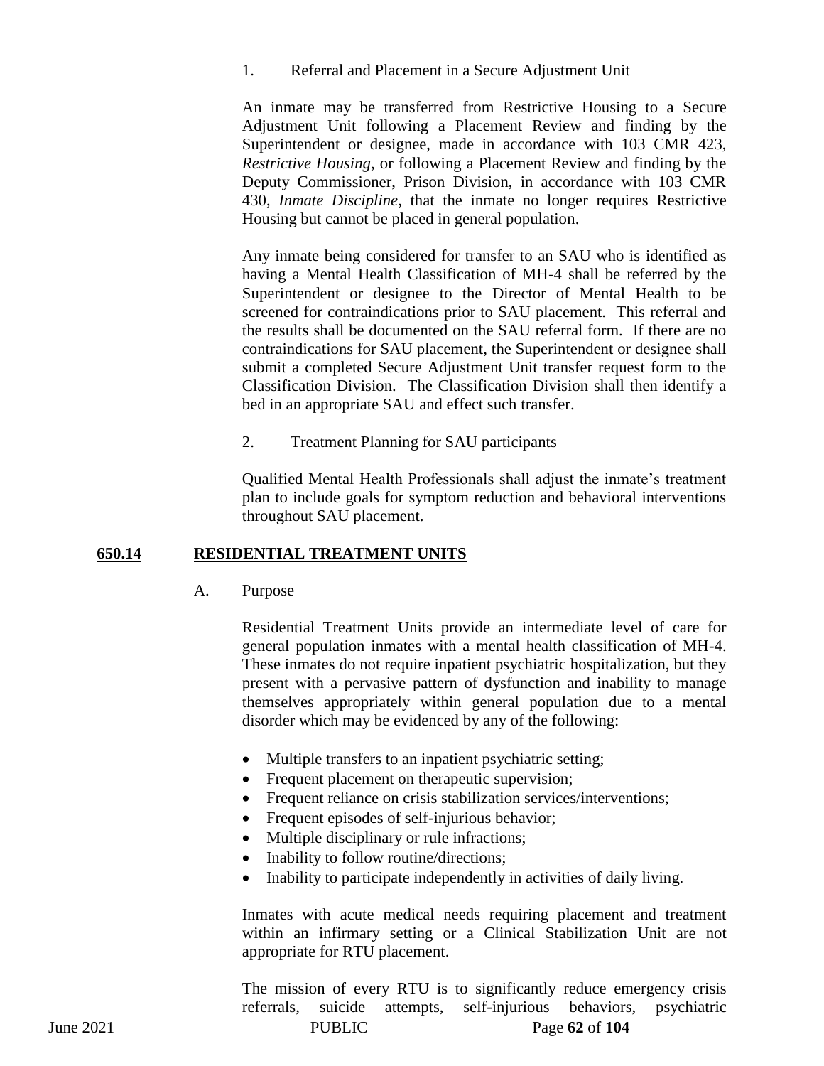1. Referral and Placement in a Secure Adjustment Unit

An inmate may be transferred from Restrictive Housing to a Secure Adjustment Unit following a Placement Review and finding by the Superintendent or designee, made in accordance with 103 CMR 423, *Restrictive Housing*, or following a Placement Review and finding by the Deputy Commissioner, Prison Division, in accordance with 103 CMR 430, *Inmate Discipline*, that the inmate no longer requires Restrictive Housing but cannot be placed in general population.

Any inmate being considered for transfer to an SAU who is identified as having a Mental Health Classification of MH-4 shall be referred by the Superintendent or designee to the Director of Mental Health to be screened for contraindications prior to SAU placement. This referral and the results shall be documented on the SAU referral form. If there are no contraindications for SAU placement, the Superintendent or designee shall submit a completed Secure Adjustment Unit transfer request form to the Classification Division. The Classification Division shall then identify a bed in an appropriate SAU and effect such transfer.

2. Treatment Planning for SAU participants

Qualified Mental Health Professionals shall adjust the inmate's treatment plan to include goals for symptom reduction and behavioral interventions throughout SAU placement.

## 650.14 RESIDENTIAL TREATMENT UNITS

A. Purpose

Residential Treatment Units provide an intermediate level of care for general population inmates with a mental health classification of MH-4. These inmates do not require inpatient psychiatric hospitalization, but they present with a pervasive pattern of dysfunction and inability to manage themselves appropriately within general population due to a mental disorder which may be evidenced by any of the following:

- Multiple transfers to an inpatient psychiatric setting;
- Frequent placement on therapeutic supervision;
- Frequent reliance on crisis stabilization services/interventions;
- Frequent episodes of self-injurious behavior;
- Multiple disciplinary or rule infractions;
- Inability to follow routine/directions;
- Inability to participate independently in activities of daily living.

Inmates with acute medical needs requiring placement and treatment within an infirmary setting or a Clinical Stabilization Unit are not appropriate for RTU placement.

The mission of every RTU is to significantly reduce emergency crisis referrals, suicide attempts, self-injurious behaviors, psychiatric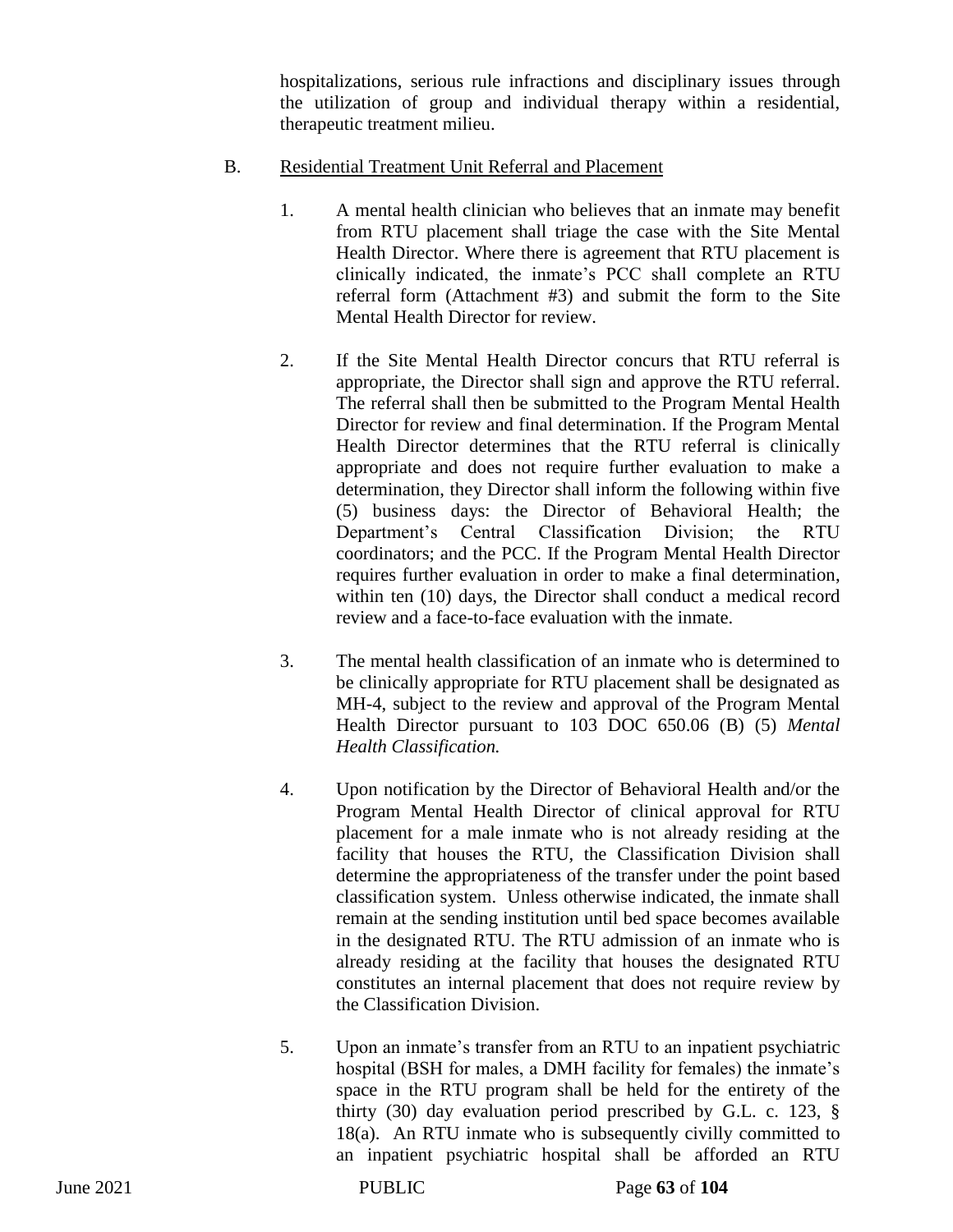hospitalizations, serious rule infractions and disciplinary issues through the utilization of group and individual therapy within a residential, therapeutic treatment milieu.

B. Residential Treatment Unit Referral and Placement

1. A mental health clinician who believes that an inmate may benefit from RTU placement shall triage the case with the Site Mental Health Director. Where there is agreement that RTU placement is clinically indicated, the inmate's PCC shall complete an RTU referral form (Attachment #3) and submit the form to the Site Mental Health Director for review.

2. If the Site Mental Health Director concurs that RTU referral is appropriate, the Director shall sign and approve the RTU referral. The referral shall then be submitted to the Program Mental Health Director for review and final determination. If the Program Mental Health Director determines that the RTU referral is clinically appropriate and does not require further evaluation to make a determination, they Director shall inform the following within five (5) business days: the Director of Behavioral Health; the Department's Central Classification Division; the RTU coordinators; and the PCC. If the Program Mental Health Director requires further evaluation in order to make a final determination, within ten (10) days, the Director shall conduct a medical record review and a face-to-face evaluation with the inmate.

3. The mental health classification of an inmate who is determined to be clinically appropriate for RTU placement shall be designated as MH-4, subject to the review and approval of the Program Mental Health Director pursuant to 103 DOC 650.06 (B) (5) *Mental Health Classification.*

4. Upon notification by the Director of Behavioral Health and/or the Program Mental Health Director of clinical approval for RTU placement for a male inmate who is not already residing at the facility that houses the RTU, the Classification Division shall determine the appropriateness of the transfer under the point based classification system. Unless otherwise indicated, the inmate shall remain at the sending institution until bed space becomes available in the designated RTU. The RTU admission of an inmate who is already residing at the facility that houses the designated RTU constitutes an internal placement that does not require review by the Classification Division.

5. Upon an inmate's transfer from an RTU to an inpatient psychiatric hospital (BSH for males, a DMH facility for females) the inmate's space in the RTU program shall be held for the entirety of the thirty (30) day evaluation period prescribed by G.L. c. 123, § 18(a). An RTU inmate who is subsequently civilly committed to an inpatient psychiatric hospital shall be afforded an RTU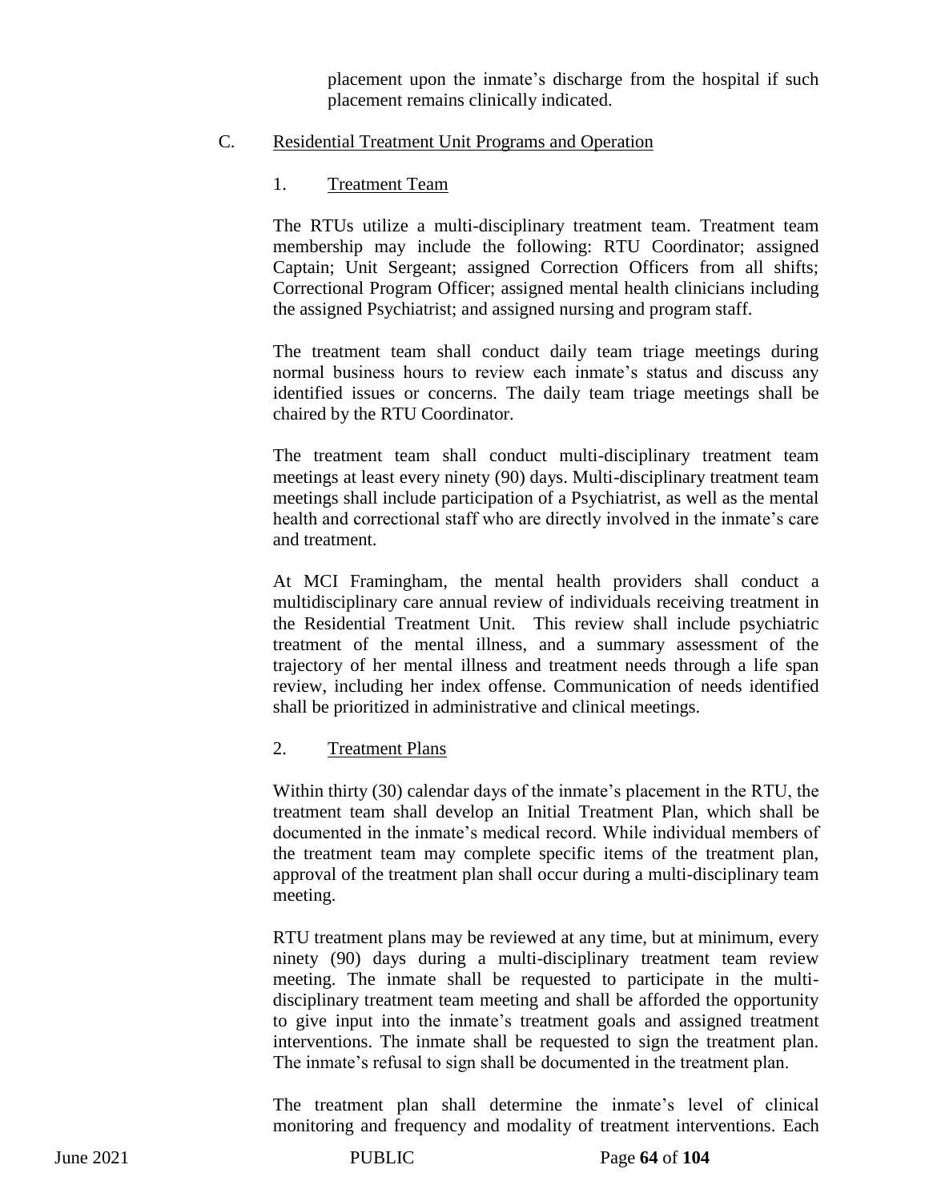placement upon the inmate's discharge from the hospital if such placement remains clinically indicated.

## C. Residential Treatment Unit Programs and Operation

### 1. Treatment Team

The RTUs utilize a multi-disciplinary treatment team. Treatment team membership may include the following: RTU Coordinator; assigned Captain; Unit Sergeant; assigned Correction Officers from all shifts; Correctional Program Officer; assigned mental health clinicians including the assigned Psychiatrist; and assigned nursing and program staff.

The treatment team shall conduct daily team triage meetings during normal business hours to review each inmate's status and discuss any identified issues or concerns. The daily team triage meetings shall be chaired by the RTU Coordinator.

The treatment team shall conduct multi-disciplinary treatment team meetings at least every ninety (90) days. Multi-disciplinary treatment team meetings shall include participation of a Psychiatrist, as well as the mental health and correctional staff who are directly involved in the inmate's care and treatment.

At MCI Framingham, the mental health providers shall conduct a multidisciplinary care annual review of individuals receiving treatment in the Residential Treatment Unit. This review shall include psychiatric treatment of the mental illness, and a summary assessment of the trajectory of her mental illness and treatment needs through a life span review, including her index offense. Communication of needs identified shall be prioritized in administrative and clinical meetings.

### 2. Treatment Plans

Within thirty (30) calendar days of the inmate's placement in the RTU, the treatment team shall develop an Initial Treatment Plan, which shall be documented in the inmate's medical record. While individual members of the treatment team may complete specific items of the treatment plan, approval of the treatment plan shall occur during a multi-disciplinary team meeting.

RTU treatment plans may be reviewed at any time, but at minimum, every ninety (90) days during a multi-disciplinary treatment team review meeting. The inmate shall be requested to participate in the multi-disciplinary treatment team meeting and shall be afforded the opportunity to give input into the inmate's treatment goals and assigned treatment interventions. The inmate shall be requested to sign the treatment plan. The inmate's refusal to sign shall be documented in the treatment plan.

The treatment plan shall determine the inmate's level of clinical monitoring and frequency and modality of treatment interventions. Each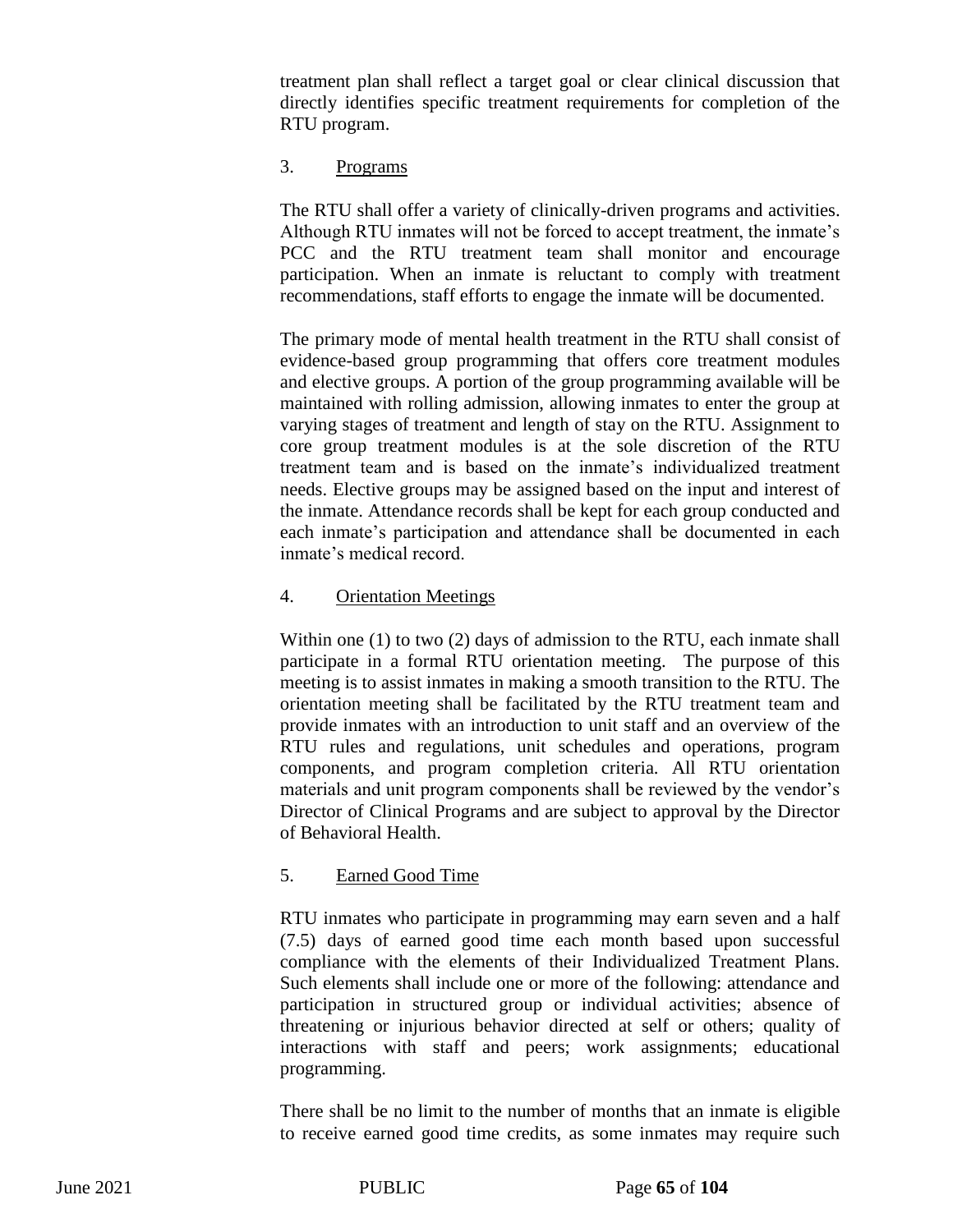treatment plan shall reflect a target goal or clear clinical discussion that directly identifies specific treatment requirements for completion of the RTU program.

3. Programs

The RTU shall offer a variety of clinically-driven programs and activities. Although RTU inmates will not be forced to accept treatment, the inmate's PCC and the RTU treatment team shall monitor and encourage participation. When an inmate is reluctant to comply with treatment recommendations, staff efforts to engage the inmate will be documented.

The primary mode of mental health treatment in the RTU shall consist of evidence-based group programming that offers core treatment modules and elective groups. A portion of the group programming available will be maintained with rolling admission, allowing inmates to enter the group at varying stages of treatment and length of stay on the RTU. Assignment to core group treatment modules is at the sole discretion of the RTU treatment team and is based on the inmate's individualized treatment needs. Elective groups may be assigned based on the input and interest of the inmate. Attendance records shall be kept for each group conducted and each inmate's participation and attendance shall be documented in each inmate's medical record.

4. Orientation Meetings

Within one (1) to two (2) days of admission to the RTU, each inmate shall participate in a formal RTU orientation meeting. The purpose of this meeting is to assist inmates in making a smooth transition to the RTU. The orientation meeting shall be facilitated by the RTU treatment team and provide inmates with an introduction to unit staff and an overview of the RTU rules and regulations, unit schedules and operations, program components, and program completion criteria. All RTU orientation materials and unit program components shall be reviewed by the vendor's Director of Clinical Programs and are subject to approval by the Director of Behavioral Health.

5. Earned Good Time

RTU inmates who participate in programming may earn seven and a half (7.5) days of earned good time each month based upon successful compliance with the elements of their Individualized Treatment Plans. Such elements shall include one or more of the following: attendance and participation in structured group or individual activities; absence of threatening or injurious behavior directed at self or others; quality of interactions with staff and peers; work assignments; educational programming.

There shall be no limit to the number of months that an inmate is eligible to receive earned good time credits, as some inmates may require such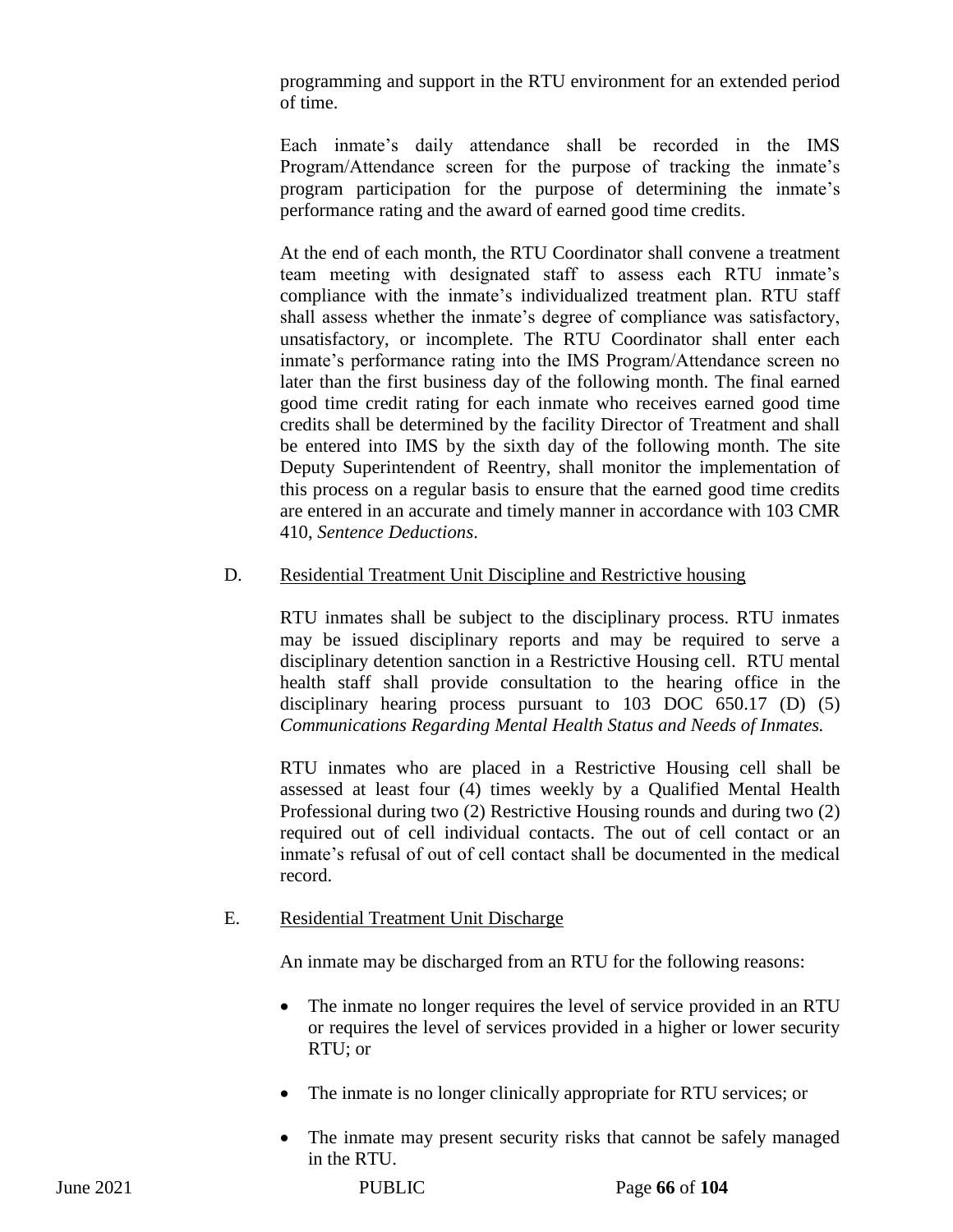programming and support in the RTU environment for an extended period of time.

Each inmate's daily attendance shall be recorded in the IMS Program/Attendance screen for the purpose of tracking the inmate's program participation for the purpose of determining the inmate's performance rating and the award of earned good time credits.

At the end of each month, the RTU Coordinator shall convene a treatment team meeting with designated staff to assess each RTU inmate's compliance with the inmate's individualized treatment plan. RTU staff shall assess whether the inmate's degree of compliance was satisfactory, unsatisfactory, or incomplete. The RTU Coordinator shall enter each inmate's performance rating into the IMS Program/Attendance screen no later than the first business day of the following month. The final earned good time credit rating for each inmate who receives earned good time credits shall be determined by the facility Director of Treatment and shall be entered into IMS by the sixth day of the following month. The site Deputy Superintendent of Reentry, shall monitor the implementation of this process on a regular basis to ensure that the earned good time credits are entered in an accurate and timely manner in accordance with 103 CMR 410, *Sentence Deductions*.

D. Residential Treatment Unit Discipline and Restrictive housing

RTU inmates shall be subject to the disciplinary process. RTU inmates may be issued disciplinary reports and may be required to serve a disciplinary detention sanction in a Restrictive Housing cell. RTU mental health staff shall provide consultation to the hearing office in the disciplinary hearing process pursuant to 103 DOC 650.17 (D) (5) *Communications Regarding Mental Health Status and Needs of Inmates.*

RTU inmates who are placed in a Restrictive Housing cell shall be assessed at least four (4) times weekly by a Qualified Mental Health Professional during two (2) Restrictive Housing rounds and during two (2) required out of cell individual contacts. The out of cell contact or an inmate's refusal of out of cell contact shall be documented in the medical record.

E. Residential Treatment Unit Discharge

An inmate may be discharged from an RTU for the following reasons:

- The inmate no longer requires the level of service provided in an RTU or requires the level of services provided in a higher or lower security RTU; or
- The inmate is no longer clinically appropriate for RTU services; or
- The inmate may present security risks that cannot be safely managed in the RTU.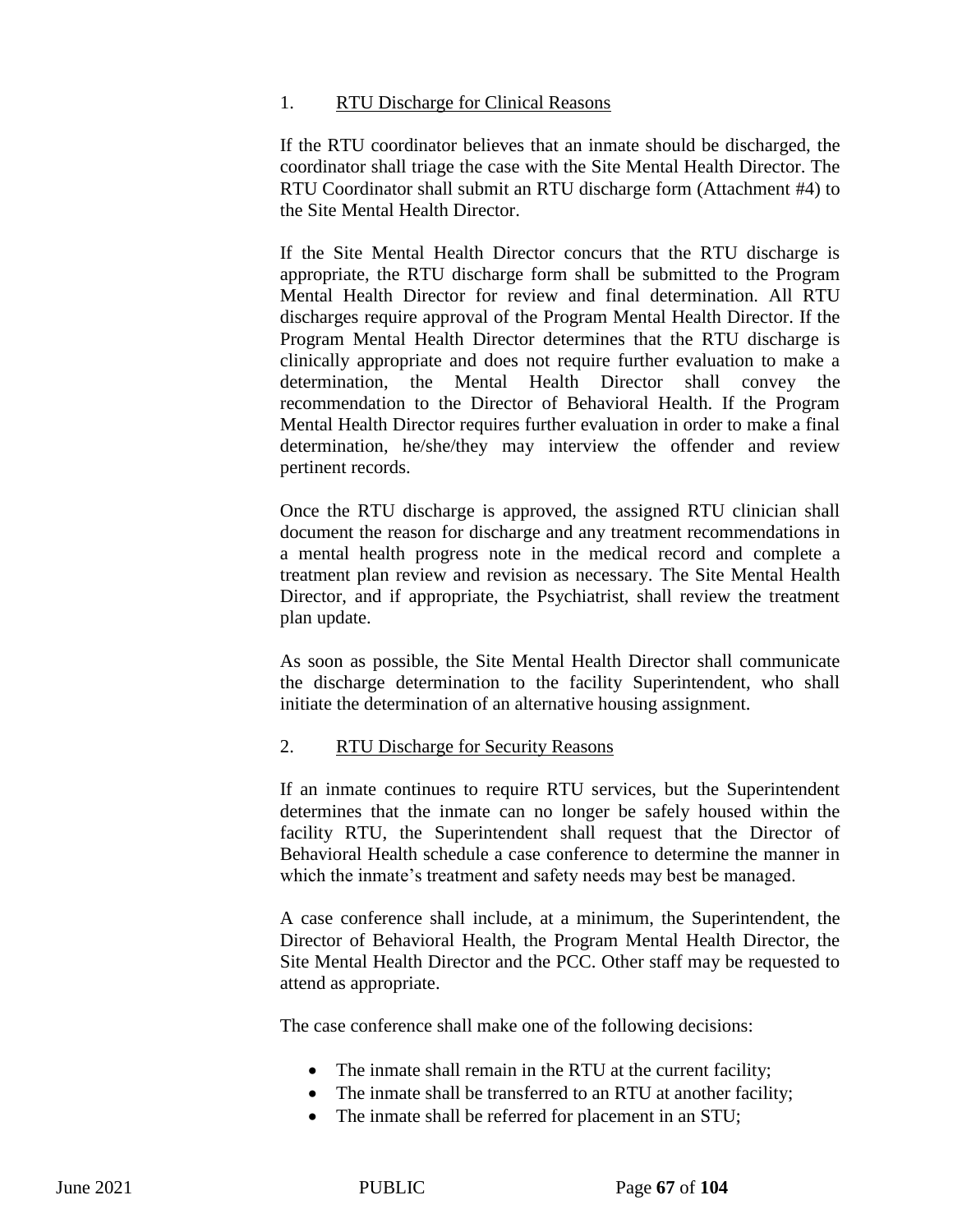1. <u>RTU Discharge for Clinical Reasons</u>

If the RTU coordinator believes that an inmate should be discharged, the coordinator shall triage the case with the Site Mental Health Director. The RTU Coordinator shall submit an RTU discharge form (Attachment #4) to the Site Mental Health Director.

If the Site Mental Health Director concurs that the RTU discharge is appropriate, the RTU discharge form shall be submitted to the Program Mental Health Director for review and final determination. All RTU discharges require approval of the Program Mental Health Director. If the Program Mental Health Director determines that the RTU discharge is clinically appropriate and does not require further evaluation to make a determination, the Mental Health Director shall convey the recommendation to the Director of Behavioral Health. If the Program Mental Health Director requires further evaluation in order to make a final determination, he/she/they may interview the offender and review pertinent records.

Once the RTU discharge is approved, the assigned RTU clinician shall document the reason for discharge and any treatment recommendations in a mental health progress note in the medical record and complete a treatment plan review and revision as necessary. The Site Mental Health Director, and if appropriate, the Psychiatrist, shall review the treatment plan update.

As soon as possible, the Site Mental Health Director shall communicate the discharge determination to the facility Superintendent, who shall initiate the determination of an alternative housing assignment.

2. <u>RTU Discharge for Security Reasons</u>

If an inmate continues to require RTU services, but the Superintendent determines that the inmate can no longer be safely housed within the facility RTU, the Superintendent shall request that the Director of Behavioral Health schedule a case conference to determine the manner in which the inmate's treatment and safety needs may best be managed.

A case conference shall include, at a minimum, the Superintendent, the Director of Behavioral Health, the Program Mental Health Director, the Site Mental Health Director and the PCC. Other staff may be requested to attend as appropriate.

The case conference shall make one of the following decisions:

- The inmate shall remain in the RTU at the current facility;
- The inmate shall be transferred to an RTU at another facility;
- The inmate shall be referred for placement in an STU;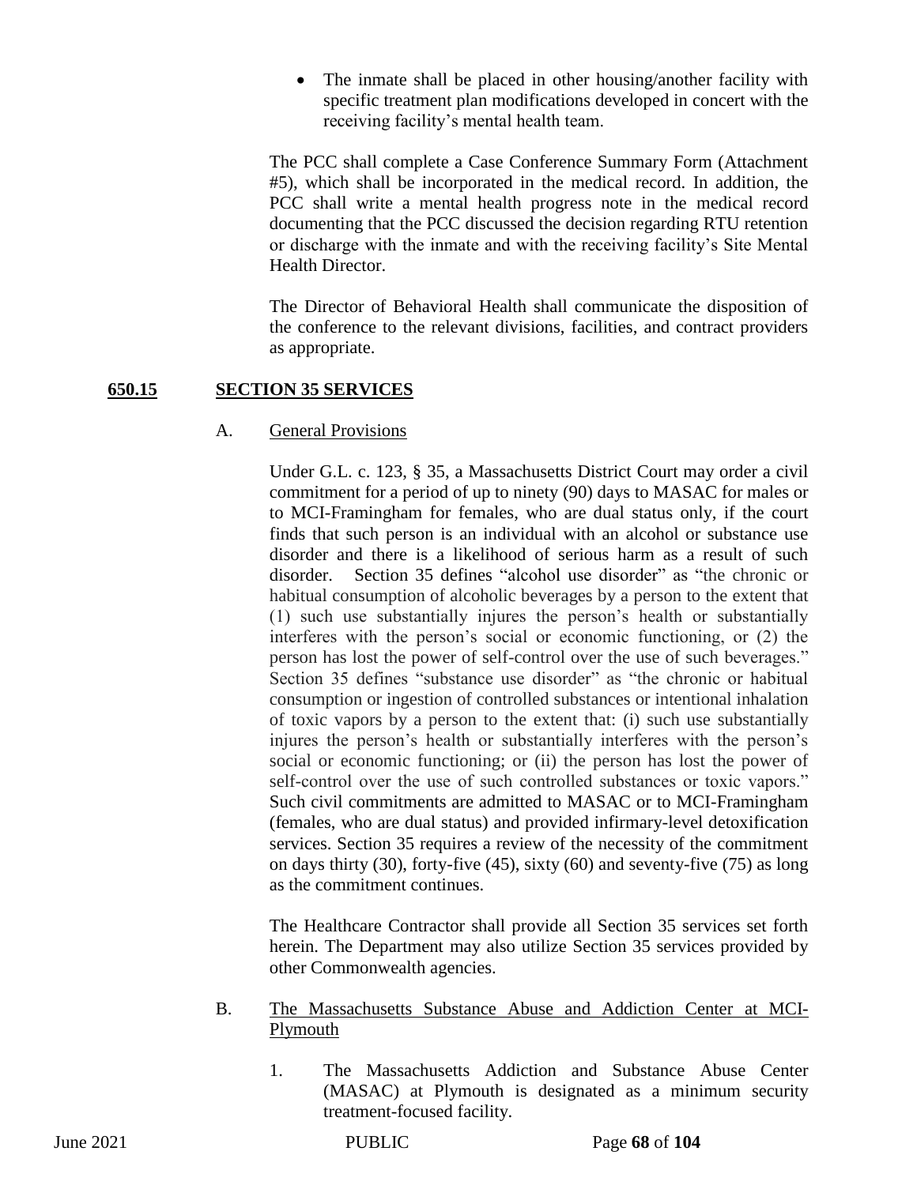- The inmate shall be placed in other housing/another facility with specific treatment plan modifications developed in concert with the receiving facility's mental health team.

The PCC shall complete a Case Conference Summary Form (Attachment #5), which shall be incorporated in the medical record. In addition, the PCC shall write a mental health progress note in the medical record documenting that the PCC discussed the decision regarding RTU retention or discharge with the inmate and with the receiving facility's Site Mental Health Director.

The Director of Behavioral Health shall communicate the disposition of the conference to the relevant divisions, facilities, and contract providers as appropriate.

## 650.15 SECTION 35 SERVICES

A. General Provisions

Under G.L. c. 123, § 35, a Massachusetts District Court may order a civil commitment for a period of up to ninety (90) days to MASAC for males or to MCI-Framingham for females, who are dual status only, if the court finds that such person is an individual with an alcohol or substance use disorder and there is a likelihood of serious harm as a result of such disorder. Section 35 defines "alcohol use disorder" as "the chronic or habitual consumption of alcoholic beverages by a person to the extent that (1) such use substantially injures the person's health or substantially interferes with the person's social or economic functioning, or (2) the person has lost the power of self-control over the use of such beverages." Section 35 defines "substance use disorder" as "the chronic or habitual consumption or ingestion of controlled substances or intentional inhalation of toxic vapors by a person to the extent that: (i) such use substantially injures the person's health or substantially interferes with the person's social or economic functioning; or (ii) the person has lost the power of self-control over the use of such controlled substances or toxic vapors." Such civil commitments are admitted to MASAC or to MCI-Framingham (females, who are dual status) and provided infirmary-level detoxification services. Section 35 requires a review of the necessity of the commitment on days thirty (30), forty-five (45), sixty (60) and seventy-five (75) as long as the commitment continues.

The Healthcare Contractor shall provide all Section 35 services set forth herein. The Department may also utilize Section 35 services provided by other Commonwealth agencies.

B. The Massachusetts Substance Abuse and Addiction Center at MCI-Plymouth

1. The Massachusetts Addiction and Substance Abuse Center (MASAC) at Plymouth is designated as a minimum security treatment-focused facility.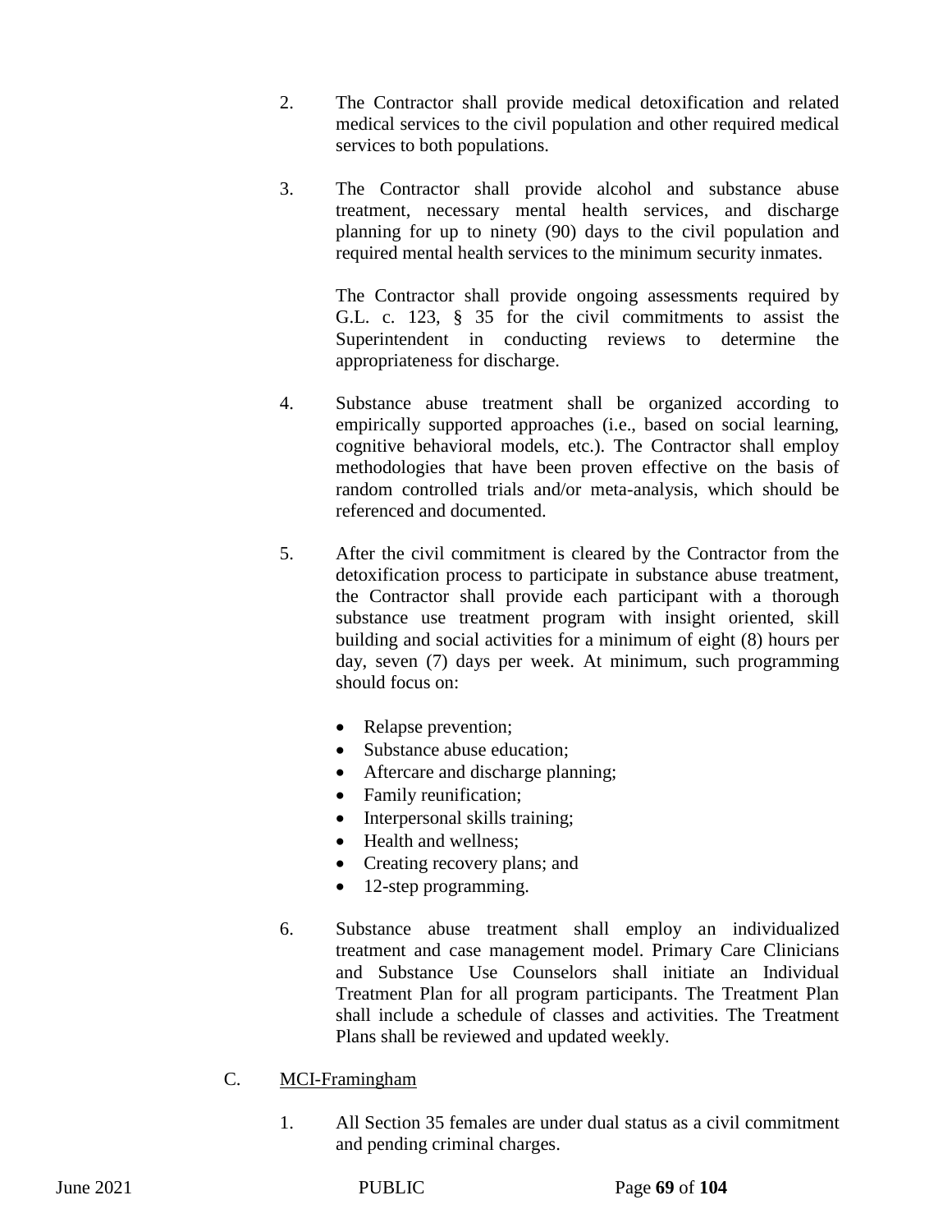2. The Contractor shall provide medical detoxification and related medical services to the civil population and other required medical services to both populations.

3. The Contractor shall provide alcohol and substance abuse treatment, necessary mental health services, and discharge planning for up to ninety (90) days to the civil population and required mental health services to the minimum security inmates.

   The Contractor shall provide ongoing assessments required by G.L. c. 123, § 35 for the civil commitments to assist the Superintendent in conducting reviews to determine the appropriateness for discharge.

4. Substance abuse treatment shall be organized according to empirically supported approaches (i.e., based on social learning, cognitive behavioral models, etc.). The Contractor shall employ methodologies that have been proven effective on the basis of random controlled trials and/or meta-analysis, which should be referenced and documented.

5. After the civil commitment is cleared by the Contractor from the detoxification process to participate in substance abuse treatment, the Contractor shall provide each participant with a thorough substance use treatment program with insight oriented, skill building and social activities for a minimum of eight (8) hours per day, seven (7) days per week. At minimum, such programming should focus on:

   - Relapse prevention;
   - Substance abuse education;
   - Aftercare and discharge planning;
   - Family reunification;
   - Interpersonal skills training;
   - Health and wellness;
   - Creating recovery plans; and
   - 12-step programming.

6. Substance abuse treatment shall employ an individualized treatment and case management model. Primary Care Clinicians and Substance Use Counselors shall initiate an Individual Treatment Plan for all program participants. The Treatment Plan shall include a schedule of classes and activities. The Treatment Plans shall be reviewed and updated weekly.

C. <u>MCI-Framingham</u>

1. All Section 35 females are under dual status as a civil commitment and pending criminal charges.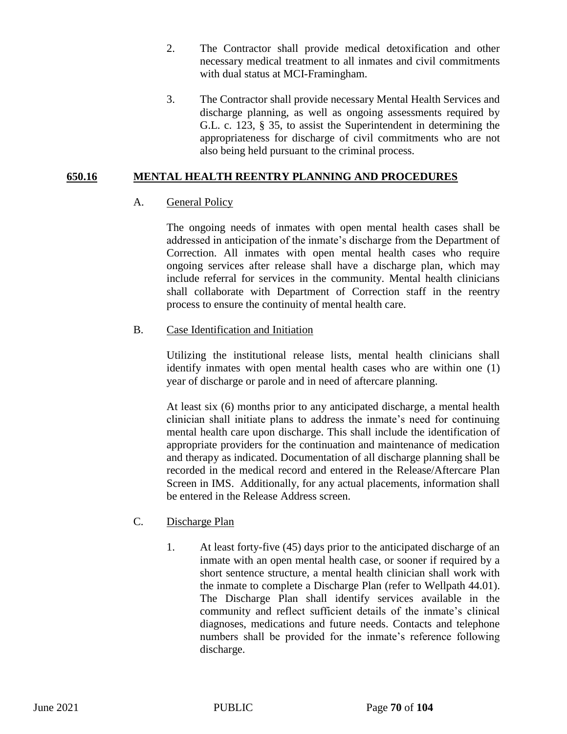2. The Contractor shall provide medical detoxification and other necessary medical treatment to all inmates and civil commitments with dual status at MCI-Framingham.

3. The Contractor shall provide necessary Mental Health Services and discharge planning, as well as ongoing assessments required by G.L. c. 123, § 35, to assist the Superintendent in determining the appropriateness for discharge of civil commitments who are not also being held pursuant to the criminal process.

## 650.16 MENTAL HEALTH REENTRY PLANNING AND PROCEDURES

### A. General Policy

The ongoing needs of inmates with open mental health cases shall be addressed in anticipation of the inmate's discharge from the Department of Correction. All inmates with open mental health cases who require ongoing services after release shall have a discharge plan, which may include referral for services in the community. Mental health clinicians shall collaborate with Department of Correction staff in the reentry process to ensure the continuity of mental health care.

### B. Case Identification and Initiation

Utilizing the institutional release lists, mental health clinicians shall identify inmates with open mental health cases who are within one (1) year of discharge or parole and in need of aftercare planning.

At least six (6) months prior to any anticipated discharge, a mental health clinician shall initiate plans to address the inmate's need for continuing mental health care upon discharge. This shall include the identification of appropriate providers for the continuation and maintenance of medication and therapy as indicated. Documentation of all discharge planning shall be recorded in the medical record and entered in the Release/Aftercare Plan Screen in IMS. Additionally, for any actual placements, information shall be entered in the Release Address screen.

### C. Discharge Plan

1. At least forty-five (45) days prior to the anticipated discharge of an inmate with an open mental health case, or sooner if required by a short sentence structure, a mental health clinician shall work with the inmate to complete a Discharge Plan (refer to Wellpath 44.01). The Discharge Plan shall identify services available in the community and reflect sufficient details of the inmate's clinical diagnoses, medications and future needs. Contacts and telephone numbers shall be provided for the inmate's reference following discharge.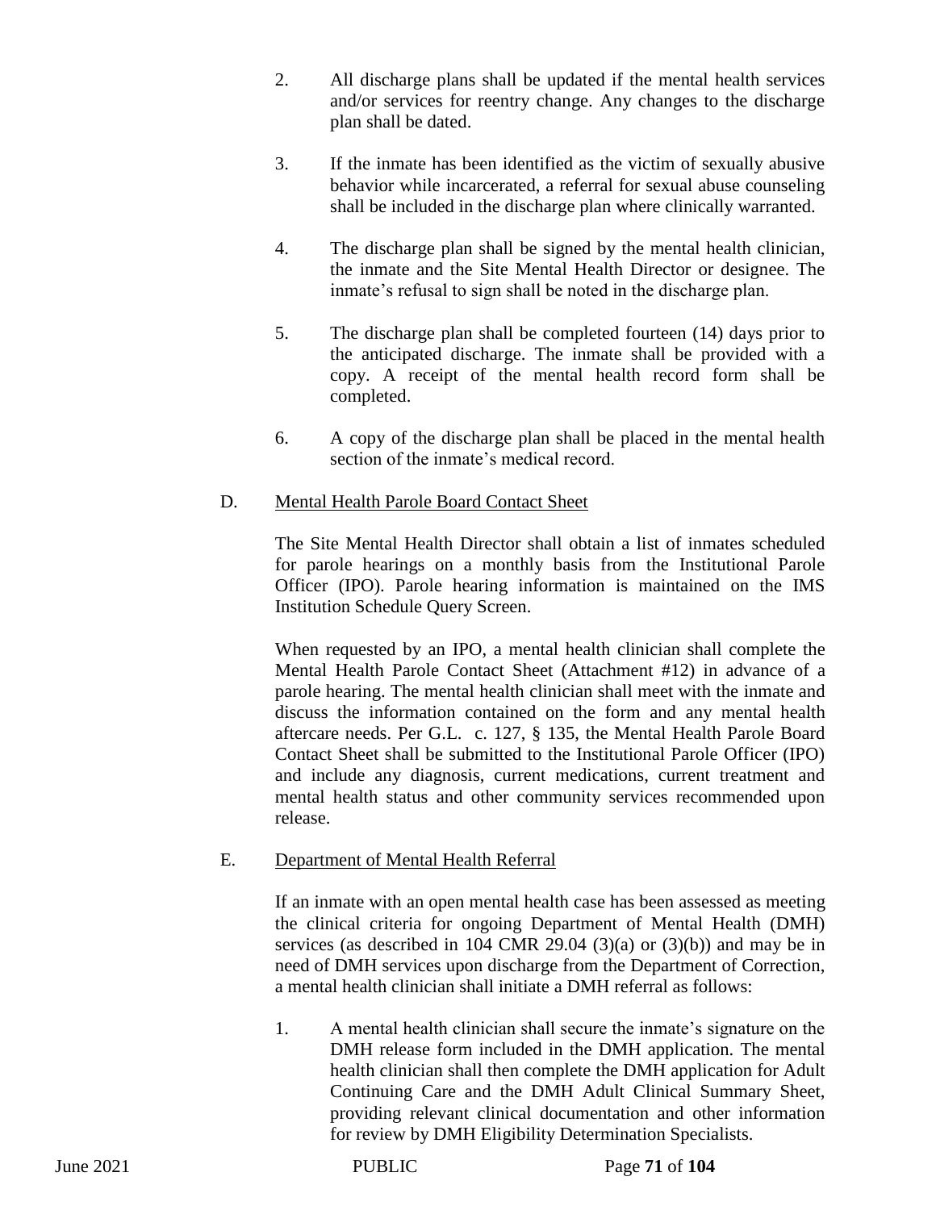2. All discharge plans shall be updated if the mental health services and/or services for reentry change. Any changes to the discharge plan shall be dated.

3. If the inmate has been identified as the victim of sexually abusive behavior while incarcerated, a referral for sexual abuse counseling shall be included in the discharge plan where clinically warranted.

4. The discharge plan shall be signed by the mental health clinician, the inmate and the Site Mental Health Director or designee. The inmate's refusal to sign shall be noted in the discharge plan.

5. The discharge plan shall be completed fourteen (14) days prior to the anticipated discharge. The inmate shall be provided with a copy. A receipt of the mental health record form shall be completed.

6. A copy of the discharge plan shall be placed in the mental health section of the inmate's medical record.

D. <u>Mental Health Parole Board Contact Sheet</u>

The Site Mental Health Director shall obtain a list of inmates scheduled for parole hearings on a monthly basis from the Institutional Parole Officer (IPO). Parole hearing information is maintained on the IMS Institution Schedule Query Screen.

When requested by an IPO, a mental health clinician shall complete the Mental Health Parole Contact Sheet (Attachment #12) in advance of a parole hearing. The mental health clinician shall meet with the inmate and discuss the information contained on the form and any mental health aftercare needs. Per G.L. c. 127, § 135, the Mental Health Parole Board Contact Sheet shall be submitted to the Institutional Parole Officer (IPO) and include any diagnosis, current medications, current treatment and mental health status and other community services recommended upon release.

E. <u>Department of Mental Health Referral</u>

If an inmate with an open mental health case has been assessed as meeting the clinical criteria for ongoing Department of Mental Health (DMH) services (as described in 104 CMR 29.04 (3)(a) or (3)(b)) and may be in need of DMH services upon discharge from the Department of Correction, a mental health clinician shall initiate a DMH referral as follows:

1. A mental health clinician shall secure the inmate's signature on the DMH release form included in the DMH application. The mental health clinician shall then complete the DMH application for Adult Continuing Care and the DMH Adult Clinical Summary Sheet, providing relevant clinical documentation and other information for review by DMH Eligibility Determination Specialists.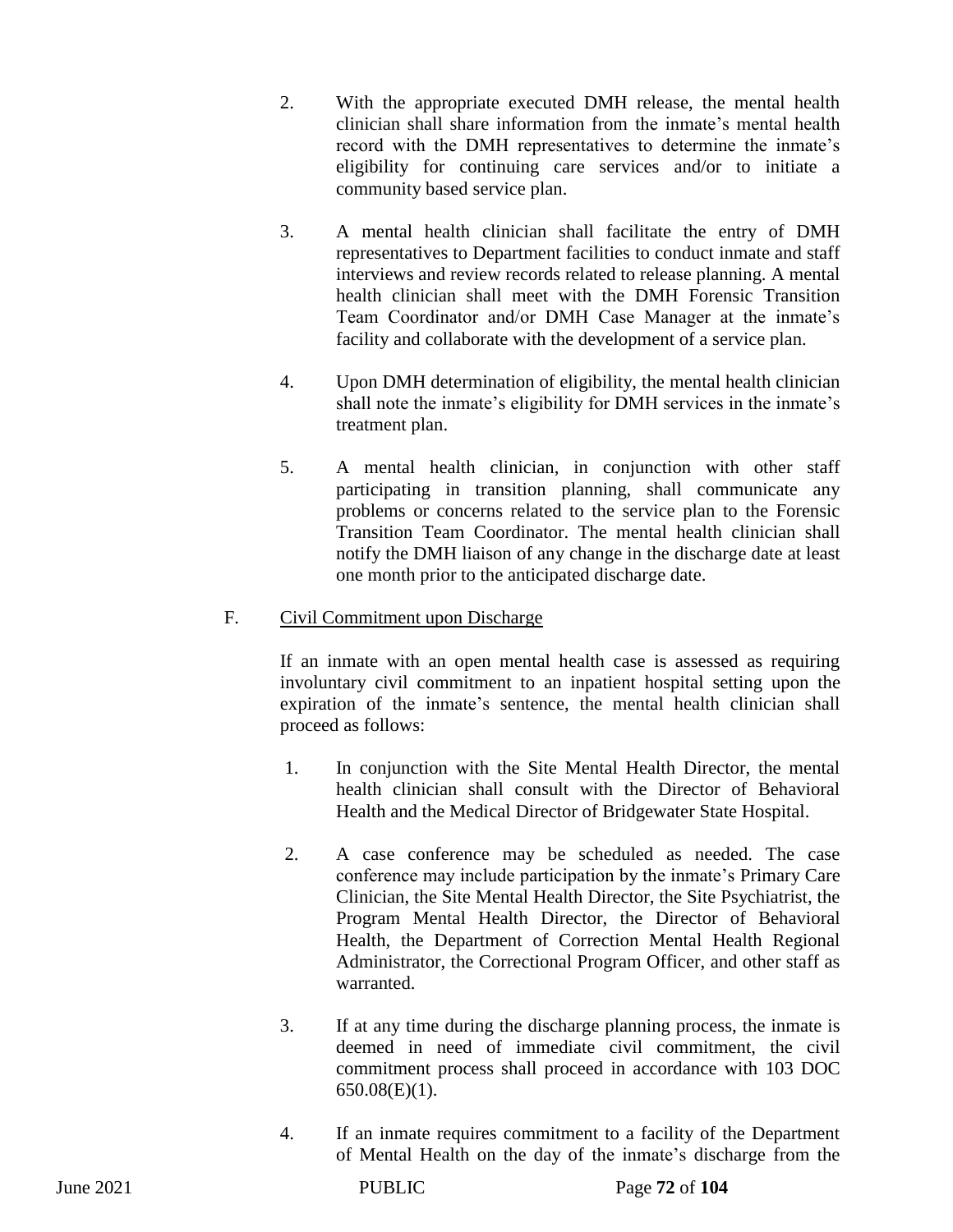2. With the appropriate executed DMH release, the mental health clinician shall share information from the inmate's mental health record with the DMH representatives to determine the inmate's eligibility for continuing care services and/or to initiate a community based service plan.

3. A mental health clinician shall facilitate the entry of DMH representatives to Department facilities to conduct inmate and staff interviews and review records related to release planning. A mental health clinician shall meet with the DMH Forensic Transition Team Coordinator and/or DMH Case Manager at the inmate's facility and collaborate with the development of a service plan.

4. Upon DMH determination of eligibility, the mental health clinician shall note the inmate's eligibility for DMH services in the inmate's treatment plan.

5. A mental health clinician, in conjunction with other staff participating in transition planning, shall communicate any problems or concerns related to the service plan to the Forensic Transition Team Coordinator. The mental health clinician shall notify the DMH liaison of any change in the discharge date at least one month prior to the anticipated discharge date.

F. <u>Civil Commitment upon Discharge</u>

If an inmate with an open mental health case is assessed as requiring involuntary civil commitment to an inpatient hospital setting upon the expiration of the inmate's sentence, the mental health clinician shall proceed as follows:

1. In conjunction with the Site Mental Health Director, the mental health clinician shall consult with the Director of Behavioral Health and the Medical Director of Bridgewater State Hospital.

2. A case conference may be scheduled as needed. The case conference may include participation by the inmate's Primary Care Clinician, the Site Mental Health Director, the Site Psychiatrist, the Program Mental Health Director, the Director of Behavioral Health, the Department of Correction Mental Health Regional Administrator, the Correctional Program Officer, and other staff as warranted.

3. If at any time during the discharge planning process, the inmate is deemed in need of immediate civil commitment, the civil commitment process shall proceed in accordance with 103 DOC 650.08(E)(1).

4. If an inmate requires commitment to a facility of the Department of Mental Health on the day of the inmate's discharge from the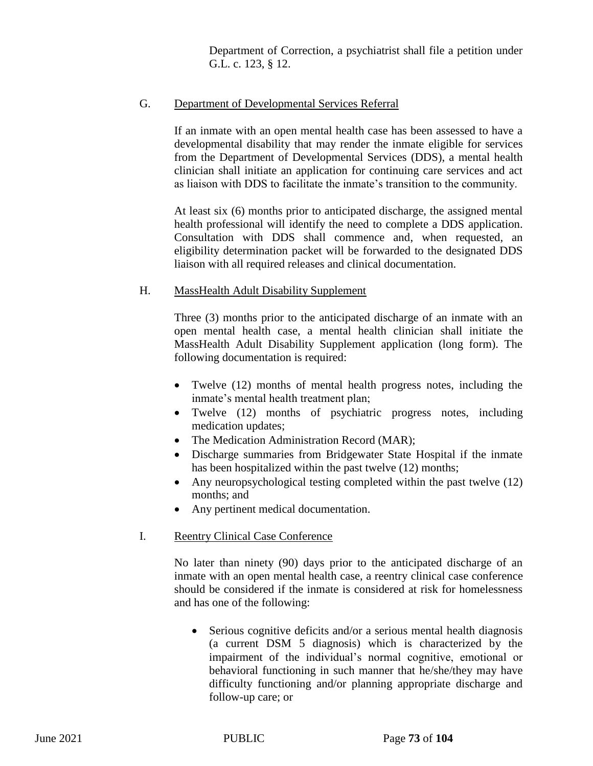Department of Correction, a psychiatrist shall file a petition under G.L. c. 123, § 12.

G. Department of Developmental Services Referral

If an inmate with an open mental health case has been assessed to have a developmental disability that may render the inmate eligible for services from the Department of Developmental Services (DDS), a mental health clinician shall initiate an application for continuing care services and act as liaison with DDS to facilitate the inmate's transition to the community.

At least six (6) months prior to anticipated discharge, the assigned mental health professional will identify the need to complete a DDS application. Consultation with DDS shall commence and, when requested, an eligibility determination packet will be forwarded to the designated DDS liaison with all required releases and clinical documentation.

H. MassHealth Adult Disability Supplement

Three (3) months prior to the anticipated discharge of an inmate with an open mental health case, a mental health clinician shall initiate the MassHealth Adult Disability Supplement application (long form). The following documentation is required:

- Twelve (12) months of mental health progress notes, including the inmate's mental health treatment plan;
- Twelve (12) months of psychiatric progress notes, including medication updates;
- The Medication Administration Record (MAR);
- Discharge summaries from Bridgewater State Hospital if the inmate has been hospitalized within the past twelve (12) months;
- Any neuropsychological testing completed within the past twelve (12) months; and
- Any pertinent medical documentation.

I. Reentry Clinical Case Conference

No later than ninety (90) days prior to the anticipated discharge of an inmate with an open mental health case, a reentry clinical case conference should be considered if the inmate is considered at risk for homelessness and has one of the following:

- Serious cognitive deficits and/or a serious mental health diagnosis (a current DSM 5 diagnosis) which is characterized by the impairment of the individual's normal cognitive, emotional or behavioral functioning in such manner that he/she/they may have difficulty functioning and/or planning appropriate discharge and follow-up care; or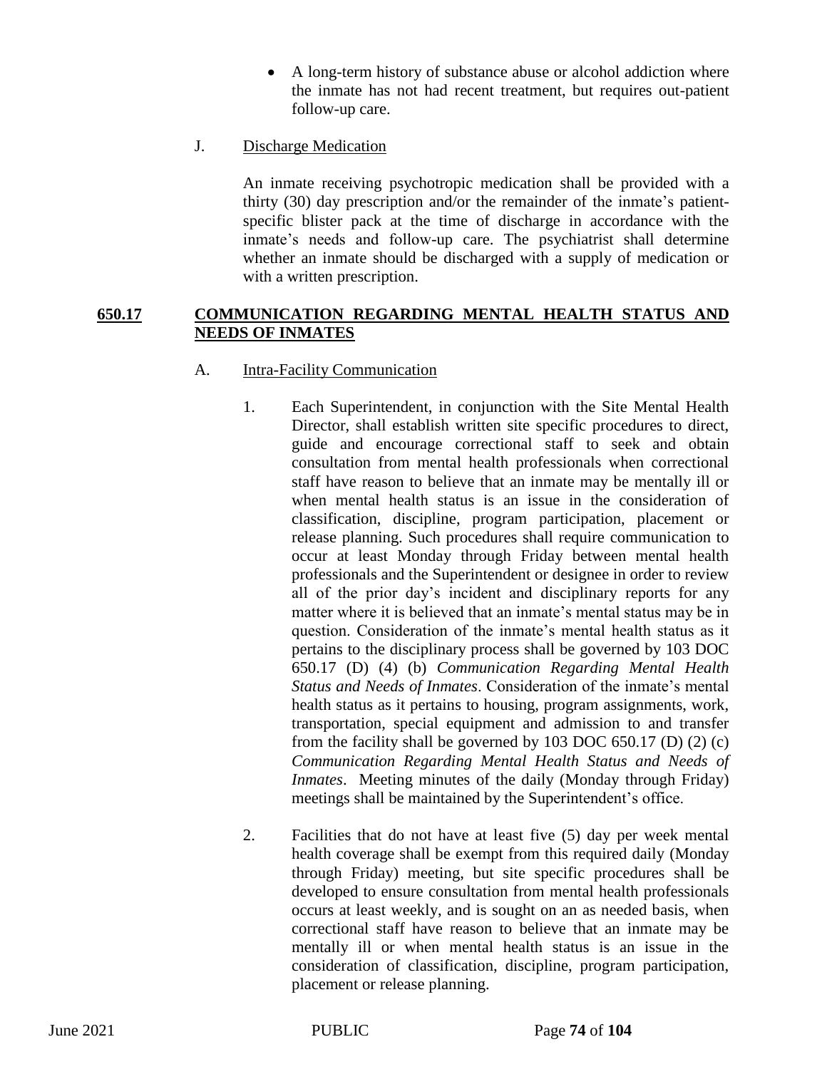- A long-term history of substance abuse or alcohol addiction where the inmate has not had recent treatment, but requires out-patient follow-up care.

J. Discharge Medication

An inmate receiving psychotropic medication shall be provided with a thirty (30) day prescription and/or the remainder of the inmate's patient-specific blister pack at the time of discharge in accordance with the inmate's needs and follow-up care. The psychiatrist shall determine whether an inmate should be discharged with a supply of medication or with a written prescription.

## 650.17 COMMUNICATION REGARDING MENTAL HEALTH STATUS AND NEEDS OF INMATES

A. Intra-Facility Communication

1. Each Superintendent, in conjunction with the Site Mental Health Director, shall establish written site specific procedures to direct, guide and encourage correctional staff to seek and obtain consultation from mental health professionals when correctional staff have reason to believe that an inmate may be mentally ill or when mental health status is an issue in the consideration of classification, discipline, program participation, placement or release planning. Such procedures shall require communication to occur at least Monday through Friday between mental health professionals and the Superintendent or designee in order to review all of the prior day's incident and disciplinary reports for any matter where it is believed that an inmate's mental status may be in question. Consideration of the inmate's mental health status as it pertains to the disciplinary process shall be governed by 103 DOC 650.17 (D) (4) (b) *Communication Regarding Mental Health Status and Needs of Inmates*. Consideration of the inmate's mental health status as it pertains to housing, program assignments, work, transportation, special equipment and admission to and transfer from the facility shall be governed by 103 DOC 650.17 (D) (2) (c) *Communication Regarding Mental Health Status and Needs of Inmates*. Meeting minutes of the daily (Monday through Friday) meetings shall be maintained by the Superintendent's office.

2. Facilities that do not have at least five (5) day per week mental health coverage shall be exempt from this required daily (Monday through Friday) meeting, but site specific procedures shall be developed to ensure consultation from mental health professionals occurs at least weekly, and is sought on an as needed basis, when correctional staff have reason to believe that an inmate may be mentally ill or when mental health status is an issue in the consideration of classification, discipline, program participation, placement or release planning.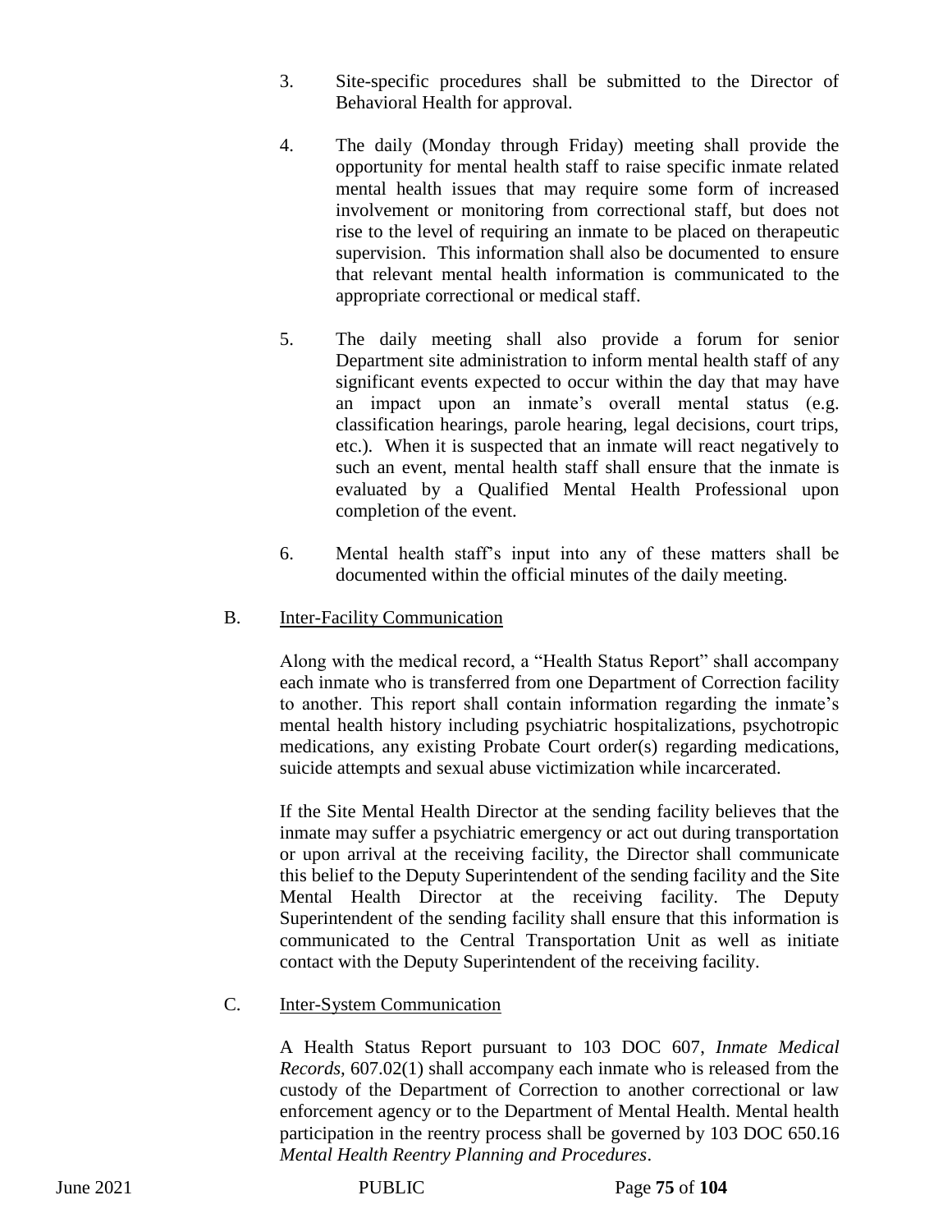3. Site-specific procedures shall be submitted to the Director of Behavioral Health for approval.

4. The daily (Monday through Friday) meeting shall provide the opportunity for mental health staff to raise specific inmate related mental health issues that may require some form of increased involvement or monitoring from correctional staff, but does not rise to the level of requiring an inmate to be placed on therapeutic supervision. This information shall also be documented to ensure that relevant mental health information is communicated to the appropriate correctional or medical staff.

5. The daily meeting shall also provide a forum for senior Department site administration to inform mental health staff of any significant events expected to occur within the day that may have an impact upon an inmate's overall mental status (e.g. classification hearings, parole hearing, legal decisions, court trips, etc.). When it is suspected that an inmate will react negatively to such an event, mental health staff shall ensure that the inmate is evaluated by a Qualified Mental Health Professional upon completion of the event.

6. Mental health staff's input into any of these matters shall be documented within the official minutes of the daily meeting.

B. Inter-Facility Communication

Along with the medical record, a "Health Status Report" shall accompany each inmate who is transferred from one Department of Correction facility to another. This report shall contain information regarding the inmate's mental health history including psychiatric hospitalizations, psychotropic medications, any existing Probate Court order(s) regarding medications, suicide attempts and sexual abuse victimization while incarcerated.

If the Site Mental Health Director at the sending facility believes that the inmate may suffer a psychiatric emergency or act out during transportation or upon arrival at the receiving facility, the Director shall communicate this belief to the Deputy Superintendent of the sending facility and the Site Mental Health Director at the receiving facility. The Deputy Superintendent of the sending facility shall ensure that this information is communicated to the Central Transportation Unit as well as initiate contact with the Deputy Superintendent of the receiving facility.

C. Inter-System Communication

A Health Status Report pursuant to 103 DOC 607, *Inmate Medical Records*, 607.02(1) shall accompany each inmate who is released from the custody of the Department of Correction to another correctional or law enforcement agency or to the Department of Mental Health. Mental health participation in the reentry process shall be governed by 103 DOC 650.16 *Mental Health Reentry Planning and Procedures*.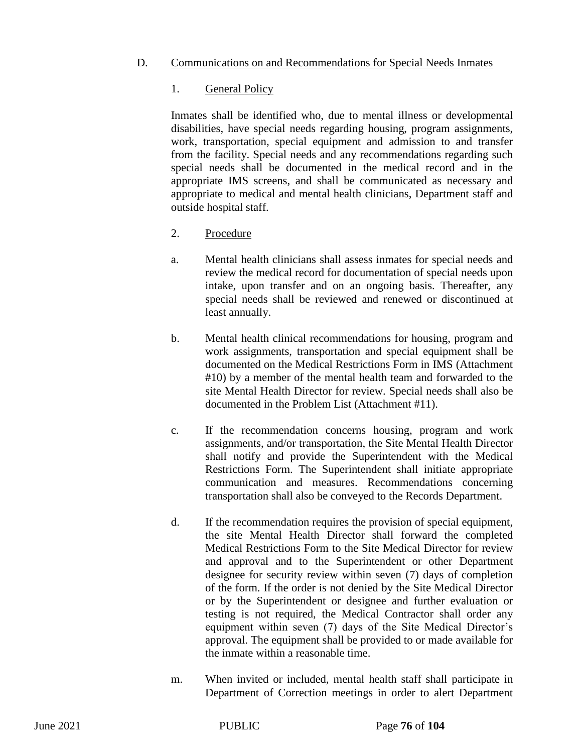## D. Communications on and Recommendations for Special Needs Inmates

### 1. General Policy

Inmates shall be identified who, due to mental illness or developmental disabilities, have special needs regarding housing, program assignments, work, transportation, special equipment and admission to and transfer from the facility. Special needs and any recommendations regarding such special needs shall be documented in the medical record and in the appropriate IMS screens, and shall be communicated as necessary and appropriate to medical and mental health clinicians, Department staff and outside hospital staff.

### 2. Procedure

a. Mental health clinicians shall assess inmates for special needs and review the medical record for documentation of special needs upon intake, upon transfer and on an ongoing basis. Thereafter, any special needs shall be reviewed and renewed or discontinued at least annually.

b. Mental health clinical recommendations for housing, program and work assignments, transportation and special equipment shall be documented on the Medical Restrictions Form in IMS (Attachment #10) by a member of the mental health team and forwarded to the site Mental Health Director for review. Special needs shall also be documented in the Problem List (Attachment #11).

c. If the recommendation concerns housing, program and work assignments, and/or transportation, the Site Mental Health Director shall notify and provide the Superintendent with the Medical Restrictions Form. The Superintendent shall initiate appropriate communication and measures. Recommendations concerning transportation shall also be conveyed to the Records Department.

d. If the recommendation requires the provision of special equipment, the site Mental Health Director shall forward the completed Medical Restrictions Form to the Site Medical Director for review and approval and to the Superintendent or other Department designee for security review within seven (7) days of completion of the form. If the order is not denied by the Site Medical Director or by the Superintendent or designee and further evaluation or testing is not required, the Medical Contractor shall order any equipment within seven (7) days of the Site Medical Director's approval. The equipment shall be provided to or made available for the inmate within a reasonable time.

m. When invited or included, mental health staff shall participate in Department of Correction meetings in order to alert Department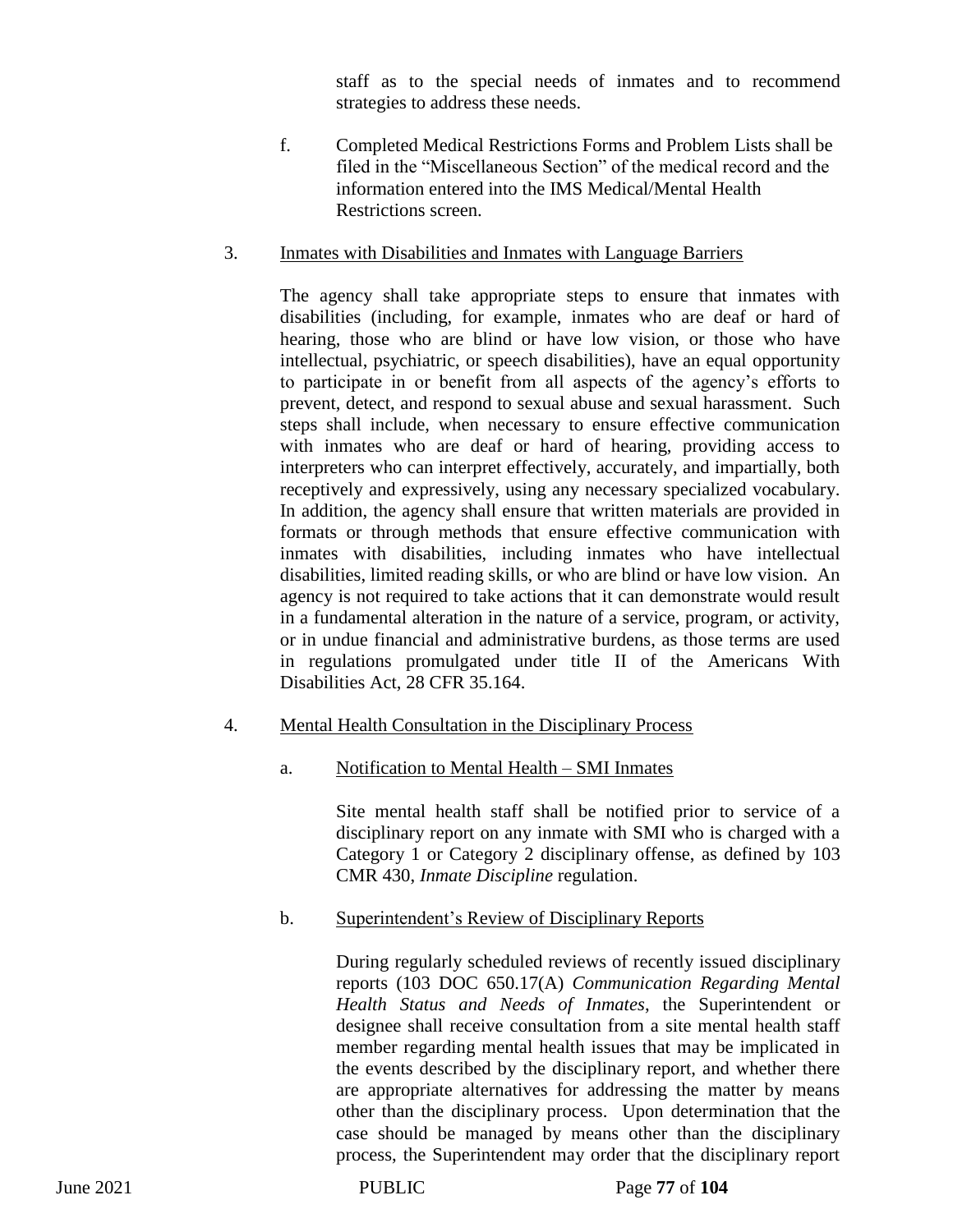staff as to the special needs of inmates and to recommend strategies to address these needs.

f. Completed Medical Restrictions Forms and Problem Lists shall be filed in the "Miscellaneous Section" of the medical record and the information entered into the IMS Medical/Mental Health Restrictions screen.

3. Inmates with Disabilities and Inmates with Language Barriers

The agency shall take appropriate steps to ensure that inmates with disabilities (including, for example, inmates who are deaf or hard of hearing, those who are blind or have low vision, or those who have intellectual, psychiatric, or speech disabilities), have an equal opportunity to participate in or benefit from all aspects of the agency's efforts to prevent, detect, and respond to sexual abuse and sexual harassment. Such steps shall include, when necessary to ensure effective communication with inmates who are deaf or hard of hearing, providing access to interpreters who can interpret effectively, accurately, and impartially, both receptively and expressively, using any necessary specialized vocabulary. In addition, the agency shall ensure that written materials are provided in formats or through methods that ensure effective communication with inmates with disabilities, including inmates who have intellectual disabilities, limited reading skills, or who are blind or have low vision. An agency is not required to take actions that it can demonstrate would result in a fundamental alteration in the nature of a service, program, or activity, or in undue financial and administrative burdens, as those terms are used in regulations promulgated under title II of the Americans With Disabilities Act, 28 CFR 35.164.

4. Mental Health Consultation in the Disciplinary Process

a. Notification to Mental Health – SMI Inmates

Site mental health staff shall be notified prior to service of a disciplinary report on any inmate with SMI who is charged with a Category 1 or Category 2 disciplinary offense, as defined by 103 CMR 430, *Inmate Discipline* regulation.

b. Superintendent's Review of Disciplinary Reports

During regularly scheduled reviews of recently issued disciplinary reports (103 DOC 650.17(A) *Communication Regarding Mental Health Status and Needs of Inmates*, the Superintendent or designee shall receive consultation from a site mental health staff member regarding mental health issues that may be implicated in the events described by the disciplinary report, and whether there are appropriate alternatives for addressing the matter by means other than the disciplinary process. Upon determination that the case should be managed by means other than the disciplinary process, the Superintendent may order that the disciplinary report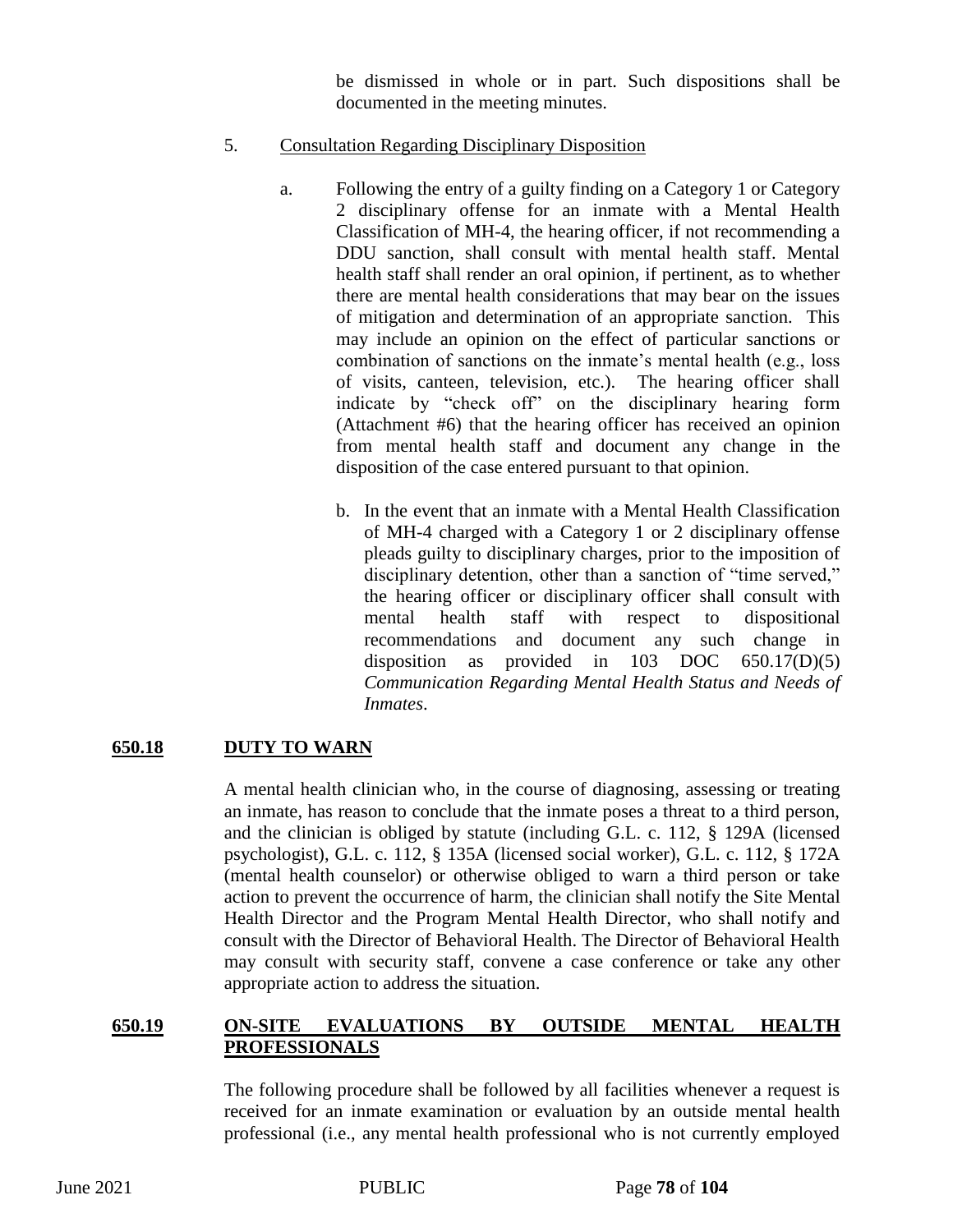be dismissed in whole or in part. Such dispositions shall be documented in the meeting minutes.

5. Consultation Regarding Disciplinary Disposition

   a. Following the entry of a guilty finding on a Category 1 or Category 2 disciplinary offense for an inmate with a Mental Health Classification of MH-4, the hearing officer, if not recommending a DDU sanction, shall consult with mental health staff. Mental health staff shall render an oral opinion, if pertinent, as to whether there are mental health considerations that may bear on the issues of mitigation and determination of an appropriate sanction. This may include an opinion on the effect of particular sanctions or combination of sanctions on the inmate's mental health (e.g., loss of visits, canteen, television, etc.). The hearing officer shall indicate by "check off" on the disciplinary hearing form (Attachment #6) that the hearing officer has received an opinion from mental health staff and document any change in the disposition of the case entered pursuant to that opinion.

   b. In the event that an inmate with a Mental Health Classification of MH-4 charged with a Category 1 or 2 disciplinary offense pleads guilty to disciplinary charges, prior to the imposition of disciplinary detention, other than a sanction of "time served," the hearing officer or disciplinary officer shall consult with mental health staff with respect to dispositional recommendations and document any such change in disposition as provided in 103 DOC 650.17(D)(5) *Communication Regarding Mental Health Status and Needs of Inmates*.

## 650.18 DUTY TO WARN

A mental health clinician who, in the course of diagnosing, assessing or treating an inmate, has reason to conclude that the inmate poses a threat to a third person, and the clinician is obliged by statute (including G.L. c. 112, § 129A (licensed psychologist), G.L. c. 112, § 135A (licensed social worker), G.L. c. 112, § 172A (mental health counselor) or otherwise obliged to warn a third person or take action to prevent the occurrence of harm, the clinician shall notify the Site Mental Health Director and the Program Mental Health Director, who shall notify and consult with the Director of Behavioral Health. The Director of Behavioral Health may consult with security staff, convene a case conference or take any other appropriate action to address the situation.

## 650.19 ON-SITE EVALUATIONS BY OUTSIDE MENTAL HEALTH PROFESSIONALS

The following procedure shall be followed by all facilities whenever a request is received for an inmate examination or evaluation by an outside mental health professional (i.e., any mental health professional who is not currently employed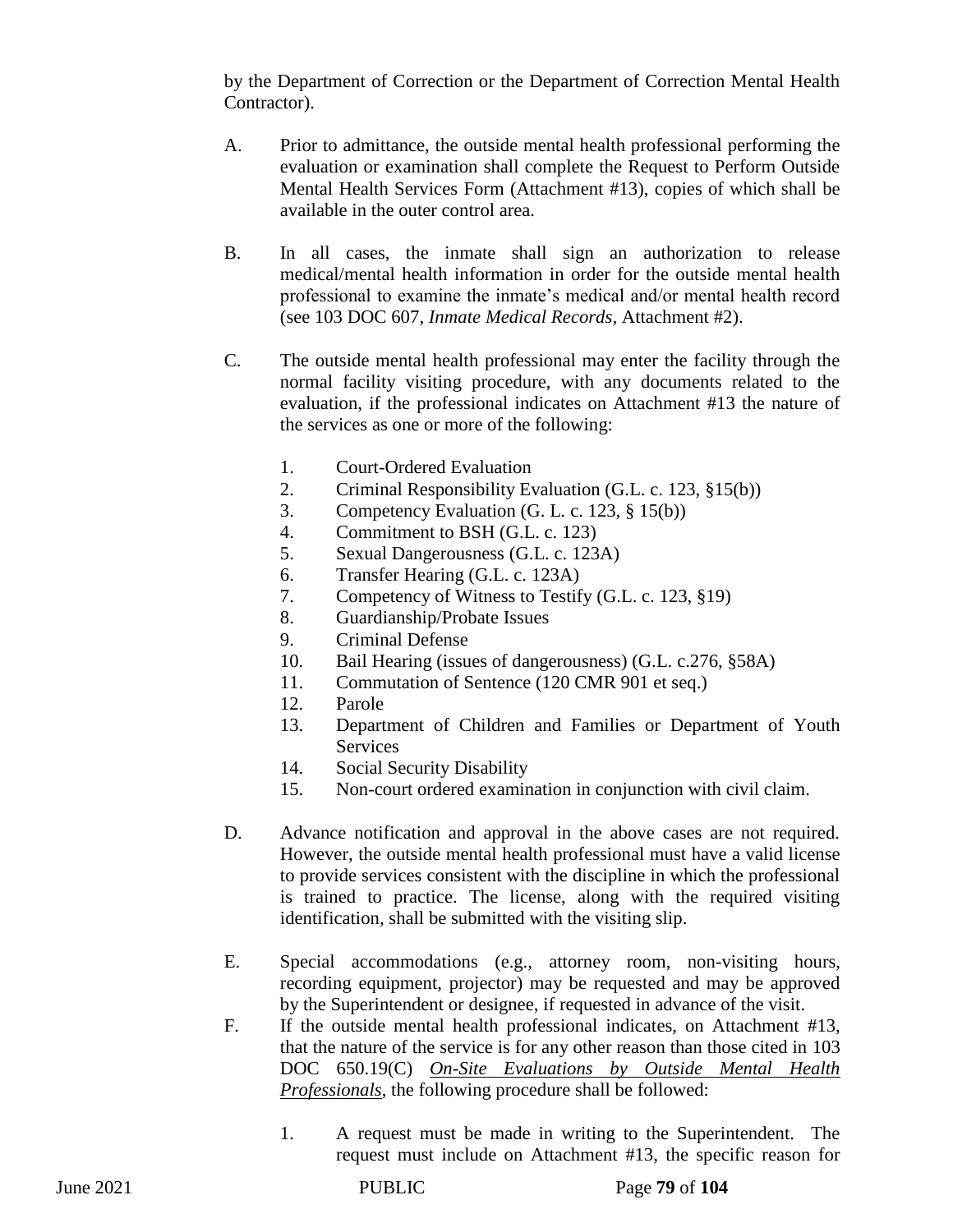by the Department of Correction or the Department of Correction Mental Health Contractor).

A. Prior to admittance, the outside mental health professional performing the evaluation or examination shall complete the Request to Perform Outside Mental Health Services Form (Attachment #13), copies of which shall be available in the outer control area.

B. In all cases, the inmate shall sign an authorization to release medical/mental health information in order for the outside mental health professional to examine the inmate's medical and/or mental health record (see 103 DOC 607, *Inmate Medical Records*, Attachment #2).

C. The outside mental health professional may enter the facility through the normal facility visiting procedure, with any documents related to the evaluation, if the professional indicates on Attachment #13 the nature of the services as one or more of the following:

   1. Court-Ordered Evaluation
   2. Criminal Responsibility Evaluation (G.L. c. 123, §15(b))
   3. Competency Evaluation (G. L. c. 123, § 15(b))
   4. Commitment to BSH (G.L. c. 123)
   5. Sexual Dangerousness (G.L. c. 123A)
   6. Transfer Hearing (G.L. c. 123A)
   7. Competency of Witness to Testify (G.L. c. 123, §19)
   8. Guardianship/Probate Issues
   9. Criminal Defense
   10. Bail Hearing (issues of dangerousness) (G.L. c.276, §58A)
   11. Commutation of Sentence (120 CMR 901 et seq.)
   12. Parole
   13. Department of Children and Families or Department of Youth Services
   14. Social Security Disability
   15. Non-court ordered examination in conjunction with civil claim.

D. Advance notification and approval in the above cases are not required. However, the outside mental health professional must have a valid license to provide services consistent with the discipline in which the professional is trained to practice. The license, along with the required visiting identification, shall be submitted with the visiting slip.

E. Special accommodations (e.g., attorney room, non-visiting hours, recording equipment, projector) may be requested and may be approved by the Superintendent or designee, if requested in advance of the visit.

F. If the outside mental health professional indicates, on Attachment #13, that the nature of the service is for any other reason than those cited in 103 DOC 650.19(C) *<u>On-Site Evaluations by Outside Mental Health Professionals</u>*, the following procedure shall be followed:

   1. A request must be made in writing to the Superintendent. The request must include on Attachment #13, the specific reason for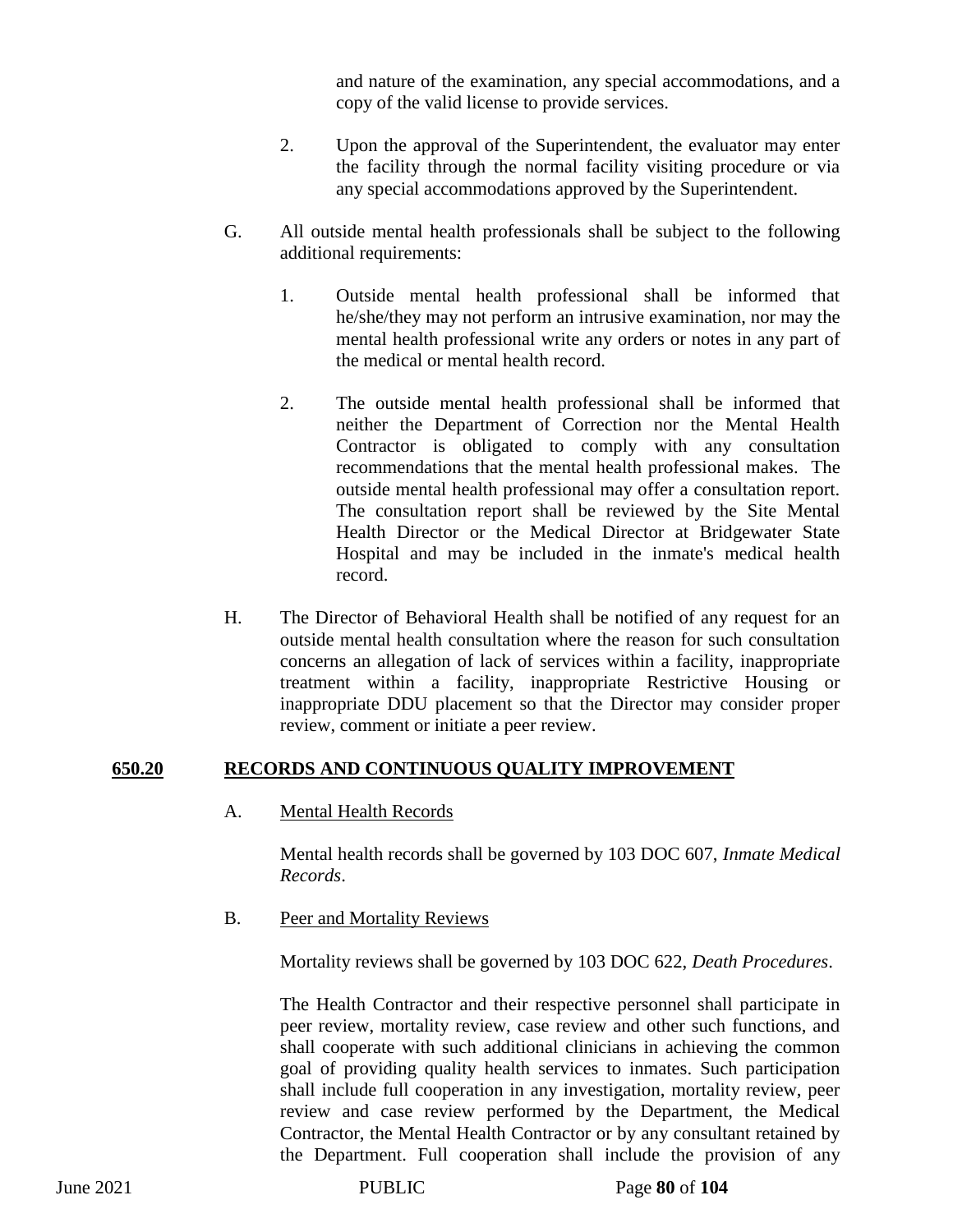and nature of the examination, any special accommodations, and a copy of the valid license to provide services.

2. Upon the approval of the Superintendent, the evaluator may enter the facility through the normal facility visiting procedure or via any special accommodations approved by the Superintendent.

G. All outside mental health professionals shall be subject to the following additional requirements:

1. Outside mental health professional shall be informed that he/she/they may not perform an intrusive examination, nor may the mental health professional write any orders or notes in any part of the medical or mental health record.

2. The outside mental health professional shall be informed that neither the Department of Correction nor the Mental Health Contractor is obligated to comply with any consultation recommendations that the mental health professional makes. The outside mental health professional may offer a consultation report. The consultation report shall be reviewed by the Site Mental Health Director or the Medical Director at Bridgewater State Hospital and may be included in the inmate's medical health record.

H. The Director of Behavioral Health shall be notified of any request for an outside mental health consultation where the reason for such consultation concerns an allegation of lack of services within a facility, inappropriate treatment within a facility, inappropriate Restrictive Housing or inappropriate DDU placement so that the Director may consider proper review, comment or initiate a peer review.

## 650.20 RECORDS AND CONTINUOUS QUALITY IMPROVEMENT

A. Mental Health Records

Mental health records shall be governed by 103 DOC 607, *Inmate Medical Records*.

B. Peer and Mortality Reviews

Mortality reviews shall be governed by 103 DOC 622, *Death Procedures*.

The Health Contractor and their respective personnel shall participate in peer review, mortality review, case review and other such functions, and shall cooperate with such additional clinicians in achieving the common goal of providing quality health services to inmates. Such participation shall include full cooperation in any investigation, mortality review, peer review and case review performed by the Department, the Medical Contractor, the Mental Health Contractor or by any consultant retained by the Department. Full cooperation shall include the provision of any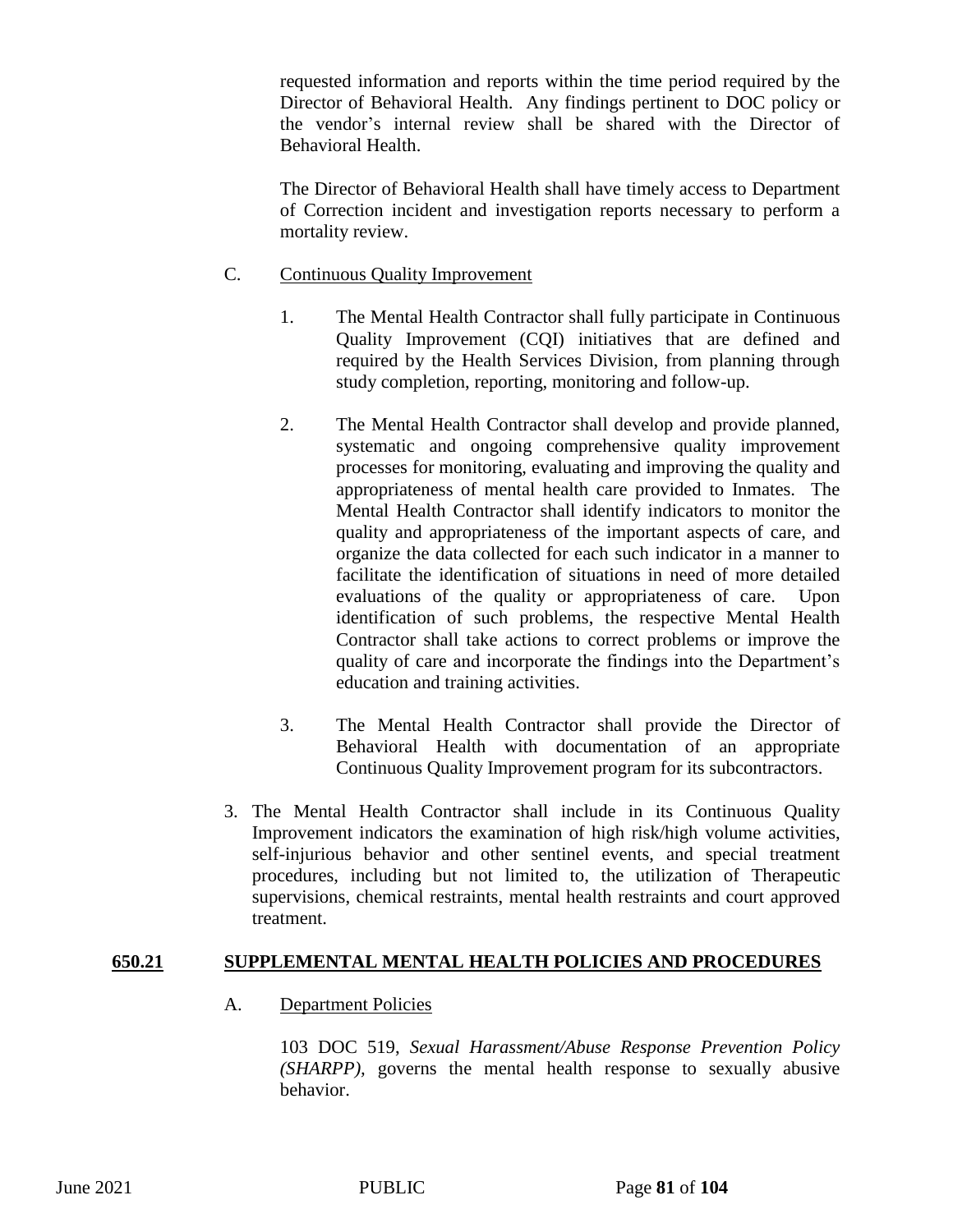requested information and reports within the time period required by the Director of Behavioral Health. Any findings pertinent to DOC policy or the vendor's internal review shall be shared with the Director of Behavioral Health.

The Director of Behavioral Health shall have timely access to Department of Correction incident and investigation reports necessary to perform a mortality review.

C. Continuous Quality Improvement

1. The Mental Health Contractor shall fully participate in Continuous Quality Improvement (CQI) initiatives that are defined and required by the Health Services Division, from planning through study completion, reporting, monitoring and follow-up.

2. The Mental Health Contractor shall develop and provide planned, systematic and ongoing comprehensive quality improvement processes for monitoring, evaluating and improving the quality and appropriateness of mental health care provided to Inmates. The Mental Health Contractor shall identify indicators to monitor the quality and appropriateness of the important aspects of care, and organize the data collected for each such indicator in a manner to facilitate the identification of situations in need of more detailed evaluations of the quality or appropriateness of care. Upon identification of such problems, the respective Mental Health Contractor shall take actions to correct problems or improve the quality of care and incorporate the findings into the Department's education and training activities.

3. The Mental Health Contractor shall provide the Director of Behavioral Health with documentation of an appropriate Continuous Quality Improvement program for its subcontractors.

3. The Mental Health Contractor shall include in its Continuous Quality Improvement indicators the examination of high risk/high volume activities, self-injurious behavior and other sentinel events, and special treatment procedures, including but not limited to, the utilization of Therapeutic supervisions, chemical restraints, mental health restraints and court approved treatment.

## 650.21 SUPPLEMENTAL MENTAL HEALTH POLICIES AND PROCEDURES

A. Department Policies

103 DOC 519, *Sexual Harassment/Abuse Response Prevention Policy (SHARPP)*, governs the mental health response to sexually abusive behavior.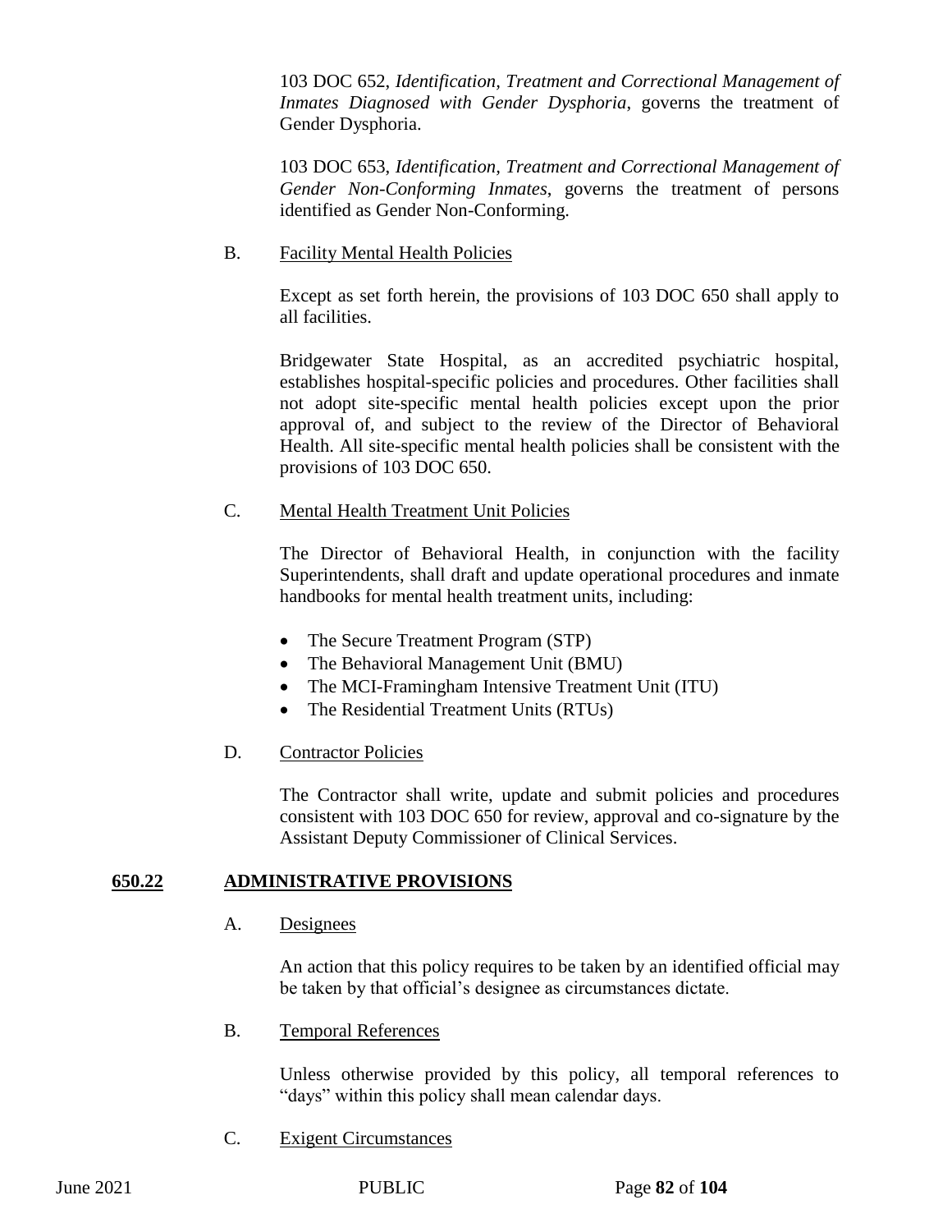103 DOC 652, *Identification, Treatment and Correctional Management of Inmates Diagnosed with Gender Dysphoria*, governs the treatment of Gender Dysphoria.

103 DOC 653, *Identification, Treatment and Correctional Management of Gender Non-Conforming Inmates*, governs the treatment of persons identified as Gender Non-Conforming.

B. Facility Mental Health Policies

Except as set forth herein, the provisions of 103 DOC 650 shall apply to all facilities.

Bridgewater State Hospital, as an accredited psychiatric hospital, establishes hospital-specific policies and procedures. Other facilities shall not adopt site-specific mental health policies except upon the prior approval of, and subject to the review of the Director of Behavioral Health. All site-specific mental health policies shall be consistent with the provisions of 103 DOC 650.

C. Mental Health Treatment Unit Policies

The Director of Behavioral Health, in conjunction with the facility Superintendents, shall draft and update operational procedures and inmate handbooks for mental health treatment units, including:

- The Secure Treatment Program (STP)
- The Behavioral Management Unit (BMU)
- The MCI-Framingham Intensive Treatment Unit (ITU)
- The Residential Treatment Units (RTUs)

D. Contractor Policies

The Contractor shall write, update and submit policies and procedures consistent with 103 DOC 650 for review, approval and co-signature by the Assistant Deputy Commissioner of Clinical Services.

## 650.22 ADMINISTRATIVE PROVISIONS

A. Designees

An action that this policy requires to be taken by an identified official may be taken by that official's designee as circumstances dictate.

B. Temporal References

Unless otherwise provided by this policy, all temporal references to "days" within this policy shall mean calendar days.

C. Exigent Circumstances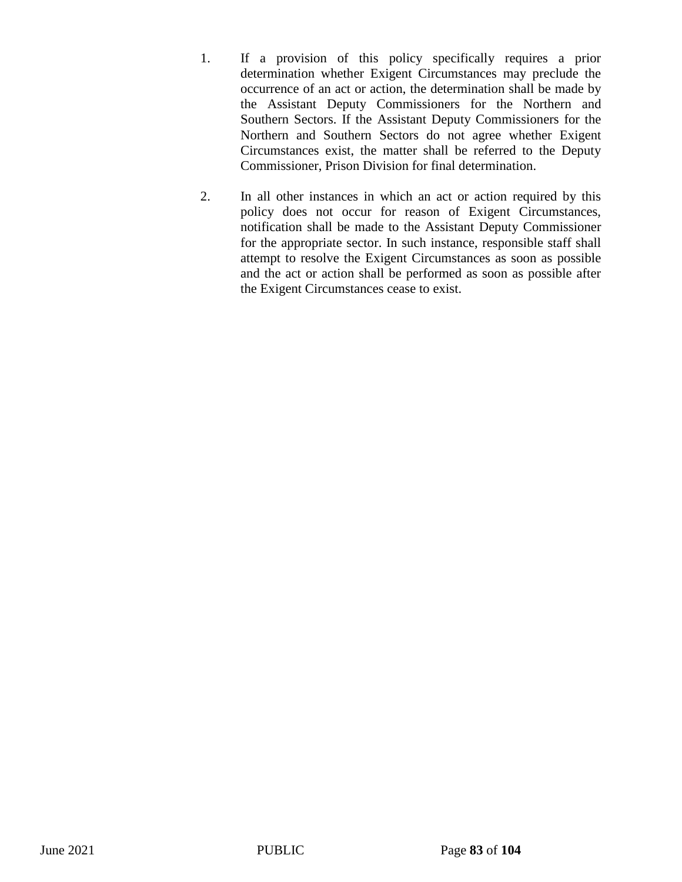1. If a provision of this policy specifically requires a prior determination whether Exigent Circumstances may preclude the occurrence of an act or action, the determination shall be made by the Assistant Deputy Commissioners for the Northern and Southern Sectors. If the Assistant Deputy Commissioners for the Northern and Southern Sectors do not agree whether Exigent Circumstances exist, the matter shall be referred to the Deputy Commissioner, Prison Division for final determination.

2. In all other instances in which an act or action required by this policy does not occur for reason of Exigent Circumstances, notification shall be made to the Assistant Deputy Commissioner for the appropriate sector. In such instance, responsible staff shall attempt to resolve the Exigent Circumstances as soon as possible and the act or action shall be performed as soon as possible after the Exigent Circumstances cease to exist.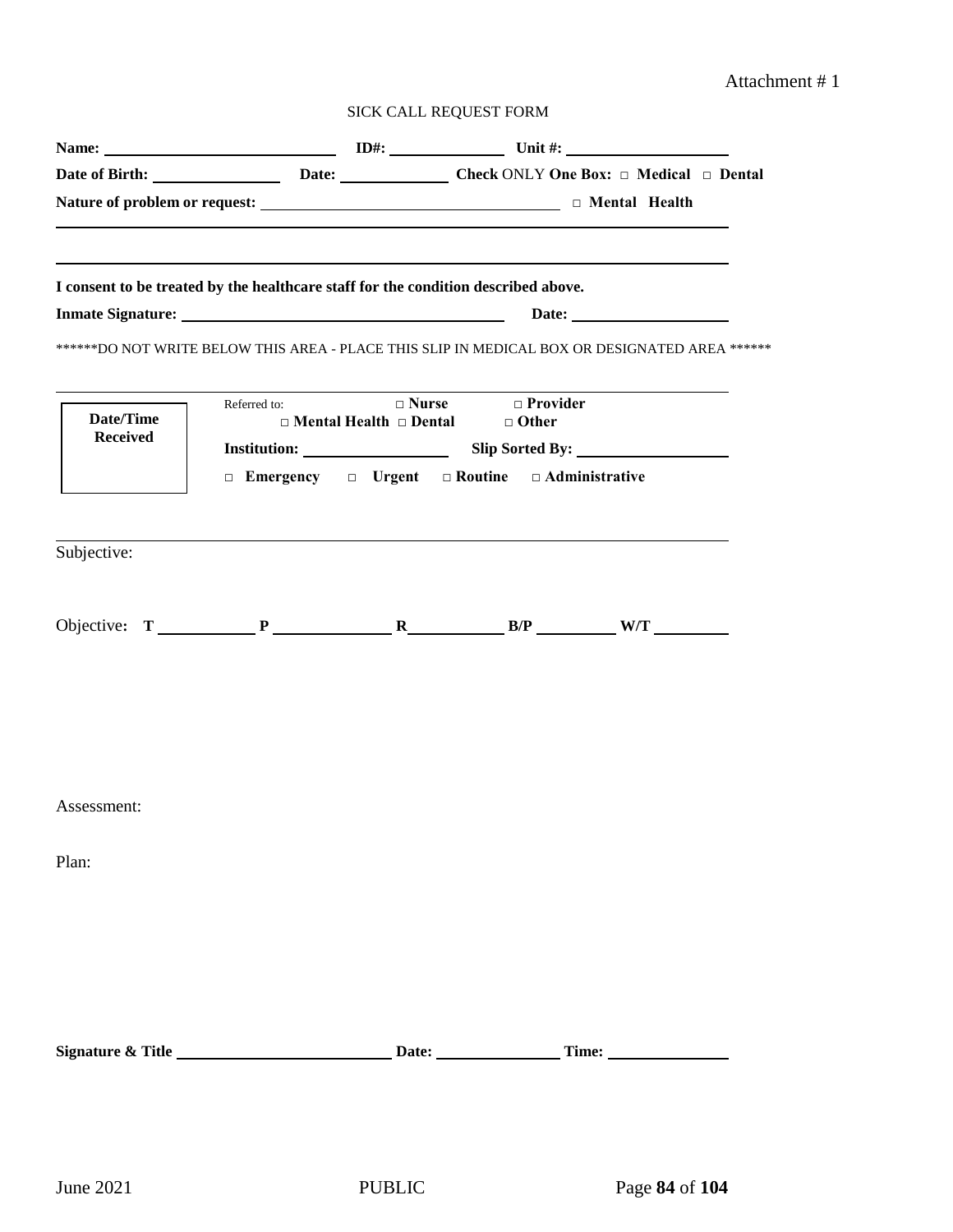Attachment # 1

SICK CALL REQUEST FORM

**Name:** ____________________ **ID#:** ____________ **Unit #:** ________________

**Date of Birth:** ____________ **Date:** ____________ **Check** ONLY **One Box:** □ **Medical** □ **Dental**

**Nature of problem or request:** ______________________________ □ **Mental Health**

_____________________________________________________________________

_____________________________________________________________________

**I consent to be treated by the healthcare staff for the condition described above.**

**Inmate Signature:** ________________________________ **Date:** ________________

******DO NOT WRITE BELOW THIS AREA - PLACE THIS SLIP IN MEDICAL BOX OR DESIGNATED AREA ******

| **Date/Time Received** |
|---|
| |

Referred to: □ **Nurse** □ **Provider** □ **Mental Health** □ **Dental** □ **Other**

**Institution:** ________________ **Slip Sorted By:** ________________

□ **Emergency** □ **Urgent** □ **Routine** □ **Administrative**

Subjective:

Objective: **T** __________ **P** __________ **R** __________ **B/P** __________ **W/T** __________

Assessment:

Plan:

**Signature & Title** ______________________ **Date:** ____________ **Time:** ____________

June 2021 PUBLIC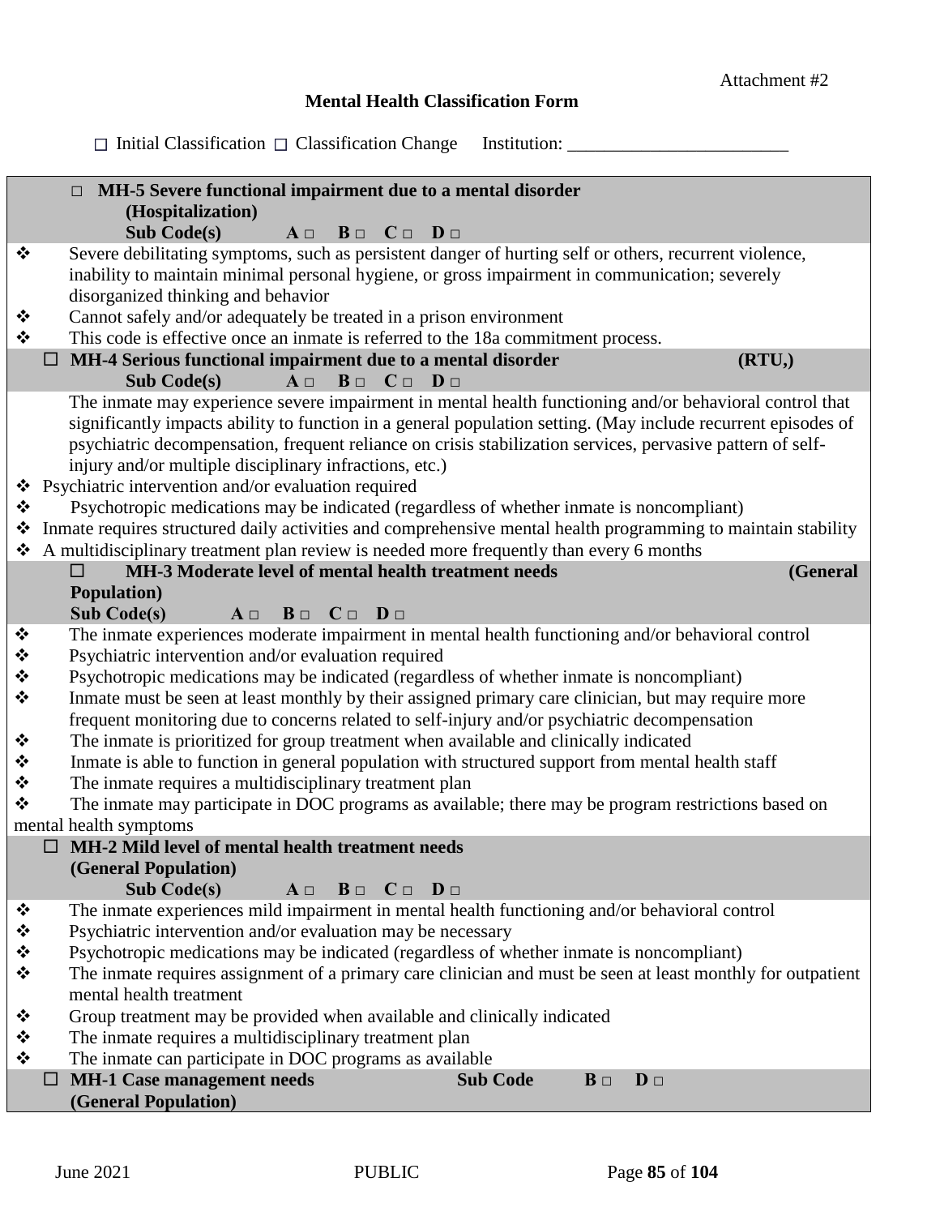Attachment #2

# Mental Health Classification Form

☐ Initial Classification ☐ Classification Change Institution: ________________________

**☐ MH-5 Severe functional impairment due to a mental disorder (Hospitalization)**
**Sub Code(s)** **A** ☐ **B** ☐ **C** ☐ **D** ☐

- ❖ Severe debilitating symptoms, such as persistent danger of hurting self or others, recurrent violence, inability to maintain minimal personal hygiene, or gross impairment in communication; severely disorganized thinking and behavior
- ❖ Cannot safely and/or adequately be treated in a prison environment
- ❖ This code is effective once an inmate is referred to the 18a commitment process.

**☐ MH-4 Serious functional impairment due to a mental disorder (RTU,)**
**Sub Code(s)** **A** ☐ **B** ☐ **C** ☐ **D** ☐

The inmate may experience severe impairment in mental health functioning and/or behavioral control that significantly impacts ability to function in a general population setting. (May include recurrent episodes of psychiatric decompensation, frequent reliance on crisis stabilization services, pervasive pattern of self-injury and/or multiple disciplinary infractions, etc.)

- ❖ Psychiatric intervention and/or evaluation required
- ❖ Psychotropic medications may be indicated (regardless of whether inmate is noncompliant)
- ❖ Inmate requires structured daily activities and comprehensive mental health programming to maintain stability
- ❖ A multidisciplinary treatment plan review is needed more frequently than every 6 months

**☐ MH-3 Moderate level of mental health treatment needs (General Population)**
**Sub Code(s)** **A** ☐ **B** ☐ **C** ☐ **D** ☐

- ❖ The inmate experiences moderate impairment in mental health functioning and/or behavioral control
- ❖ Psychiatric intervention and/or evaluation required
- ❖ Psychotropic medications may be indicated (regardless of whether inmate is noncompliant)
- ❖ Inmate must be seen at least monthly by their assigned primary care clinician, but may require more frequent monitoring due to concerns related to self-injury and/or psychiatric decompensation
- ❖ The inmate is prioritized for group treatment when available and clinically indicated
- ❖ Inmate is able to function in general population with structured support from mental health staff
- ❖ The inmate requires a multidisciplinary treatment plan
- ❖ The inmate may participate in DOC programs as available; there may be program restrictions based on mental health symptoms

**☐ MH-2 Mild level of mental health treatment needs (General Population)**
**Sub Code(s)** **A** ☐ **B** ☐ **C** ☐ **D** ☐

- ❖ The inmate experiences mild impairment in mental health functioning and/or behavioral control
- ❖ Psychiatric intervention and/or evaluation may be necessary
- ❖ Psychotropic medications may be indicated (regardless of whether inmate is noncompliant)
- ❖ The inmate requires assignment of a primary care clinician and must be seen at least monthly for outpatient mental health treatment
- ❖ Group treatment may be provided when available and clinically indicated
- ❖ The inmate requires a multidisciplinary treatment plan
- ❖ The inmate can participate in DOC programs as available

**☐ MH-1 Case management needs (General Population)** **Sub Code** **B** ☐ **D** ☐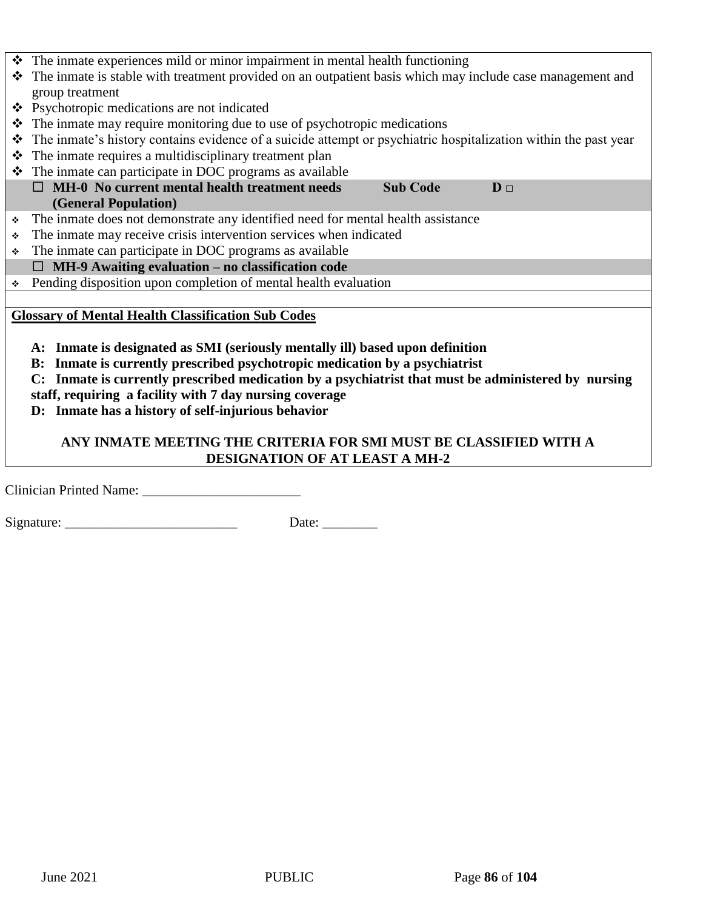- The inmate experiences mild or minor impairment in mental health functioning
- The inmate is stable with treatment provided on an outpatient basis which may include case management and group treatment
- Psychotropic medications are not indicated
- The inmate may require monitoring due to use of psychotropic medications
- The inmate's history contains evidence of a suicide attempt or psychiatric hospitalization within the past year
- The inmate requires a multidisciplinary treatment plan
- The inmate can participate in DOC programs as available

**☐ MH-0 No current mental health treatment needs (General Population)** **Sub Code** **D ☐**

- The inmate does not demonstrate any identified need for mental health assistance
- The inmate may receive crisis intervention services when indicated
- The inmate can participate in DOC programs as available

**☐ MH-9 Awaiting evaluation – no classification code**

- Pending disposition upon completion of mental health evaluation

**<u>Glossary of Mental Health Classification Sub Codes</u>**

**A: Inmate is designated as SMI (seriously mentally ill) based upon definition**
**B: Inmate is currently prescribed psychotropic medication by a psychiatrist**
**C: Inmate is currently prescribed medication by a psychiatrist that must be administered by nursing staff, requiring a facility with 7 day nursing coverage**
**D: Inmate has a history of self-injurious behavior**

**ANY INMATE MEETING THE CRITERIA FOR SMI MUST BE CLASSIFIED WITH A DESIGNATION OF AT LEAST A MH-2**

Clinician Printed Name: _______________________

Signature: _________________________ Date: ________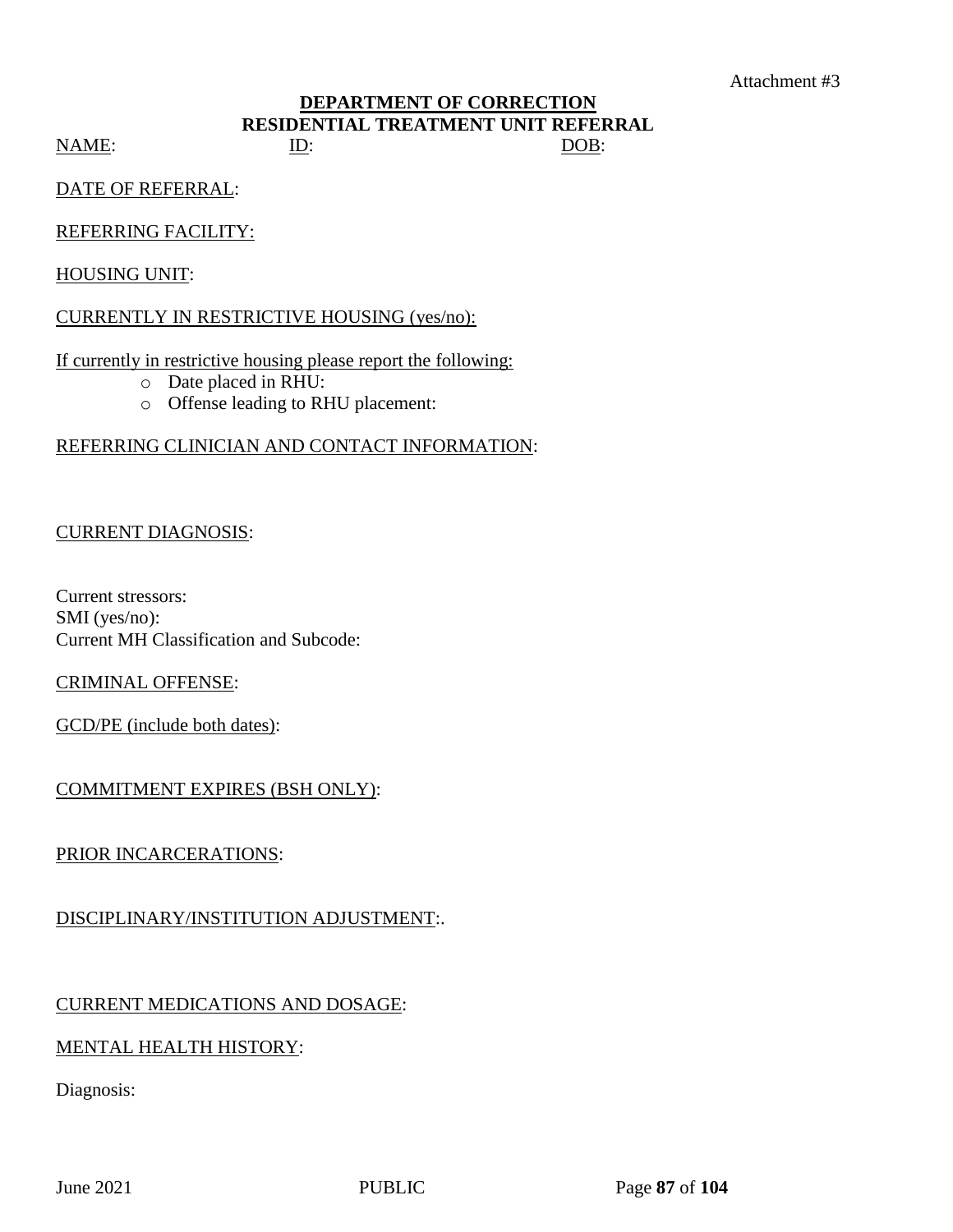Attachment #3

**DEPARTMENT OF CORRECTION**
**RESIDENTIAL TREATMENT UNIT REFERRAL**

NAME: ID: DOB:

DATE OF REFERRAL:

REFERRING FACILITY:

HOUSING UNIT:

CURRENTLY IN RESTRICTIVE HOUSING (yes/no):

If currently in restrictive housing please report the following:

- Date placed in RHU:
- Offense leading to RHU placement:

REFERRING CLINICIAN AND CONTACT INFORMATION:

CURRENT DIAGNOSIS:

Current stressors:
SMI (yes/no):
Current MH Classification and Subcode:

CRIMINAL OFFENSE:

GCD/PE (include both dates):

COMMITMENT EXPIRES (BSH ONLY):

PRIOR INCARCERATIONS:

DISCIPLINARY/INSTITUTION ADJUSTMENT:.

CURRENT MEDICATIONS AND DOSAGE:

MENTAL HEALTH HISTORY:

Diagnosis: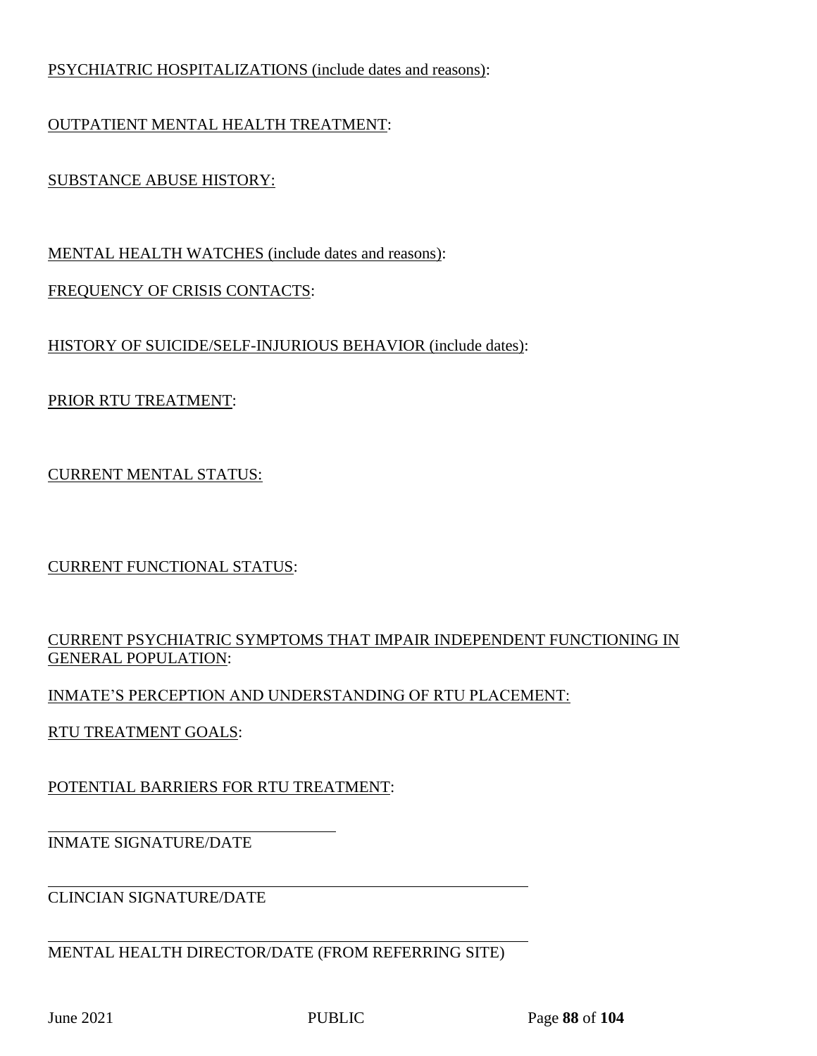PSYCHIATRIC HOSPITALIZATIONS (include dates and reasons):

OUTPATIENT MENTAL HEALTH TREATMENT:

SUBSTANCE ABUSE HISTORY:

MENTAL HEALTH WATCHES (include dates and reasons):

FREQUENCY OF CRISIS CONTACTS:

HISTORY OF SUICIDE/SELF-INJURIOUS BEHAVIOR (include dates):

PRIOR RTU TREATMENT:

CURRENT MENTAL STATUS:

CURRENT FUNCTIONAL STATUS:

CURRENT PSYCHIATRIC SYMPTOMS THAT IMPAIR INDEPENDENT FUNCTIONING IN GENERAL POPULATION:

INMATE'S PERCEPTION AND UNDERSTANDING OF RTU PLACEMENT:

RTU TREATMENT GOALS:

POTENTIAL BARRIERS FOR RTU TREATMENT:

\_\_\_\_\_\_\_\_\_\_\_\_\_\_\_\_\_\_\_\_\_\_\_\_\_\_\_\_\_\_\_\_\_\_\_\_\_\_

INMATE SIGNATURE/DATE

\_\_\_\_\_\_\_\_\_\_\_\_\_\_\_\_\_\_\_\_\_\_\_\_\_\_\_\_\_\_\_\_\_\_\_\_\_\_\_\_\_\_\_\_\_\_\_\_\_\_\_\_\_\_\_\_\_\_\_\_\_\_

CLINCIAN SIGNATURE/DATE

\_\_\_\_\_\_\_\_\_\_\_\_\_\_\_\_\_\_\_\_\_\_\_\_\_\_\_\_\_\_\_\_\_\_\_\_\_\_\_\_\_\_\_\_\_\_\_\_\_\_\_\_\_\_\_\_\_\_\_\_\_\_

MENTAL HEALTH DIRECTOR/DATE (FROM REFERRING SITE)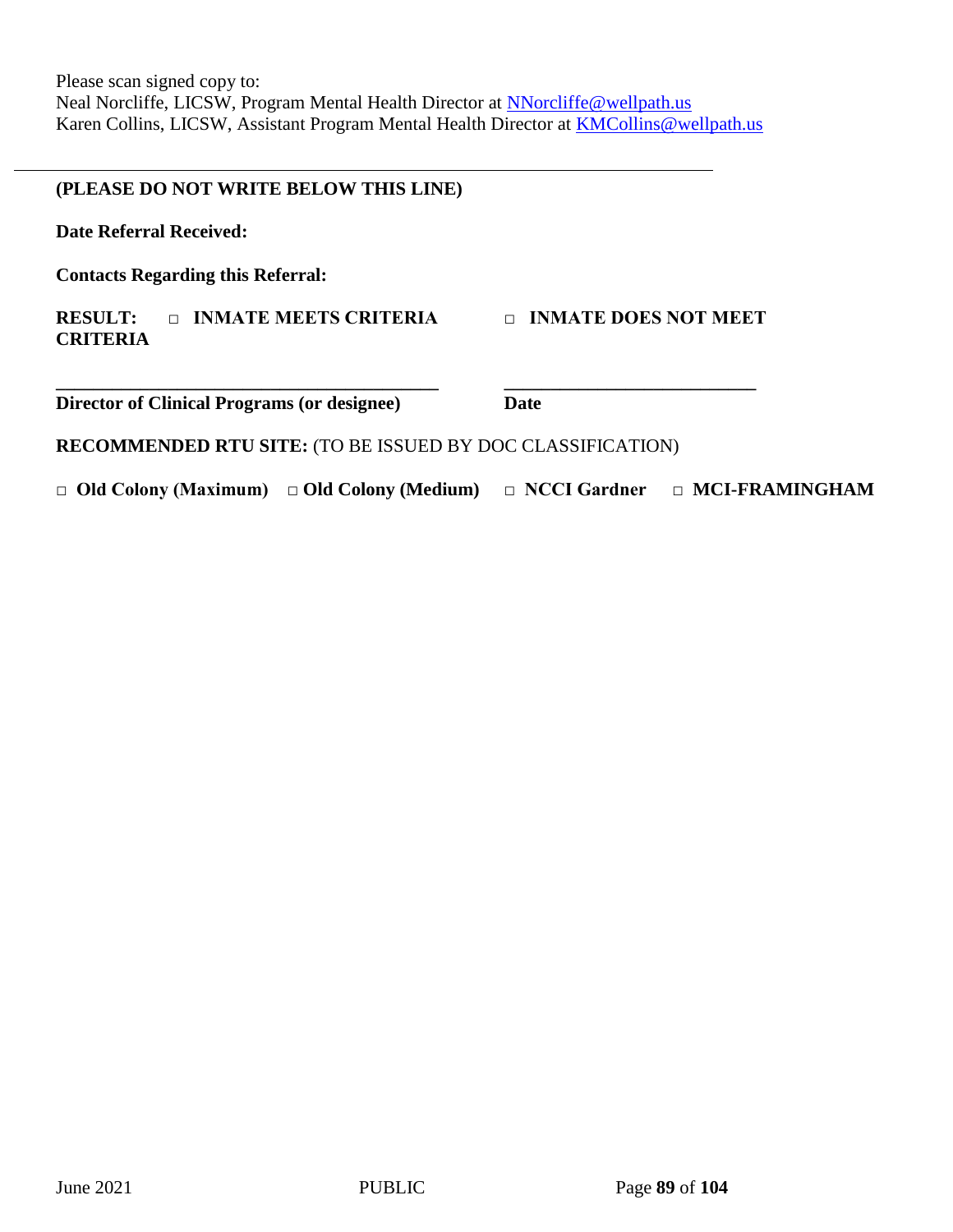Please scan signed copy to:
Neal Norcliffe, LICSW, Program Mental Health Director at NNorcliffe@wellpath.us
Karen Collins, LICSW, Assistant Program Mental Health Director at KMCollins@wellpath.us

---

**(PLEASE DO NOT WRITE BELOW THIS LINE)**

**Date Referral Received:**

**Contacts Regarding this Referral:**

**RESULT:** □ **INMATE MEETS CRITERIA** □ **INMATE DOES NOT MEET CRITERIA**

\_\_\_\_\_\_\_\_\_\_\_\_\_\_\_\_\_\_\_\_\_\_\_\_\_\_\_\_\_\_\_\_\_\_\_\_\_\_\_\_ \_\_\_\_\_\_\_\_\_\_\_\_\_\_\_\_\_\_\_\_\_\_\_\_\_\_\_

**Director of Clinical Programs (or designee)** **Date**

**RECOMMENDED RTU SITE:** (TO BE ISSUED BY DOC CLASSIFICATION)

□ **Old Colony (Maximum)** □ **Old Colony (Medium)** □ **NCCI Gardner** □ **MCI-FRAMINGHAM**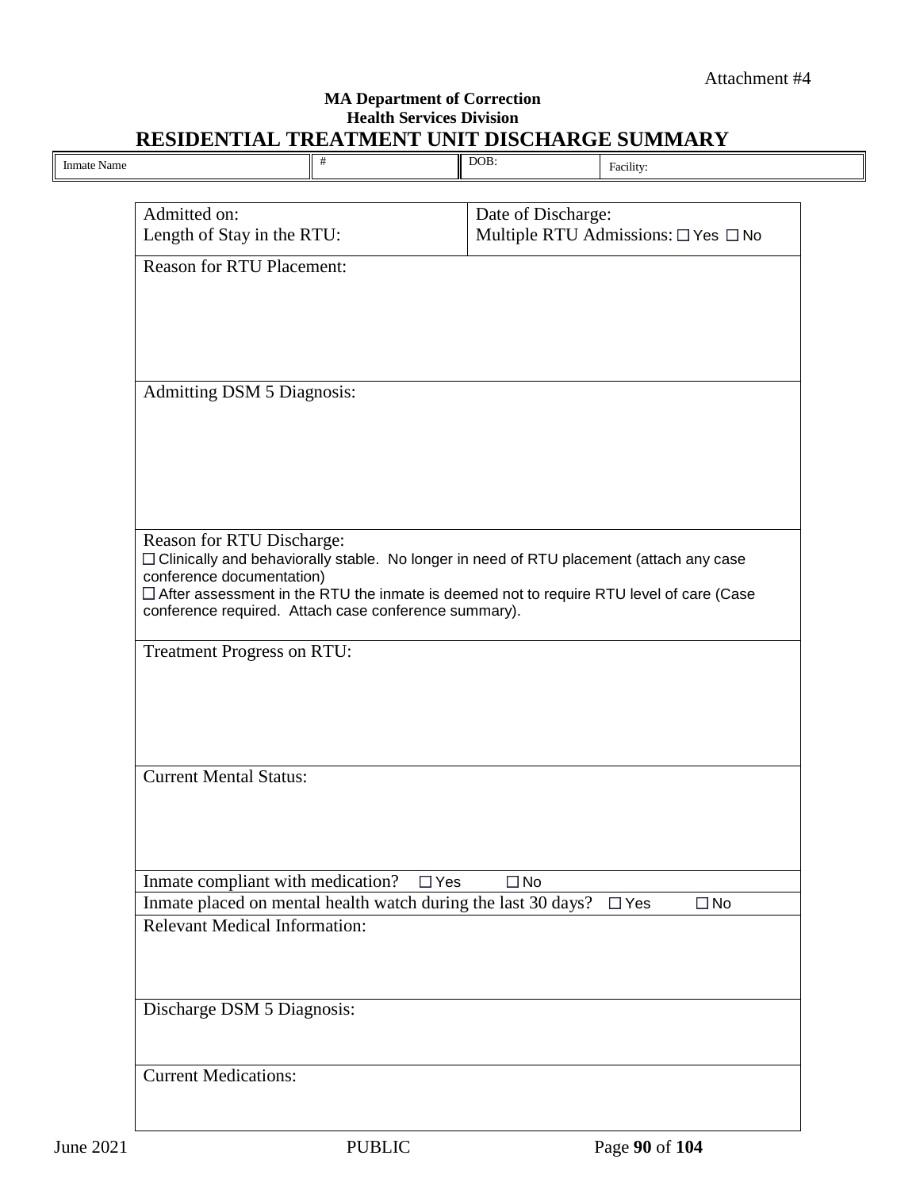Attachment #4

**MA Department of Correction**
**Health Services Division**

# RESIDENTIAL TREATMENT UNIT DISCHARGE SUMMARY

| Inmate Name | # | DOB: | Facility: |
|---|---|---|---|

| Admitted on: <br> Length of Stay in the RTU: | Date of Discharge: <br> Multiple RTU Admissions: ☐ Yes ☐ No |
|---|---|

Reason for RTU Placement:

Admitting DSM 5 Diagnosis:

Reason for RTU Discharge:

☐ Clinically and behaviorally stable. No longer in need of RTU placement (attach any case conference documentation)

☐ After assessment in the RTU the inmate is deemed not to require RTU level of care (Case conference required. Attach case conference summary).

Treatment Progress on RTU:

Current Mental Status:

Inmate compliant with medication? ☐ Yes ☐ No

Inmate placed on mental health watch during the last 30 days? ☐ Yes ☐ No

Relevant Medical Information:

Discharge DSM 5 Diagnosis:

Current Medications:

June 2021 PUBLIC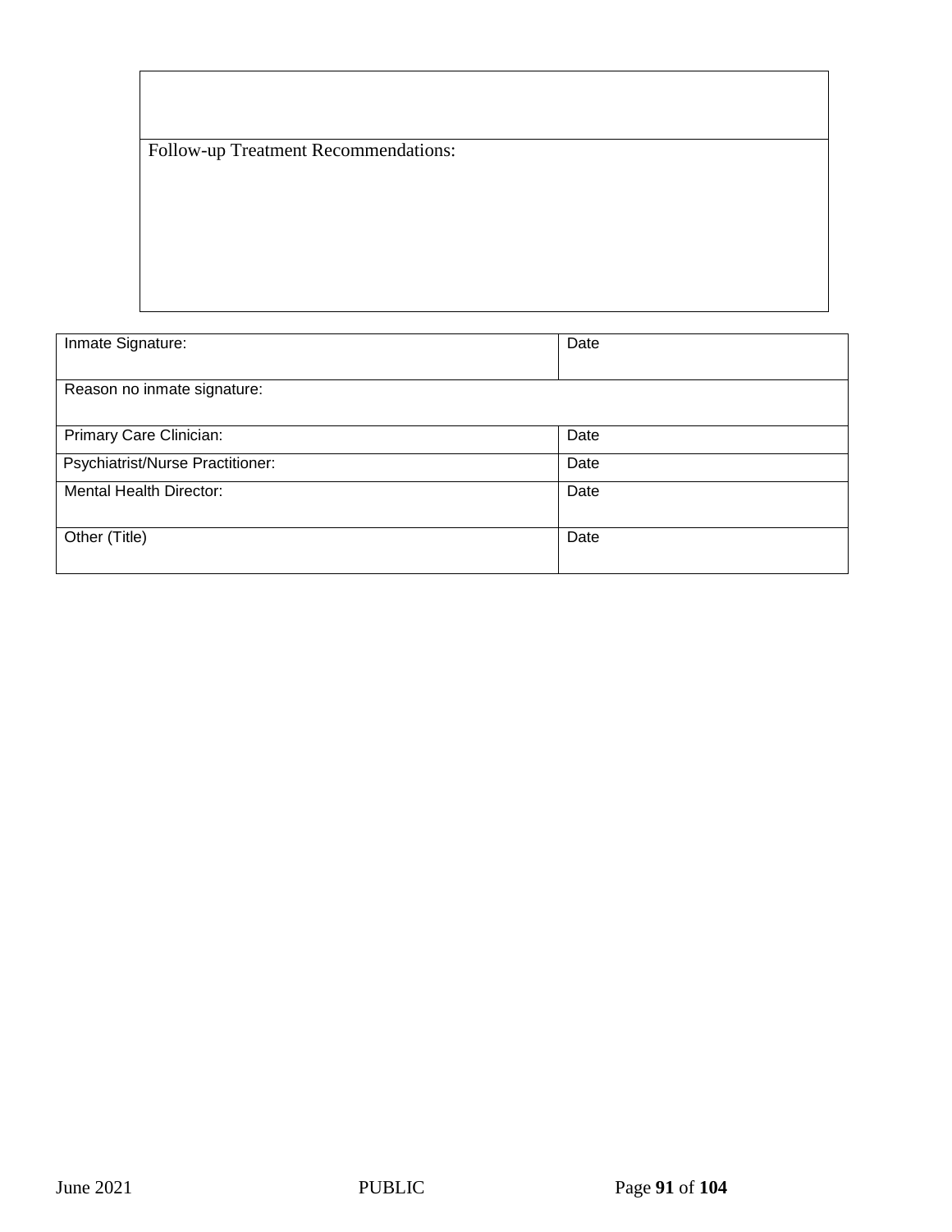| |
|---|
| |
| Follow-up Treatment Recommendations: |

| Inmate Signature: | Date |
|---|---|
| Reason no inmate signature: | |
| Primary Care Clinician: | Date |
| Psychiatrist/Nurse Practitioner: | Date |
| Mental Health Director: | Date |
| Other (Title) | Date |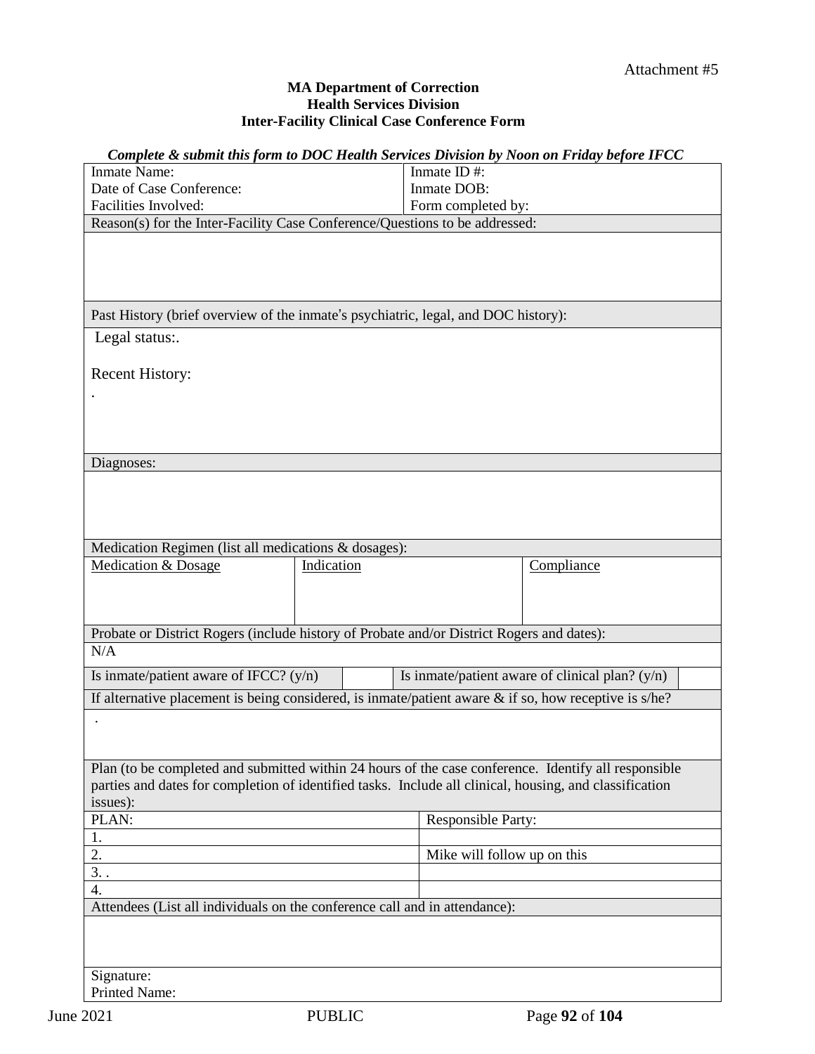Attachment #5

**MA Department of Correction**
**Health Services Division**
**Inter-Facility Clinical Case Conference Form**

***Complete & submit this form to DOC Health Services Division by Noon on Friday before IFCC***

| | |
|---|---|
| Inmate Name: | Inmate ID #: |
| Date of Case Conference: | Inmate DOB: |
| Facilities Involved: | Form completed by: |

**Reason(s) for the Inter-Facility Case Conference/Questions to be addressed:**

&nbsp;

**Past History (brief overview of the inmate's psychiatric, legal, and DOC history):**

Legal status:.

Recent History:

.

**Diagnoses:**

&nbsp;

**Medication Regimen (list all medications & dosages):**

| Medication & Dosage | Indication | Compliance |
|---|---|---|
| | | |

**Probate or District Rogers (include history of Probate and/or District Rogers and dates):**

N/A

| | | | |
|---|---|---|---|
| Is inmate/patient aware of IFCC? (y/n) | | Is inmate/patient aware of clinical plan? (y/n) | |

**If alternative placement is being considered, is inmate/patient aware & if so, how receptive is s/he?**

.

**Plan (to be completed and submitted within 24 hours of the case conference. Identify all responsible parties and dates for completion of identified tasks. Include all clinical, housing, and classification issues):**

| PLAN: | Responsible Party: |
|---|---|
| 1. | |
| 2. | Mike will follow up on this |
| 3. . | |
| 4. | |

**Attendees (List all individuals on the conference call and in attendance):**

&nbsp;

Signature:
Printed Name:

June 2021 PUBLIC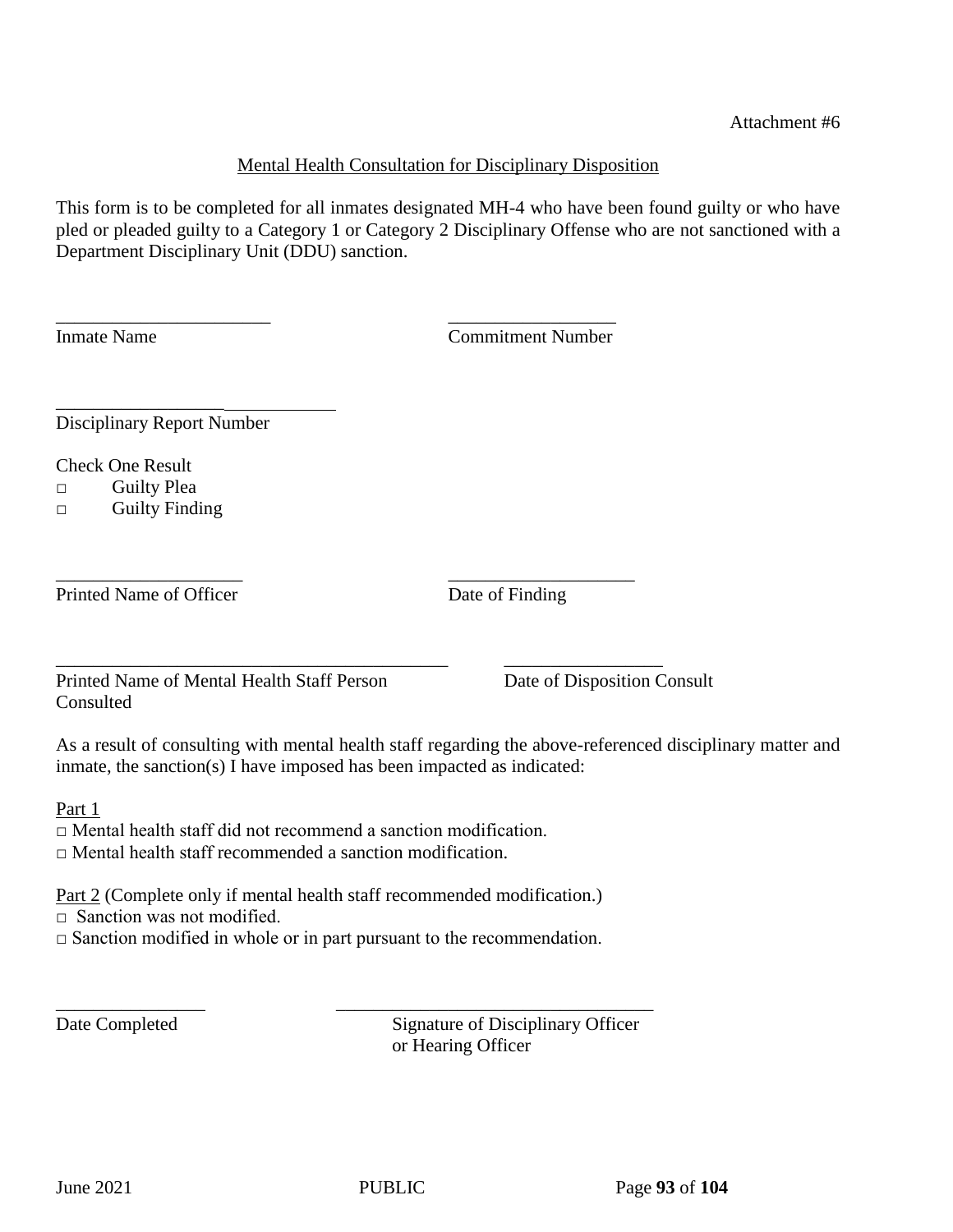Attachment #6

## Mental Health Consultation for Disciplinary Disposition

This form is to be completed for all inmates designated MH-4 who have been found guilty or who have pled or pleaded guilty to a Category 1 or Category 2 Disciplinary Offense who are not sanctioned with a Department Disciplinary Unit (DDU) sanction.

_______________________ &nbsp;&nbsp;&nbsp;&nbsp;&nbsp;&nbsp;&nbsp;&nbsp;&nbsp;&nbsp; __________________
Inmate Name &nbsp;&nbsp;&nbsp;&nbsp;&nbsp;&nbsp;&nbsp;&nbsp;&nbsp;&nbsp;&nbsp;&nbsp;&nbsp;&nbsp;&nbsp;&nbsp;&nbsp;&nbsp;&nbsp;&nbsp; Commitment Number

______________________________
Disciplinary Report Number

Check One Result
- □ Guilty Plea
- □ Guilty Finding

____________________ &nbsp;&nbsp;&nbsp;&nbsp;&nbsp;&nbsp;&nbsp;&nbsp;&nbsp;&nbsp; ____________________
Printed Name of Officer &nbsp;&nbsp;&nbsp;&nbsp;&nbsp;&nbsp;&nbsp;&nbsp;&nbsp;&nbsp;&nbsp;&nbsp;&nbsp; Date of Finding

__________________________________________ &nbsp;&nbsp;&nbsp;&nbsp;&nbsp; _________________
Printed Name of Mental Health Staff Person Consulted &nbsp;&nbsp;&nbsp;&nbsp;&nbsp; Date of Disposition Consult

As a result of consulting with mental health staff regarding the above-referenced disciplinary matter and inmate, the sanction(s) I have imposed has been impacted as indicated:

Part 1

- □ Mental health staff did not recommend a sanction modification.
- □ Mental health staff recommended a sanction modification.

Part 2 (Complete only if mental health staff recommended modification.)

- □ Sanction was not modified.
- □ Sanction modified in whole or in part pursuant to the recommendation.

________________ &nbsp;&nbsp;&nbsp;&nbsp;&nbsp;&nbsp;&nbsp;&nbsp;&nbsp;&nbsp; __________________________________
Date Completed &nbsp;&nbsp;&nbsp;&nbsp;&nbsp;&nbsp;&nbsp;&nbsp;&nbsp;&nbsp;&nbsp;&nbsp;&nbsp;&nbsp;&nbsp;&nbsp;&nbsp;&nbsp; Signature of Disciplinary Officer or Hearing Officer

June 2021 &nbsp;&nbsp;&nbsp;&nbsp;&nbsp;&nbsp;&nbsp;&nbsp;&nbsp;&nbsp; PUBLIC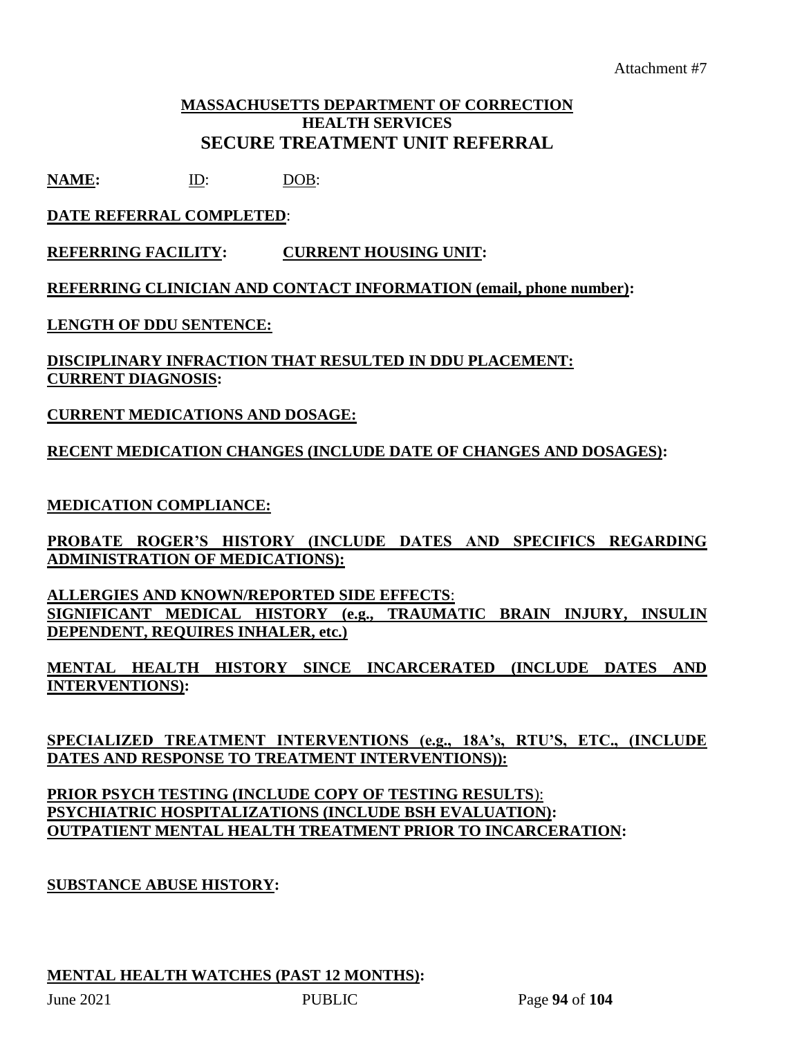Attachment #7

**MASSACHUSETTS DEPARTMENT OF CORRECTION**
**HEALTH SERVICES**
## SECURE TREATMENT UNIT REFERRAL

**NAME:** ID: DOB:

**DATE REFERRAL COMPLETED**:

**REFERRING FACILITY:** **CURRENT HOUSING UNIT:**

**REFERRING CLINICIAN AND CONTACT INFORMATION (email, phone number):**

**LENGTH OF DDU SENTENCE:**

**DISCIPLINARY INFRACTION THAT RESULTED IN DDU PLACEMENT:**
**CURRENT DIAGNOSIS:**

**CURRENT MEDICATIONS AND DOSAGE:**

**RECENT MEDICATION CHANGES (INCLUDE DATE OF CHANGES AND DOSAGES):**

**MEDICATION COMPLIANCE:**

**PROBATE ROGER'S HISTORY (INCLUDE DATES AND SPECIFICS REGARDING ADMINISTRATION OF MEDICATIONS):**

**ALLERGIES AND KNOWN/REPORTED SIDE EFFECTS**:
**SIGNIFICANT MEDICAL HISTORY (e.g., TRAUMATIC BRAIN INJURY, INSULIN DEPENDENT, REQUIRES INHALER, etc.)**

**MENTAL HEALTH HISTORY SINCE INCARCERATED (INCLUDE DATES AND INTERVENTIONS):**

**SPECIALIZED TREATMENT INTERVENTIONS (e.g., 18A's, RTU'S, ETC., (INCLUDE DATES AND RESPONSE TO TREATMENT INTERVENTIONS)):**

**PRIOR PSYCH TESTING (INCLUDE COPY OF TESTING RESULTS)**:
**PSYCHIATRIC HOSPITALIZATIONS (INCLUDE BSH EVALUATION):**
**OUTPATIENT MENTAL HEALTH TREATMENT PRIOR TO INCARCERATION:**

**SUBSTANCE ABUSE HISTORY:**

**MENTAL HEALTH WATCHES (PAST 12 MONTHS):**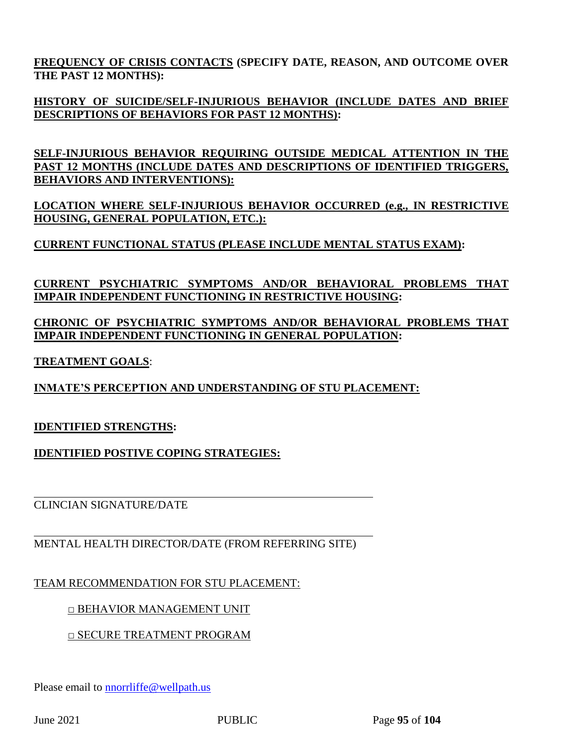**<u>FREQUENCY OF CRISIS CONTACTS</u> (SPECIFY DATE, REASON, AND OUTCOME OVER THE PAST 12 MONTHS):**

**<u>HISTORY OF SUICIDE/SELF-INJURIOUS BEHAVIOR (INCLUDE DATES AND BRIEF DESCRIPTIONS OF BEHAVIORS FOR PAST 12 MONTHS)</u>:**

**<u>SELF-INJURIOUS BEHAVIOR REQUIRING OUTSIDE MEDICAL ATTENTION IN THE PAST 12 MONTHS (INCLUDE DATES AND DESCRIPTIONS OF IDENTIFIED TRIGGERS, BEHAVIORS AND INTERVENTIONS):</u>**

**<u>LOCATION WHERE SELF-INJURIOUS BEHAVIOR OCCURRED (e.g., IN RESTRICTIVE HOUSING, GENERAL POPULATION, ETC.):</u>**

**<u>CURRENT FUNCTIONAL STATUS (PLEASE INCLUDE MENTAL STATUS EXAM)</u>:**

**<u>CURRENT PSYCHIATRIC SYMPTOMS AND/OR BEHAVIORAL PROBLEMS THAT IMPAIR INDEPENDENT FUNCTIONING IN RESTRICTIVE HOUSING</u>:**

**<u>CHRONIC OF PSYCHIATRIC SYMPTOMS AND/OR BEHAVIORAL PROBLEMS THAT IMPAIR INDEPENDENT FUNCTIONING IN GENERAL POPULATION</u>:**

**<u>TREATMENT GOALS</u>**:

**<u>INMATE'S PERCEPTION AND UNDERSTANDING OF STU PLACEMENT:</u>**

**<u>IDENTIFIED STRENGTHS</u>:**

**<u>IDENTIFIED POSTIVE COPING STRATEGIES:</u>**

\_\_\_\_\_\_\_\_\_\_\_\_\_\_\_\_\_\_\_\_\_\_\_\_\_\_\_\_\_\_\_\_\_\_\_\_\_\_\_\_\_\_\_\_\_\_\_\_\_\_\_\_\_\_\_\_

CLINCIAN SIGNATURE/DATE

\_\_\_\_\_\_\_\_\_\_\_\_\_\_\_\_\_\_\_\_\_\_\_\_\_\_\_\_\_\_\_\_\_\_\_\_\_\_\_\_\_\_\_\_\_\_\_\_\_\_\_\_\_\_\_\_

MENTAL HEALTH DIRECTOR/DATE (FROM REFERRING SITE)

<u>TEAM RECOMMENDATION FOR STU PLACEMENT:</u>

- □ <u>BEHAVIOR MANAGEMENT UNIT</u>
- □ <u>SECURE TREATMENT PROGRAM</u>

Please email to nnorrliffe@wellpath.us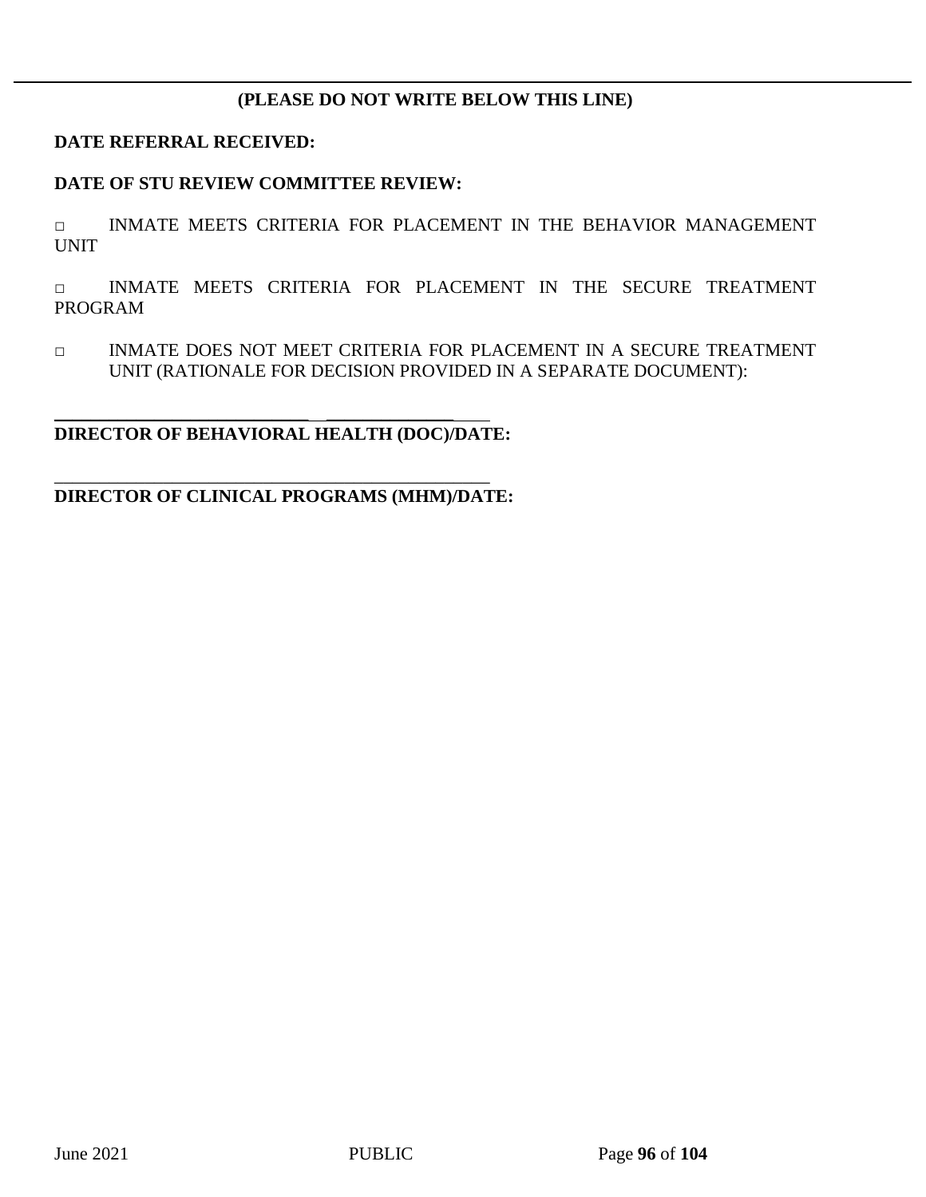---

**(PLEASE DO NOT WRITE BELOW THIS LINE)**

**DATE REFERRAL RECEIVED:**

**DATE OF STU REVIEW COMMITTEE REVIEW:**

□ INMATE MEETS CRITERIA FOR PLACEMENT IN THE BEHAVIOR MANAGEMENT UNIT

□ INMATE MEETS CRITERIA FOR PLACEMENT IN THE SECURE TREATMENT PROGRAM

□ INMATE DOES NOT MEET CRITERIA FOR PLACEMENT IN A SECURE TREATMENT UNIT (RATIONALE FOR DECISION PROVIDED IN A SEPARATE DOCUMENT):

______________________________ ________________

**DIRECTOR OF BEHAVIORAL HEALTH (DOC)/DATE:**

________________________________________________

**DIRECTOR OF CLINICAL PROGRAMS (MHM)/DATE:**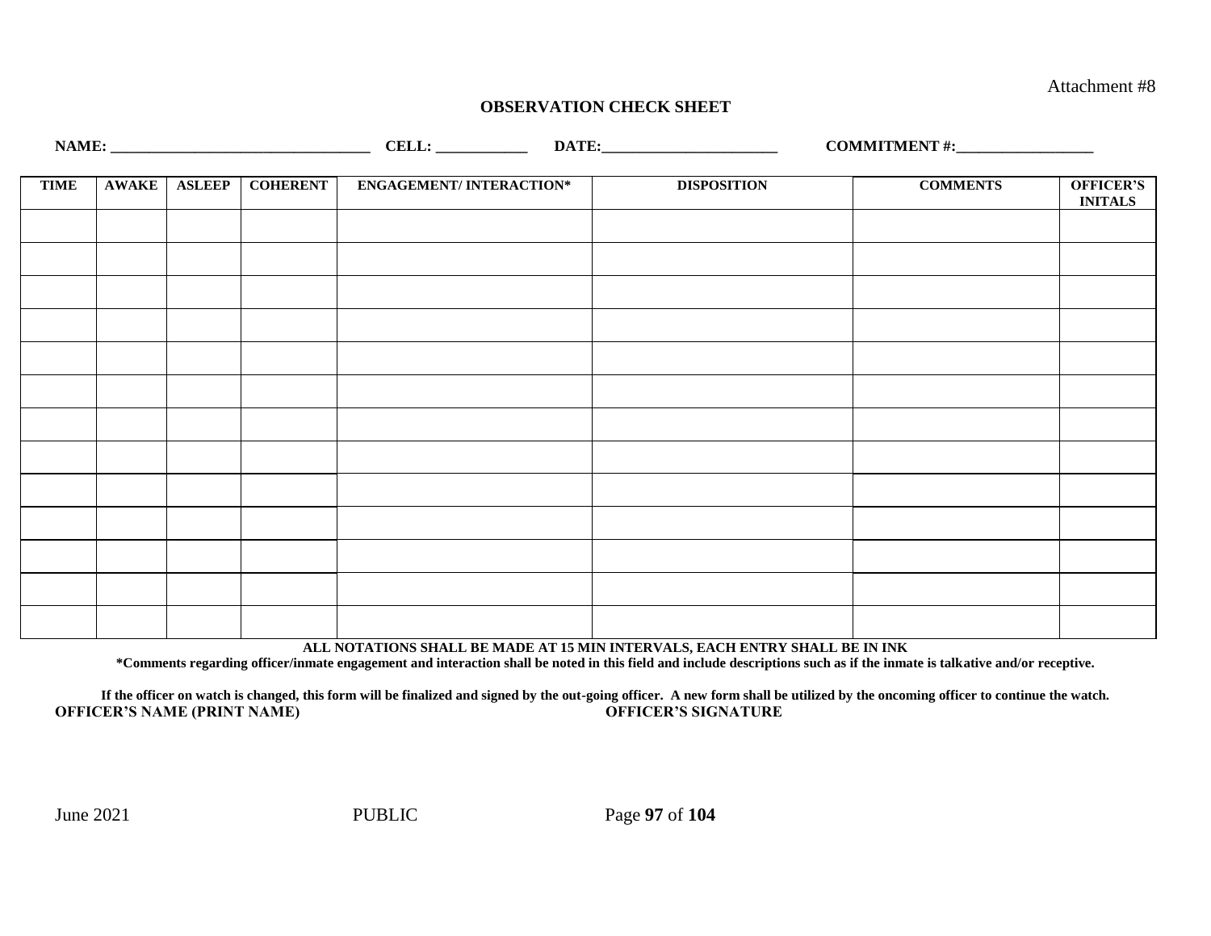Attachment #8

## OBSERVATION CHECK SHEET

**NAME: _________________________________ CELL: ___________ DATE:_______________________ COMMITMENT #:_________________**

| TIME | AWAKE | ASLEEP | COHERENT | ENGAGEMENT/ INTERACTION* | DISPOSITION | COMMENTS | OFFICER'S INITALS |
|---|---|---|---|---|---|---|---|
| | | | | | | | |
| | | | | | | | |
| | | | | | | | |
| | | | | | | | |
| | | | | | | | |
| | | | | | | | |
| | | | | | | | |
| | | | | | | | |
| | | | | | | | |
| | | | | | | | |
| | | | | | | | |
| | | | | | | | |
| | | | | | | | |

**ALL NOTATIONS SHALL BE MADE AT 15 MIN INTERVALS, EACH ENTRY SHALL BE IN INK**

***Comments regarding officer/inmate engagement and interaction shall be noted in this field and include descriptions such as if the inmate is talkative and/or receptive.**

**If the officer on watch is changed, this form will be finalized and signed by the out-going officer. A new form shall be utilized by the oncoming officer to continue the watch.**

**OFFICER'S NAME (PRINT NAME) OFFICER'S SIGNATURE**

June 2021 PUBLIC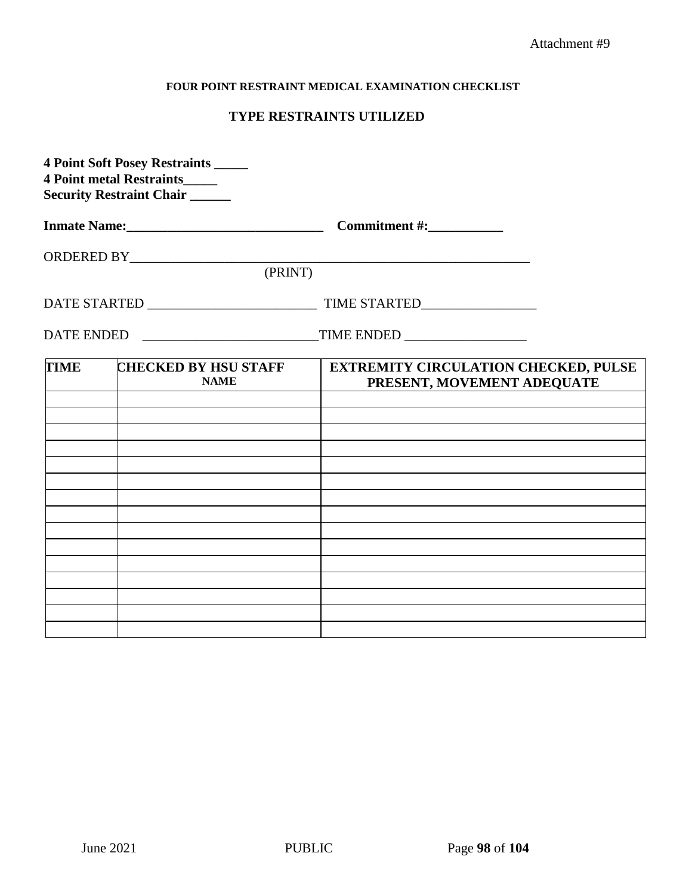Attachment #9

**FOUR POINT RESTRAINT MEDICAL EXAMINATION CHECKLIST**

**TYPE RESTRAINTS UTILIZED**

**4 Point Soft Posey Restraints _____**
**4 Point metal Restraints_____**
**Security Restraint Chair ______**

**Inmate Name:_____________________________ Commitment #:___________**

ORDERED BY______________________________________________________________
(PRINT)

DATE STARTED _________________________ TIME STARTED_________________

DATE ENDED __________________________TIME ENDED __________________

| TIME | CHECKED BY HSU STAFF NAME | EXTREMITY CIRCULATION CHECKED, PULSE PRESENT, MOVEMENT ADEQUATE |
|---|---|---|
| | | |
| | | |
| | | |
| | | |
| | | |
| | | |
| | | |
| | | |
| | | |
| | | |
| | | |
| | | |
| | | |
| | | |
| | | |

June 2021 PUBLIC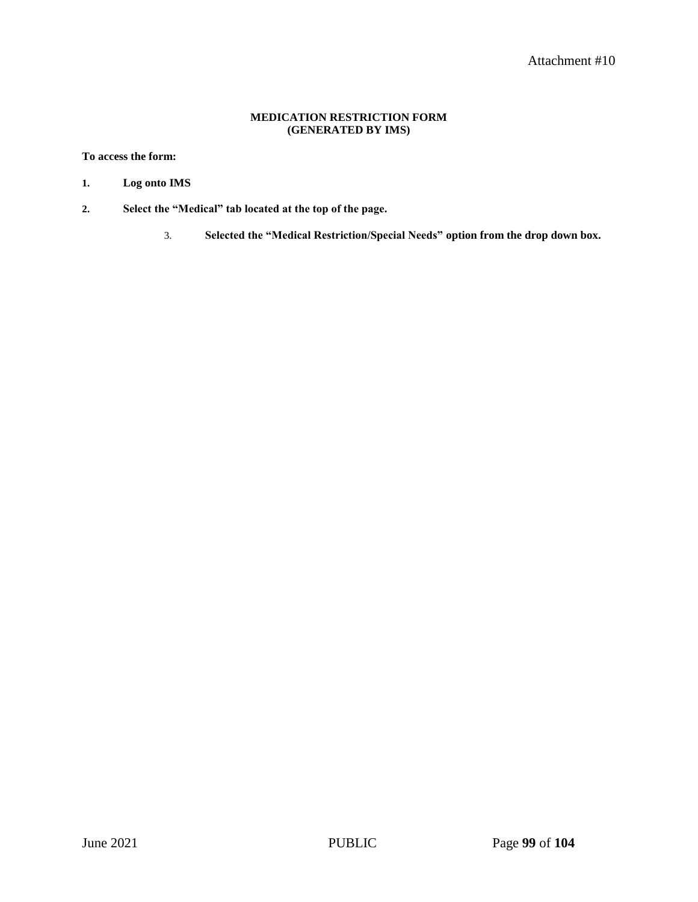Attachment #10

**MEDICATION RESTRICTION FORM**
**(GENERATED BY IMS)**

**To access the form:**

1. **Log onto IMS**
2. **Select the "Medical" tab located at the top of the page.**
3. **Selected the "Medical Restriction/Special Needs" option from the drop down box.**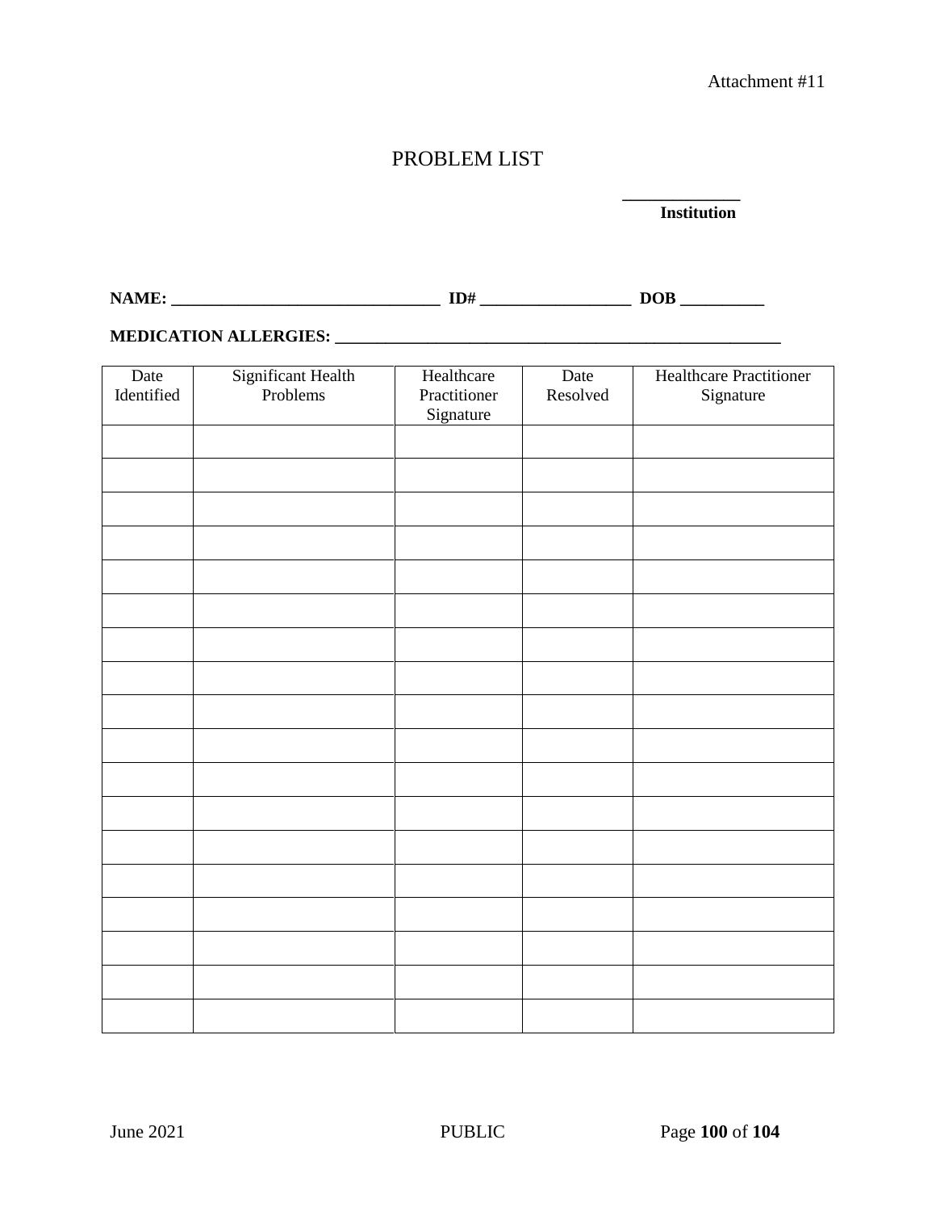Attachment #11

# PROBLEM LIST

______________
**Institution**

**NAME: _________________________________ ID# __________________ DOB __________**

**MEDICATION ALLERGIES: _______________________________________________________**

| Date Identified | Significant Health Problems | Healthcare Practitioner Signature | Date Resolved | Healthcare Practitioner Signature |
|---|---|---|---|---|
| | | | | |
| | | | | |
| | | | | |
| | | | | |
| | | | | |
| | | | | |
| | | | | |
| | | | | |
| | | | | |
| | | | | |
| | | | | |
| | | | | |
| | | | | |
| | | | | |
| | | | | |
| | | | | |
| | | | | |
| | | | | |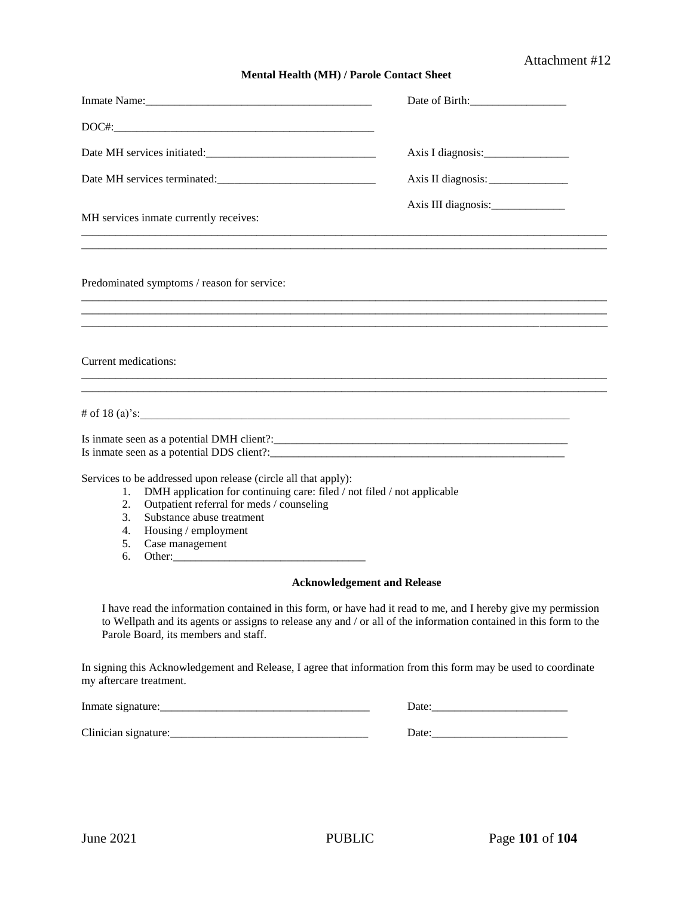Attachment #12

**Mental Health (MH) / Parole Contact Sheet**

Inmate Name:________________________________________ Date of Birth:_________________

DOC#:______________________________________________

Date MH services initiated:_______________________________ Axis I diagnosis:_______________

Date MH services terminated:_____________________________ Axis II diagnosis:______________

Axis III diagnosis:_____________

MH services inmate currently receives:

_____________________________________________________________________________________________

_____________________________________________________________________________________________

Predominated symptoms / reason for service:

_____________________________________________________________________________________________

_____________________________________________________________________________________________

_____________________________________________________________________________________________

Current medications:

_____________________________________________________________________________________________

_____________________________________________________________________________________________

# of 18 (a)'s:________________________________________________________________________________

Is inmate seen as a potential DMH client?:_____________________________________________________

Is inmate seen as a potential DDS client?:_____________________________________________________

Services to be addressed upon release (circle all that apply):

1. DMH application for continuing care: filed / not filed / not applicable
2. Outpatient referral for meds / counseling
3. Substance abuse treatment
4. Housing / employment
5. Case management
6. Other:__________________________________

**Acknowledgement and Release**

I have read the information contained in this form, or have had it read to me, and I hereby give my permission to Wellpath and its agents or assigns to release any and / or all of the information contained in this form to the Parole Board, its members and staff.

In signing this Acknowledgement and Release, I agree that information from this form may be used to coordinate my aftercare treatment.

Inmate signature:_____________________________________ Date:________________________

Clinician signature:___________________________________ Date:________________________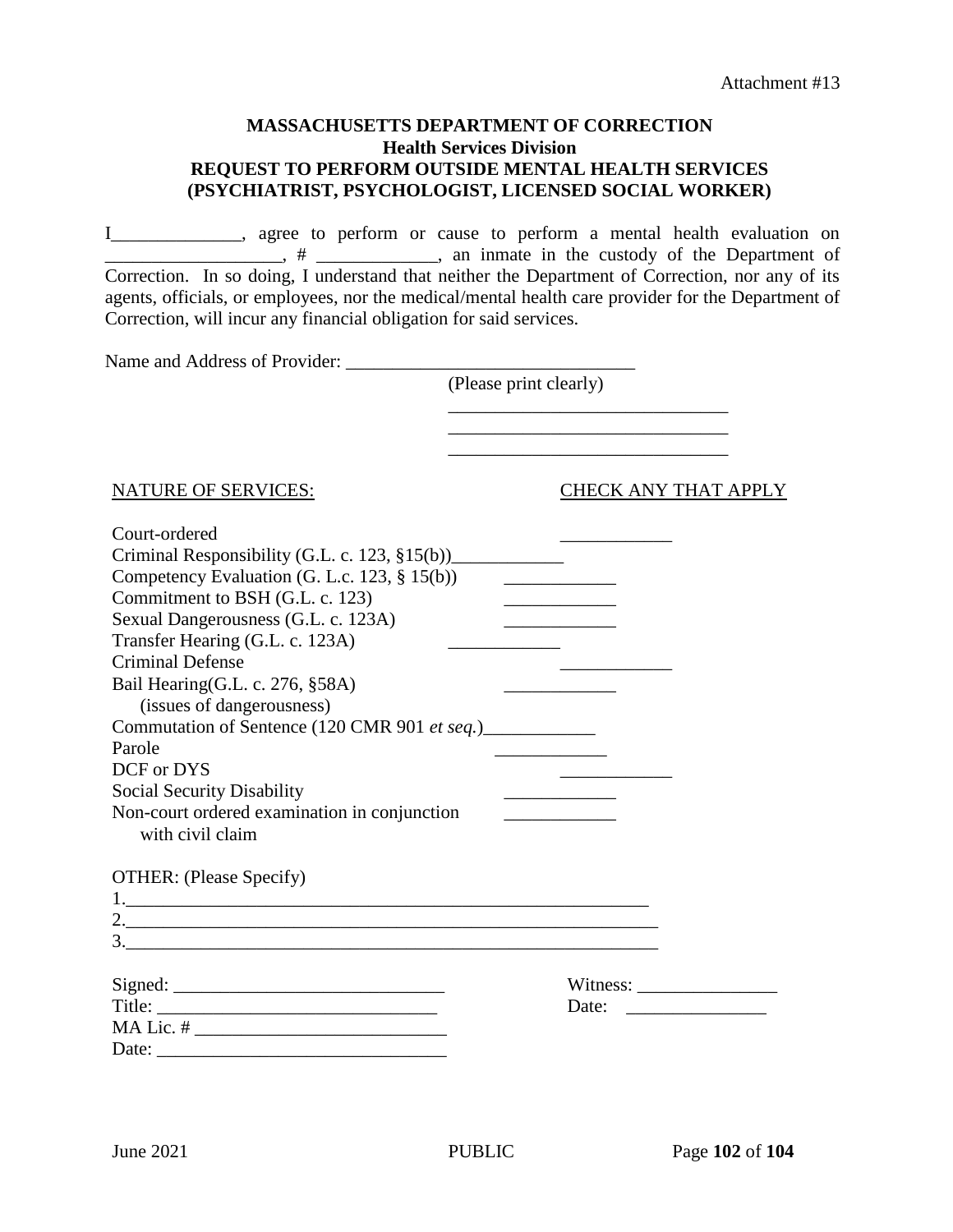Attachment #13

**MASSACHUSETTS DEPARTMENT OF CORRECTION**
**Health Services Division**
**REQUEST TO PERFORM OUTSIDE MENTAL HEALTH SERVICES**
**(PSYCHIATRIST, PSYCHOLOGIST, LICENSED SOCIAL WORKER)**

I______________, agree to perform or cause to perform a mental health evaluation on ___________________, # _____________, an inmate in the custody of the Department of Correction. In so doing, I understand that neither the Department of Correction, nor any of its agents, officials, or employees, nor the medical/mental health care provider for the Department of Correction, will incur any financial obligation for said services.

Name and Address of Provider: _______________________________
(Please print clearly)
______________________________
______________________________
______________________________

| NATURE OF SERVICES: | CHECK ANY THAT APPLY |
|---|---|
| Court-ordered | ____________ |
| Criminal Responsibility (G.L. c. 123, §15(b)) | ____________ |
| Competency Evaluation (G. L.c. 123, § 15(b)) | ____________ |
| Commitment to BSH (G.L. c. 123) | ____________ |
| Sexual Dangerousness (G.L. c. 123A) | ____________ |
| Transfer Hearing (G.L. c. 123A) | ____________ |
| Criminal Defense | ____________ |
| Bail Hearing(G.L. c. 276, §58A) (issues of dangerousness) | ____________ |
| Commutation of Sentence (120 CMR 901 *et seq.*) | ____________ |
| Parole | ____________ |
| DCF or DYS | ____________ |
| Social Security Disability | ____________ |
| Non-court ordered examination in conjunction with civil claim | ____________ |

OTHER: (Please Specify)
1.__________________________________________________________
2.__________________________________________________________
3.__________________________________________________________

Signed: _____________________________     Witness: _______________
Title: ______________________________     Date: _______________
MA Lic. # ___________________________
Date: _______________________________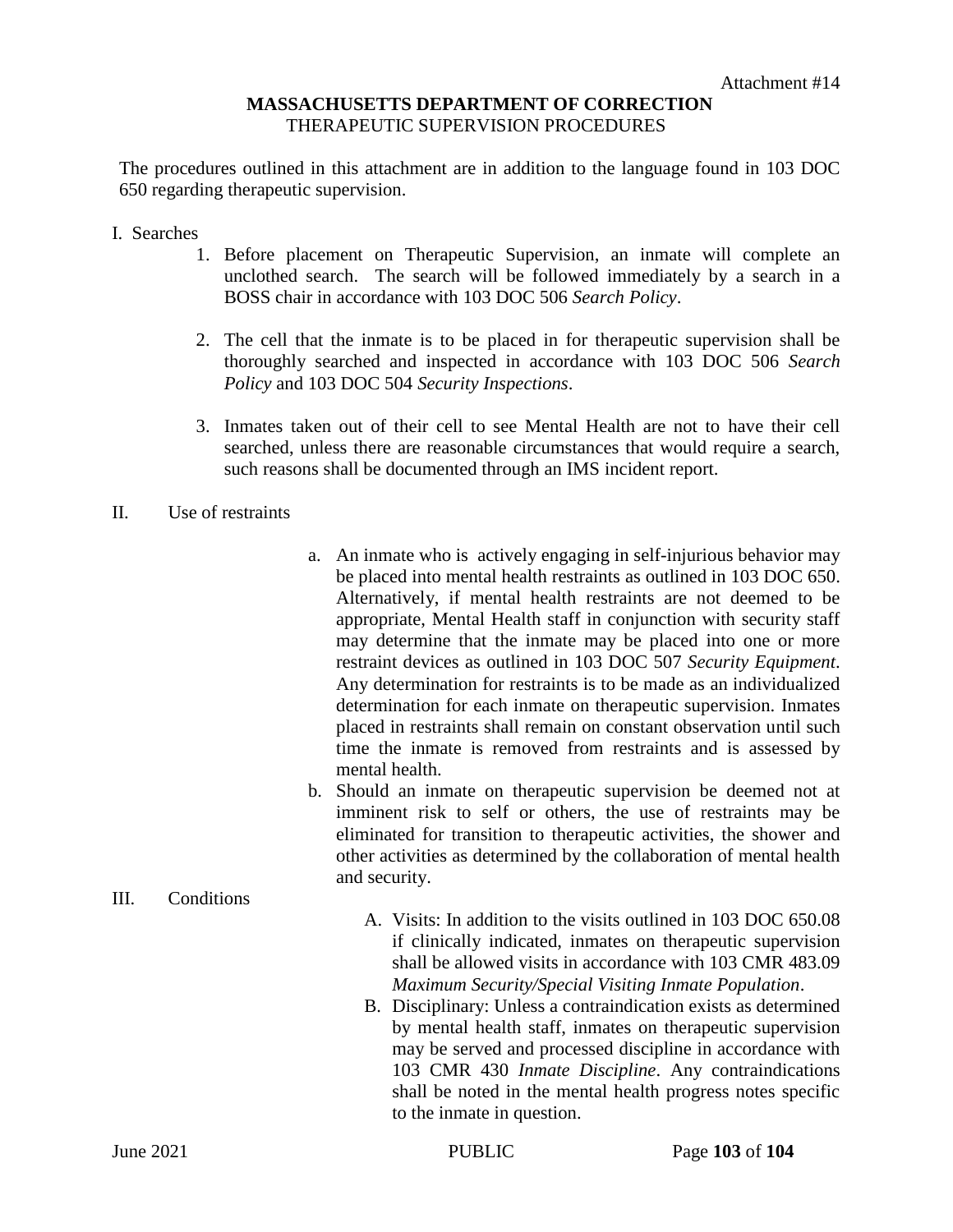Attachment #14

**MASSACHUSETTS DEPARTMENT OF CORRECTION**
THERAPEUTIC SUPERVISION PROCEDURES

The procedures outlined in this attachment are in addition to the language found in 103 DOC 650 regarding therapeutic supervision.

I. Searches

1. Before placement on Therapeutic Supervision, an inmate will complete an unclothed search. The search will be followed immediately by a search in a BOSS chair in accordance with 103 DOC 506 *Search Policy*.

2. The cell that the inmate is to be placed in for therapeutic supervision shall be thoroughly searched and inspected in accordance with 103 DOC 506 *Search Policy* and 103 DOC 504 *Security Inspections*.

3. Inmates taken out of their cell to see Mental Health are not to have their cell searched, unless there are reasonable circumstances that would require a search, such reasons shall be documented through an IMS incident report.

II. Use of restraints

a. An inmate who is actively engaging in self-injurious behavior may be placed into mental health restraints as outlined in 103 DOC 650. Alternatively, if mental health restraints are not deemed to be appropriate, Mental Health staff in conjunction with security staff may determine that the inmate may be placed into one or more restraint devices as outlined in 103 DOC 507 *Security Equipment*. Any determination for restraints is to be made as an individualized determination for each inmate on therapeutic supervision. Inmates placed in restraints shall remain on constant observation until such time the inmate is removed from restraints and is assessed by mental health.
b. Should an inmate on therapeutic supervision be deemed not at imminent risk to self or others, the use of restraints may be eliminated for transition to therapeutic activities, the shower and other activities as determined by the collaboration of mental health and security.

III. Conditions

A. Visits: In addition to the visits outlined in 103 DOC 650.08 if clinically indicated, inmates on therapeutic supervision shall be allowed visits in accordance with 103 CMR 483.09 *Maximum Security/Special Visiting Inmate Population*.
B. Disciplinary: Unless a contraindication exists as determined by mental health staff, inmates on therapeutic supervision may be served and processed discipline in accordance with 103 CMR 430 *Inmate Discipline*. Any contraindications shall be noted in the mental health progress notes specific to the inmate in question.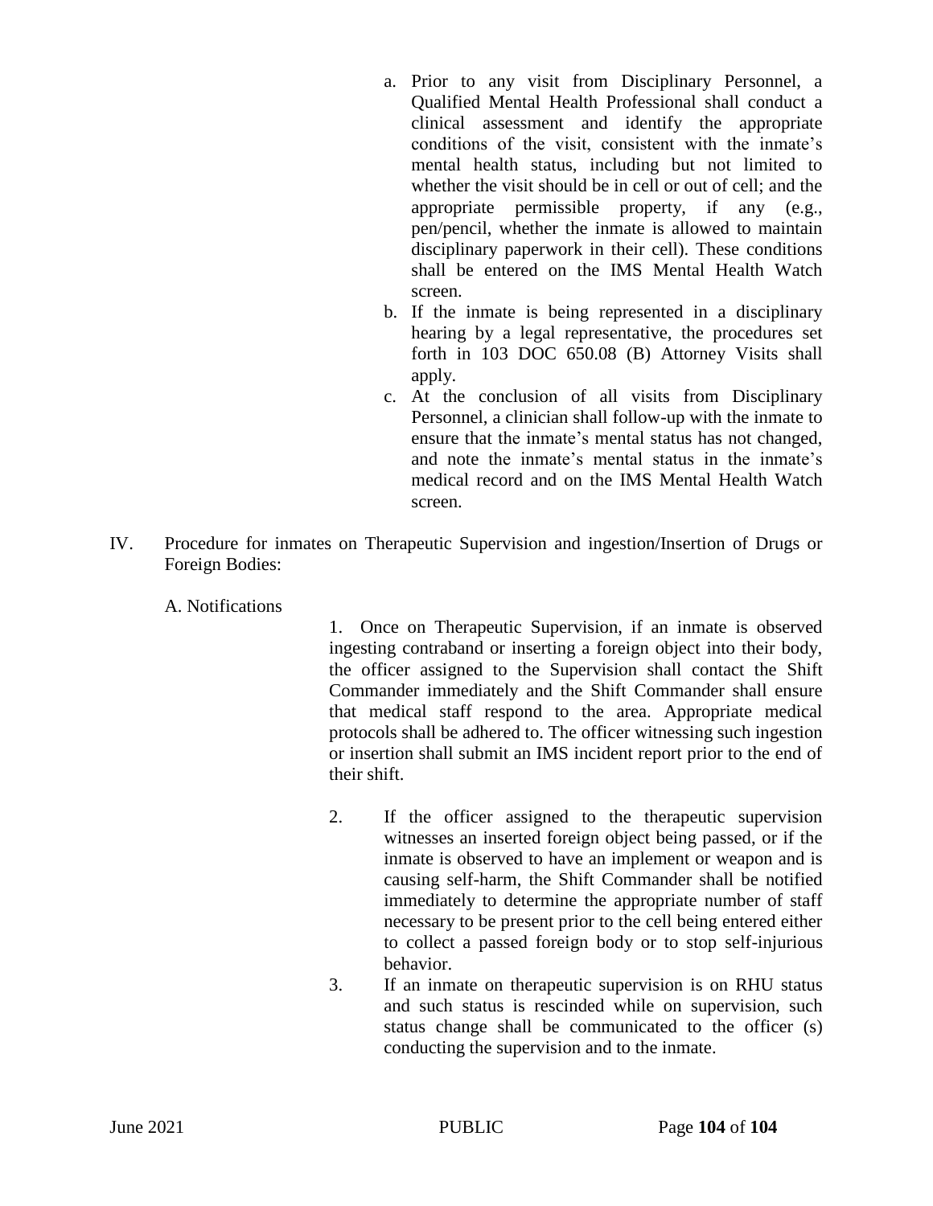a. Prior to any visit from Disciplinary Personnel, a Qualified Mental Health Professional shall conduct a clinical assessment and identify the appropriate conditions of the visit, consistent with the inmate's mental health status, including but not limited to whether the visit should be in cell or out of cell; and the appropriate permissible property, if any (e.g., pen/pencil, whether the inmate is allowed to maintain disciplinary paperwork in their cell). These conditions shall be entered on the IMS Mental Health Watch screen.

b. If the inmate is being represented in a disciplinary hearing by a legal representative, the procedures set forth in 103 DOC 650.08 (B) Attorney Visits shall apply.

c. At the conclusion of all visits from Disciplinary Personnel, a clinician shall follow-up with the inmate to ensure that the inmate's mental status has not changed, and note the inmate's mental status in the inmate's medical record and on the IMS Mental Health Watch screen.

IV. Procedure for inmates on Therapeutic Supervision and ingestion/Insertion of Drugs or Foreign Bodies:

A. Notifications

1. Once on Therapeutic Supervision, if an inmate is observed ingesting contraband or inserting a foreign object into their body, the officer assigned to the Supervision shall contact the Shift Commander immediately and the Shift Commander shall ensure that medical staff respond to the area. Appropriate medical protocols shall be adhered to. The officer witnessing such ingestion or insertion shall submit an IMS incident report prior to the end of their shift.

2. If the officer assigned to the therapeutic supervision witnesses an inserted foreign object being passed, or if the inmate is observed to have an implement or weapon and is causing self-harm, the Shift Commander shall be notified immediately to determine the appropriate number of staff necessary to be present prior to the cell being entered either to collect a passed foreign body or to stop self-injurious behavior.

3. If an inmate on therapeutic supervision is on RHU status and such status is rescinded while on supervision, such status change shall be communicated to the officer (s) conducting the supervision and to the inmate.